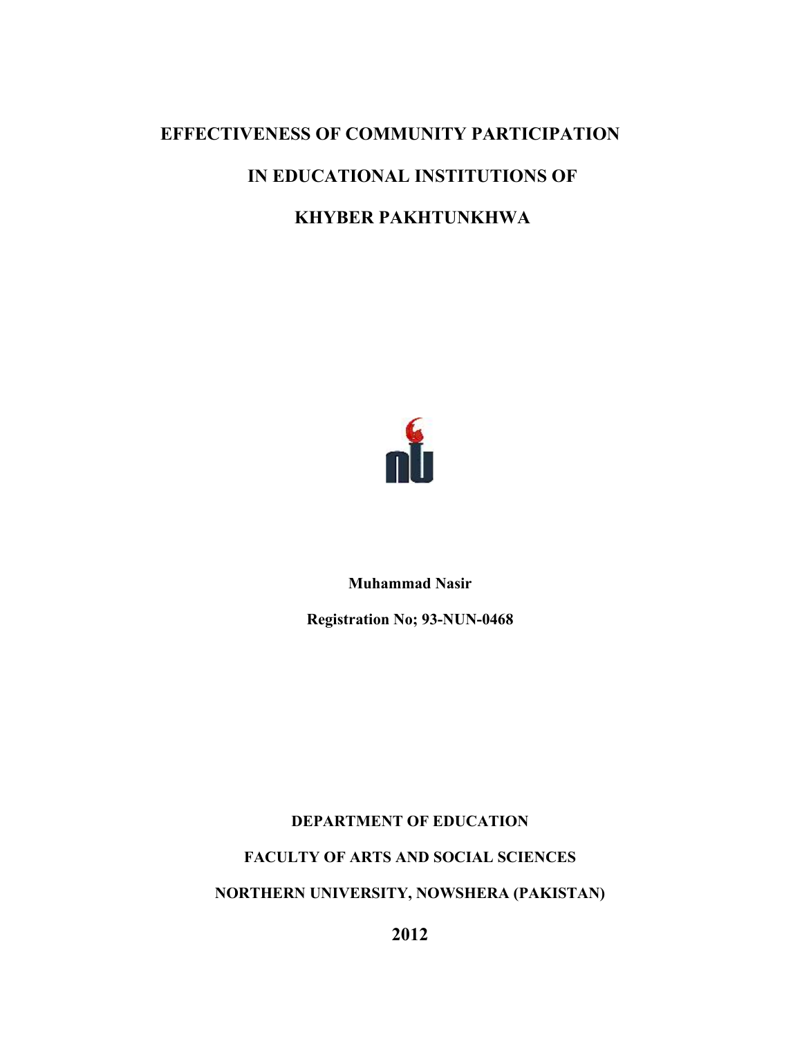# EFFECTIVENESS OF COMMUNITY PARTICIPATION IN EDUCATIONAL INSTITUTIONS OF KHYBER PAKHTUNKHWA

**Muhammad Nasir**

**Registration No; 93-NUN-0468**

**DEPARTMENT OF EDUCATION**

**FACULTY OF ARTS AND SOCIAL SCIENCES**

**NORTHERN UNIVERSITY, NOWSHERA (PAKISTAN)**

**2012**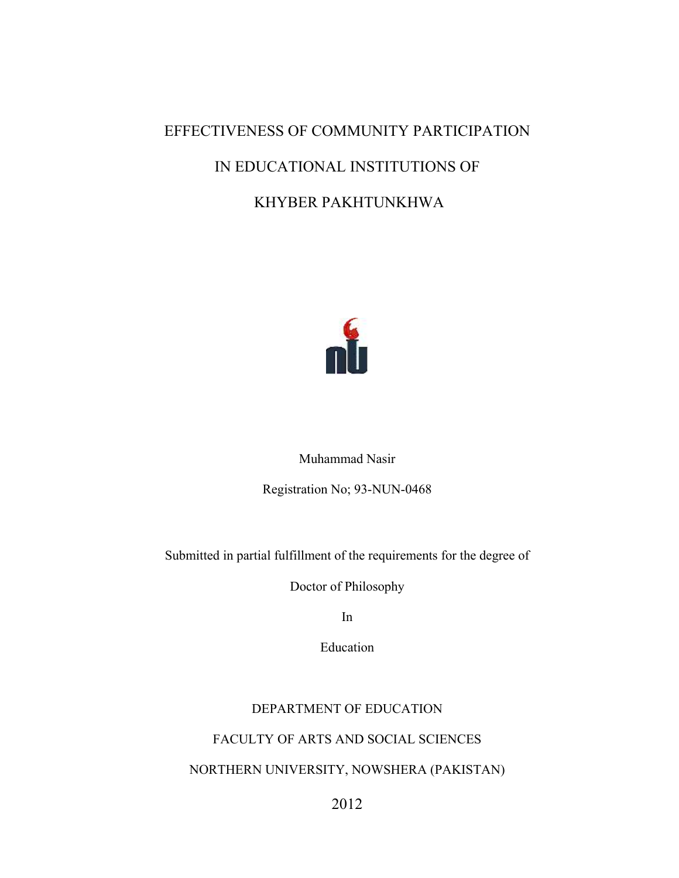# EFFECTIVENESS OF COMMUNITY PARTICIPATION IN EDUCATIONAL INSTITUTIONS OF KHYBER PAKHTUNKHWA

Muhammad Nasir

Registration No; 93-NUN-0468

Submitted in partial fulfillment of the requirements for the degree of

Doctor of Philosophy

In

Education

DEPARTMENT OF EDUCATION

FACULTY OF ARTS AND SOCIAL SCIENCES

NORTHERN UNIVERSITY, NOWSHERA (PAKISTAN)

2012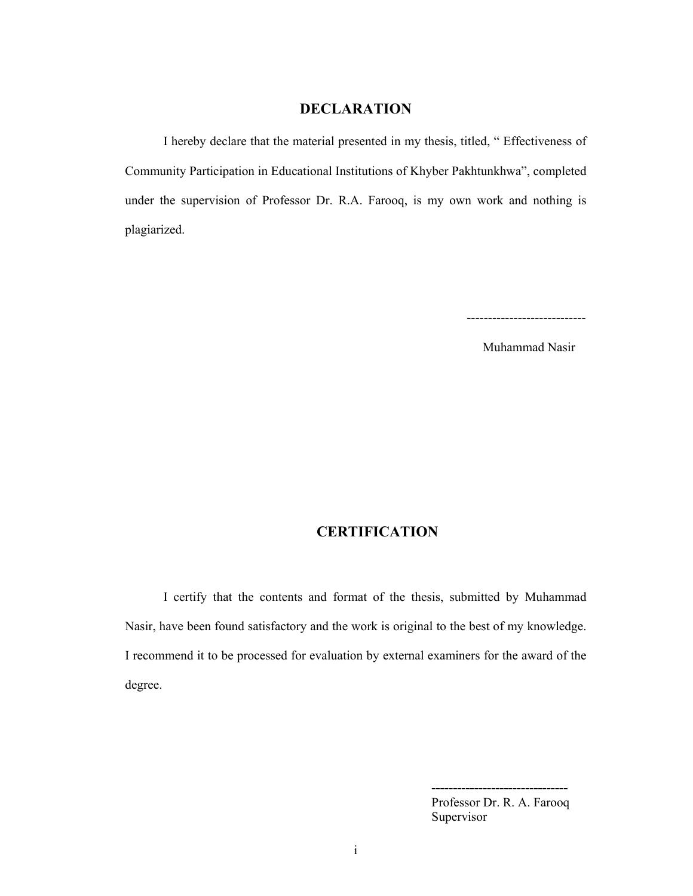# DECLARATION

I hereby declare that the material presented in my thesis, titled, " Effectiveness of Community Participation in Educational Institutions of Khyber Pakhtunkhwa", completed under the supervision of Professor Dr. R.A. Farooq, is my own work and nothing is plagiarized.

----------------------------

Muhammad Nasir

# CERTIFICATION

I certify that the contents and format of the thesis, submitted by Muhammad Nasir, have been found satisfactory and the work is original to the best of my knowledge. I recommend it to be processed for evaluation by external examiners for the award of the degree.

---------------------------------

Professor Dr. R. A. Farooq
Supervisor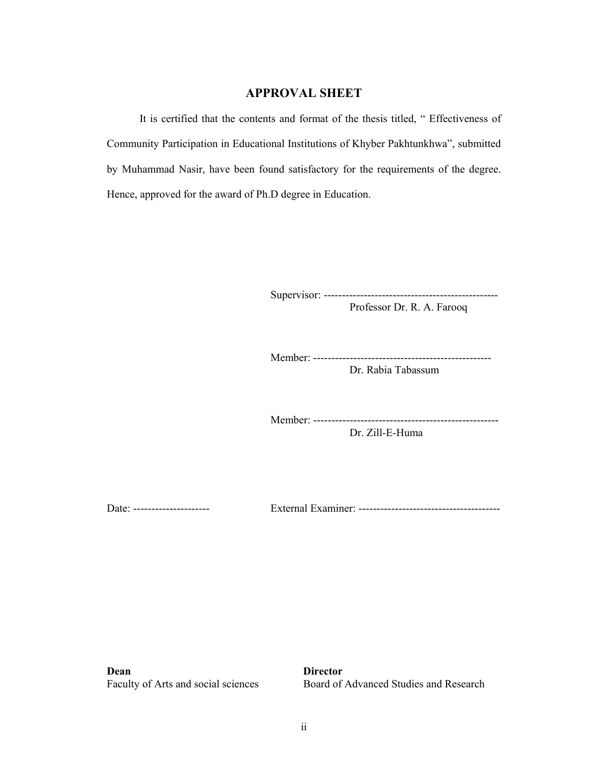# APPROVAL SHEET

It is certified that the contents and format of the thesis titled, " Effectiveness of Community Participation in Educational Institutions of Khyber Pakhtunkhwa", submitted by Muhammad Nasir, have been found satisfactory for the requirements of the degree. Hence, approved for the award of Ph.D degree in Education.

Supervisor: ------------------------------------------------
Professor Dr. R. A. Farooq

Member: -------------------------------------------------
Dr. Rabia Tabassum

Member: ---------------------------------------------------
Dr. Zill-E-Huma

Date: ---------------------

External Examiner: ---------------------------------------

**Dean**
Faculty of Arts and social sciences

**Director**
Board of Advanced Studies and Research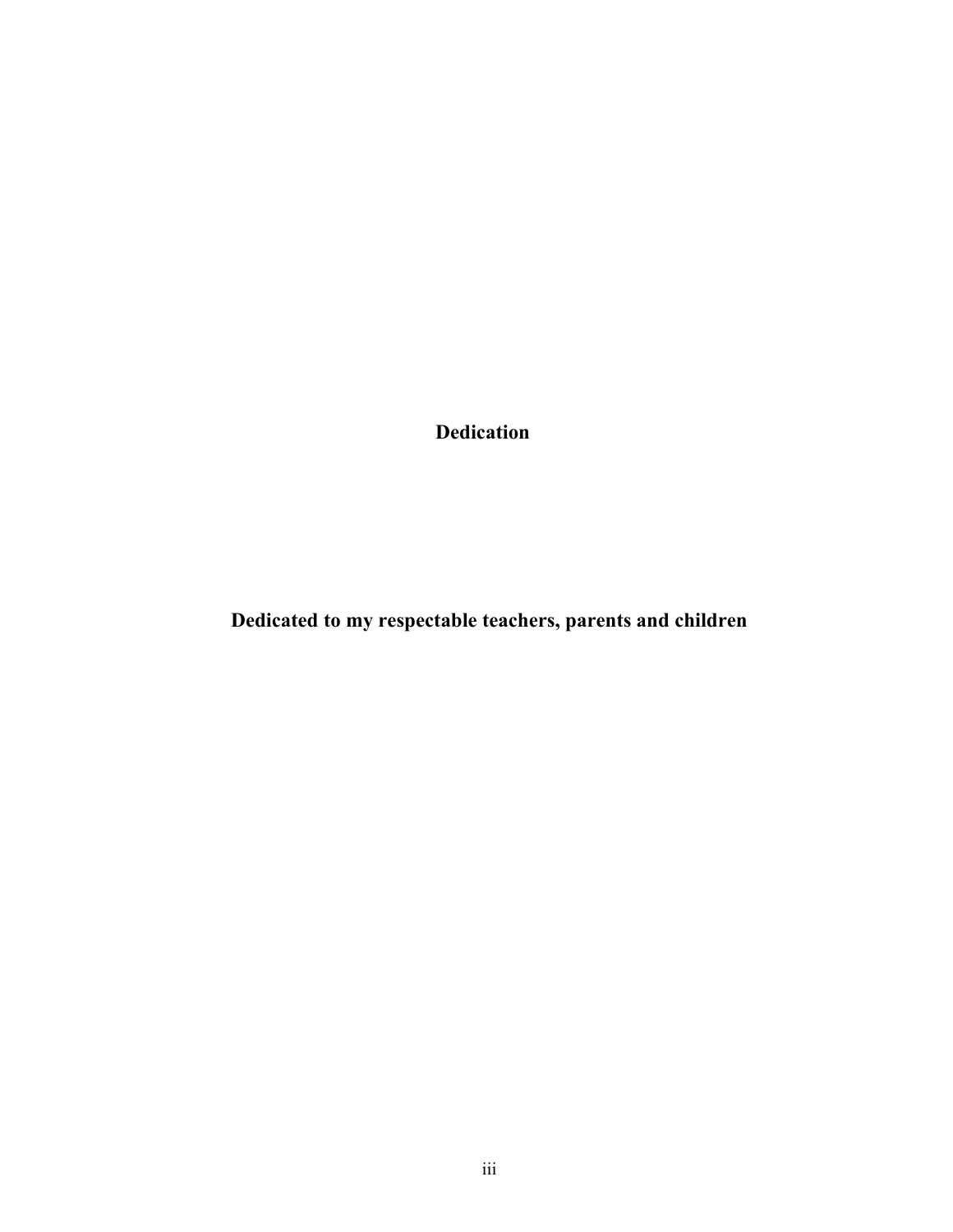# Dedication

**Dedicated to my respectable teachers, parents and children**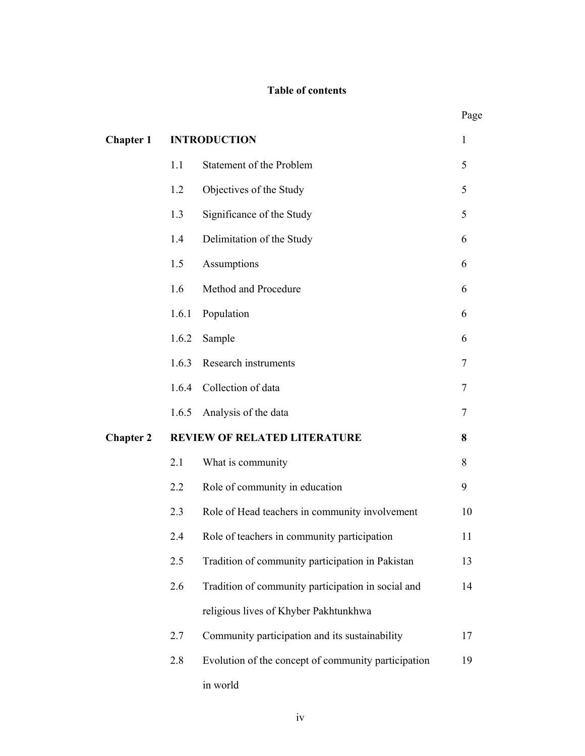# Table of contents

| | | | Page |
|---|---|---|---|
| **Chapter 1** | **INTRODUCTION** | | 1 |
| | 1.1 | Statement of the Problem | 5 |
| | 1.2 | Objectives of the Study | 5 |
| | 1.3 | Significance of the Study | 5 |
| | 1.4 | Delimitation of the Study | 6 |
| | 1.5 | Assumptions | 6 |
| | 1.6 | Method and Procedure | 6 |
| | 1.6.1 | Population | 6 |
| | 1.6.2 | Sample | 6 |
| | 1.6.3 | Research instruments | 7 |
| | 1.6.4 | Collection of data | 7 |
| | 1.6.5 | Analysis of the data | 7 |
| **Chapter 2** | **REVIEW OF RELATED LITERATURE** | | **8** |
| | 2.1 | What is community | 8 |
| | 2.2 | Role of community in education | 9 |
| | 2.3 | Role of Head teachers in community involvement | 10 |
| | 2.4 | Role of teachers in community participation | 11 |
| | 2.5 | Tradition of community participation in Pakistan | 13 |
| | 2.6 | Tradition of community participation in social and religious lives of Khyber Pakhtunkhwa | 14 |
| | 2.7 | Community participation and its sustainability | 17 |
| | 2.8 | Evolution of the concept of community participation in world | 19 |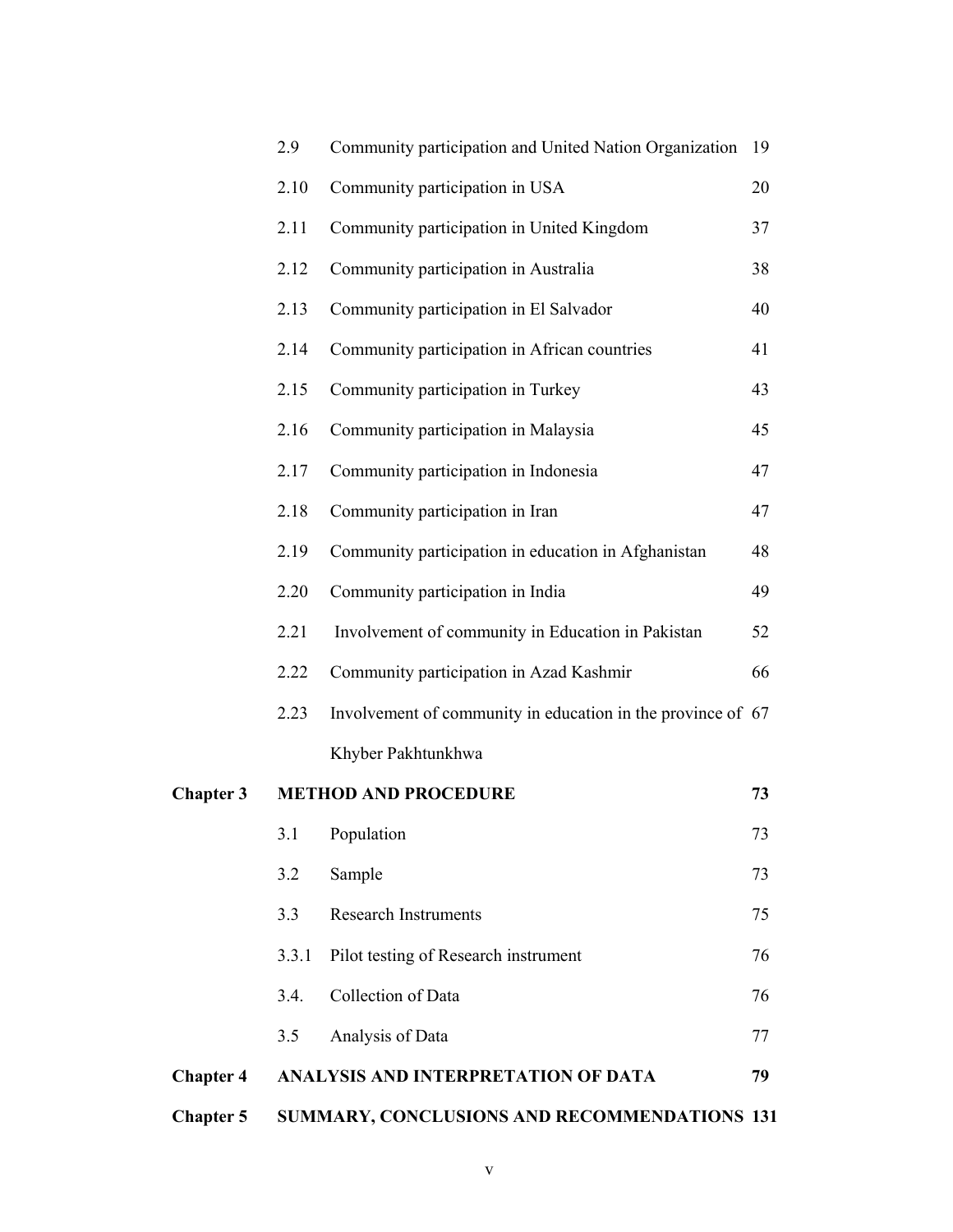| | | | |
|---|---|---|---|
| | 2.9 | Community participation and United Nation Organization | 19 |
| | 2.10 | Community participation in USA | 20 |
| | 2.11 | Community participation in United Kingdom | 37 |
| | 2.12 | Community participation in Australia | 38 |
| | 2.13 | Community participation in El Salvador | 40 |
| | 2.14 | Community participation in African countries | 41 |
| | 2.15 | Community participation in Turkey | 43 |
| | 2.16 | Community participation in Malaysia | 45 |
| | 2.17 | Community participation in Indonesia | 47 |
| | 2.18 | Community participation in Iran | 47 |
| | 2.19 | Community participation in education in Afghanistan | 48 |
| | 2.20 | Community participation in India | 49 |
| | 2.21 | Involvement of community in Education in Pakistan | 52 |
| | 2.22 | Community participation in Azad Kashmir | 66 |
| | 2.23 | Involvement of community in education in the province of Khyber Pakhtunkhwa | 67 |
| **Chapter 3** | **METHOD AND PROCEDURE** | | **73** |
| | 3.1 | Population | 73 |
| | 3.2 | Sample | 73 |
| | 3.3 | Research Instruments | 75 |
| | 3.3.1 | Pilot testing of Research instrument | 76 |
| | 3.4. | Collection of Data | 76 |
| | 3.5 | Analysis of Data | 77 |
| **Chapter 4** | **ANALYSIS AND INTERPRETATION OF DATA** | | **79** |
| **Chapter 5** | **SUMMARY, CONCLUSIONS AND RECOMMENDATIONS** | | **131** |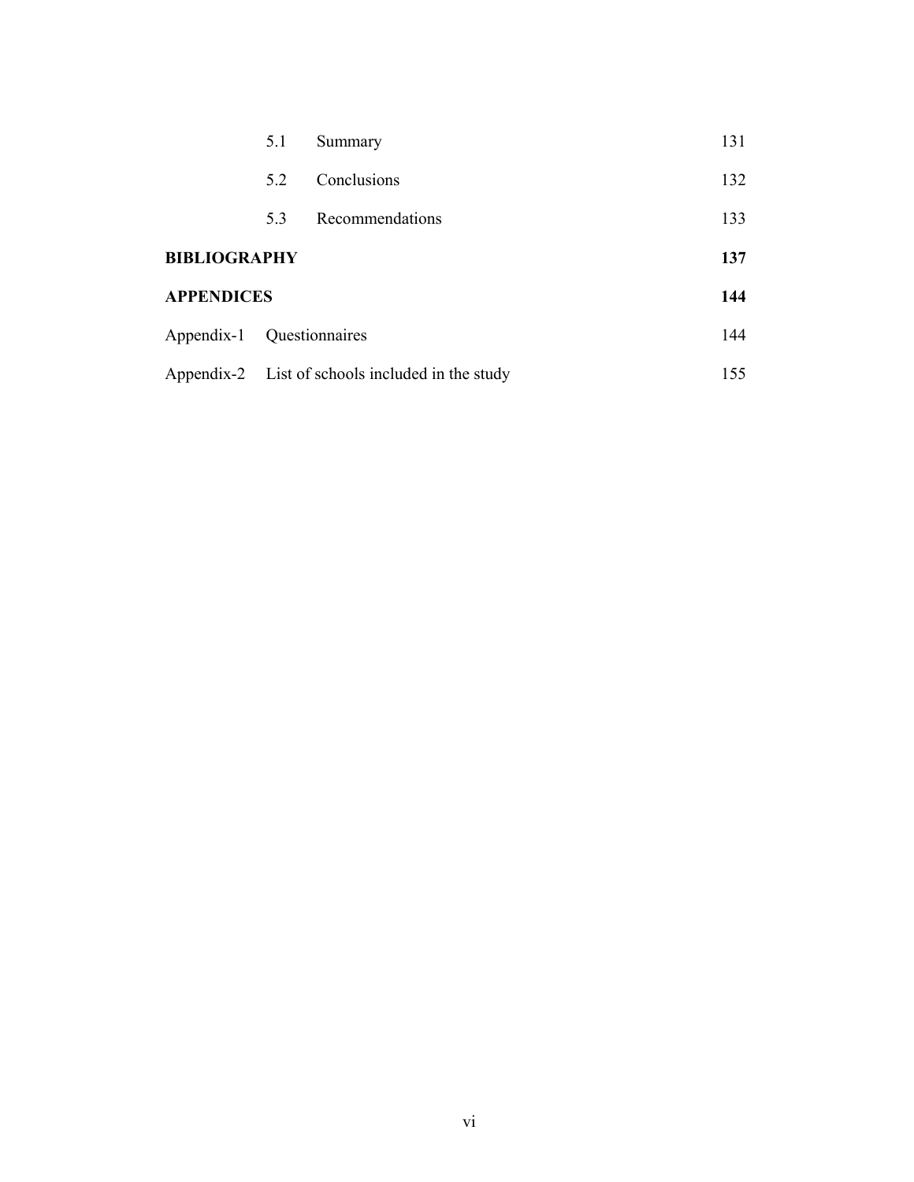| | | |
|---|---|---|
| 5.1 | Summary | 131 |
| 5.2 | Conclusions | 132 |
| 5.3 | Recommendations | 133 |
| **BIBLIOGRAPHY** | | **137** |
| **APPENDICES** | | **144** |
| Appendix-1 | Questionnaires | 144 |
| Appendix-2 | List of schools included in the study | 155 |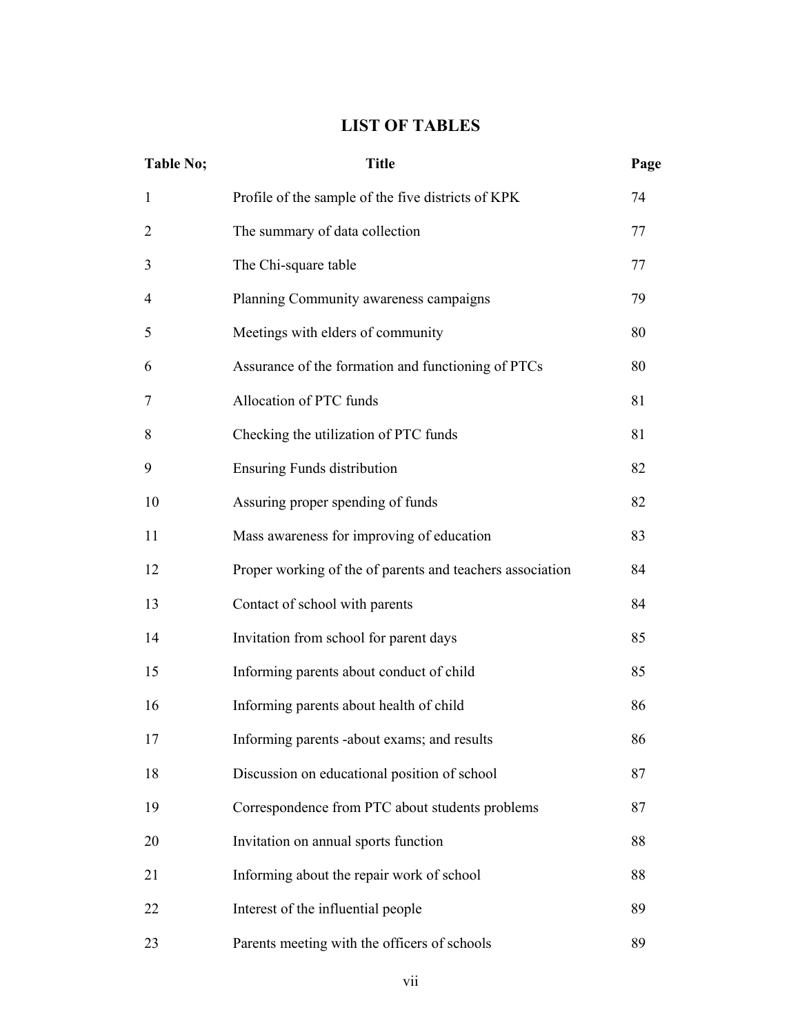# LIST OF TABLES

| Table No; | Title | Page |
|---|---|---|
| 1 | Profile of the sample of the five districts of KPK | 74 |
| 2 | The summary of data collection | 77 |
| 3 | The Chi-square table | 77 |
| 4 | Planning Community awareness campaigns | 79 |
| 5 | Meetings with elders of community | 80 |
| 6 | Assurance of the formation and functioning of PTCs | 80 |
| 7 | Allocation of PTC funds | 81 |
| 8 | Checking the utilization of PTC funds | 81 |
| 9 | Ensuring Funds distribution | 82 |
| 10 | Assuring proper spending of funds | 82 |
| 11 | Mass awareness for improving of education | 83 |
| 12 | Proper working of the of parents and teachers association | 84 |
| 13 | Contact of school with parents | 84 |
| 14 | Invitation from school for parent days | 85 |
| 15 | Informing parents about conduct of child | 85 |
| 16 | Informing parents about health of child | 86 |
| 17 | Informing parents -about exams; and results | 86 |
| 18 | Discussion on educational position of school | 87 |
| 19 | Correspondence from PTC about students problems | 87 |
| 20 | Invitation on annual sports function | 88 |
| 21 | Informing about the repair work of school | 88 |
| 22 | Interest of the influential people | 89 |
| 23 | Parents meeting with the officers of schools | 89 |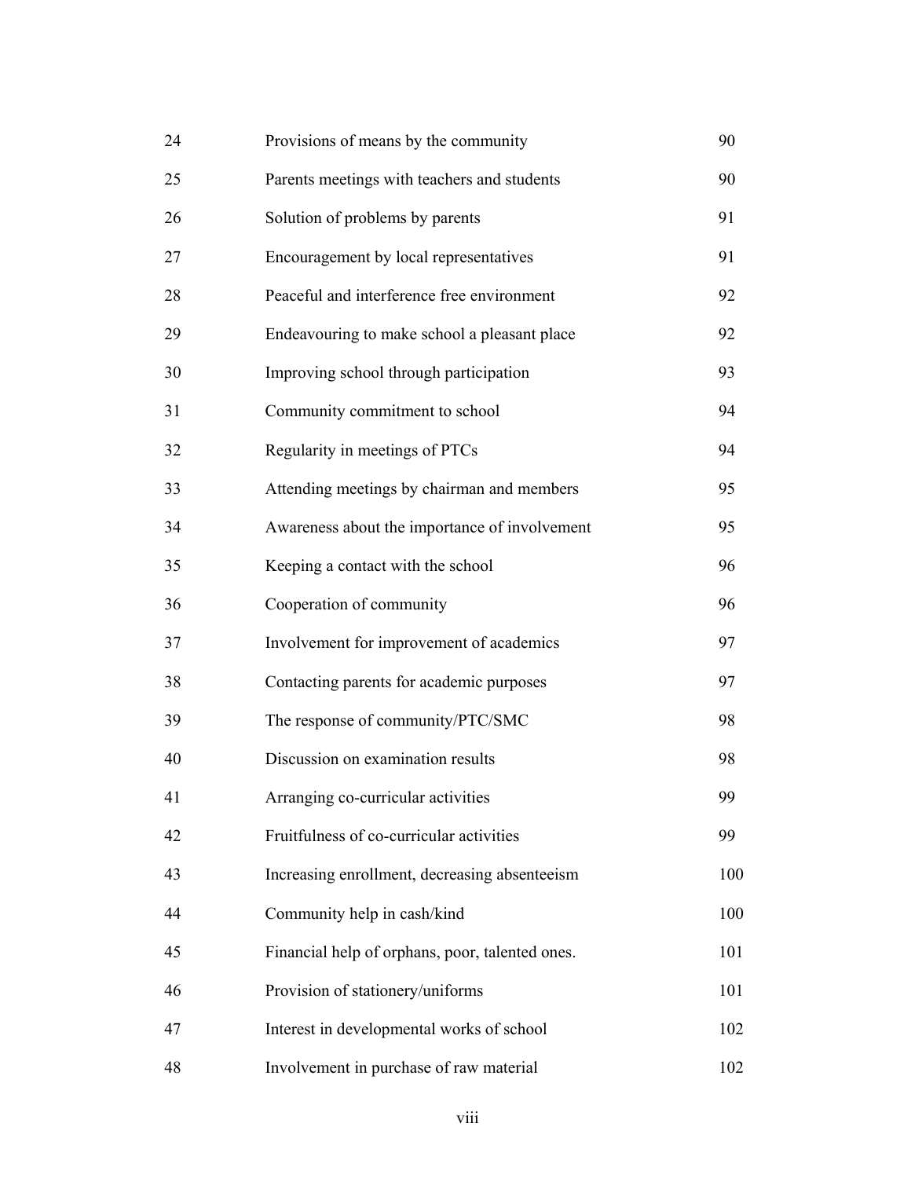| | | |
|---|---|---|
| 24 | Provisions of means by the community | 90 |
| 25 | Parents meetings with teachers and students | 90 |
| 26 | Solution of problems by parents | 91 |
| 27 | Encouragement by local representatives | 91 |
| 28 | Peaceful and interference free environment | 92 |
| 29 | Endeavouring to make school a pleasant place | 92 |
| 30 | Improving school through participation | 93 |
| 31 | Community commitment to school | 94 |
| 32 | Regularity in meetings of PTCs | 94 |
| 33 | Attending meetings by chairman and members | 95 |
| 34 | Awareness about the importance of involvement | 95 |
| 35 | Keeping a contact with the school | 96 |
| 36 | Cooperation of community | 96 |
| 37 | Involvement for improvement of academics | 97 |
| 38 | Contacting parents for academic purposes | 97 |
| 39 | The response of community/PTC/SMC | 98 |
| 40 | Discussion on examination results | 98 |
| 41 | Arranging co-curricular activities | 99 |
| 42 | Fruitfulness of co-curricular activities | 99 |
| 43 | Increasing enrollment, decreasing absenteeism | 100 |
| 44 | Community help in cash/kind | 100 |
| 45 | Financial help of orphans, poor, talented ones. | 101 |
| 46 | Provision of stationery/uniforms | 101 |
| 47 | Interest in developmental works of school | 102 |
| 48 | Involvement in purchase of raw material | 102 |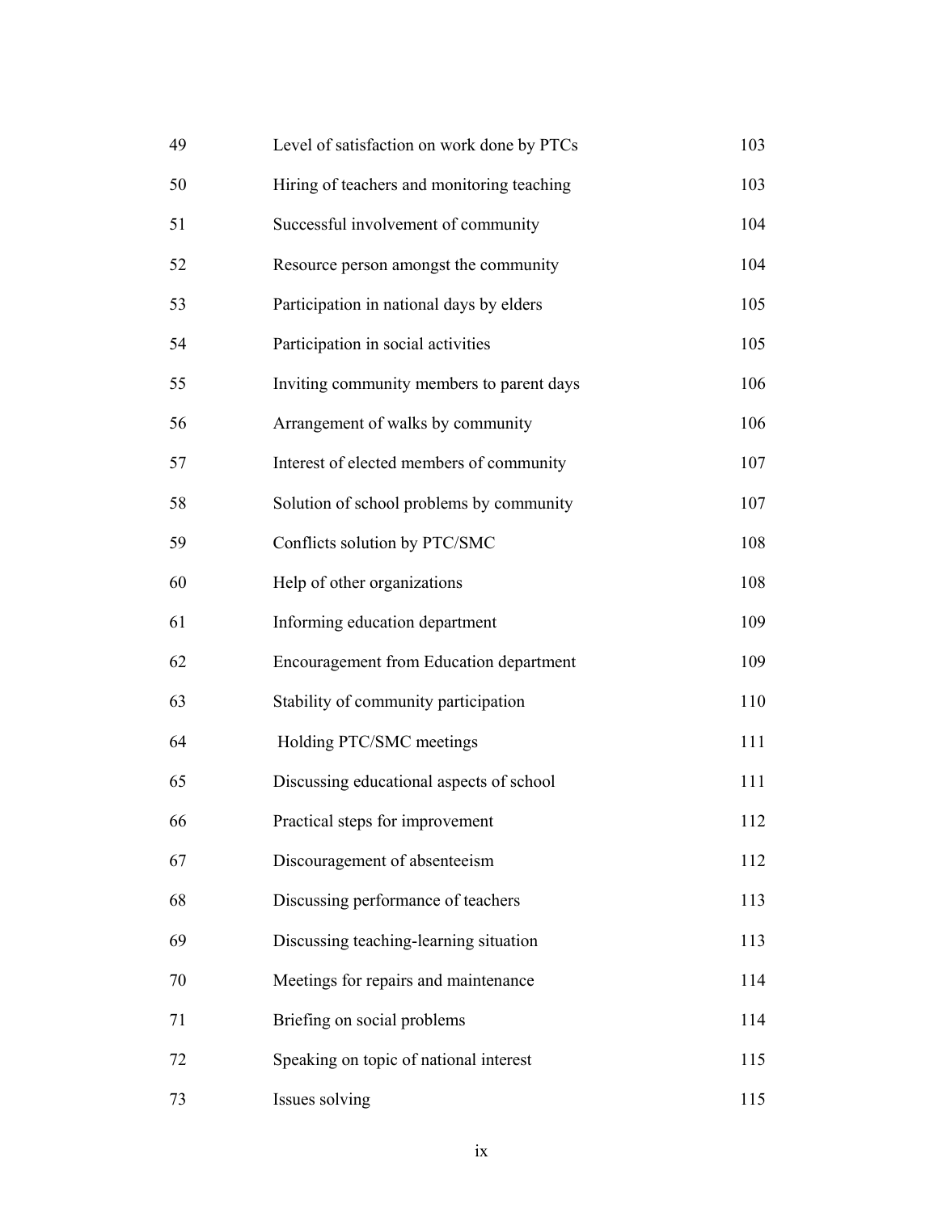| | | |
|---|---|---|
| 49 | Level of satisfaction on work done by PTCs | 103 |
| 50 | Hiring of teachers and monitoring teaching | 103 |
| 51 | Successful involvement of community | 104 |
| 52 | Resource person amongst the community | 104 |
| 53 | Participation in national days by elders | 105 |
| 54 | Participation in social activities | 105 |
| 55 | Inviting community members to parent days | 106 |
| 56 | Arrangement of walks by community | 106 |
| 57 | Interest of elected members of community | 107 |
| 58 | Solution of school problems by community | 107 |
| 59 | Conflicts solution by PTC/SMC | 108 |
| 60 | Help of other organizations | 108 |
| 61 | Informing education department | 109 |
| 62 | Encouragement from Education department | 109 |
| 63 | Stability of community participation | 110 |
| 64 | Holding PTC/SMC meetings | 111 |
| 65 | Discussing educational aspects of school | 111 |
| 66 | Practical steps for improvement | 112 |
| 67 | Discouragement of absenteeism | 112 |
| 68 | Discussing performance of teachers | 113 |
| 69 | Discussing teaching-learning situation | 113 |
| 70 | Meetings for repairs and maintenance | 114 |
| 71 | Briefing on social problems | 114 |
| 72 | Speaking on topic of national interest | 115 |
| 73 | Issues solving | 115 |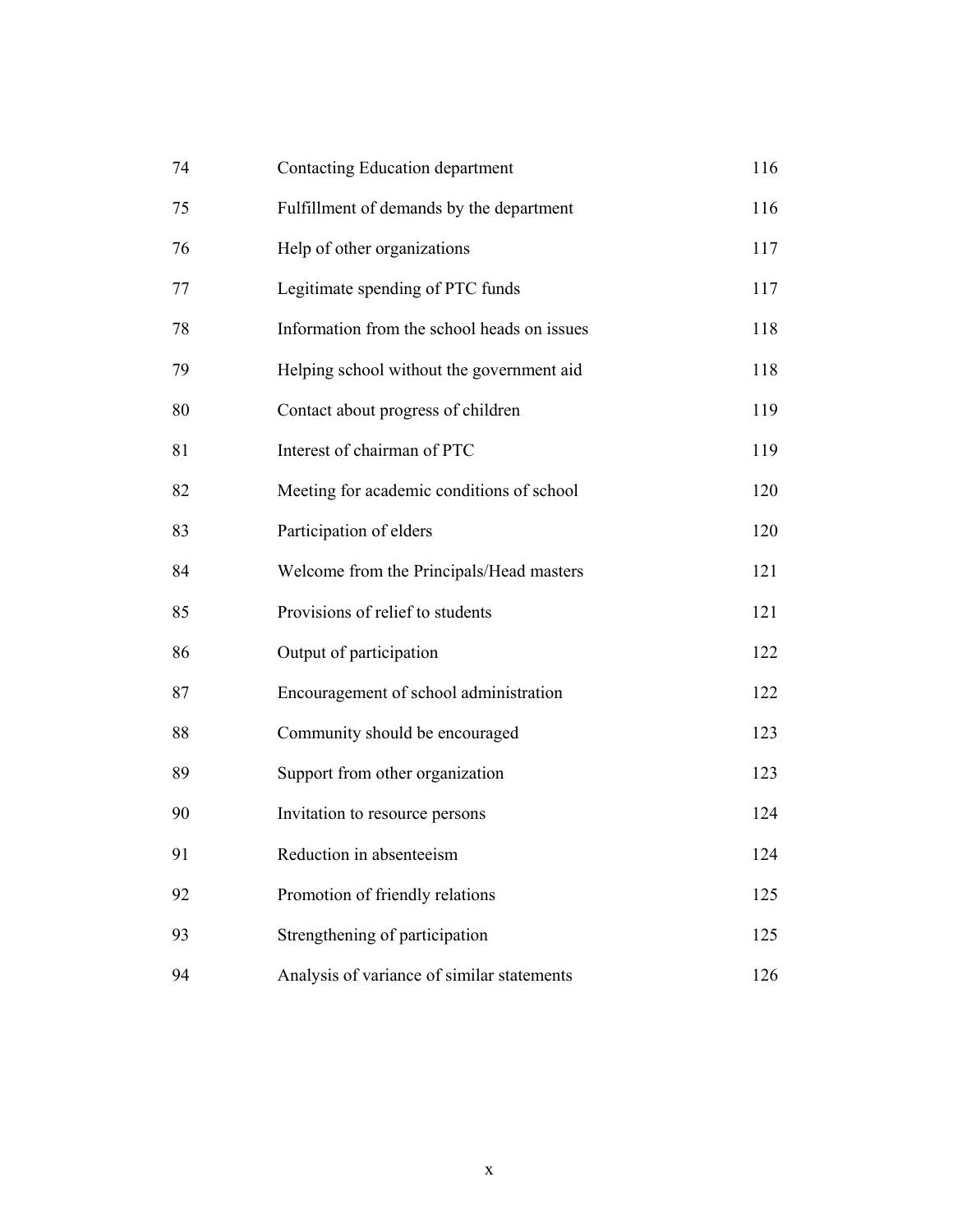| | | |
|---|---|---|
| 74 | Contacting Education department | 116 |
| 75 | Fulfillment of demands by the department | 116 |
| 76 | Help of other organizations | 117 |
| 77 | Legitimate spending of PTC funds | 117 |
| 78 | Information from the school heads on issues | 118 |
| 79 | Helping school without the government aid | 118 |
| 80 | Contact about progress of children | 119 |
| 81 | Interest of chairman of PTC | 119 |
| 82 | Meeting for academic conditions of school | 120 |
| 83 | Participation of elders | 120 |
| 84 | Welcome from the Principals/Head masters | 121 |
| 85 | Provisions of relief to students | 121 |
| 86 | Output of participation | 122 |
| 87 | Encouragement of school administration | 122 |
| 88 | Community should be encouraged | 123 |
| 89 | Support from other organization | 123 |
| 90 | Invitation to resource persons | 124 |
| 91 | Reduction in absenteeism | 124 |
| 92 | Promotion of friendly relations | 125 |
| 93 | Strengthening of participation | 125 |
| 94 | Analysis of variance of similar statements | 126 |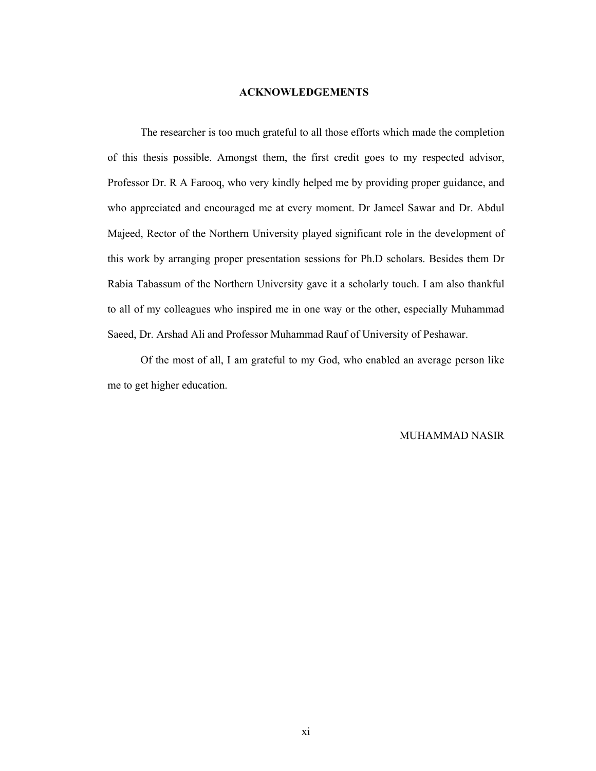# ACKNOWLEDGEMENTS

The researcher is too much grateful to all those efforts which made the completion of this thesis possible. Amongst them, the first credit goes to my respected advisor, Professor Dr. R A Farooq, who very kindly helped me by providing proper guidance, and who appreciated and encouraged me at every moment. Dr Jameel Sawar and Dr. Abdul Majeed, Rector of the Northern University played significant role in the development of this work by arranging proper presentation sessions for Ph.D scholars. Besides them Dr Rabia Tabassum of the Northern University gave it a scholarly touch. I am also thankful to all of my colleagues who inspired me in one way or the other, especially Muhammad Saeed, Dr. Arshad Ali and Professor Muhammad Rauf of University of Peshawar.

Of the most of all, I am grateful to my God, who enabled an average person like me to get higher education.

MUHAMMAD NASIR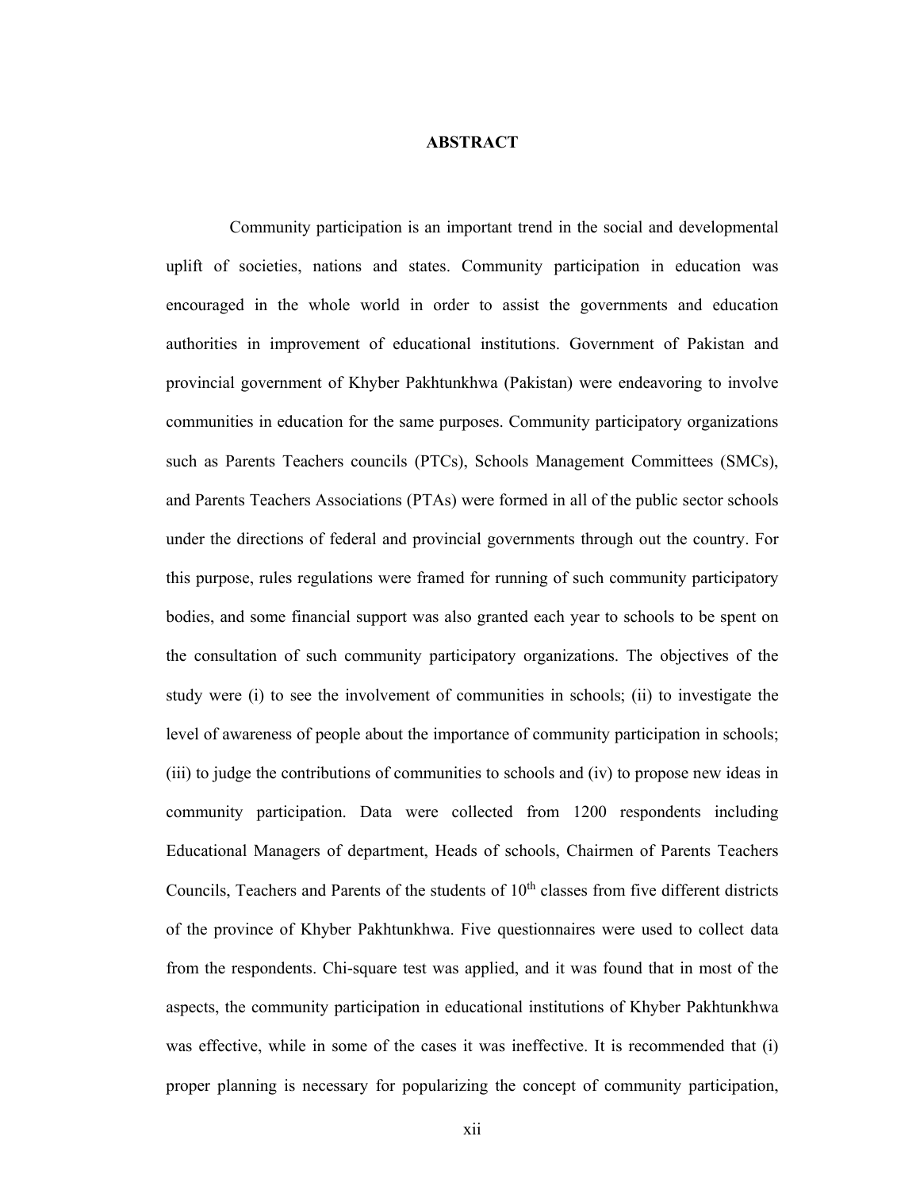# ABSTRACT

Community participation is an important trend in the social and developmental uplift of societies, nations and states. Community participation in education was encouraged in the whole world in order to assist the governments and education authorities in improvement of educational institutions. Government of Pakistan and provincial government of Khyber Pakhtunkhwa (Pakistan) were endeavoring to involve communities in education for the same purposes. Community participatory organizations such as Parents Teachers councils (PTCs), Schools Management Committees (SMCs), and Parents Teachers Associations (PTAs) were formed in all of the public sector schools under the directions of federal and provincial governments through out the country. For this purpose, rules regulations were framed for running of such community participatory bodies, and some financial support was also granted each year to schools to be spent on the consultation of such community participatory organizations. The objectives of the study were (i) to see the involvement of communities in schools; (ii) to investigate the level of awareness of people about the importance of community participation in schools; (iii) to judge the contributions of communities to schools and (iv) to propose new ideas in community participation. Data were collected from 1200 respondents including Educational Managers of department, Heads of schools, Chairmen of Parents Teachers Councils, Teachers and Parents of the students of 10th classes from five different districts of the province of Khyber Pakhtunkhwa. Five questionnaires were used to collect data from the respondents. Chi-square test was applied, and it was found that in most of the aspects, the community participation in educational institutions of Khyber Pakhtunkhwa was effective, while in some of the cases it was ineffective. It is recommended that (i) proper planning is necessary for popularizing the concept of community participation,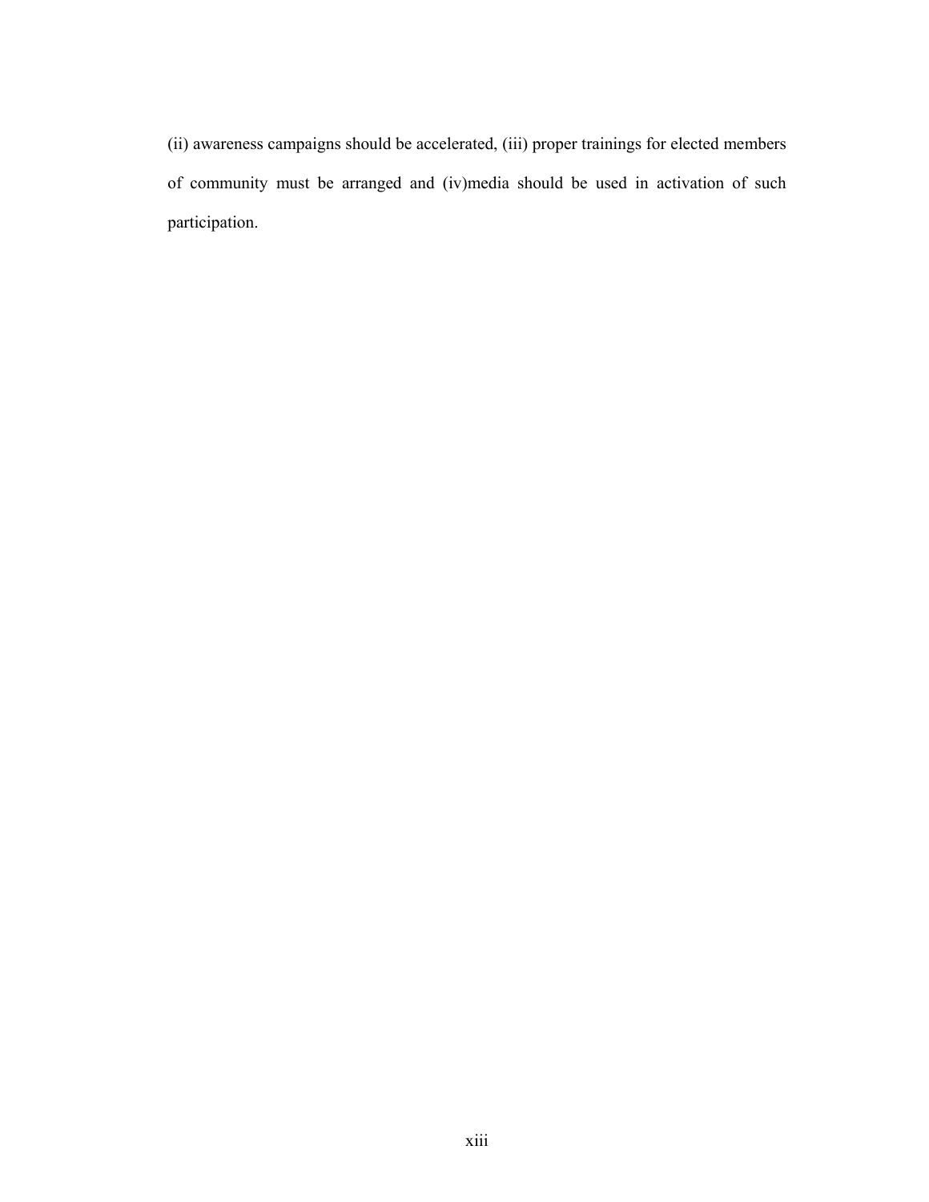(ii) awareness campaigns should be accelerated, (iii) proper trainings for elected members of community must be arranged and (iv)media should be used in activation of such participation.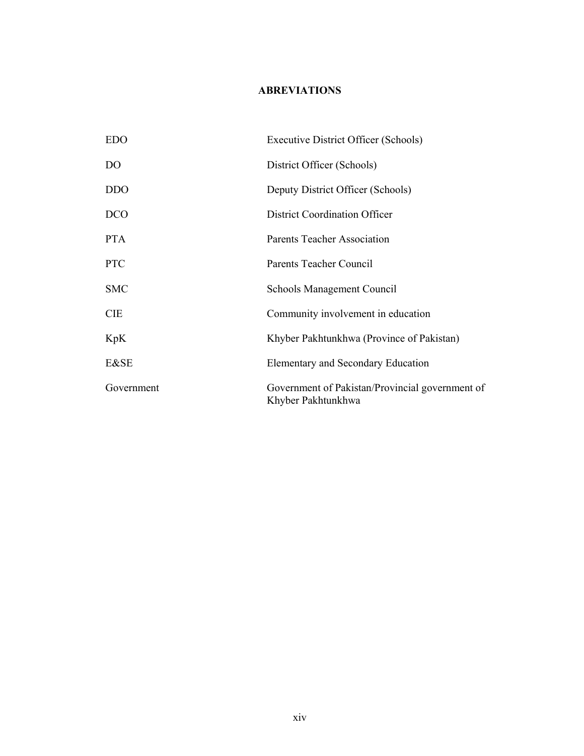# ABREVIATIONS

| | |
|---|---|
| EDO | Executive District Officer (Schools) |
| DO | District Officer (Schools) |
| DDO | Deputy District Officer (Schools) |
| DCO | District Coordination Officer |
| PTA | Parents Teacher Association |
| PTC | Parents Teacher Council |
| SMC | Schools Management Council |
| CIE | Community involvement in education |
| KpK | Khyber Pakhtunkhwa (Province of Pakistan) |
| E&SE | Elementary and Secondary Education |
| Government | Government of Pakistan/Provincial government of Khyber Pakhtunkhwa |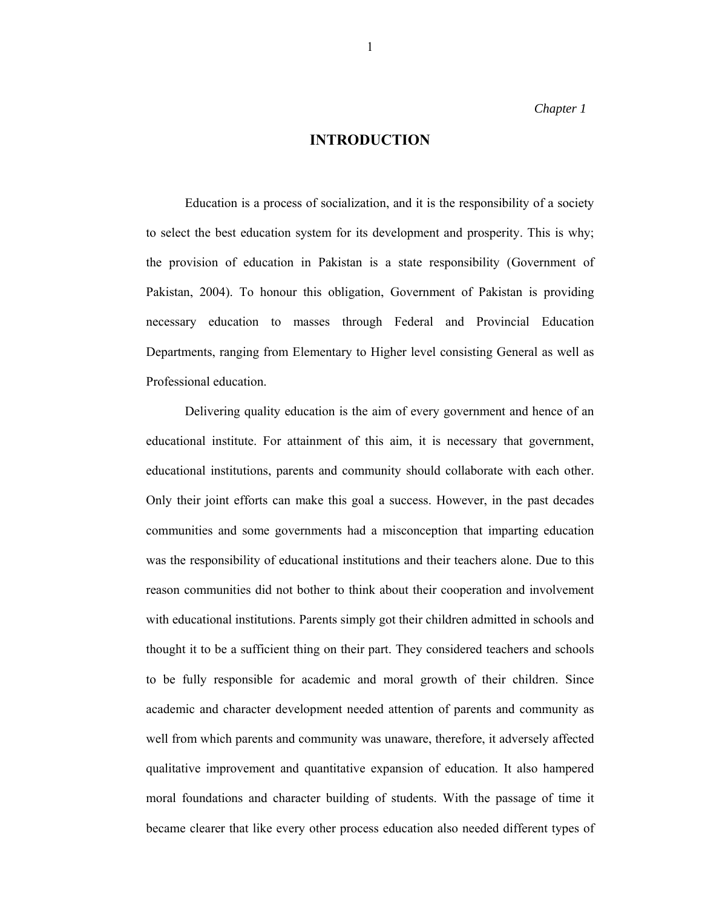*Chapter 1*

# INTRODUCTION

Education is a process of socialization, and it is the responsibility of a society to select the best education system for its development and prosperity. This is why; the provision of education in Pakistan is a state responsibility (Government of Pakistan, 2004). To honour this obligation, Government of Pakistan is providing necessary education to masses through Federal and Provincial Education Departments, ranging from Elementary to Higher level consisting General as well as Professional education.

Delivering quality education is the aim of every government and hence of an educational institute. For attainment of this aim, it is necessary that government, educational institutions, parents and community should collaborate with each other. Only their joint efforts can make this goal a success. However, in the past decades communities and some governments had a misconception that imparting education was the responsibility of educational institutions and their teachers alone. Due to this reason communities did not bother to think about their cooperation and involvement with educational institutions. Parents simply got their children admitted in schools and thought it to be a sufficient thing on their part. They considered teachers and schools to be fully responsible for academic and moral growth of their children. Since academic and character development needed attention of parents and community as well from which parents and community was unaware, therefore, it adversely affected qualitative improvement and quantitative expansion of education. It also hampered moral foundations and character building of students. With the passage of time it became clearer that like every other process education also needed different types of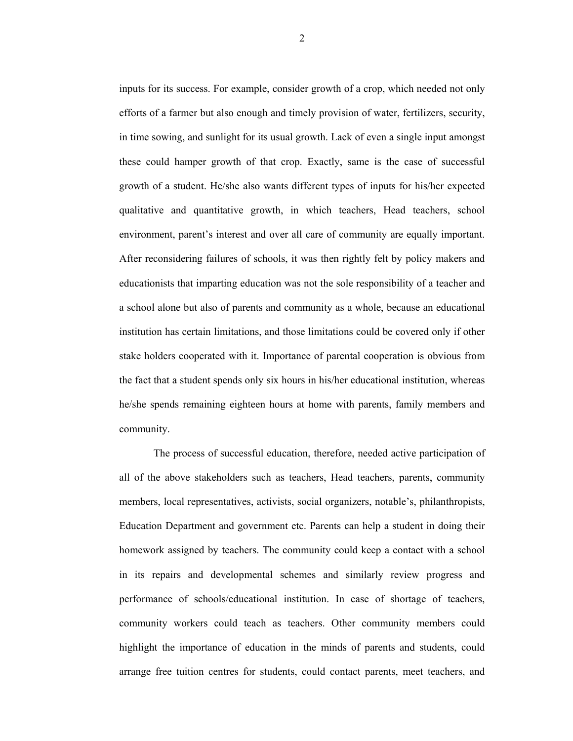inputs for its success. For example, consider growth of a crop, which needed not only efforts of a farmer but also enough and timely provision of water, fertilizers, security, in time sowing, and sunlight for its usual growth. Lack of even a single input amongst these could hamper growth of that crop. Exactly, same is the case of successful growth of a student. He/she also wants different types of inputs for his/her expected qualitative and quantitative growth, in which teachers, Head teachers, school environment, parent's interest and over all care of community are equally important. After reconsidering failures of schools, it was then rightly felt by policy makers and educationists that imparting education was not the sole responsibility of a teacher and a school alone but also of parents and community as a whole, because an educational institution has certain limitations, and those limitations could be covered only if other stake holders cooperated with it. Importance of parental cooperation is obvious from the fact that a student spends only six hours in his/her educational institution, whereas he/she spends remaining eighteen hours at home with parents, family members and community.

The process of successful education, therefore, needed active participation of all of the above stakeholders such as teachers, Head teachers, parents, community members, local representatives, activists, social organizers, notable's, philanthropists, Education Department and government etc. Parents can help a student in doing their homework assigned by teachers. The community could keep a contact with a school in its repairs and developmental schemes and similarly review progress and performance of schools/educational institution. In case of shortage of teachers, community workers could teach as teachers. Other community members could highlight the importance of education in the minds of parents and students, could arrange free tuition centres for students, could contact parents, meet teachers, and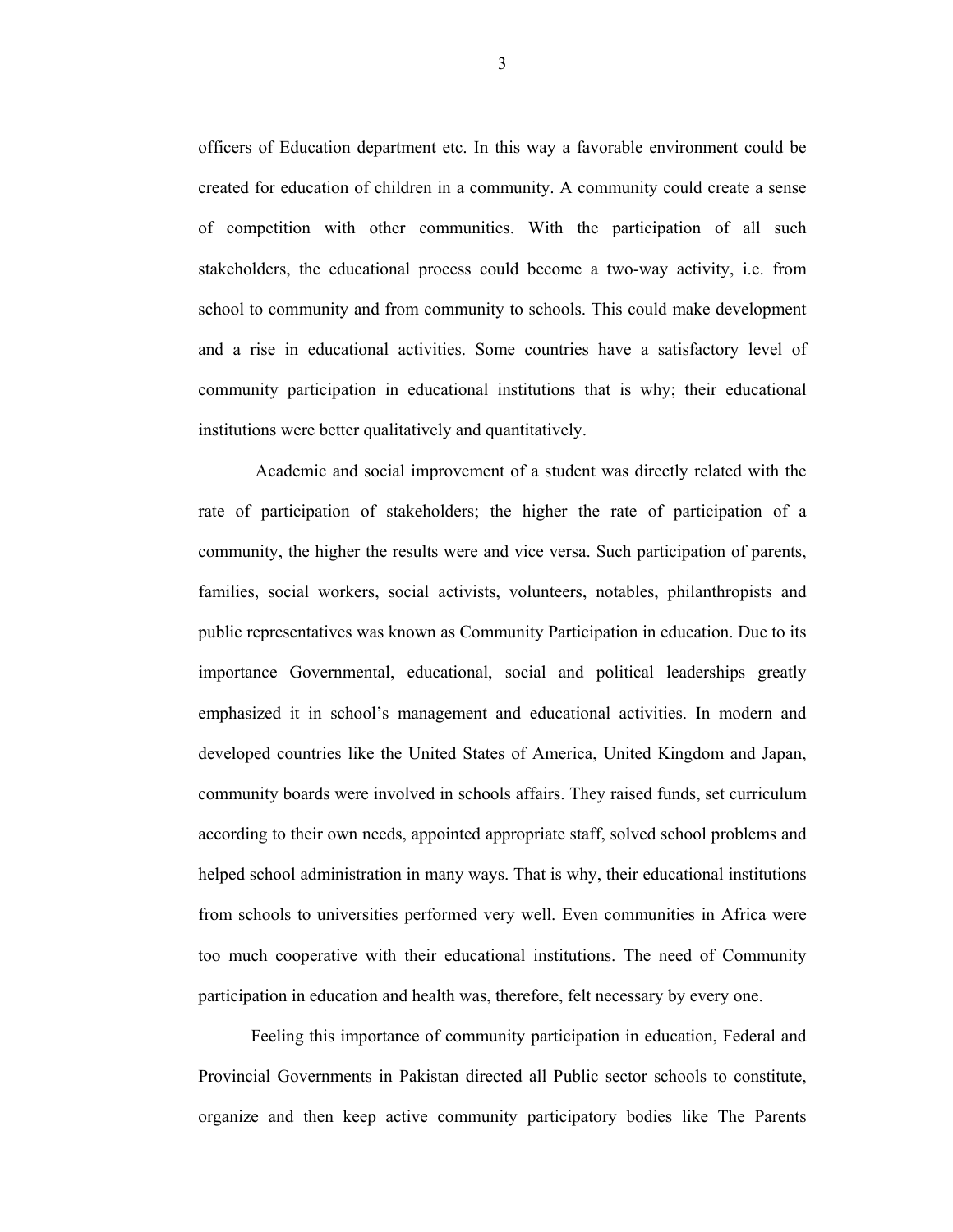officers of Education department etc. In this way a favorable environment could be created for education of children in a community. A community could create a sense of competition with other communities. With the participation of all such stakeholders, the educational process could become a two-way activity, i.e. from school to community and from community to schools. This could make development and a rise in educational activities. Some countries have a satisfactory level of community participation in educational institutions that is why; their educational institutions were better qualitatively and quantitatively.

Academic and social improvement of a student was directly related with the rate of participation of stakeholders; the higher the rate of participation of a community, the higher the results were and vice versa. Such participation of parents, families, social workers, social activists, volunteers, notables, philanthropists and public representatives was known as Community Participation in education. Due to its importance Governmental, educational, social and political leaderships greatly emphasized it in school's management and educational activities. In modern and developed countries like the United States of America, United Kingdom and Japan, community boards were involved in schools affairs. They raised funds, set curriculum according to their own needs, appointed appropriate staff, solved school problems and helped school administration in many ways. That is why, their educational institutions from schools to universities performed very well. Even communities in Africa were too much cooperative with their educational institutions. The need of Community participation in education and health was, therefore, felt necessary by every one.

Feeling this importance of community participation in education, Federal and Provincial Governments in Pakistan directed all Public sector schools to constitute, organize and then keep active community participatory bodies like The Parents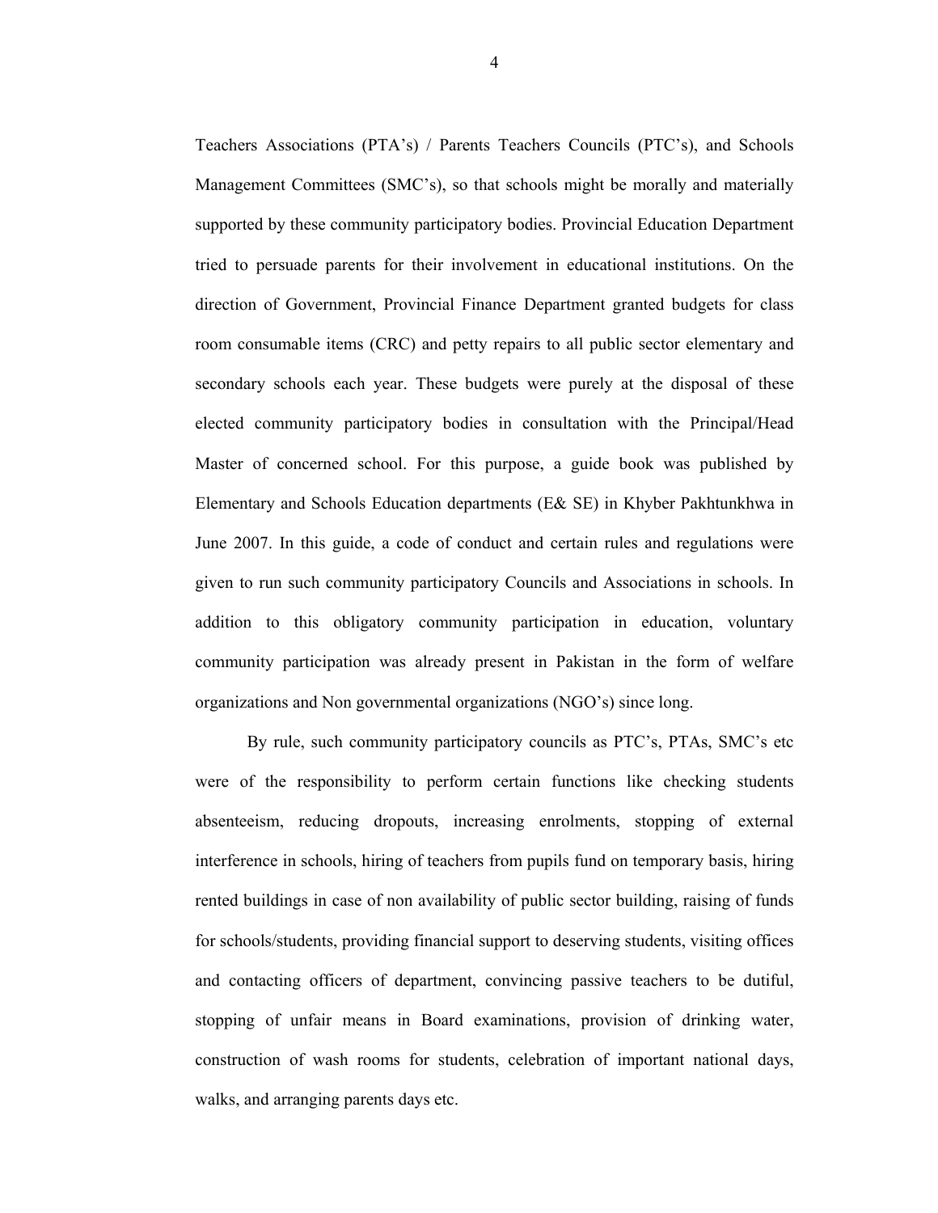Teachers Associations (PTA's) / Parents Teachers Councils (PTC's), and Schools Management Committees (SMC's), so that schools might be morally and materially supported by these community participatory bodies. Provincial Education Department tried to persuade parents for their involvement in educational institutions. On the direction of Government, Provincial Finance Department granted budgets for class room consumable items (CRC) and petty repairs to all public sector elementary and secondary schools each year. These budgets were purely at the disposal of these elected community participatory bodies in consultation with the Principal/Head Master of concerned school. For this purpose, a guide book was published by Elementary and Schools Education departments (E& SE) in Khyber Pakhtunkhwa in June 2007. In this guide, a code of conduct and certain rules and regulations were given to run such community participatory Councils and Associations in schools. In addition to this obligatory community participation in education, voluntary community participation was already present in Pakistan in the form of welfare organizations and Non governmental organizations (NGO's) since long.

By rule, such community participatory councils as PTC's, PTAs, SMC's etc were of the responsibility to perform certain functions like checking students absenteeism, reducing dropouts, increasing enrolments, stopping of external interference in schools, hiring of teachers from pupils fund on temporary basis, hiring rented buildings in case of non availability of public sector building, raising of funds for schools/students, providing financial support to deserving students, visiting offices and contacting officers of department, convincing passive teachers to be dutiful, stopping of unfair means in Board examinations, provision of drinking water, construction of wash rooms for students, celebration of important national days, walks, and arranging parents days etc.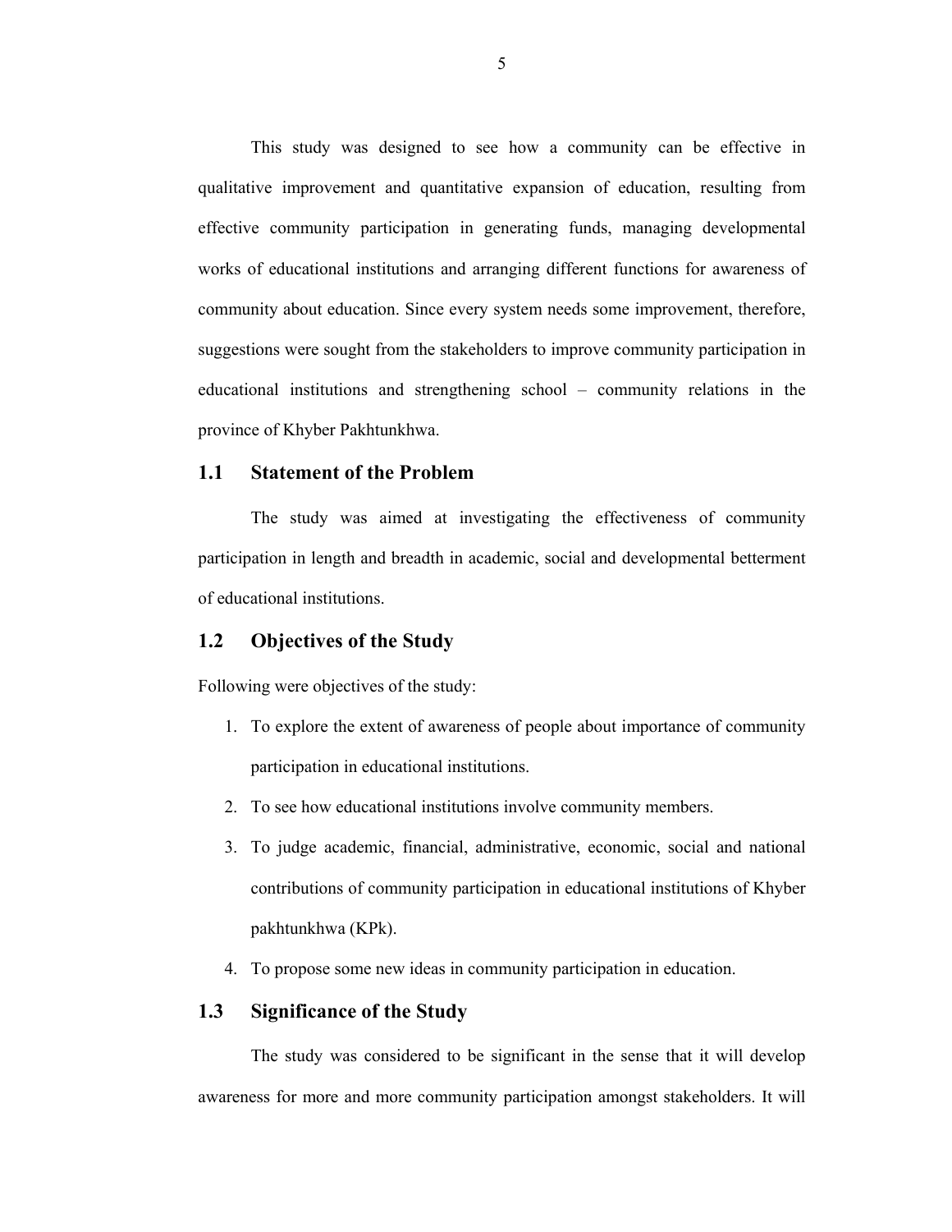This study was designed to see how a community can be effective in qualitative improvement and quantitative expansion of education, resulting from effective community participation in generating funds, managing developmental works of educational institutions and arranging different functions for awareness of community about education. Since every system needs some improvement, therefore, suggestions were sought from the stakeholders to improve community participation in educational institutions and strengthening school – community relations in the province of Khyber Pakhtunkhwa.

## 1.1 Statement of the Problem

The study was aimed at investigating the effectiveness of community participation in length and breadth in academic, social and developmental betterment of educational institutions.

## 1.2 Objectives of the Study

Following were objectives of the study:

1. To explore the extent of awareness of people about importance of community participation in educational institutions.
2. To see how educational institutions involve community members.
3. To judge academic, financial, administrative, economic, social and national contributions of community participation in educational institutions of Khyber pakhtunkhwa (KPk).
4. To propose some new ideas in community participation in education.

## 1.3 Significance of the Study

The study was considered to be significant in the sense that it will develop awareness for more and more community participation amongst stakeholders. It will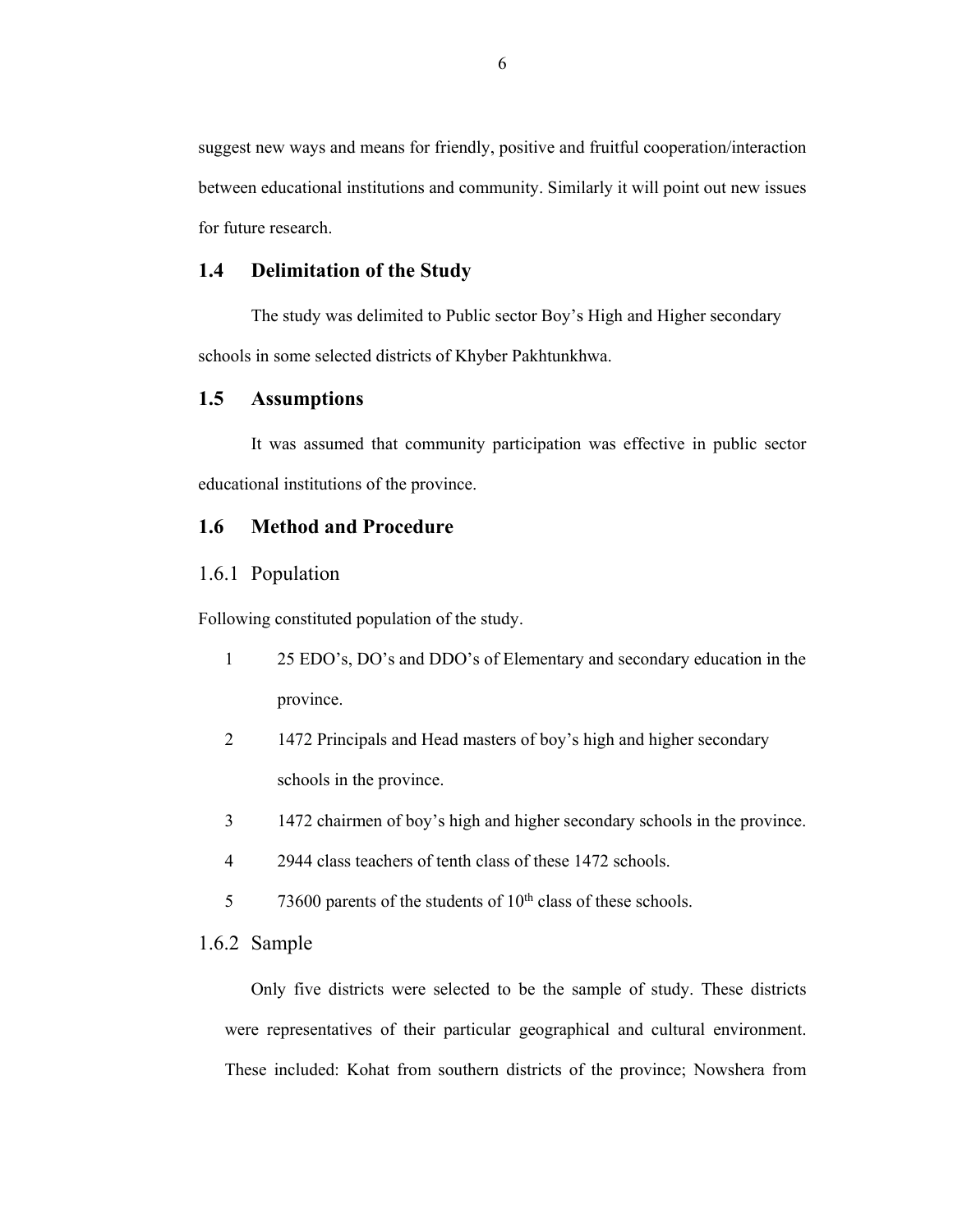suggest new ways and means for friendly, positive and fruitful cooperation/interaction between educational institutions and community. Similarly it will point out new issues for future research.

## 1.4 Delimitation of the Study

The study was delimited to Public sector Boy's High and Higher secondary schools in some selected districts of Khyber Pakhtunkhwa.

## 1.5 Assumptions

It was assumed that community participation was effective in public sector educational institutions of the province.

## 1.6 Method and Procedure

### 1.6.1 Population

Following constituted population of the study.

1. 25 EDO's, DO's and DDO's of Elementary and secondary education in the province.
2. 1472 Principals and Head masters of boy's high and higher secondary schools in the province.
3. 1472 chairmen of boy's high and higher secondary schools in the province.
4. 2944 class teachers of tenth class of these 1472 schools.
5. 73600 parents of the students of 10th class of these schools.

### 1.6.2 Sample

Only five districts were selected to be the sample of study. These districts were representatives of their particular geographical and cultural environment. These included: Kohat from southern districts of the province; Nowshera from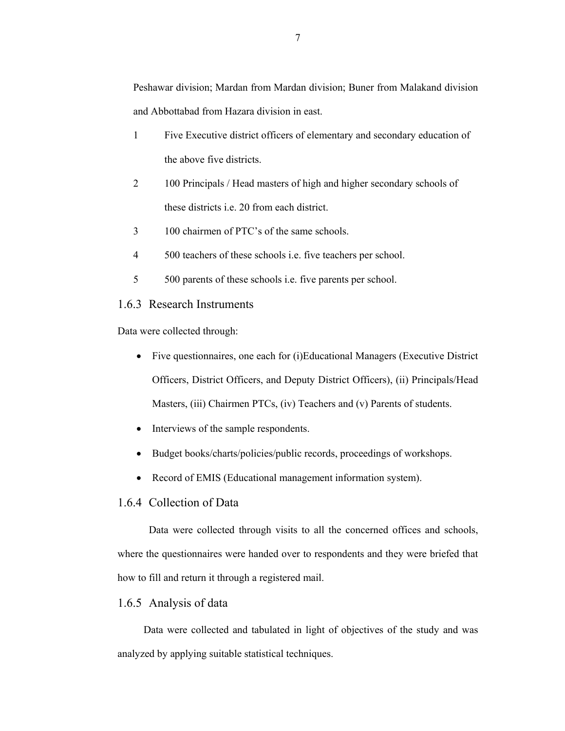Peshawar division; Mardan from Mardan division; Buner from Malakand division and Abbottabad from Hazara division in east.

1. Five Executive district officers of elementary and secondary education of the above five districts.
2. 100 Principals / Head masters of high and higher secondary schools of these districts i.e. 20 from each district.
3. 100 chairmen of PTC's of the same schools.
4. 500 teachers of these schools i.e. five teachers per school.
5. 500 parents of these schools i.e. five parents per school.

### 1.6.3 Research Instruments

Data were collected through:

- Five questionnaires, one each for (i)Educational Managers (Executive District Officers, District Officers, and Deputy District Officers), (ii) Principals/Head Masters, (iii) Chairmen PTCs, (iv) Teachers and (v) Parents of students.
- Interviews of the sample respondents.
- Budget books/charts/policies/public records, proceedings of workshops.
- Record of EMIS (Educational management information system).

### 1.6.4 Collection of Data

Data were collected through visits to all the concerned offices and schools, where the questionnaires were handed over to respondents and they were briefed that how to fill and return it through a registered mail.

### 1.6.5 Analysis of data

Data were collected and tabulated in light of objectives of the study and was analyzed by applying suitable statistical techniques.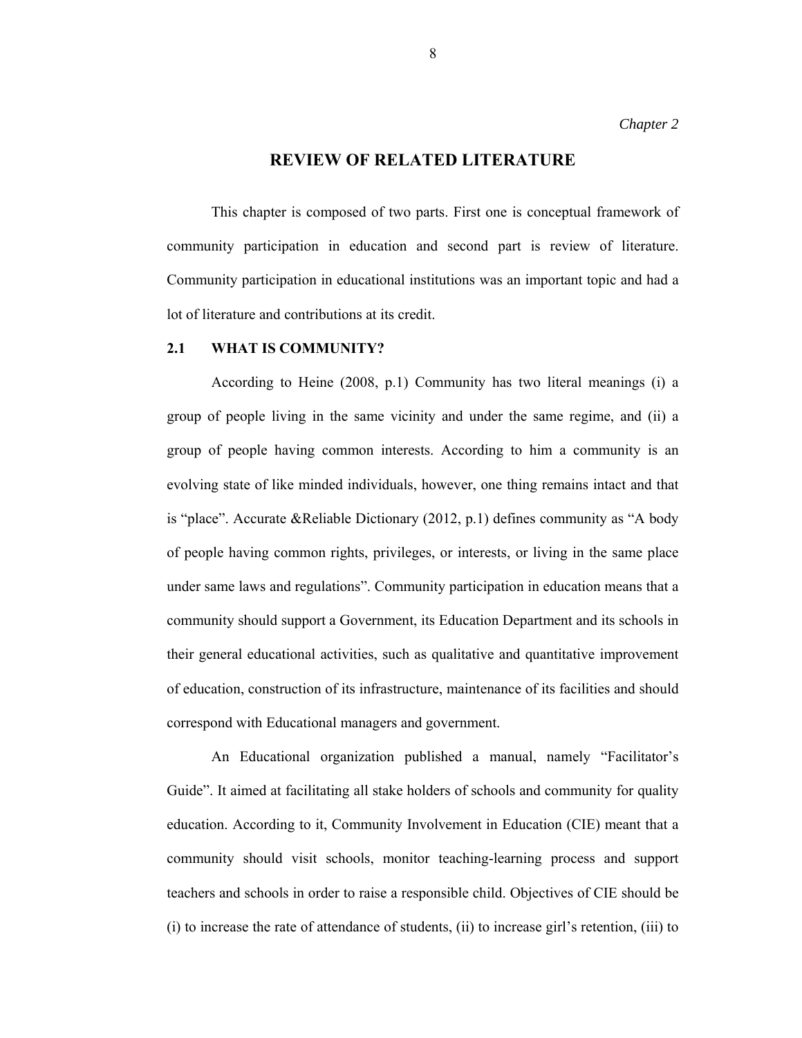*Chapter 2*

# REVIEW OF RELATED LITERATURE

This chapter is composed of two parts. First one is conceptual framework of community participation in education and second part is review of literature. Community participation in educational institutions was an important topic and had a lot of literature and contributions at its credit.

## 2.1 WHAT IS COMMUNITY?

According to Heine (2008, p.1) Community has two literal meanings (i) a group of people living in the same vicinity and under the same regime, and (ii) a group of people having common interests. According to him a community is an evolving state of like minded individuals, however, one thing remains intact and that is "place". Accurate &Reliable Dictionary (2012, p.1) defines community as "A body of people having common rights, privileges, or interests, or living in the same place under same laws and regulations". Community participation in education means that a community should support a Government, its Education Department and its schools in their general educational activities, such as qualitative and quantitative improvement of education, construction of its infrastructure, maintenance of its facilities and should correspond with Educational managers and government.

An Educational organization published a manual, namely "Facilitator's Guide". It aimed at facilitating all stake holders of schools and community for quality education. According to it, Community Involvement in Education (CIE) meant that a community should visit schools, monitor teaching-learning process and support teachers and schools in order to raise a responsible child. Objectives of CIE should be (i) to increase the rate of attendance of students, (ii) to increase girl's retention, (iii) to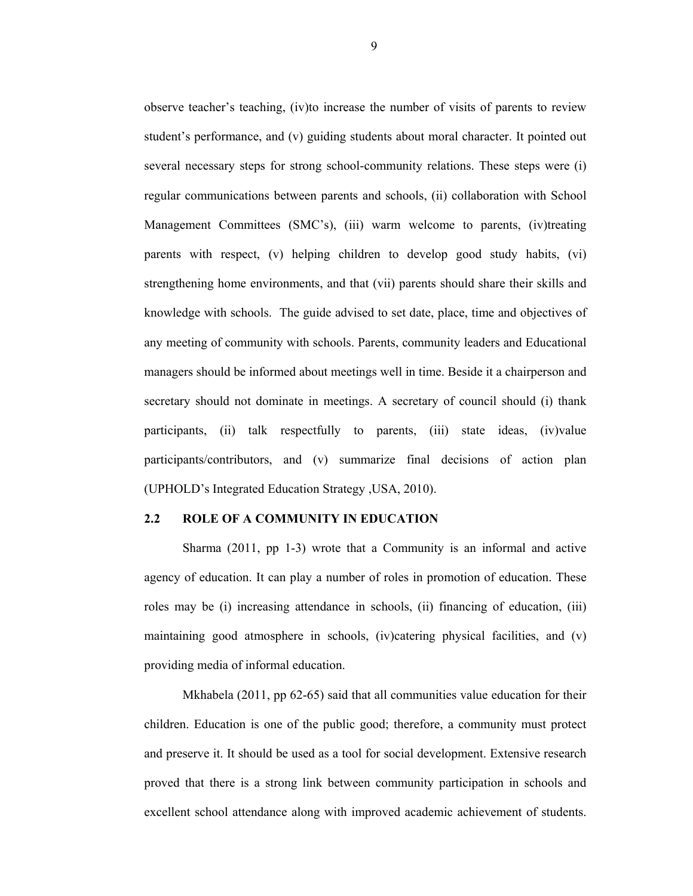observe teacher's teaching, (iv)to increase the number of visits of parents to review student's performance, and (v) guiding students about moral character. It pointed out several necessary steps for strong school-community relations. These steps were (i) regular communications between parents and schools, (ii) collaboration with School Management Committees (SMC's), (iii) warm welcome to parents, (iv)treating parents with respect, (v) helping children to develop good study habits, (vi) strengthening home environments, and that (vii) parents should share their skills and knowledge with schools. The guide advised to set date, place, time and objectives of any meeting of community with schools. Parents, community leaders and Educational managers should be informed about meetings well in time. Beside it a chairperson and secretary should not dominate in meetings. A secretary of council should (i) thank participants, (ii) talk respectfully to parents, (iii) state ideas, (iv)value participants/contributors, and (v) summarize final decisions of action plan (UPHOLD's Integrated Education Strategy ,USA, 2010).

## 2.2 ROLE OF A COMMUNITY IN EDUCATION

Sharma (2011, pp 1-3) wrote that a Community is an informal and active agency of education. It can play a number of roles in promotion of education. These roles may be (i) increasing attendance in schools, (ii) financing of education, (iii) maintaining good atmosphere in schools, (iv)catering physical facilities, and (v) providing media of informal education.

Mkhabela (2011, pp 62-65) said that all communities value education for their children. Education is one of the public good; therefore, a community must protect and preserve it. It should be used as a tool for social development. Extensive research proved that there is a strong link between community participation in schools and excellent school attendance along with improved academic achievement of students.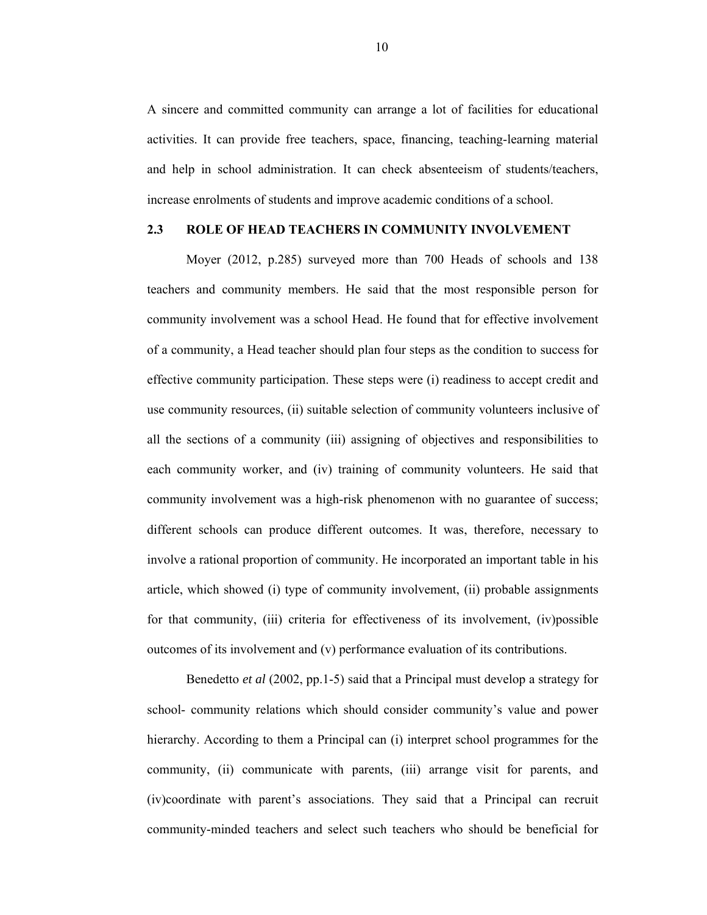A sincere and committed community can arrange a lot of facilities for educational activities. It can provide free teachers, space, financing, teaching-learning material and help in school administration. It can check absenteeism of students/teachers, increase enrolments of students and improve academic conditions of a school.

## 2.3 ROLE OF HEAD TEACHERS IN COMMUNITY INVOLVEMENT

Moyer (2012, p.285) surveyed more than 700 Heads of schools and 138 teachers and community members. He said that the most responsible person for community involvement was a school Head. He found that for effective involvement of a community, a Head teacher should plan four steps as the condition to success for effective community participation. These steps were (i) readiness to accept credit and use community resources, (ii) suitable selection of community volunteers inclusive of all the sections of a community (iii) assigning of objectives and responsibilities to each community worker, and (iv) training of community volunteers. He said that community involvement was a high-risk phenomenon with no guarantee of success; different schools can produce different outcomes. It was, therefore, necessary to involve a rational proportion of community. He incorporated an important table in his article, which showed (i) type of community involvement, (ii) probable assignments for that community, (iii) criteria for effectiveness of its involvement, (iv)possible outcomes of its involvement and (v) performance evaluation of its contributions.

Benedetto *et al* (2002, pp.1-5) said that a Principal must develop a strategy for school- community relations which should consider community's value and power hierarchy. According to them a Principal can (i) interpret school programmes for the community, (ii) communicate with parents, (iii) arrange visit for parents, and (iv)coordinate with parent's associations. They said that a Principal can recruit community-minded teachers and select such teachers who should be beneficial for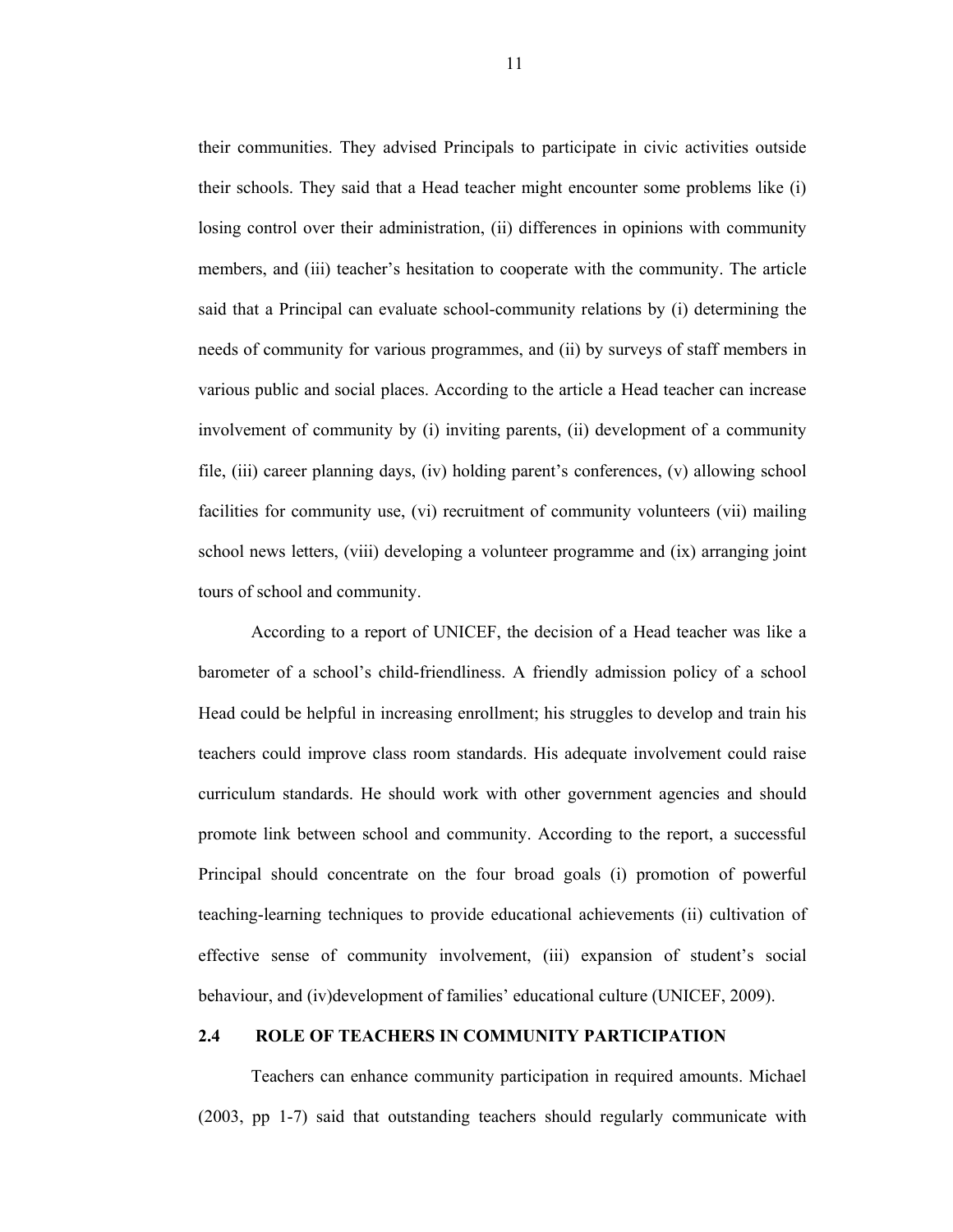their communities. They advised Principals to participate in civic activities outside their schools. They said that a Head teacher might encounter some problems like (i) losing control over their administration, (ii) differences in opinions with community members, and (iii) teacher's hesitation to cooperate with the community. The article said that a Principal can evaluate school-community relations by (i) determining the needs of community for various programmes, and (ii) by surveys of staff members in various public and social places. According to the article a Head teacher can increase involvement of community by (i) inviting parents, (ii) development of a community file, (iii) career planning days, (iv) holding parent's conferences, (v) allowing school facilities for community use, (vi) recruitment of community volunteers (vii) mailing school news letters, (viii) developing a volunteer programme and (ix) arranging joint tours of school and community.

According to a report of UNICEF, the decision of a Head teacher was like a barometer of a school's child-friendliness. A friendly admission policy of a school Head could be helpful in increasing enrollment; his struggles to develop and train his teachers could improve class room standards. His adequate involvement could raise curriculum standards. He should work with other government agencies and should promote link between school and community. According to the report, a successful Principal should concentrate on the four broad goals (i) promotion of powerful teaching-learning techniques to provide educational achievements (ii) cultivation of effective sense of community involvement, (iii) expansion of student's social behaviour, and (iv)development of families' educational culture (UNICEF, 2009).

## 2.4 ROLE OF TEACHERS IN COMMUNITY PARTICIPATION

Teachers can enhance community participation in required amounts. Michael (2003, pp 1-7) said that outstanding teachers should regularly communicate with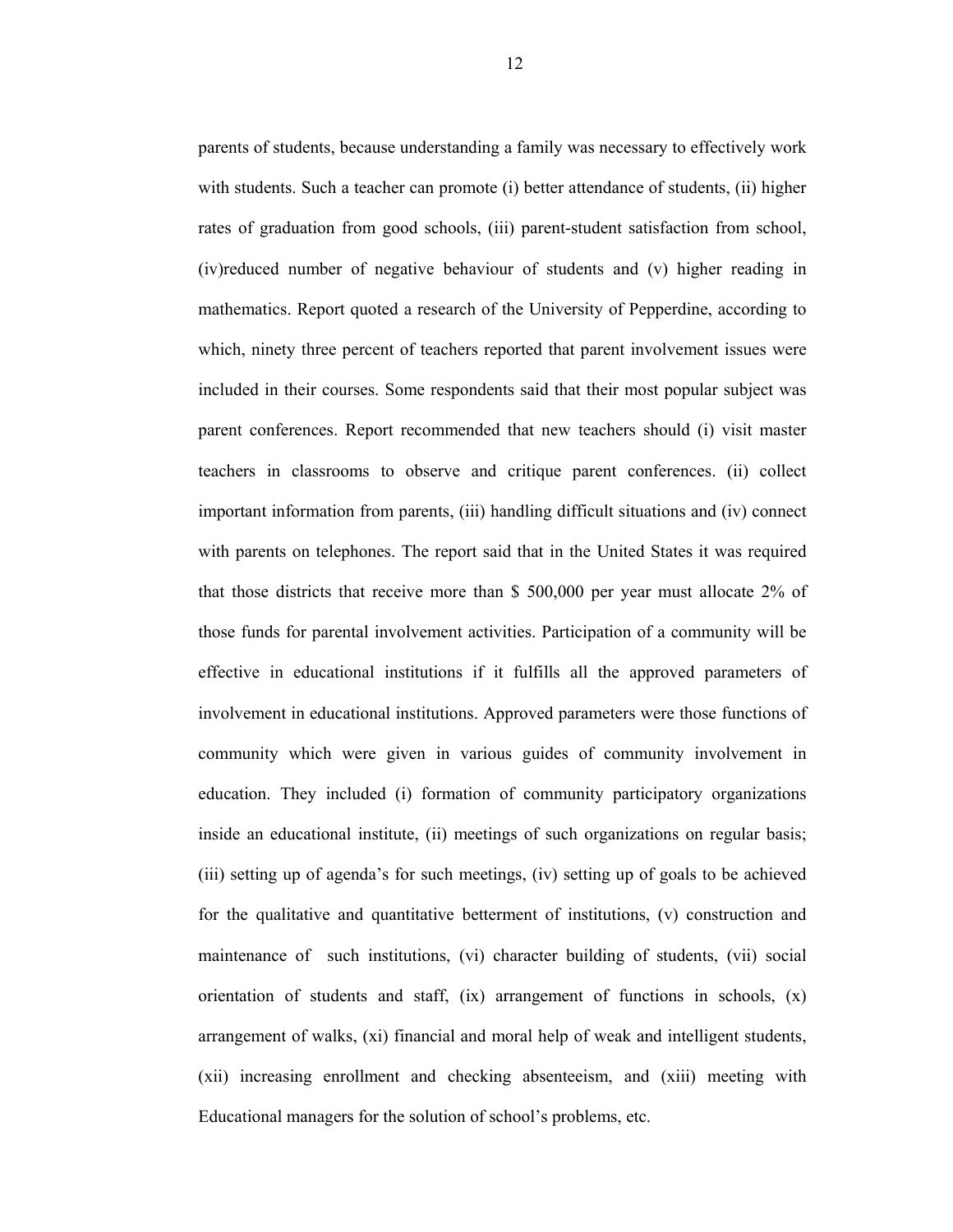parents of students, because understanding a family was necessary to effectively work with students. Such a teacher can promote (i) better attendance of students, (ii) higher rates of graduation from good schools, (iii) parent-student satisfaction from school, (iv)reduced number of negative behaviour of students and (v) higher reading in mathematics. Report quoted a research of the University of Pepperdine, according to which, ninety three percent of teachers reported that parent involvement issues were included in their courses. Some respondents said that their most popular subject was parent conferences. Report recommended that new teachers should (i) visit master teachers in classrooms to observe and critique parent conferences. (ii) collect important information from parents, (iii) handling difficult situations and (iv) connect with parents on telephones. The report said that in the United States it was required that those districts that receive more than $ 500,000 per year must allocate 2% of those funds for parental involvement activities. Participation of a community will be effective in educational institutions if it fulfills all the approved parameters of involvement in educational institutions. Approved parameters were those functions of community which were given in various guides of community involvement in education. They included (i) formation of community participatory organizations inside an educational institute, (ii) meetings of such organizations on regular basis; (iii) setting up of agenda's for such meetings, (iv) setting up of goals to be achieved for the qualitative and quantitative betterment of institutions, (v) construction and maintenance of such institutions, (vi) character building of students, (vii) social orientation of students and staff, (ix) arrangement of functions in schools, (x) arrangement of walks, (xi) financial and moral help of weak and intelligent students, (xii) increasing enrollment and checking absenteeism, and (xiii) meeting with Educational managers for the solution of school's problems, etc.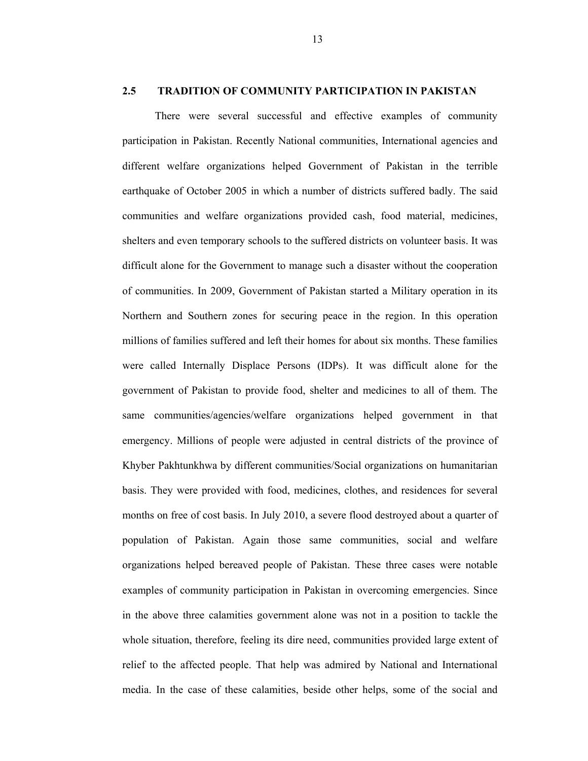## 2.5 TRADITION OF COMMUNITY PARTICIPATION IN PAKISTAN

There were several successful and effective examples of community participation in Pakistan. Recently National communities, International agencies and different welfare organizations helped Government of Pakistan in the terrible earthquake of October 2005 in which a number of districts suffered badly. The said communities and welfare organizations provided cash, food material, medicines, shelters and even temporary schools to the suffered districts on volunteer basis. It was difficult alone for the Government to manage such a disaster without the cooperation of communities. In 2009, Government of Pakistan started a Military operation in its Northern and Southern zones for securing peace in the region. In this operation millions of families suffered and left their homes for about six months. These families were called Internally Displace Persons (IDPs). It was difficult alone for the government of Pakistan to provide food, shelter and medicines to all of them. The same communities/agencies/welfare organizations helped government in that emergency. Millions of people were adjusted in central districts of the province of Khyber Pakhtunkhwa by different communities/Social organizations on humanitarian basis. They were provided with food, medicines, clothes, and residences for several months on free of cost basis. In July 2010, a severe flood destroyed about a quarter of population of Pakistan. Again those same communities, social and welfare organizations helped bereaved people of Pakistan. These three cases were notable examples of community participation in Pakistan in overcoming emergencies. Since in the above three calamities government alone was not in a position to tackle the whole situation, therefore, feeling its dire need, communities provided large extent of relief to the affected people. That help was admired by National and International media. In the case of these calamities, beside other helps, some of the social and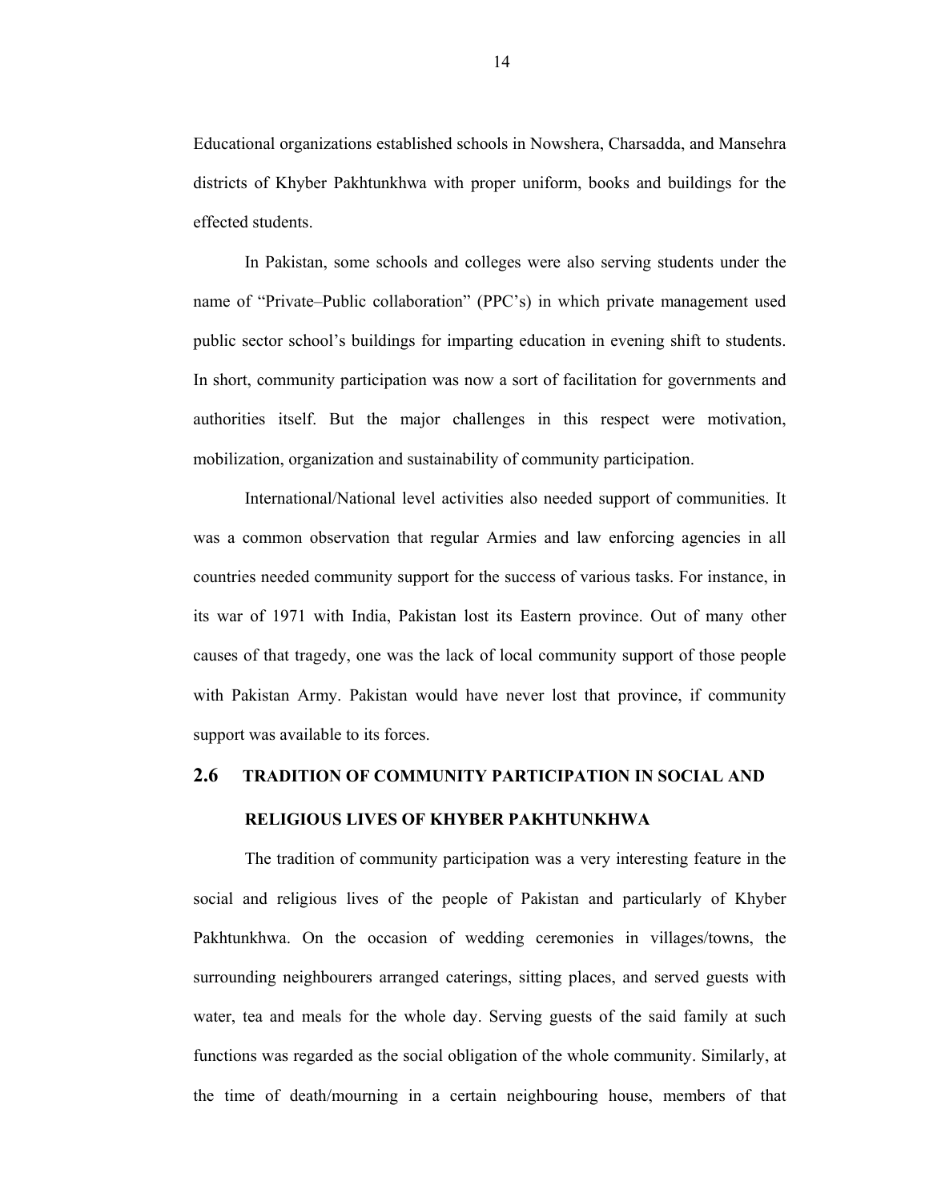Educational organizations established schools in Nowshera, Charsadda, and Mansehra districts of Khyber Pakhtunkhwa with proper uniform, books and buildings for the effected students.

In Pakistan, some schools and colleges were also serving students under the name of "Private–Public collaboration" (PPC's) in which private management used public sector school's buildings for imparting education in evening shift to students. In short, community participation was now a sort of facilitation for governments and authorities itself. But the major challenges in this respect were motivation, mobilization, organization and sustainability of community participation.

International/National level activities also needed support of communities. It was a common observation that regular Armies and law enforcing agencies in all countries needed community support for the success of various tasks. For instance, in its war of 1971 with India, Pakistan lost its Eastern province. Out of many other causes of that tragedy, one was the lack of local community support of those people with Pakistan Army. Pakistan would have never lost that province, if community support was available to its forces.

## 2.6 TRADITION OF COMMUNITY PARTICIPATION IN SOCIAL AND RELIGIOUS LIVES OF KHYBER PAKHTUNKHWA

The tradition of community participation was a very interesting feature in the social and religious lives of the people of Pakistan and particularly of Khyber Pakhtunkhwa. On the occasion of wedding ceremonies in villages/towns, the surrounding neighbourers arranged caterings, sitting places, and served guests with water, tea and meals for the whole day. Serving guests of the said family at such functions was regarded as the social obligation of the whole community. Similarly, at the time of death/mourning in a certain neighbouring house, members of that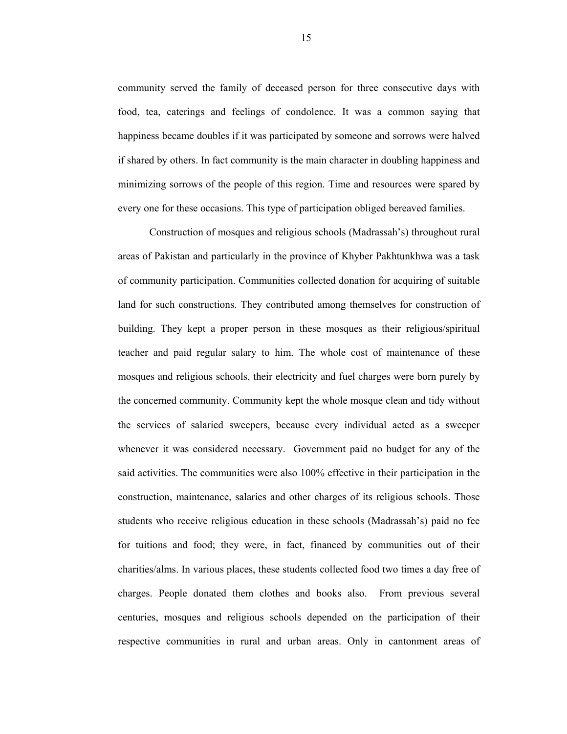community served the family of deceased person for three consecutive days with food, tea, caterings and feelings of condolence. It was a common saying that happiness became doubles if it was participated by someone and sorrows were halved if shared by others. In fact community is the main character in doubling happiness and minimizing sorrows of the people of this region. Time and resources were spared by every one for these occasions. This type of participation obliged bereaved families.

Construction of mosques and religious schools (Madrassah's) throughout rural areas of Pakistan and particularly in the province of Khyber Pakhtunkhwa was a task of community participation. Communities collected donation for acquiring of suitable land for such constructions. They contributed among themselves for construction of building. They kept a proper person in these mosques as their religious/spiritual teacher and paid regular salary to him. The whole cost of maintenance of these mosques and religious schools, their electricity and fuel charges were born purely by the concerned community. Community kept the whole mosque clean and tidy without the services of salaried sweepers, because every individual acted as a sweeper whenever it was considered necessary. Government paid no budget for any of the said activities. The communities were also 100% effective in their participation in the construction, maintenance, salaries and other charges of its religious schools. Those students who receive religious education in these schools (Madrassah's) paid no fee for tuitions and food; they were, in fact, financed by communities out of their charities/alms. In various places, these students collected food two times a day free of charges. People donated them clothes and books also. From previous several centuries, mosques and religious schools depended on the participation of their respective communities in rural and urban areas. Only in cantonment areas of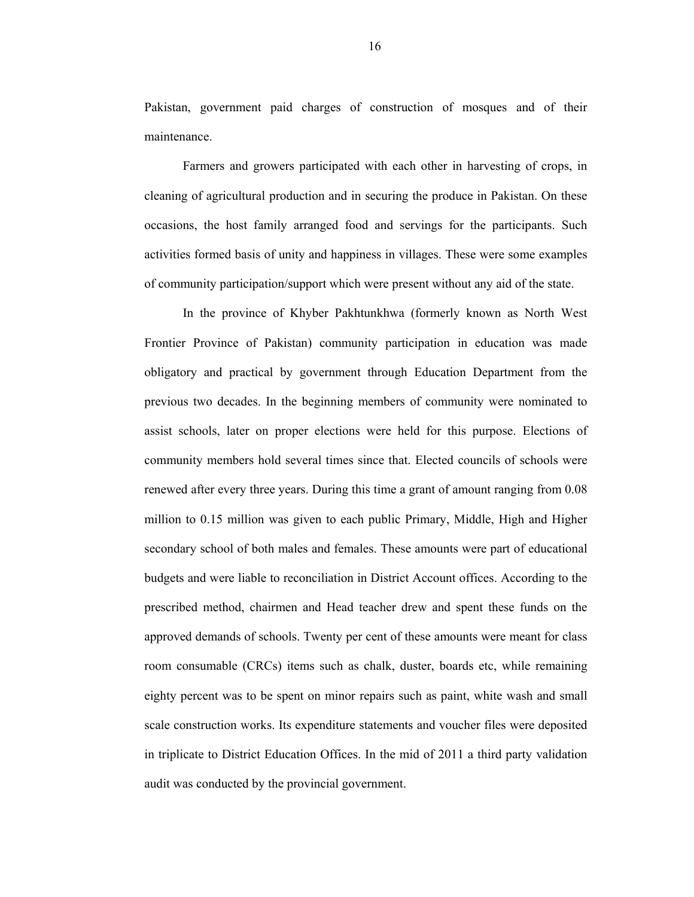Pakistan, government paid charges of construction of mosques and of their maintenance.

Farmers and growers participated with each other in harvesting of crops, in cleaning of agricultural production and in securing the produce in Pakistan. On these occasions, the host family arranged food and servings for the participants. Such activities formed basis of unity and happiness in villages. These were some examples of community participation/support which were present without any aid of the state.

In the province of Khyber Pakhtunkhwa (formerly known as North West Frontier Province of Pakistan) community participation in education was made obligatory and practical by government through Education Department from the previous two decades. In the beginning members of community were nominated to assist schools, later on proper elections were held for this purpose. Elections of community members hold several times since that. Elected councils of schools were renewed after every three years. During this time a grant of amount ranging from 0.08 million to 0.15 million was given to each public Primary, Middle, High and Higher secondary school of both males and females. These amounts were part of educational budgets and were liable to reconciliation in District Account offices. According to the prescribed method, chairmen and Head teacher drew and spent these funds on the approved demands of schools. Twenty per cent of these amounts were meant for class room consumable (CRCs) items such as chalk, duster, boards etc, while remaining eighty percent was to be spent on minor repairs such as paint, white wash and small scale construction works. Its expenditure statements and voucher files were deposited in triplicate to District Education Offices. In the mid of 2011 a third party validation audit was conducted by the provincial government.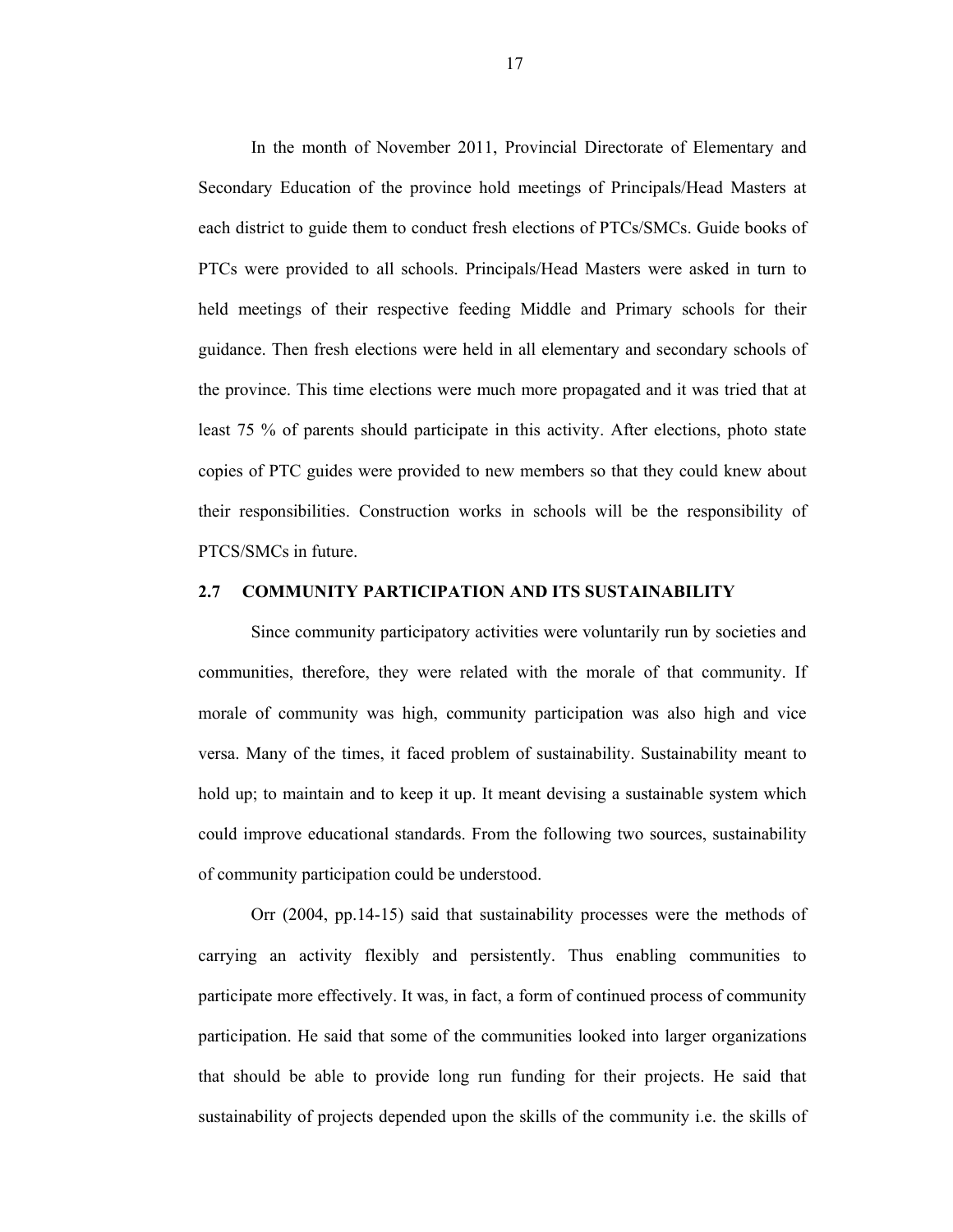In the month of November 2011, Provincial Directorate of Elementary and Secondary Education of the province hold meetings of Principals/Head Masters at each district to guide them to conduct fresh elections of PTCs/SMCs. Guide books of PTCs were provided to all schools. Principals/Head Masters were asked in turn to held meetings of their respective feeding Middle and Primary schools for their guidance. Then fresh elections were held in all elementary and secondary schools of the province. This time elections were much more propagated and it was tried that at least 75 % of parents should participate in this activity. After elections, photo state copies of PTC guides were provided to new members so that they could knew about their responsibilities. Construction works in schools will be the responsibility of PTCS/SMCs in future.

## 2.7 COMMUNITY PARTICIPATION AND ITS SUSTAINABILITY

Since community participatory activities were voluntarily run by societies and communities, therefore, they were related with the morale of that community. If morale of community was high, community participation was also high and vice versa. Many of the times, it faced problem of sustainability. Sustainability meant to hold up; to maintain and to keep it up. It meant devising a sustainable system which could improve educational standards. From the following two sources, sustainability of community participation could be understood.

Orr (2004, pp.14-15) said that sustainability processes were the methods of carrying an activity flexibly and persistently. Thus enabling communities to participate more effectively. It was, in fact, a form of continued process of community participation. He said that some of the communities looked into larger organizations that should be able to provide long run funding for their projects. He said that sustainability of projects depended upon the skills of the community i.e. the skills of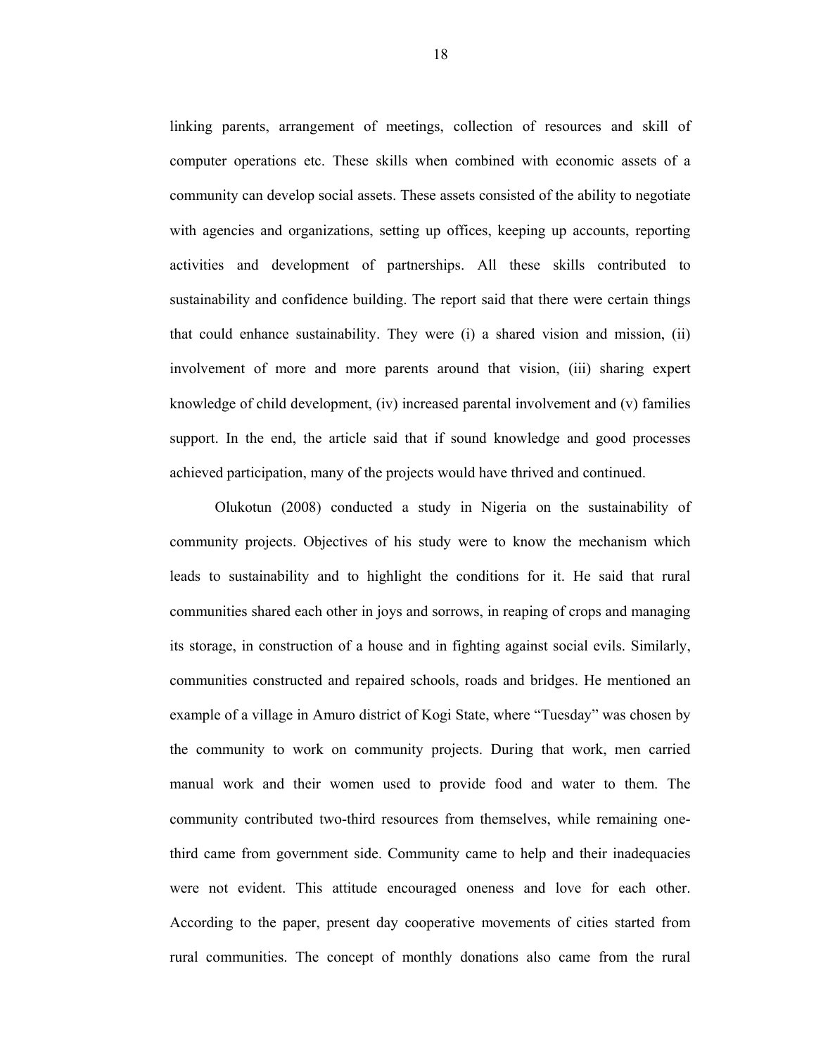linking parents, arrangement of meetings, collection of resources and skill of computer operations etc. These skills when combined with economic assets of a community can develop social assets. These assets consisted of the ability to negotiate with agencies and organizations, setting up offices, keeping up accounts, reporting activities and development of partnerships. All these skills contributed to sustainability and confidence building. The report said that there were certain things that could enhance sustainability. They were (i) a shared vision and mission, (ii) involvement of more and more parents around that vision, (iii) sharing expert knowledge of child development, (iv) increased parental involvement and (v) families support. In the end, the article said that if sound knowledge and good processes achieved participation, many of the projects would have thrived and continued.

Olukotun (2008) conducted a study in Nigeria on the sustainability of community projects. Objectives of his study were to know the mechanism which leads to sustainability and to highlight the conditions for it. He said that rural communities shared each other in joys and sorrows, in reaping of crops and managing its storage, in construction of a house and in fighting against social evils. Similarly, communities constructed and repaired schools, roads and bridges. He mentioned an example of a village in Amuro district of Kogi State, where "Tuesday" was chosen by the community to work on community projects. During that work, men carried manual work and their women used to provide food and water to them. The community contributed two-third resources from themselves, while remaining one-third came from government side. Community came to help and their inadequacies were not evident. This attitude encouraged oneness and love for each other. According to the paper, present day cooperative movements of cities started from rural communities. The concept of monthly donations also came from the rural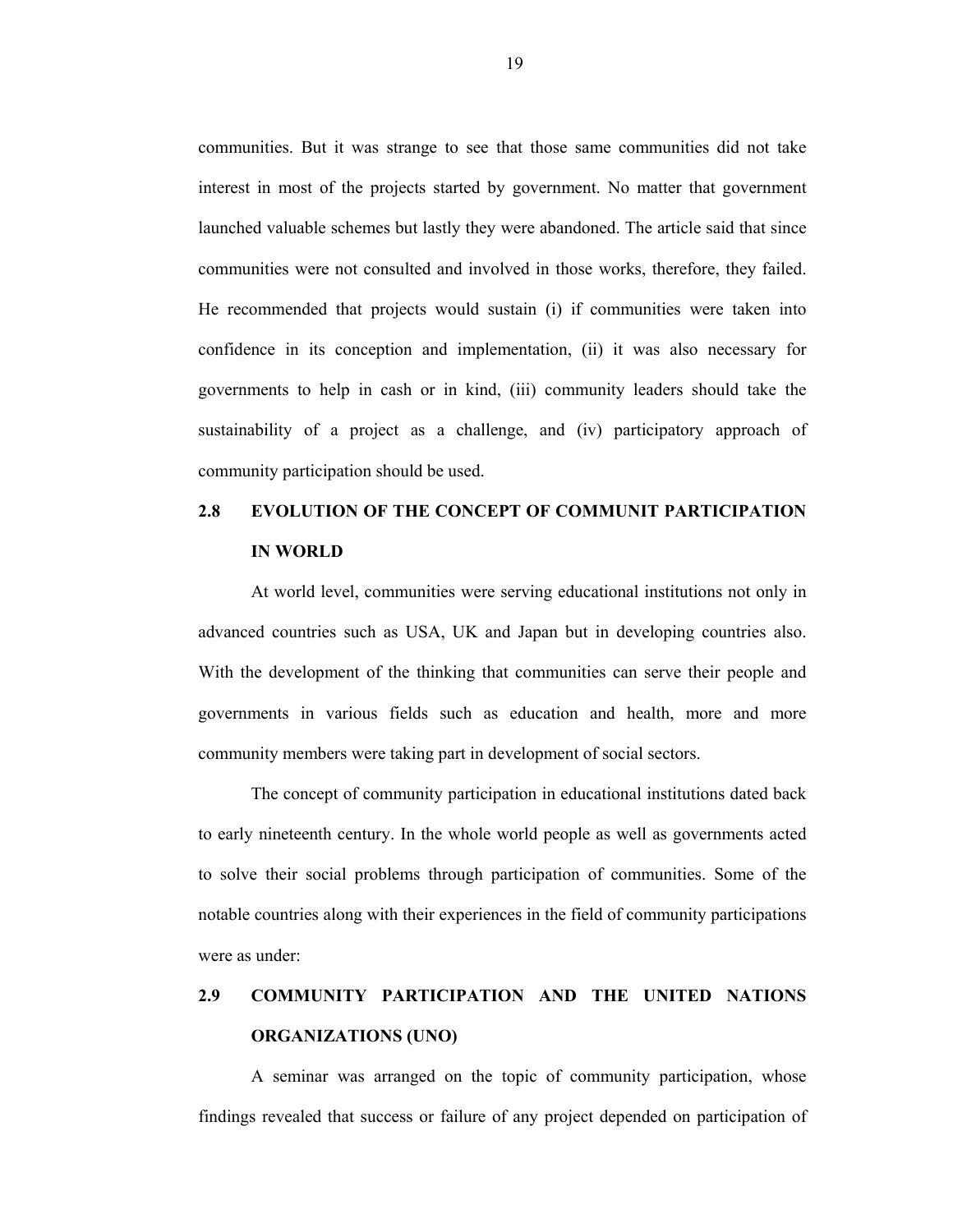communities. But it was strange to see that those same communities did not take interest in most of the projects started by government. No matter that government launched valuable schemes but lastly they were abandoned. The article said that since communities were not consulted and involved in those works, therefore, they failed. He recommended that projects would sustain (i) if communities were taken into confidence in its conception and implementation, (ii) it was also necessary for governments to help in cash or in kind, (iii) community leaders should take the sustainability of a project as a challenge, and (iv) participatory approach of community participation should be used.

## 2.8 EVOLUTION OF THE CONCEPT OF COMMUNIT PARTICIPATION IN WORLD

At world level, communities were serving educational institutions not only in advanced countries such as USA, UK and Japan but in developing countries also. With the development of the thinking that communities can serve their people and governments in various fields such as education and health, more and more community members were taking part in development of social sectors.

The concept of community participation in educational institutions dated back to early nineteenth century. In the whole world people as well as governments acted to solve their social problems through participation of communities. Some of the notable countries along with their experiences in the field of community participations were as under:

## 2.9 COMMUNITY PARTICIPATION AND THE UNITED NATIONS ORGANIZATIONS (UNO)

A seminar was arranged on the topic of community participation, whose findings revealed that success or failure of any project depended on participation of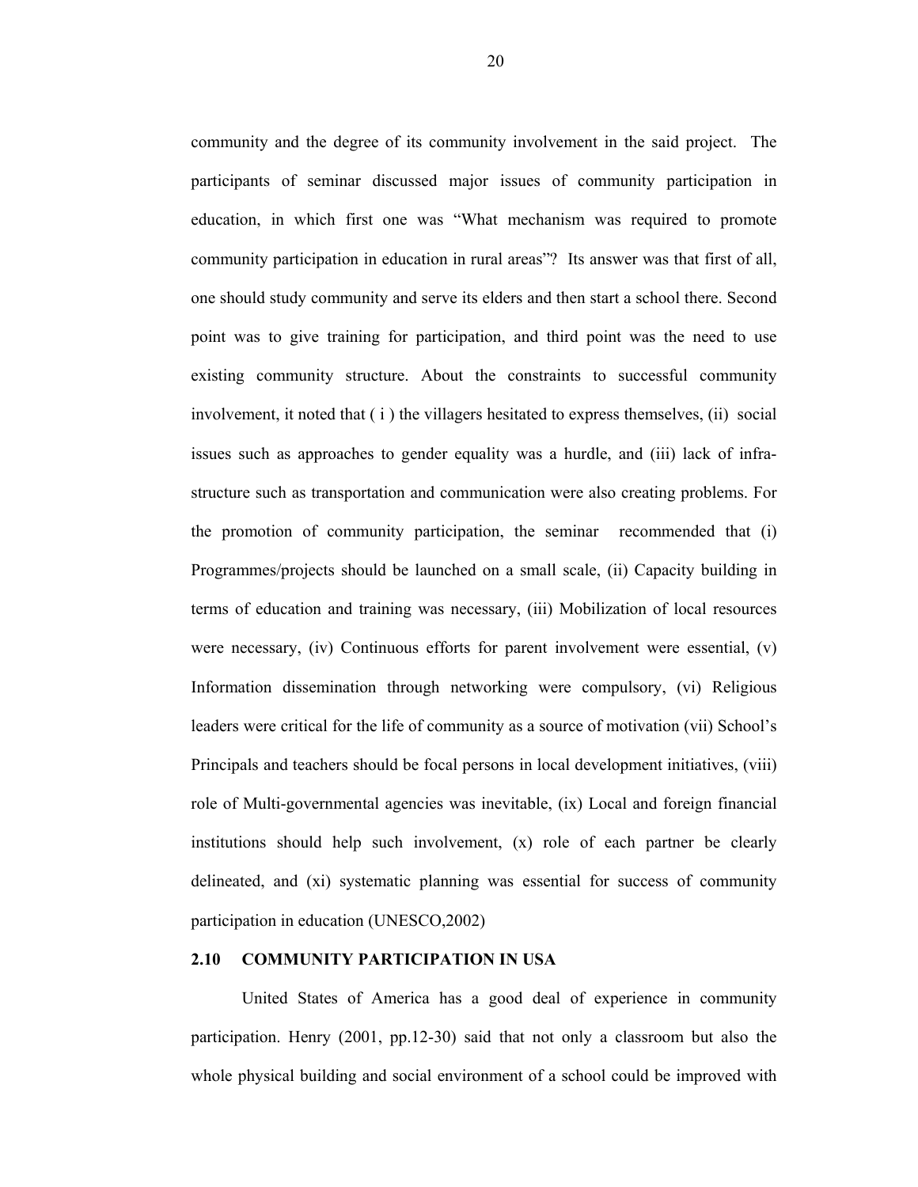community and the degree of its community involvement in the said project. The participants of seminar discussed major issues of community participation in education, in which first one was "What mechanism was required to promote community participation in education in rural areas"? Its answer was that first of all, one should study community and serve its elders and then start a school there. Second point was to give training for participation, and third point was the need to use existing community structure. About the constraints to successful community involvement, it noted that ( i ) the villagers hesitated to express themselves, (ii) social issues such as approaches to gender equality was a hurdle, and (iii) lack of infra-structure such as transportation and communication were also creating problems. For the promotion of community participation, the seminar recommended that (i) Programmes/projects should be launched on a small scale, (ii) Capacity building in terms of education and training was necessary, (iii) Mobilization of local resources were necessary, (iv) Continuous efforts for parent involvement were essential, (v) Information dissemination through networking were compulsory, (vi) Religious leaders were critical for the life of community as a source of motivation (vii) School's Principals and teachers should be focal persons in local development initiatives, (viii) role of Multi-governmental agencies was inevitable, (ix) Local and foreign financial institutions should help such involvement, (x) role of each partner be clearly delineated, and (xi) systematic planning was essential for success of community participation in education (UNESCO,2002)

## 2.10 COMMUNITY PARTICIPATION IN USA

United States of America has a good deal of experience in community participation. Henry (2001, pp.12-30) said that not only a classroom but also the whole physical building and social environment of a school could be improved with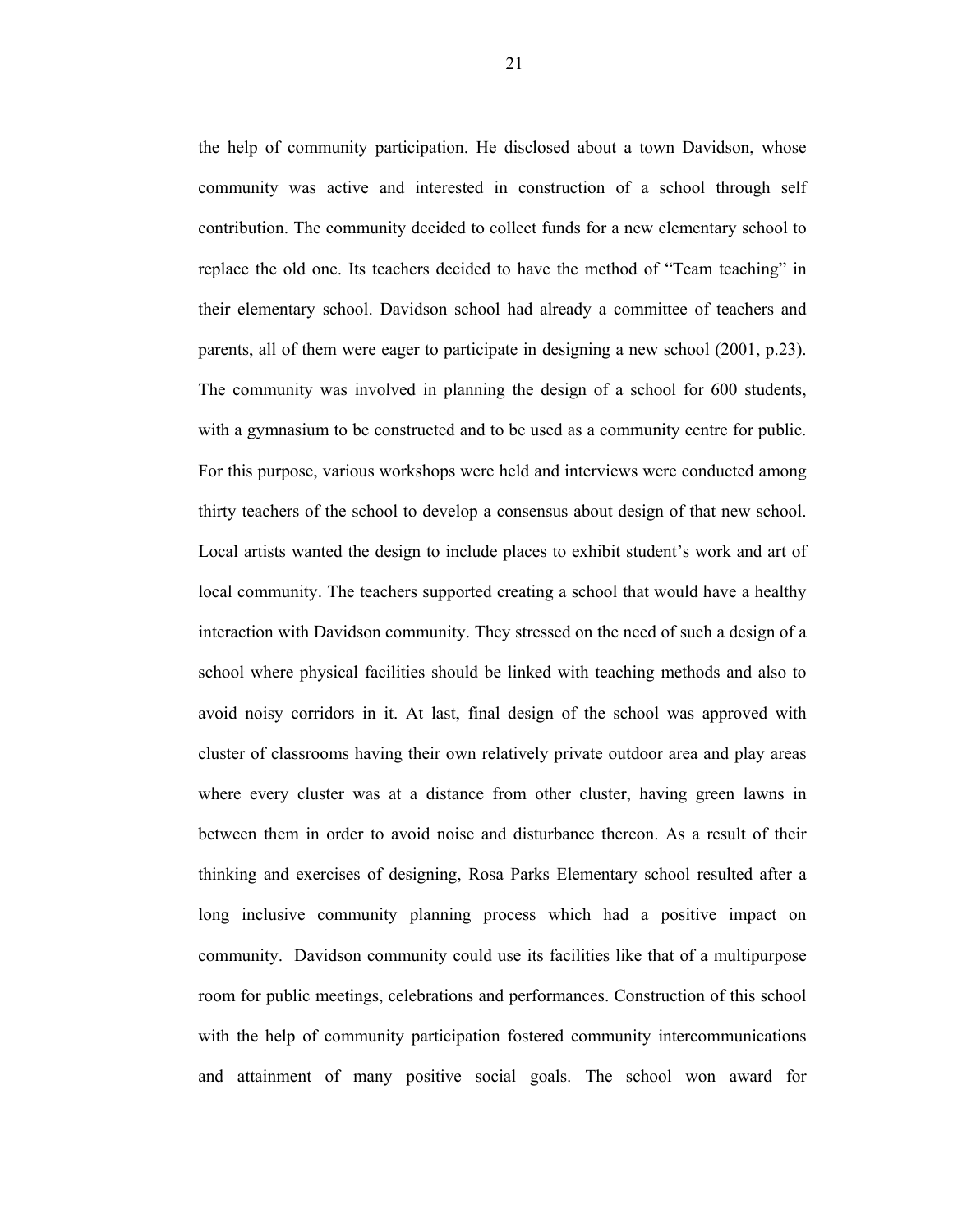the help of community participation. He disclosed about a town Davidson, whose community was active and interested in construction of a school through self contribution. The community decided to collect funds for a new elementary school to replace the old one. Its teachers decided to have the method of "Team teaching" in their elementary school. Davidson school had already a committee of teachers and parents, all of them were eager to participate in designing a new school (2001, p.23). The community was involved in planning the design of a school for 600 students, with a gymnasium to be constructed and to be used as a community centre for public. For this purpose, various workshops were held and interviews were conducted among thirty teachers of the school to develop a consensus about design of that new school. Local artists wanted the design to include places to exhibit student's work and art of local community. The teachers supported creating a school that would have a healthy interaction with Davidson community. They stressed on the need of such a design of a school where physical facilities should be linked with teaching methods and also to avoid noisy corridors in it. At last, final design of the school was approved with cluster of classrooms having their own relatively private outdoor area and play areas where every cluster was at a distance from other cluster, having green lawns in between them in order to avoid noise and disturbance thereon. As a result of their thinking and exercises of designing, Rosa Parks Elementary school resulted after a long inclusive community planning process which had a positive impact on community. Davidson community could use its facilities like that of a multipurpose room for public meetings, celebrations and performances. Construction of this school with the help of community participation fostered community intercommunications and attainment of many positive social goals. The school won award for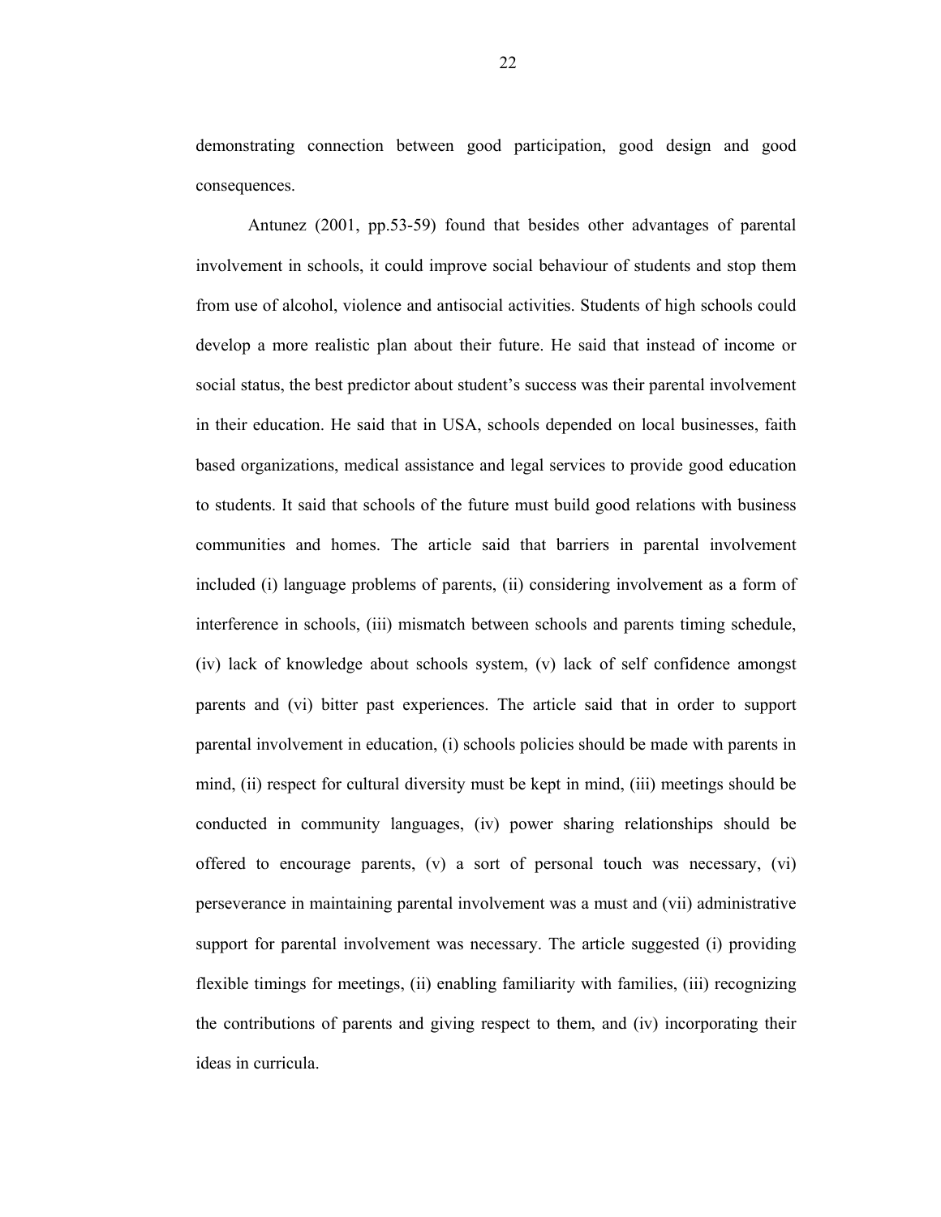demonstrating connection between good participation, good design and good consequences.

Antunez (2001, pp.53-59) found that besides other advantages of parental involvement in schools, it could improve social behaviour of students and stop them from use of alcohol, violence and antisocial activities. Students of high schools could develop a more realistic plan about their future. He said that instead of income or social status, the best predictor about student's success was their parental involvement in their education. He said that in USA, schools depended on local businesses, faith based organizations, medical assistance and legal services to provide good education to students. It said that schools of the future must build good relations with business communities and homes. The article said that barriers in parental involvement included (i) language problems of parents, (ii) considering involvement as a form of interference in schools, (iii) mismatch between schools and parents timing schedule, (iv) lack of knowledge about schools system, (v) lack of self confidence amongst parents and (vi) bitter past experiences. The article said that in order to support parental involvement in education, (i) schools policies should be made with parents in mind, (ii) respect for cultural diversity must be kept in mind, (iii) meetings should be conducted in community languages, (iv) power sharing relationships should be offered to encourage parents, (v) a sort of personal touch was necessary, (vi) perseverance in maintaining parental involvement was a must and (vii) administrative support for parental involvement was necessary. The article suggested (i) providing flexible timings for meetings, (ii) enabling familiarity with families, (iii) recognizing the contributions of parents and giving respect to them, and (iv) incorporating their ideas in curricula.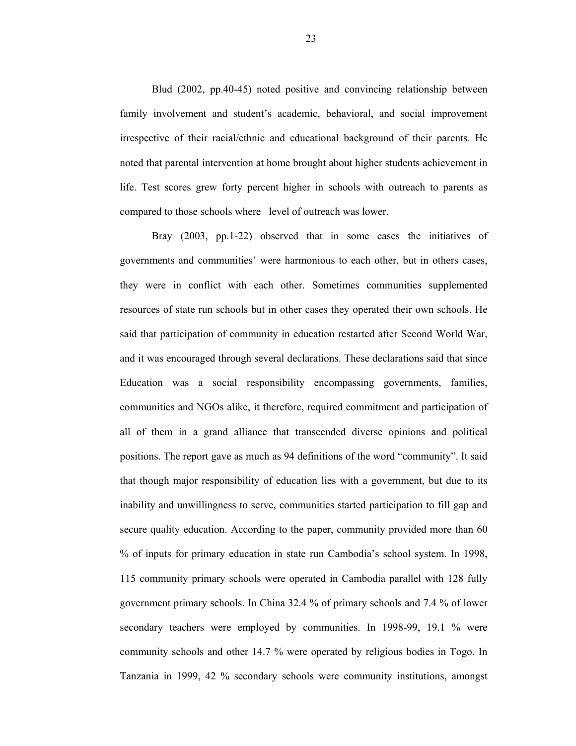Blud (2002, pp.40-45) noted positive and convincing relationship between family involvement and student's academic, behavioral, and social improvement irrespective of their racial/ethnic and educational background of their parents. He noted that parental intervention at home brought about higher students achievement in life. Test scores grew forty percent higher in schools with outreach to parents as compared to those schools where level of outreach was lower.

Bray (2003, pp.1-22) observed that in some cases the initiatives of governments and communities' were harmonious to each other, but in others cases, they were in conflict with each other. Sometimes communities supplemented resources of state run schools but in other cases they operated their own schools. He said that participation of community in education restarted after Second World War, and it was encouraged through several declarations. These declarations said that since Education was a social responsibility encompassing governments, families, communities and NGOs alike, it therefore, required commitment and participation of all of them in a grand alliance that transcended diverse opinions and political positions. The report gave as much as 94 definitions of the word "community". It said that though major responsibility of education lies with a government, but due to its inability and unwillingness to serve, communities started participation to fill gap and secure quality education. According to the paper, community provided more than 60 % of inputs for primary education in state run Cambodia's school system. In 1998, 115 community primary schools were operated in Cambodia parallel with 128 fully government primary schools. In China 32.4 % of primary schools and 7.4 % of lower secondary teachers were employed by communities. In 1998-99, 19.1 % were community schools and other 14.7 % were operated by religious bodies in Togo. In Tanzania in 1999, 42 % secondary schools were community institutions, amongst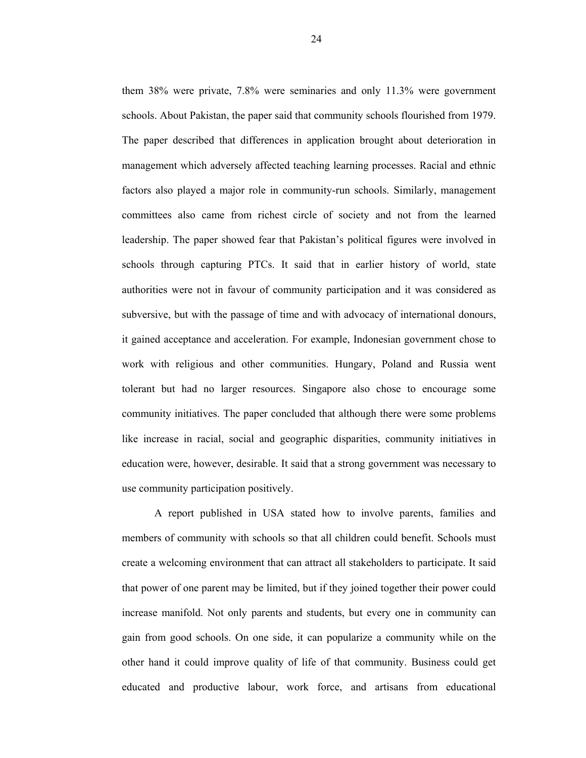them 38% were private, 7.8% were seminaries and only 11.3% were government schools. About Pakistan, the paper said that community schools flourished from 1979. The paper described that differences in application brought about deterioration in management which adversely affected teaching learning processes. Racial and ethnic factors also played a major role in community-run schools. Similarly, management committees also came from richest circle of society and not from the learned leadership. The paper showed fear that Pakistan's political figures were involved in schools through capturing PTCs. It said that in earlier history of world, state authorities were not in favour of community participation and it was considered as subversive, but with the passage of time and with advocacy of international donours, it gained acceptance and acceleration. For example, Indonesian government chose to work with religious and other communities. Hungary, Poland and Russia went tolerant but had no larger resources. Singapore also chose to encourage some community initiatives. The paper concluded that although there were some problems like increase in racial, social and geographic disparities, community initiatives in education were, however, desirable. It said that a strong government was necessary to use community participation positively.

A report published in USA stated how to involve parents, families and members of community with schools so that all children could benefit. Schools must create a welcoming environment that can attract all stakeholders to participate. It said that power of one parent may be limited, but if they joined together their power could increase manifold. Not only parents and students, but every one in community can gain from good schools. On one side, it can popularize a community while on the other hand it could improve quality of life of that community. Business could get educated and productive labour, work force, and artisans from educational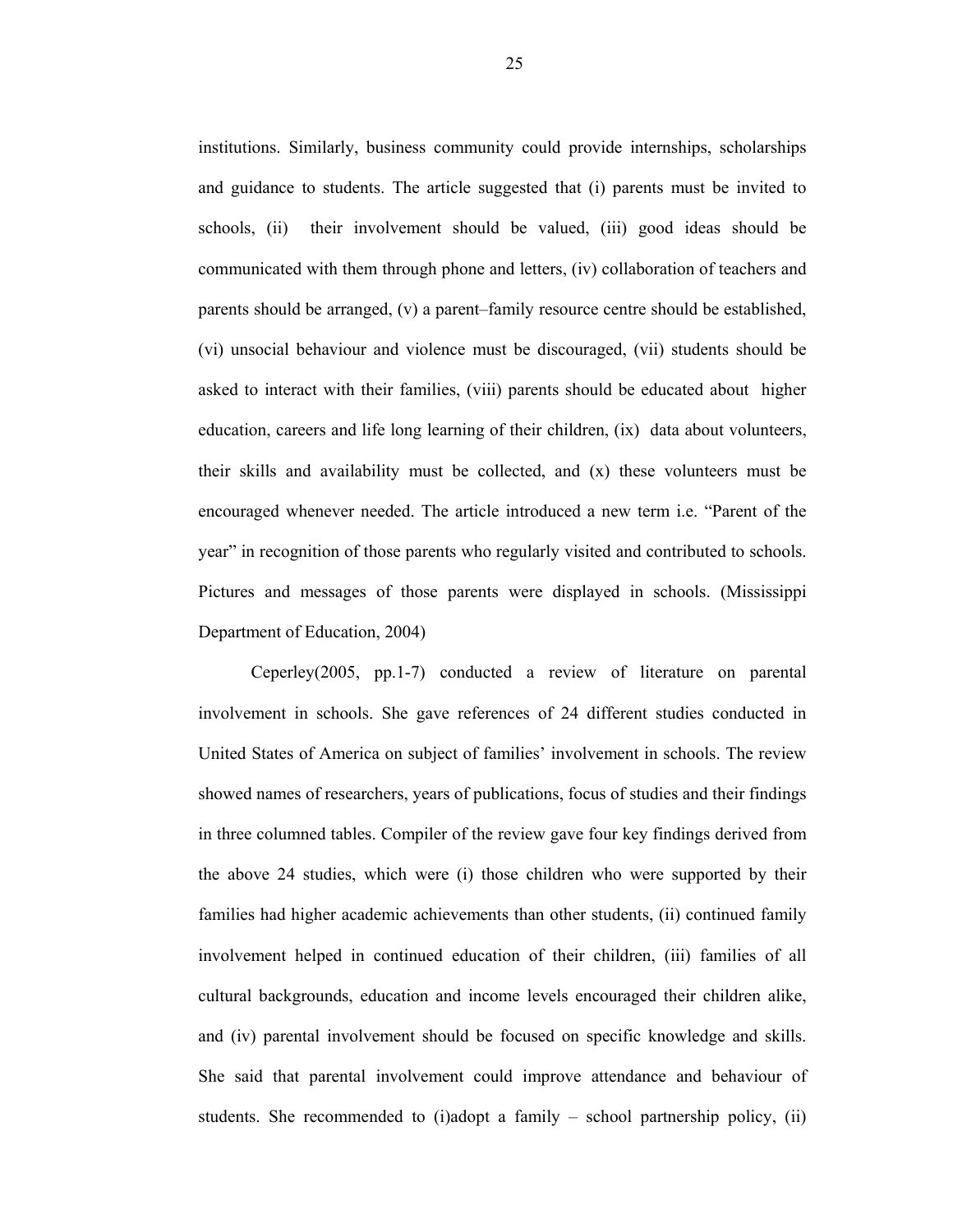institutions. Similarly, business community could provide internships, scholarships and guidance to students. The article suggested that (i) parents must be invited to schools, (ii) their involvement should be valued, (iii) good ideas should be communicated with them through phone and letters, (iv) collaboration of teachers and parents should be arranged, (v) a parent–family resource centre should be established, (vi) unsocial behaviour and violence must be discouraged, (vii) students should be asked to interact with their families, (viii) parents should be educated about higher education, careers and life long learning of their children, (ix) data about volunteers, their skills and availability must be collected, and (x) these volunteers must be encouraged whenever needed. The article introduced a new term i.e. "Parent of the year" in recognition of those parents who regularly visited and contributed to schools. Pictures and messages of those parents were displayed in schools. (Mississippi Department of Education, 2004)

Ceperley(2005, pp.1-7) conducted a review of literature on parental involvement in schools. She gave references of 24 different studies conducted in United States of America on subject of families' involvement in schools. The review showed names of researchers, years of publications, focus of studies and their findings in three columned tables. Compiler of the review gave four key findings derived from the above 24 studies, which were (i) those children who were supported by their families had higher academic achievements than other students, (ii) continued family involvement helped in continued education of their children, (iii) families of all cultural backgrounds, education and income levels encouraged their children alike, and (iv) parental involvement should be focused on specific knowledge and skills. She said that parental involvement could improve attendance and behaviour of students. She recommended to (i)adopt a family – school partnership policy, (ii)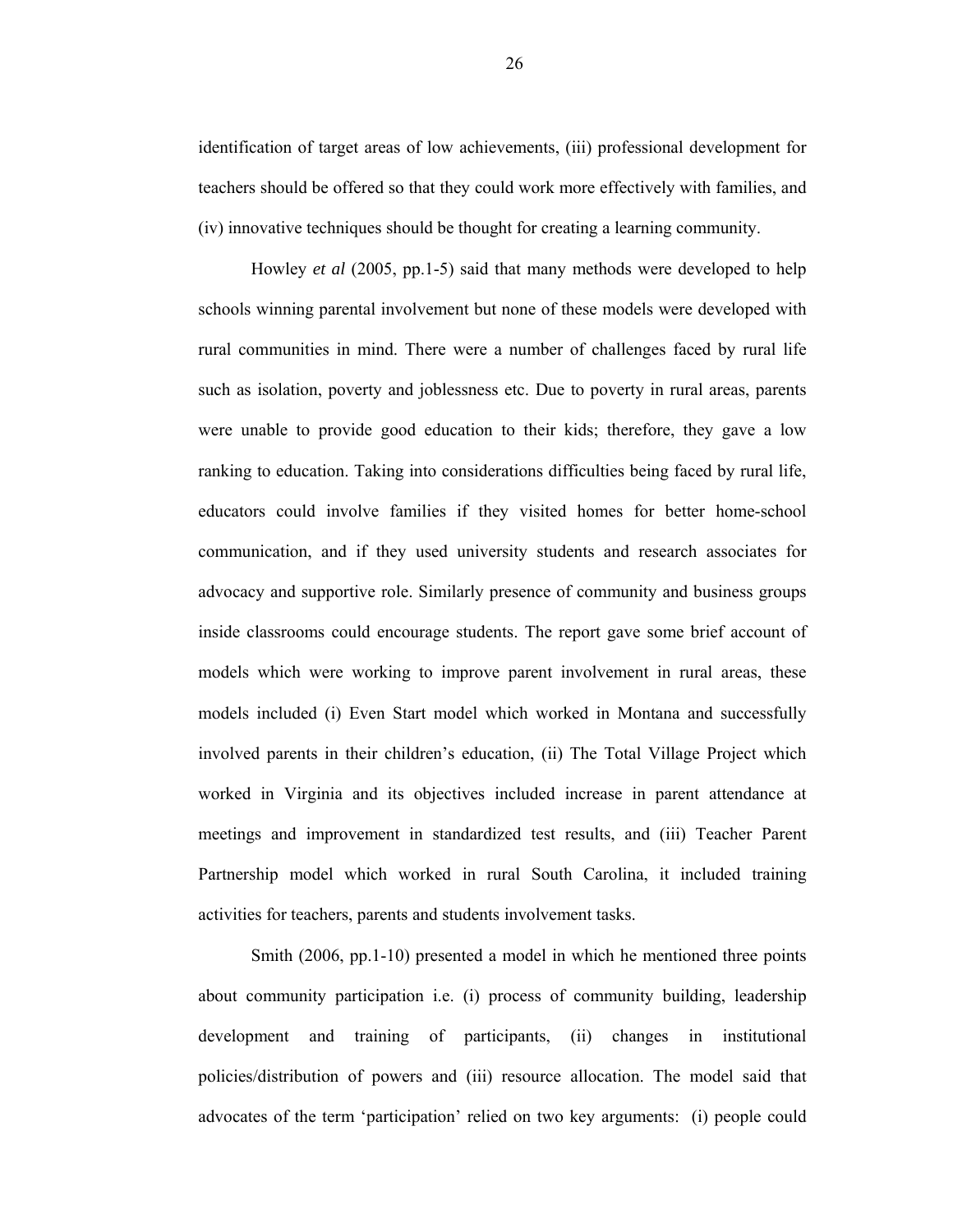identification of target areas of low achievements, (iii) professional development for teachers should be offered so that they could work more effectively with families, and (iv) innovative techniques should be thought for creating a learning community.

Howley *et al* (2005, pp.1-5) said that many methods were developed to help schools winning parental involvement but none of these models were developed with rural communities in mind. There were a number of challenges faced by rural life such as isolation, poverty and joblessness etc. Due to poverty in rural areas, parents were unable to provide good education to their kids; therefore, they gave a low ranking to education. Taking into considerations difficulties being faced by rural life, educators could involve families if they visited homes for better home-school communication, and if they used university students and research associates for advocacy and supportive role. Similarly presence of community and business groups inside classrooms could encourage students. The report gave some brief account of models which were working to improve parent involvement in rural areas, these models included (i) Even Start model which worked in Montana and successfully involved parents in their children's education, (ii) The Total Village Project which worked in Virginia and its objectives included increase in parent attendance at meetings and improvement in standardized test results, and (iii) Teacher Parent Partnership model which worked in rural South Carolina, it included training activities for teachers, parents and students involvement tasks.

Smith (2006, pp.1-10) presented a model in which he mentioned three points about community participation i.e. (i) process of community building, leadership development and training of participants, (ii) changes in institutional policies/distribution of powers and (iii) resource allocation. The model said that advocates of the term 'participation' relied on two key arguments: (i) people could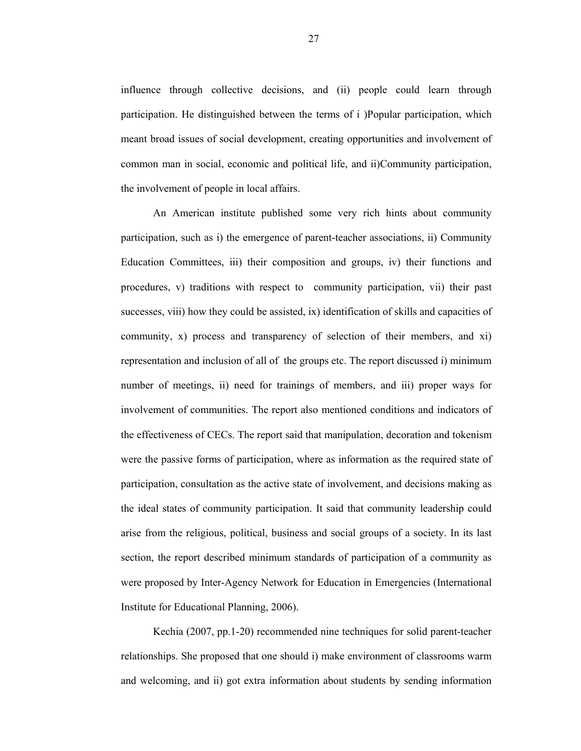influence through collective decisions, and (ii) people could learn through participation. He distinguished between the terms of i )Popular participation, which meant broad issues of social development, creating opportunities and involvement of common man in social, economic and political life, and ii)Community participation, the involvement of people in local affairs.

An American institute published some very rich hints about community participation, such as i) the emergence of parent-teacher associations, ii) Community Education Committees, iii) their composition and groups, iv) their functions and procedures, v) traditions with respect to community participation, vii) their past successes, viii) how they could be assisted, ix) identification of skills and capacities of community, x) process and transparency of selection of their members, and xi) representation and inclusion of all of the groups etc. The report discussed i) minimum number of meetings, ii) need for trainings of members, and iii) proper ways for involvement of communities. The report also mentioned conditions and indicators of the effectiveness of CECs. The report said that manipulation, decoration and tokenism were the passive forms of participation, where as information as the required state of participation, consultation as the active state of involvement, and decisions making as the ideal states of community participation. It said that community leadership could arise from the religious, political, business and social groups of a society. In its last section, the report described minimum standards of participation of a community as were proposed by Inter-Agency Network for Education in Emergencies (International Institute for Educational Planning, 2006).

Kechia (2007, pp.1-20) recommended nine techniques for solid parent-teacher relationships. She proposed that one should i) make environment of classrooms warm and welcoming, and ii) got extra information about students by sending information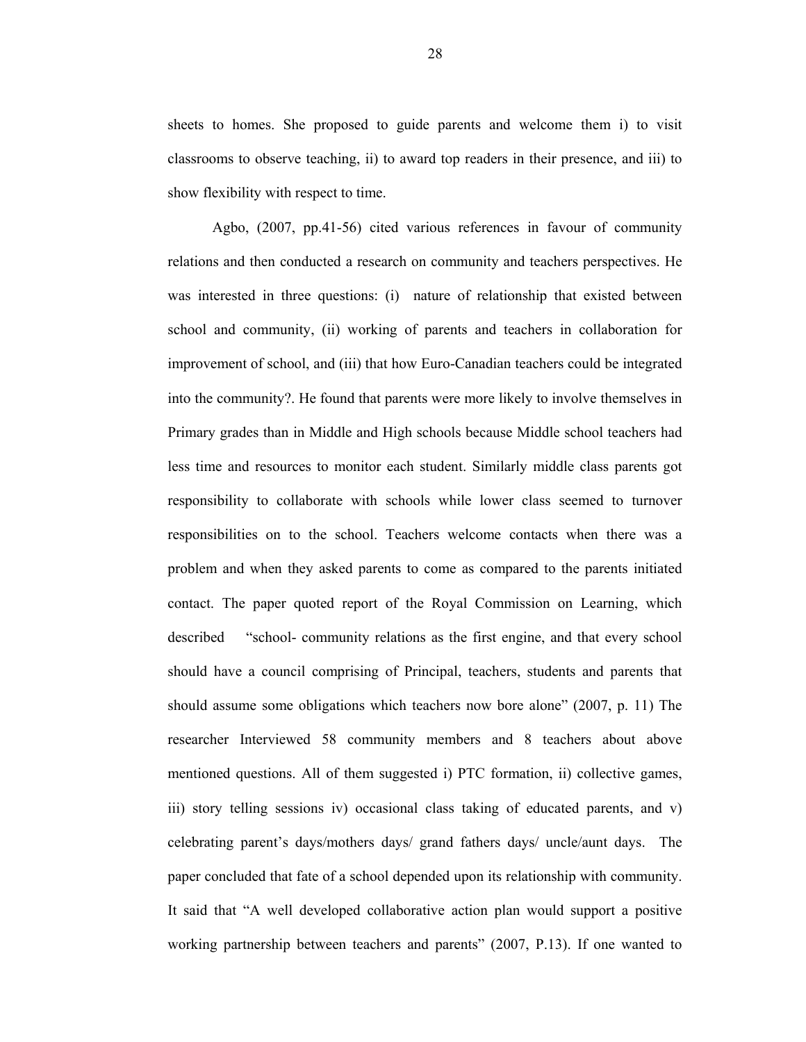sheets to homes. She proposed to guide parents and welcome them i) to visit classrooms to observe teaching, ii) to award top readers in their presence, and iii) to show flexibility with respect to time.

Agbo, (2007, pp.41-56) cited various references in favour of community relations and then conducted a research on community and teachers perspectives. He was interested in three questions: (i) nature of relationship that existed between school and community, (ii) working of parents and teachers in collaboration for improvement of school, and (iii) that how Euro-Canadian teachers could be integrated into the community?. He found that parents were more likely to involve themselves in Primary grades than in Middle and High schools because Middle school teachers had less time and resources to monitor each student. Similarly middle class parents got responsibility to collaborate with schools while lower class seemed to turnover responsibilities on to the school. Teachers welcome contacts when there was a problem and when they asked parents to come as compared to the parents initiated contact. The paper quoted report of the Royal Commission on Learning, which described "school- community relations as the first engine, and that every school should have a council comprising of Principal, teachers, students and parents that should assume some obligations which teachers now bore alone" (2007, p. 11) The researcher Interviewed 58 community members and 8 teachers about above mentioned questions. All of them suggested i) PTC formation, ii) collective games, iii) story telling sessions iv) occasional class taking of educated parents, and v) celebrating parent's days/mothers days/ grand fathers days/ uncle/aunt days. The paper concluded that fate of a school depended upon its relationship with community. It said that "A well developed collaborative action plan would support a positive working partnership between teachers and parents" (2007, P.13). If one wanted to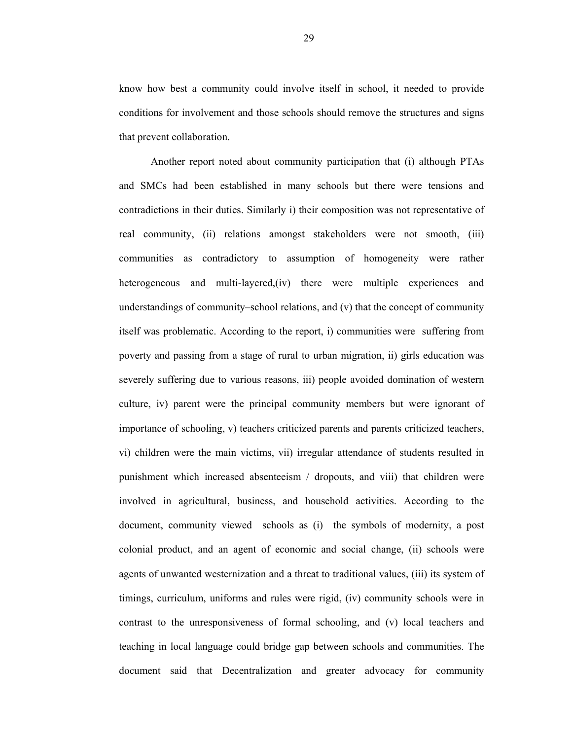know how best a community could involve itself in school, it needed to provide conditions for involvement and those schools should remove the structures and signs that prevent collaboration.

Another report noted about community participation that (i) although PTAs and SMCs had been established in many schools but there were tensions and contradictions in their duties. Similarly i) their composition was not representative of real community, (ii) relations amongst stakeholders were not smooth, (iii) communities as contradictory to assumption of homogeneity were rather heterogeneous and multi-layered,(iv) there were multiple experiences and understandings of community–school relations, and (v) that the concept of community itself was problematic. According to the report, i) communities were suffering from poverty and passing from a stage of rural to urban migration, ii) girls education was severely suffering due to various reasons, iii) people avoided domination of western culture, iv) parent were the principal community members but were ignorant of importance of schooling, v) teachers criticized parents and parents criticized teachers, vi) children were the main victims, vii) irregular attendance of students resulted in punishment which increased absenteeism / dropouts, and viii) that children were involved in agricultural, business, and household activities. According to the document, community viewed schools as (i) the symbols of modernity, a post colonial product, and an agent of economic and social change, (ii) schools were agents of unwanted westernization and a threat to traditional values, (iii) its system of timings, curriculum, uniforms and rules were rigid, (iv) community schools were in contrast to the unresponsiveness of formal schooling, and (v) local teachers and teaching in local language could bridge gap between schools and communities. The document said that Decentralization and greater advocacy for community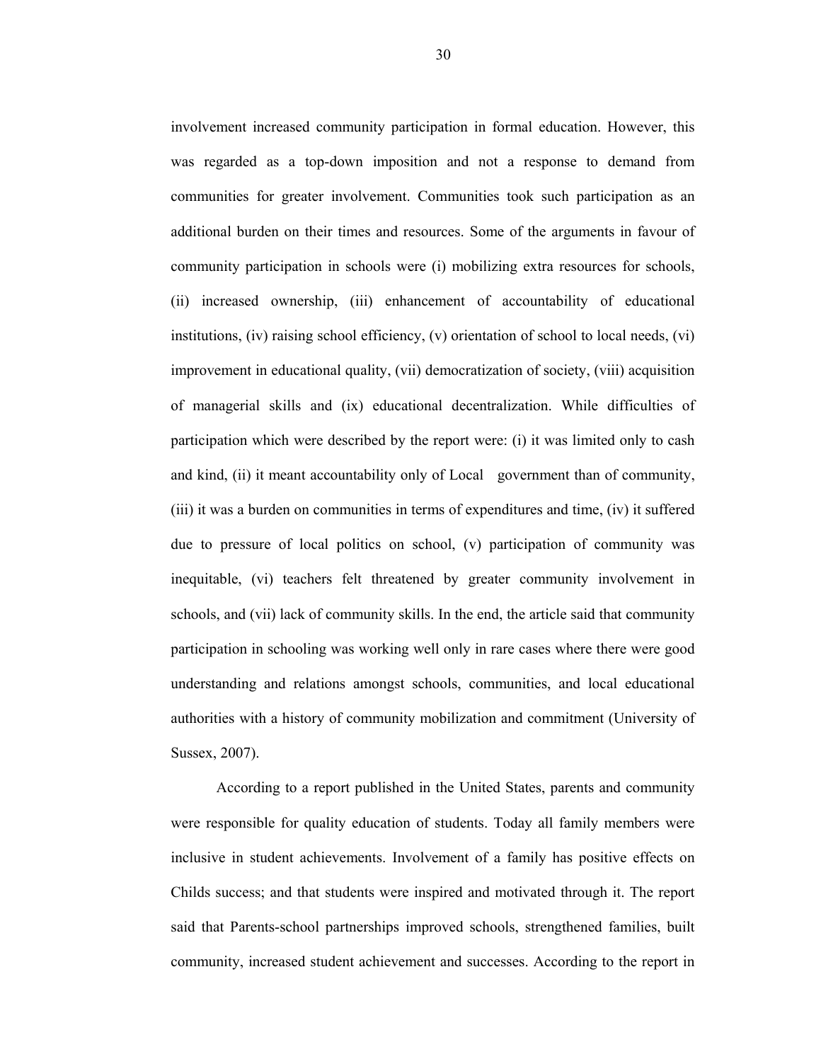involvement increased community participation in formal education. However, this was regarded as a top-down imposition and not a response to demand from communities for greater involvement. Communities took such participation as an additional burden on their times and resources. Some of the arguments in favour of community participation in schools were (i) mobilizing extra resources for schools, (ii) increased ownership, (iii) enhancement of accountability of educational institutions, (iv) raising school efficiency, (v) orientation of school to local needs, (vi) improvement in educational quality, (vii) democratization of society, (viii) acquisition of managerial skills and (ix) educational decentralization. While difficulties of participation which were described by the report were: (i) it was limited only to cash and kind, (ii) it meant accountability only of Local government than of community, (iii) it was a burden on communities in terms of expenditures and time, (iv) it suffered due to pressure of local politics on school, (v) participation of community was inequitable, (vi) teachers felt threatened by greater community involvement in schools, and (vii) lack of community skills. In the end, the article said that community participation in schooling was working well only in rare cases where there were good understanding and relations amongst schools, communities, and local educational authorities with a history of community mobilization and commitment (University of Sussex, 2007).

According to a report published in the United States, parents and community were responsible for quality education of students. Today all family members were inclusive in student achievements. Involvement of a family has positive effects on Childs success; and that students were inspired and motivated through it. The report said that Parents-school partnerships improved schools, strengthened families, built community, increased student achievement and successes. According to the report in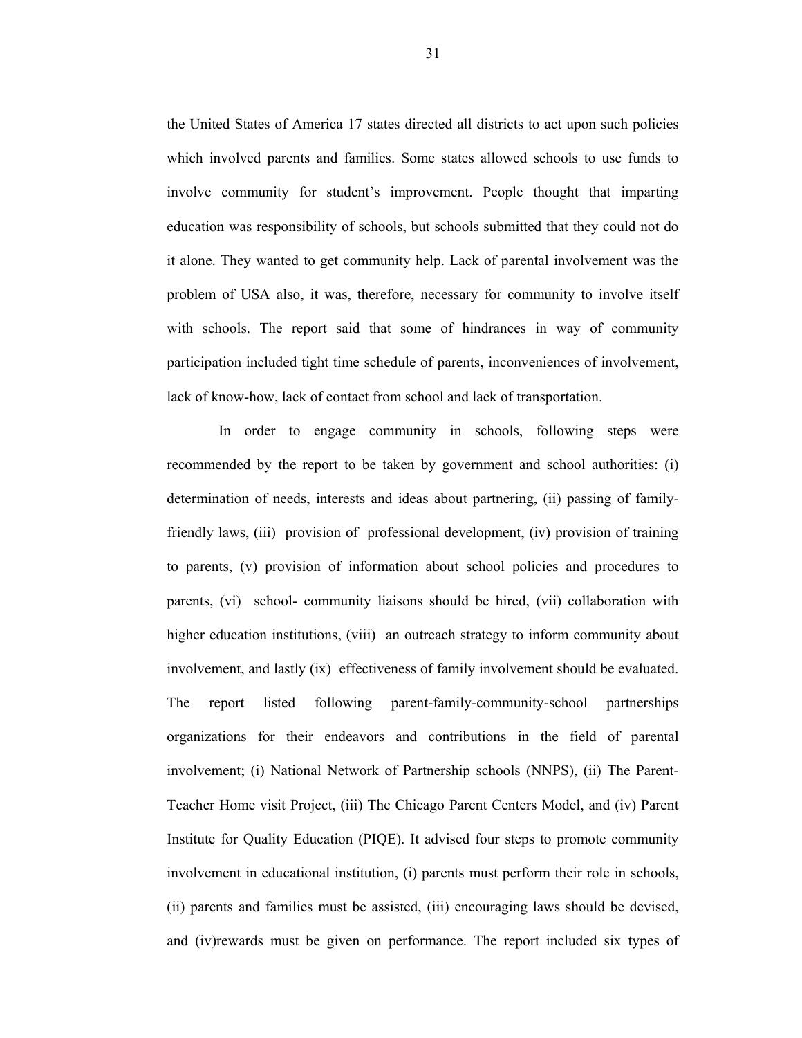the United States of America 17 states directed all districts to act upon such policies which involved parents and families. Some states allowed schools to use funds to involve community for student's improvement. People thought that imparting education was responsibility of schools, but schools submitted that they could not do it alone. They wanted to get community help. Lack of parental involvement was the problem of USA also, it was, therefore, necessary for community to involve itself with schools. The report said that some of hindrances in way of community participation included tight time schedule of parents, inconveniences of involvement, lack of know-how, lack of contact from school and lack of transportation.

In order to engage community in schools, following steps were recommended by the report to be taken by government and school authorities: (i) determination of needs, interests and ideas about partnering, (ii) passing of family-friendly laws, (iii) provision of professional development, (iv) provision of training to parents, (v) provision of information about school policies and procedures to parents, (vi) school- community liaisons should be hired, (vii) collaboration with higher education institutions, (viii) an outreach strategy to inform community about involvement, and lastly (ix) effectiveness of family involvement should be evaluated. The report listed following parent-family-community-school partnerships organizations for their endeavors and contributions in the field of parental involvement; (i) National Network of Partnership schools (NNPS), (ii) The Parent-Teacher Home visit Project, (iii) The Chicago Parent Centers Model, and (iv) Parent Institute for Quality Education (PIQE). It advised four steps to promote community involvement in educational institution, (i) parents must perform their role in schools, (ii) parents and families must be assisted, (iii) encouraging laws should be devised, and (iv)rewards must be given on performance. The report included six types of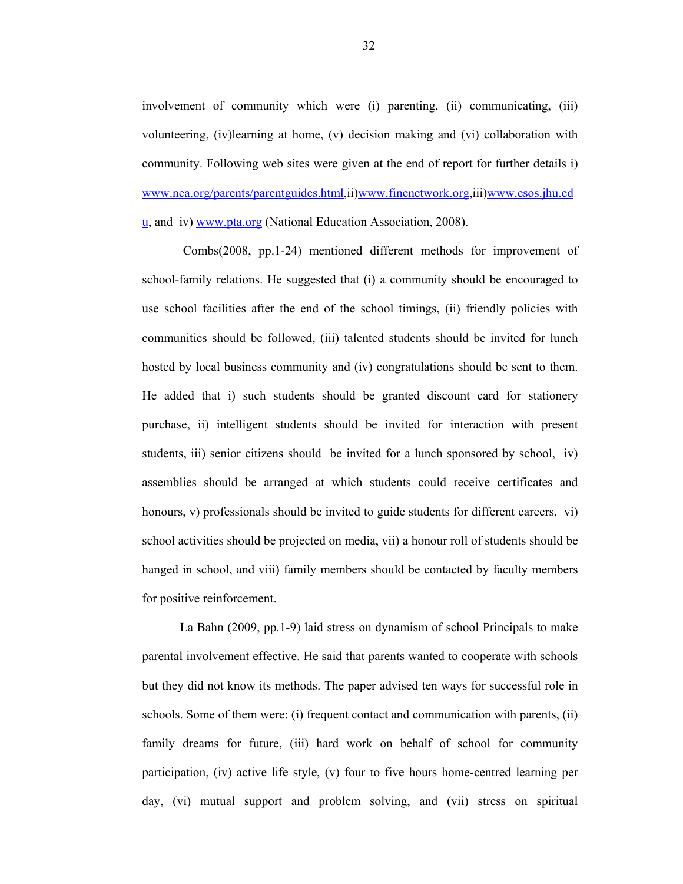involvement of community which were (i) parenting, (ii) communicating, (iii) volunteering, (iv)learning at home, (v) decision making and (vi) collaboration with community. Following web sites were given at the end of report for further details i) www.nea.org/parents/parentguides.html,ii)www.finenetwork.org,iii)www.csos.jhu.edu, and iv) www.pta.org (National Education Association, 2008).

Combs(2008, pp.1-24) mentioned different methods for improvement of school-family relations. He suggested that (i) a community should be encouraged to use school facilities after the end of the school timings, (ii) friendly policies with communities should be followed, (iii) talented students should be invited for lunch hosted by local business community and (iv) congratulations should be sent to them. He added that i) such students should be granted discount card for stationery purchase, ii) intelligent students should be invited for interaction with present students, iii) senior citizens should be invited for a lunch sponsored by school, iv) assemblies should be arranged at which students could receive certificates and honours, v) professionals should be invited to guide students for different careers, vi) school activities should be projected on media, vii) a honour roll of students should be hanged in school, and viii) family members should be contacted by faculty members for positive reinforcement.

La Bahn (2009, pp.1-9) laid stress on dynamism of school Principals to make parental involvement effective. He said that parents wanted to cooperate with schools but they did not know its methods. The paper advised ten ways for successful role in schools. Some of them were: (i) frequent contact and communication with parents, (ii) family dreams for future, (iii) hard work on behalf of school for community participation, (iv) active life style, (v) four to five hours home-centred learning per day, (vi) mutual support and problem solving, and (vii) stress on spiritual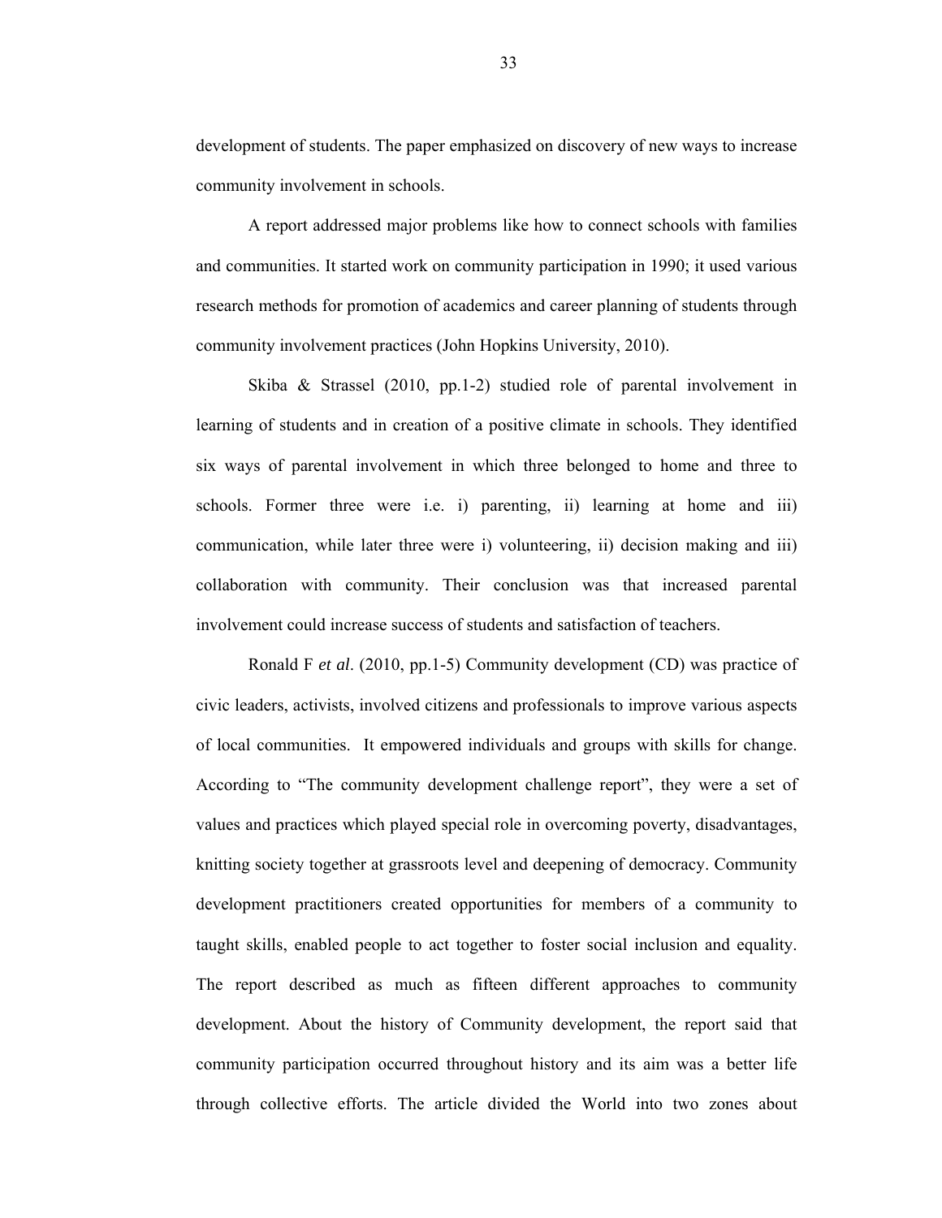development of students. The paper emphasized on discovery of new ways to increase community involvement in schools.

A report addressed major problems like how to connect schools with families and communities. It started work on community participation in 1990; it used various research methods for promotion of academics and career planning of students through community involvement practices (John Hopkins University, 2010).

Skiba & Strassel (2010, pp.1-2) studied role of parental involvement in learning of students and in creation of a positive climate in schools. They identified six ways of parental involvement in which three belonged to home and three to schools. Former three were i.e. i) parenting, ii) learning at home and iii) communication, while later three were i) volunteering, ii) decision making and iii) collaboration with community. Their conclusion was that increased parental involvement could increase success of students and satisfaction of teachers.

Ronald F *et al*. (2010, pp.1-5) Community development (CD) was practice of civic leaders, activists, involved citizens and professionals to improve various aspects of local communities. It empowered individuals and groups with skills for change. According to "The community development challenge report", they were a set of values and practices which played special role in overcoming poverty, disadvantages, knitting society together at grassroots level and deepening of democracy. Community development practitioners created opportunities for members of a community to taught skills, enabled people to act together to foster social inclusion and equality. The report described as much as fifteen different approaches to community development. About the history of Community development, the report said that community participation occurred throughout history and its aim was a better life through collective efforts. The article divided the World into two zones about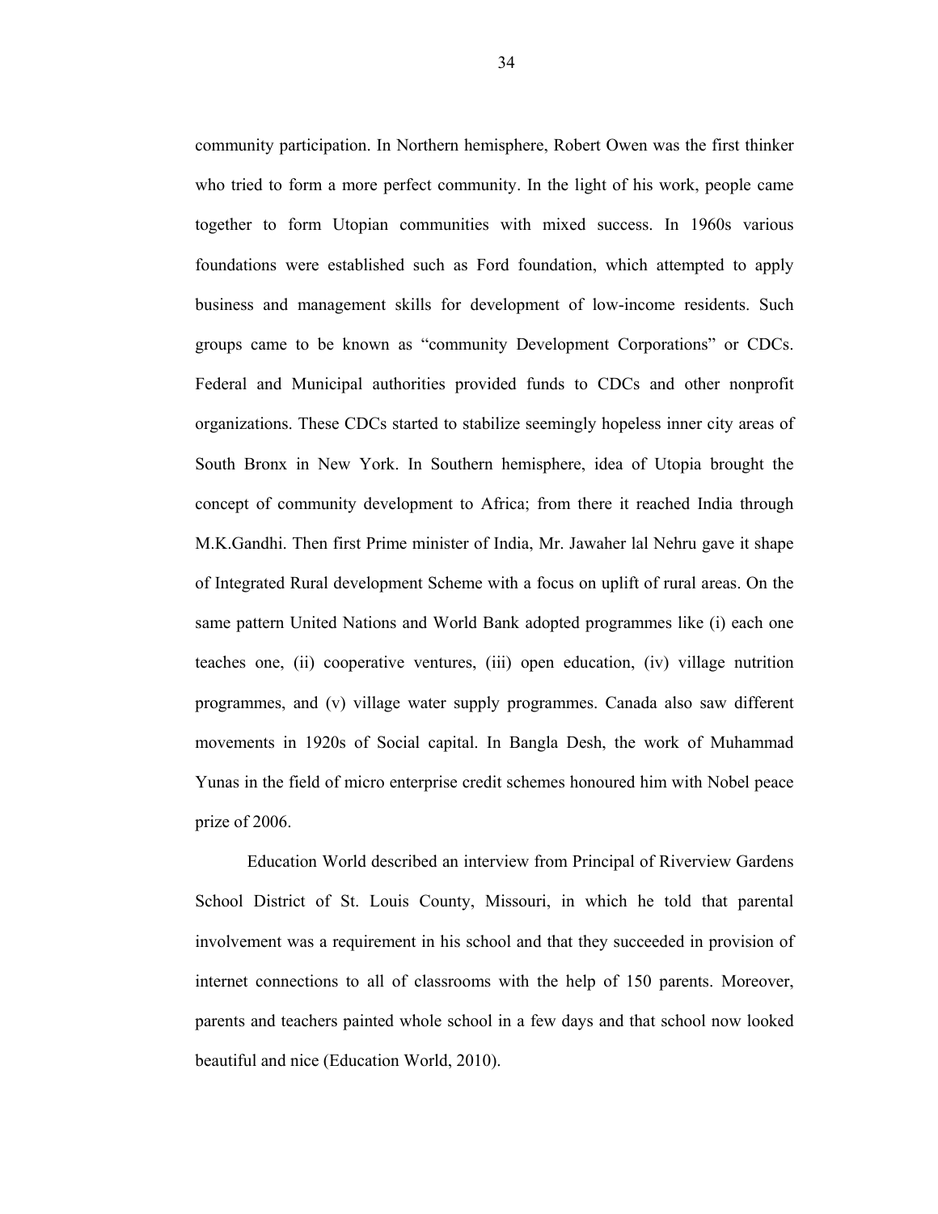community participation. In Northern hemisphere, Robert Owen was the first thinker who tried to form a more perfect community. In the light of his work, people came together to form Utopian communities with mixed success. In 1960s various foundations were established such as Ford foundation, which attempted to apply business and management skills for development of low-income residents. Such groups came to be known as "community Development Corporations" or CDCs. Federal and Municipal authorities provided funds to CDCs and other nonprofit organizations. These CDCs started to stabilize seemingly hopeless inner city areas of South Bronx in New York. In Southern hemisphere, idea of Utopia brought the concept of community development to Africa; from there it reached India through M.K.Gandhi. Then first Prime minister of India, Mr. Jawaher lal Nehru gave it shape of Integrated Rural development Scheme with a focus on uplift of rural areas. On the same pattern United Nations and World Bank adopted programmes like (i) each one teaches one, (ii) cooperative ventures, (iii) open education, (iv) village nutrition programmes, and (v) village water supply programmes. Canada also saw different movements in 1920s of Social capital. In Bangla Desh, the work of Muhammad Yunas in the field of micro enterprise credit schemes honoured him with Nobel peace prize of 2006.

Education World described an interview from Principal of Riverview Gardens School District of St. Louis County, Missouri, in which he told that parental involvement was a requirement in his school and that they succeeded in provision of internet connections to all of classrooms with the help of 150 parents. Moreover, parents and teachers painted whole school in a few days and that school now looked beautiful and nice (Education World, 2010).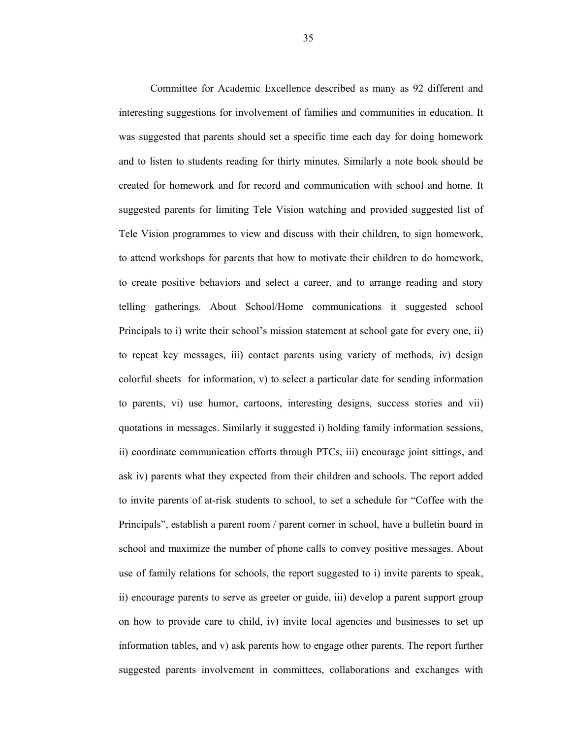Committee for Academic Excellence described as many as 92 different and interesting suggestions for involvement of families and communities in education. It was suggested that parents should set a specific time each day for doing homework and to listen to students reading for thirty minutes. Similarly a note book should be created for homework and for record and communication with school and home. It suggested parents for limiting Tele Vision watching and provided suggested list of Tele Vision programmes to view and discuss with their children, to sign homework, to attend workshops for parents that how to motivate their children to do homework, to create positive behaviors and select a career, and to arrange reading and story telling gatherings. About School/Home communications it suggested school Principals to i) write their school's mission statement at school gate for every one, ii) to repeat key messages, iii) contact parents using variety of methods, iv) design colorful sheets for information, v) to select a particular date for sending information to parents, vi) use humor, cartoons, interesting designs, success stories and vii) quotations in messages. Similarly it suggested i) holding family information sessions, ii) coordinate communication efforts through PTCs, iii) encourage joint sittings, and ask iv) parents what they expected from their children and schools. The report added to invite parents of at-risk students to school, to set a schedule for "Coffee with the Principals", establish a parent room / parent corner in school, have a bulletin board in school and maximize the number of phone calls to convey positive messages. About use of family relations for schools, the report suggested to i) invite parents to speak, ii) encourage parents to serve as greeter or guide, iii) develop a parent support group on how to provide care to child, iv) invite local agencies and businesses to set up information tables, and v) ask parents how to engage other parents. The report further suggested parents involvement in committees, collaborations and exchanges with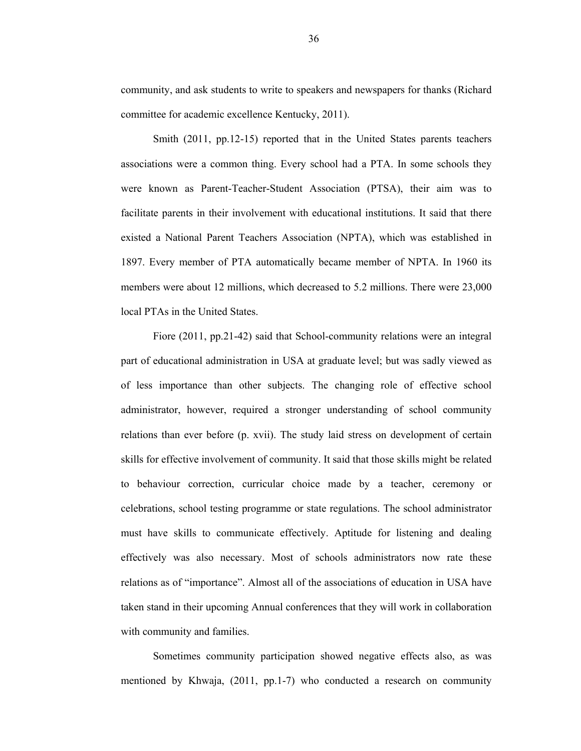community, and ask students to write to speakers and newspapers for thanks (Richard committee for academic excellence Kentucky, 2011).

Smith (2011, pp.12-15) reported that in the United States parents teachers associations were a common thing. Every school had a PTA. In some schools they were known as Parent-Teacher-Student Association (PTSA), their aim was to facilitate parents in their involvement with educational institutions. It said that there existed a National Parent Teachers Association (NPTA), which was established in 1897. Every member of PTA automatically became member of NPTA. In 1960 its members were about 12 millions, which decreased to 5.2 millions. There were 23,000 local PTAs in the United States.

Fiore (2011, pp.21-42) said that School-community relations were an integral part of educational administration in USA at graduate level; but was sadly viewed as of less importance than other subjects. The changing role of effective school administrator, however, required a stronger understanding of school community relations than ever before (p. xvii). The study laid stress on development of certain skills for effective involvement of community. It said that those skills might be related to behaviour correction, curricular choice made by a teacher, ceremony or celebrations, school testing programme or state regulations. The school administrator must have skills to communicate effectively. Aptitude for listening and dealing effectively was also necessary. Most of schools administrators now rate these relations as of "importance". Almost all of the associations of education in USA have taken stand in their upcoming Annual conferences that they will work in collaboration with community and families.

Sometimes community participation showed negative effects also, as was mentioned by Khwaja, (2011, pp.1-7) who conducted a research on community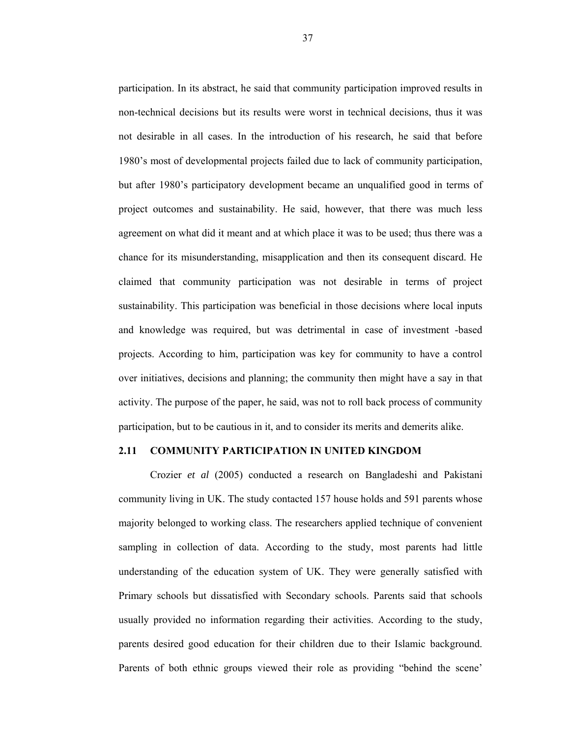participation. In its abstract, he said that community participation improved results in non-technical decisions but its results were worst in technical decisions, thus it was not desirable in all cases. In the introduction of his research, he said that before 1980's most of developmental projects failed due to lack of community participation, but after 1980's participatory development became an unqualified good in terms of project outcomes and sustainability. He said, however, that there was much less agreement on what did it meant and at which place it was to be used; thus there was a chance for its misunderstanding, misapplication and then its consequent discard. He claimed that community participation was not desirable in terms of project sustainability. This participation was beneficial in those decisions where local inputs and knowledge was required, but was detrimental in case of investment -based projects. According to him, participation was key for community to have a control over initiatives, decisions and planning; the community then might have a say in that activity. The purpose of the paper, he said, was not to roll back process of community participation, but to be cautious in it, and to consider its merits and demerits alike.

## 2.11 COMMUNITY PARTICIPATION IN UNITED KINGDOM

Crozier *et al* (2005) conducted a research on Bangladeshi and Pakistani community living in UK. The study contacted 157 house holds and 591 parents whose majority belonged to working class. The researchers applied technique of convenient sampling in collection of data. According to the study, most parents had little understanding of the education system of UK. They were generally satisfied with Primary schools but dissatisfied with Secondary schools. Parents said that schools usually provided no information regarding their activities. According to the study, parents desired good education for their children due to their Islamic background. Parents of both ethnic groups viewed their role as providing "behind the scene'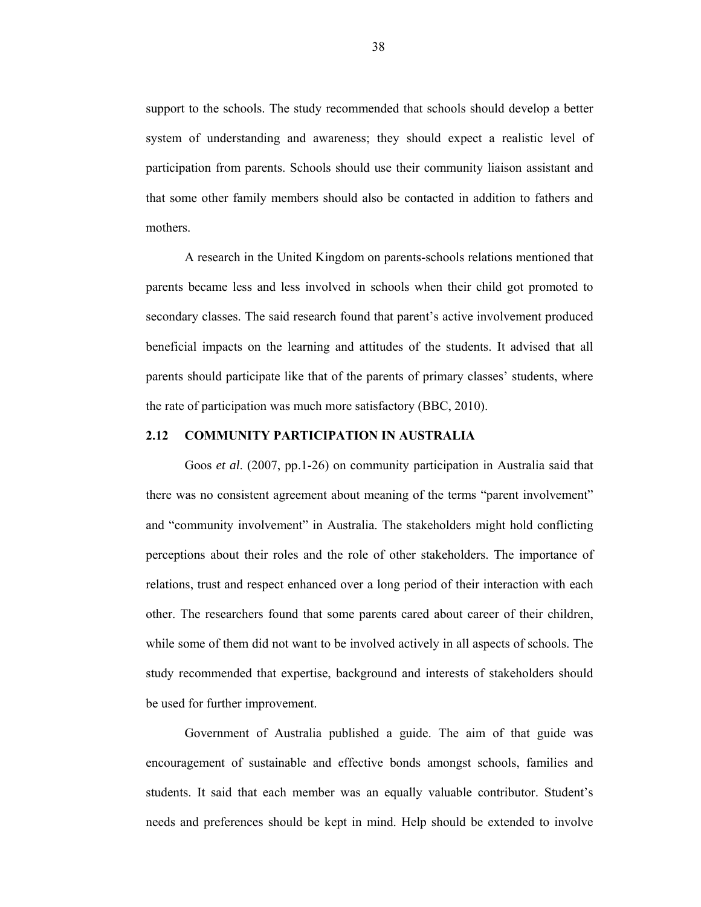support to the schools. The study recommended that schools should develop a better system of understanding and awareness; they should expect a realistic level of participation from parents. Schools should use their community liaison assistant and that some other family members should also be contacted in addition to fathers and mothers.

A research in the United Kingdom on parents-schools relations mentioned that parents became less and less involved in schools when their child got promoted to secondary classes. The said research found that parent's active involvement produced beneficial impacts on the learning and attitudes of the students. It advised that all parents should participate like that of the parents of primary classes' students, where the rate of participation was much more satisfactory (BBC, 2010).

## 2.12 COMMUNITY PARTICIPATION IN AUSTRALIA

Goos *et al.* (2007, pp.1-26) on community participation in Australia said that there was no consistent agreement about meaning of the terms "parent involvement" and "community involvement" in Australia. The stakeholders might hold conflicting perceptions about their roles and the role of other stakeholders. The importance of relations, trust and respect enhanced over a long period of their interaction with each other. The researchers found that some parents cared about career of their children, while some of them did not want to be involved actively in all aspects of schools. The study recommended that expertise, background and interests of stakeholders should be used for further improvement.

Government of Australia published a guide. The aim of that guide was encouragement of sustainable and effective bonds amongst schools, families and students. It said that each member was an equally valuable contributor. Student's needs and preferences should be kept in mind. Help should be extended to involve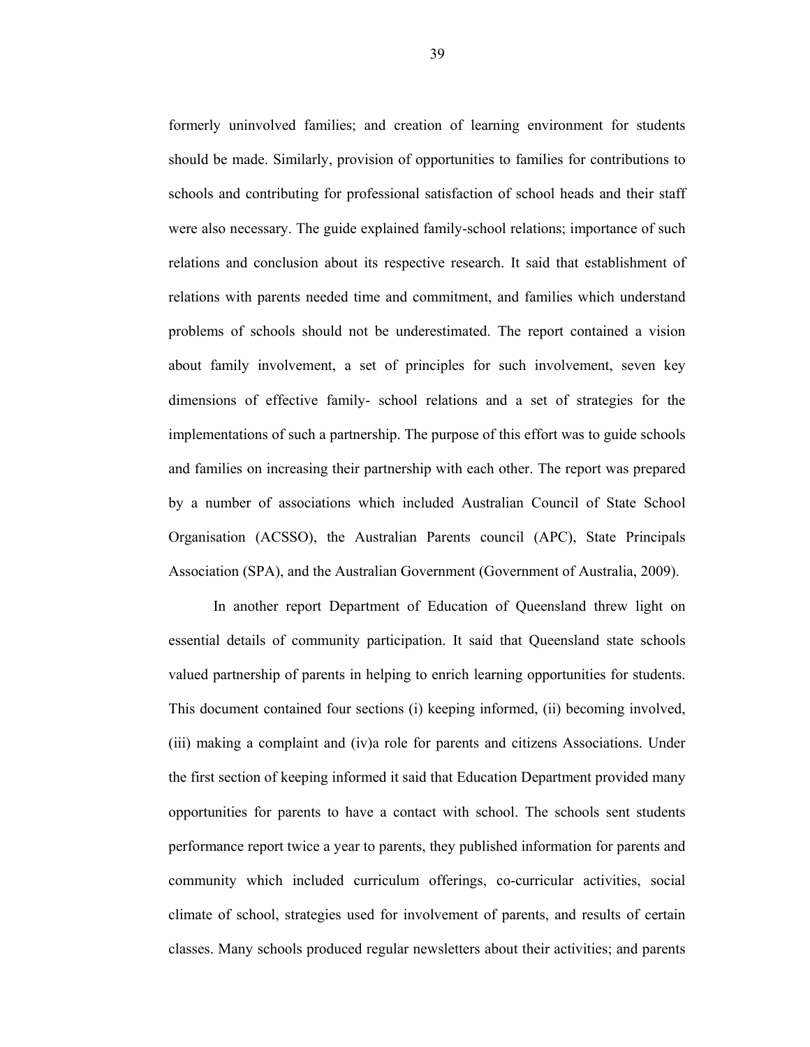formerly uninvolved families; and creation of learning environment for students should be made. Similarly, provision of opportunities to families for contributions to schools and contributing for professional satisfaction of school heads and their staff were also necessary. The guide explained family-school relations; importance of such relations and conclusion about its respective research. It said that establishment of relations with parents needed time and commitment, and families which understand problems of schools should not be underestimated. The report contained a vision about family involvement, a set of principles for such involvement, seven key dimensions of effective family- school relations and a set of strategies for the implementations of such a partnership. The purpose of this effort was to guide schools and families on increasing their partnership with each other. The report was prepared by a number of associations which included Australian Council of State School Organisation (ACSSO), the Australian Parents council (APC), State Principals Association (SPA), and the Australian Government (Government of Australia, 2009).

In another report Department of Education of Queensland threw light on essential details of community participation. It said that Queensland state schools valued partnership of parents in helping to enrich learning opportunities for students. This document contained four sections (i) keeping informed, (ii) becoming involved, (iii) making a complaint and (iv)a role for parents and citizens Associations. Under the first section of keeping informed it said that Education Department provided many opportunities for parents to have a contact with school. The schools sent students performance report twice a year to parents, they published information for parents and community which included curriculum offerings, co-curricular activities, social climate of school, strategies used for involvement of parents, and results of certain classes. Many schools produced regular newsletters about their activities; and parents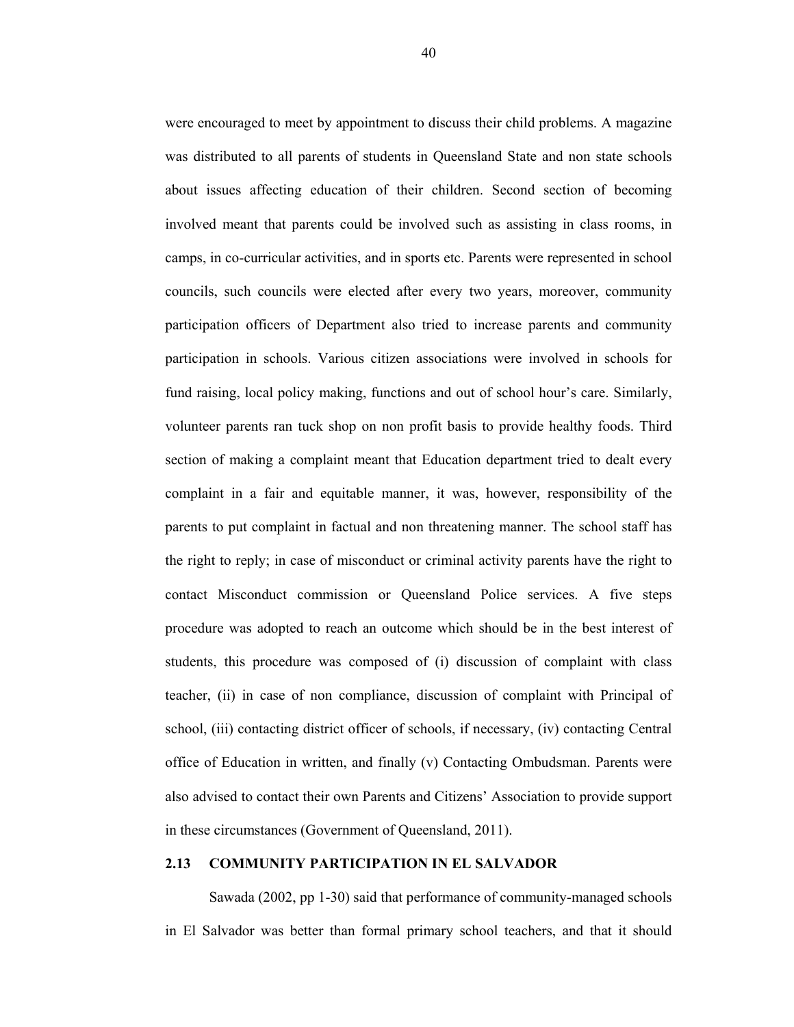were encouraged to meet by appointment to discuss their child problems. A magazine was distributed to all parents of students in Queensland State and non state schools about issues affecting education of their children. Second section of becoming involved meant that parents could be involved such as assisting in class rooms, in camps, in co-curricular activities, and in sports etc. Parents were represented in school councils, such councils were elected after every two years, moreover, community participation officers of Department also tried to increase parents and community participation in schools. Various citizen associations were involved in schools for fund raising, local policy making, functions and out of school hour's care. Similarly, volunteer parents ran tuck shop on non profit basis to provide healthy foods. Third section of making a complaint meant that Education department tried to dealt every complaint in a fair and equitable manner, it was, however, responsibility of the parents to put complaint in factual and non threatening manner. The school staff has the right to reply; in case of misconduct or criminal activity parents have the right to contact Misconduct commission or Queensland Police services. A five steps procedure was adopted to reach an outcome which should be in the best interest of students, this procedure was composed of (i) discussion of complaint with class teacher, (ii) in case of non compliance, discussion of complaint with Principal of school, (iii) contacting district officer of schools, if necessary, (iv) contacting Central office of Education in written, and finally (v) Contacting Ombudsman. Parents were also advised to contact their own Parents and Citizens' Association to provide support in these circumstances (Government of Queensland, 2011).

## 2.13 COMMUNITY PARTICIPATION IN EL SALVADOR

Sawada (2002, pp 1-30) said that performance of community-managed schools in El Salvador was better than formal primary school teachers, and that it should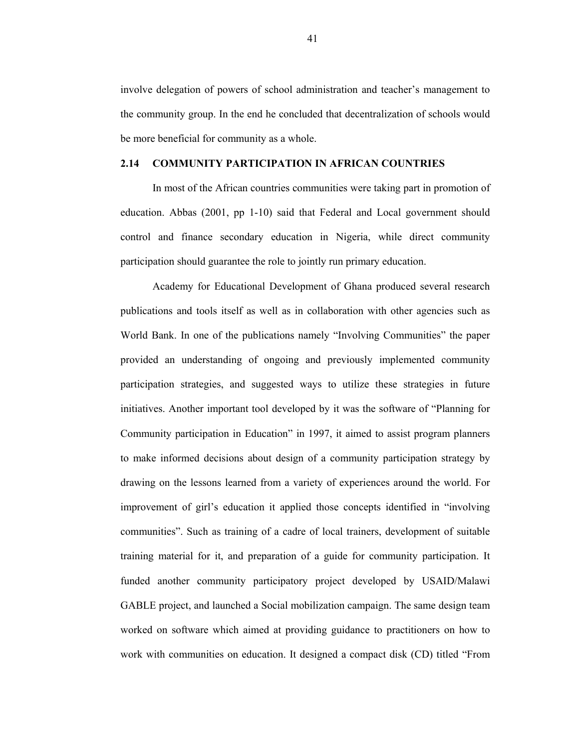involve delegation of powers of school administration and teacher's management to the community group. In the end he concluded that decentralization of schools would be more beneficial for community as a whole.

## 2.14 COMMUNITY PARTICIPATION IN AFRICAN COUNTRIES

In most of the African countries communities were taking part in promotion of education. Abbas (2001, pp 1-10) said that Federal and Local government should control and finance secondary education in Nigeria, while direct community participation should guarantee the role to jointly run primary education.

Academy for Educational Development of Ghana produced several research publications and tools itself as well as in collaboration with other agencies such as World Bank. In one of the publications namely "Involving Communities" the paper provided an understanding of ongoing and previously implemented community participation strategies, and suggested ways to utilize these strategies in future initiatives. Another important tool developed by it was the software of "Planning for Community participation in Education" in 1997, it aimed to assist program planners to make informed decisions about design of a community participation strategy by drawing on the lessons learned from a variety of experiences around the world. For improvement of girl's education it applied those concepts identified in "involving communities". Such as training of a cadre of local trainers, development of suitable training material for it, and preparation of a guide for community participation. It funded another community participatory project developed by USAID/Malawi GABLE project, and launched a Social mobilization campaign. The same design team worked on software which aimed at providing guidance to practitioners on how to work with communities on education. It designed a compact disk (CD) titled "From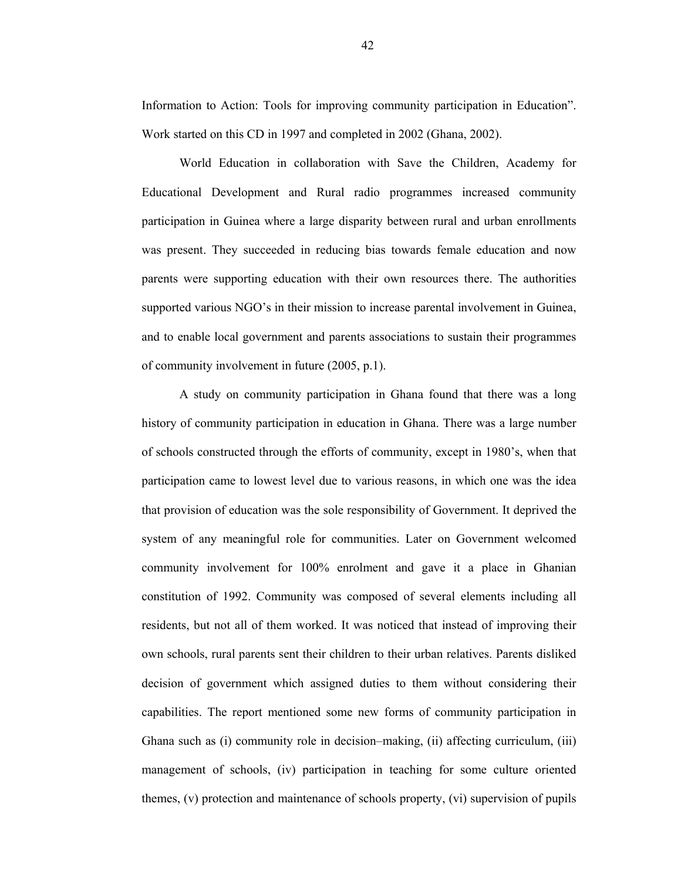Information to Action: Tools for improving community participation in Education". Work started on this CD in 1997 and completed in 2002 (Ghana, 2002).

World Education in collaboration with Save the Children, Academy for Educational Development and Rural radio programmes increased community participation in Guinea where a large disparity between rural and urban enrollments was present. They succeeded in reducing bias towards female education and now parents were supporting education with their own resources there. The authorities supported various NGO's in their mission to increase parental involvement in Guinea, and to enable local government and parents associations to sustain their programmes of community involvement in future (2005, p.1).

A study on community participation in Ghana found that there was a long history of community participation in education in Ghana. There was a large number of schools constructed through the efforts of community, except in 1980's, when that participation came to lowest level due to various reasons, in which one was the idea that provision of education was the sole responsibility of Government. It deprived the system of any meaningful role for communities. Later on Government welcomed community involvement for 100% enrolment and gave it a place in Ghanian constitution of 1992. Community was composed of several elements including all residents, but not all of them worked. It was noticed that instead of improving their own schools, rural parents sent their children to their urban relatives. Parents disliked decision of government which assigned duties to them without considering their capabilities. The report mentioned some new forms of community participation in Ghana such as (i) community role in decision–making, (ii) affecting curriculum, (iii) management of schools, (iv) participation in teaching for some culture oriented themes, (v) protection and maintenance of schools property, (vi) supervision of pupils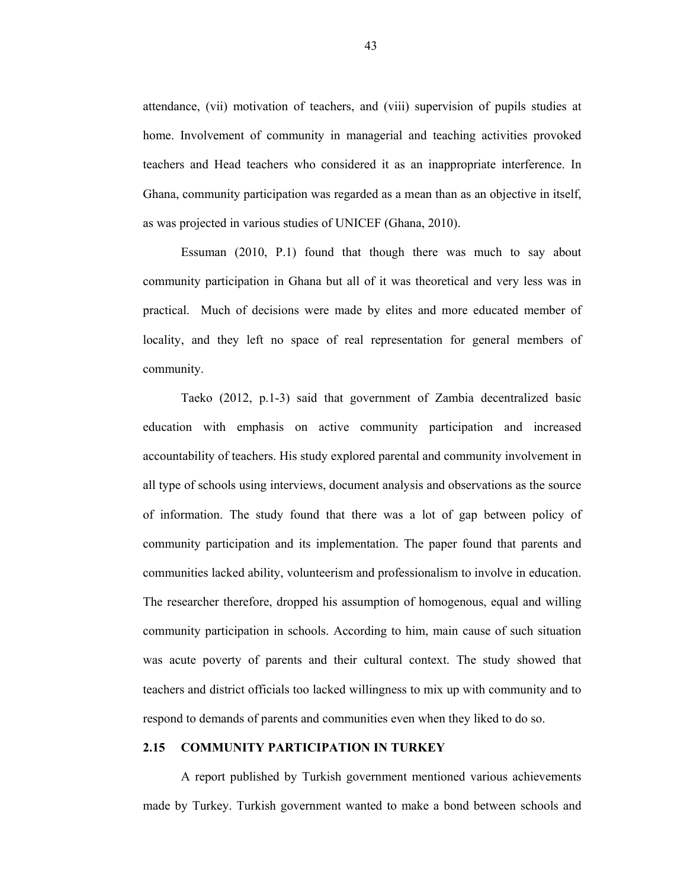attendance, (vii) motivation of teachers, and (viii) supervision of pupils studies at home. Involvement of community in managerial and teaching activities provoked teachers and Head teachers who considered it as an inappropriate interference. In Ghana, community participation was regarded as a mean than as an objective in itself, as was projected in various studies of UNICEF (Ghana, 2010).

Essuman (2010, P.1) found that though there was much to say about community participation in Ghana but all of it was theoretical and very less was in practical. Much of decisions were made by elites and more educated member of locality, and they left no space of real representation for general members of community.

Taeko (2012, p.1-3) said that government of Zambia decentralized basic education with emphasis on active community participation and increased accountability of teachers. His study explored parental and community involvement in all type of schools using interviews, document analysis and observations as the source of information. The study found that there was a lot of gap between policy of community participation and its implementation. The paper found that parents and communities lacked ability, volunteerism and professionalism to involve in education. The researcher therefore, dropped his assumption of homogenous, equal and willing community participation in schools. According to him, main cause of such situation was acute poverty of parents and their cultural context. The study showed that teachers and district officials too lacked willingness to mix up with community and to respond to demands of parents and communities even when they liked to do so.

## 2.15 COMMUNITY PARTICIPATION IN TURKEY

A report published by Turkish government mentioned various achievements made by Turkey. Turkish government wanted to make a bond between schools and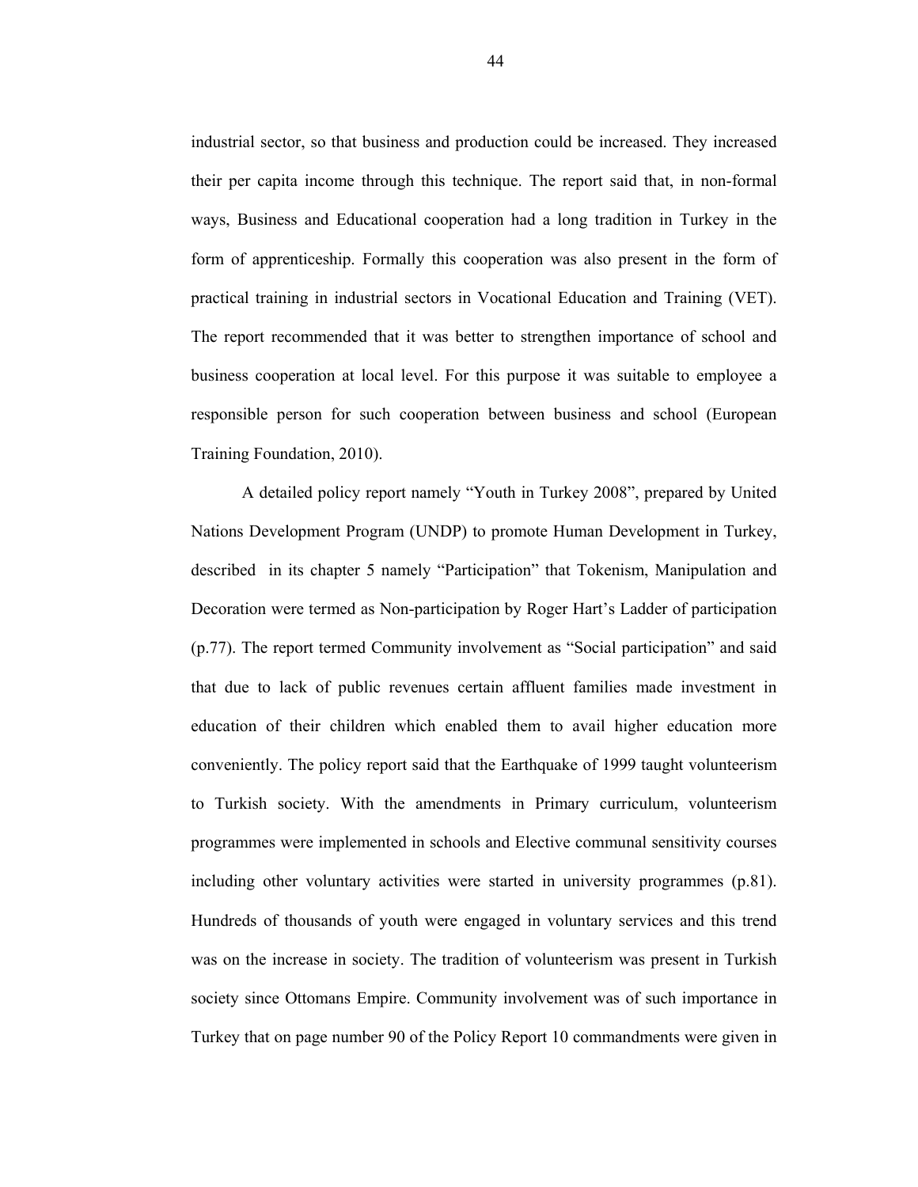industrial sector, so that business and production could be increased. They increased their per capita income through this technique. The report said that, in non-formal ways, Business and Educational cooperation had a long tradition in Turkey in the form of apprenticeship. Formally this cooperation was also present in the form of practical training in industrial sectors in Vocational Education and Training (VET). The report recommended that it was better to strengthen importance of school and business cooperation at local level. For this purpose it was suitable to employee a responsible person for such cooperation between business and school (European Training Foundation, 2010).

A detailed policy report namely "Youth in Turkey 2008", prepared by United Nations Development Program (UNDP) to promote Human Development in Turkey, described in its chapter 5 namely "Participation" that Tokenism, Manipulation and Decoration were termed as Non-participation by Roger Hart's Ladder of participation (p.77). The report termed Community involvement as "Social participation" and said that due to lack of public revenues certain affluent families made investment in education of their children which enabled them to avail higher education more conveniently. The policy report said that the Earthquake of 1999 taught volunteerism to Turkish society. With the amendments in Primary curriculum, volunteerism programmes were implemented in schools and Elective communal sensitivity courses including other voluntary activities were started in university programmes (p.81). Hundreds of thousands of youth were engaged in voluntary services and this trend was on the increase in society. The tradition of volunteerism was present in Turkish society since Ottomans Empire. Community involvement was of such importance in Turkey that on page number 90 of the Policy Report 10 commandments were given in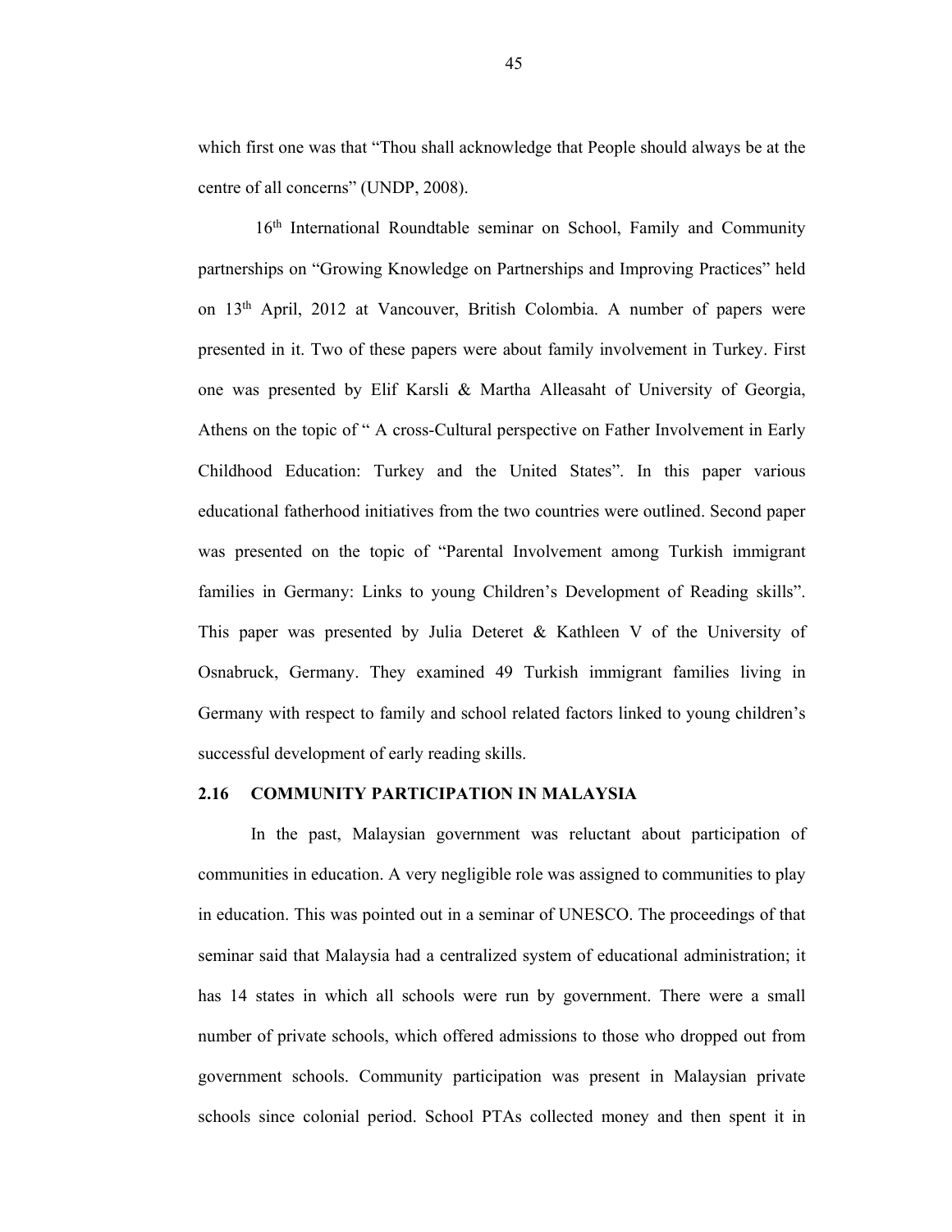which first one was that "Thou shall acknowledge that People should always be at the centre of all concerns" (UNDP, 2008).

16th International Roundtable seminar on School, Family and Community partnerships on "Growing Knowledge on Partnerships and Improving Practices" held on 13th April, 2012 at Vancouver, British Colombia. A number of papers were presented in it. Two of these papers were about family involvement in Turkey. First one was presented by Elif Karsli & Martha Alleasaht of University of Georgia, Athens on the topic of " A cross-Cultural perspective on Father Involvement in Early Childhood Education: Turkey and the United States". In this paper various educational fatherhood initiatives from the two countries were outlined. Second paper was presented on the topic of "Parental Involvement among Turkish immigrant families in Germany: Links to young Children's Development of Reading skills". This paper was presented by Julia Deteret & Kathleen V of the University of Osnabruck, Germany. They examined 49 Turkish immigrant families living in Germany with respect to family and school related factors linked to young children's successful development of early reading skills.

## 2.16 COMMUNITY PARTICIPATION IN MALAYSIA

In the past, Malaysian government was reluctant about participation of communities in education. A very negligible role was assigned to communities to play in education. This was pointed out in a seminar of UNESCO. The proceedings of that seminar said that Malaysia had a centralized system of educational administration; it has 14 states in which all schools were run by government. There were a small number of private schools, which offered admissions to those who dropped out from government schools. Community participation was present in Malaysian private schools since colonial period. School PTAs collected money and then spent it in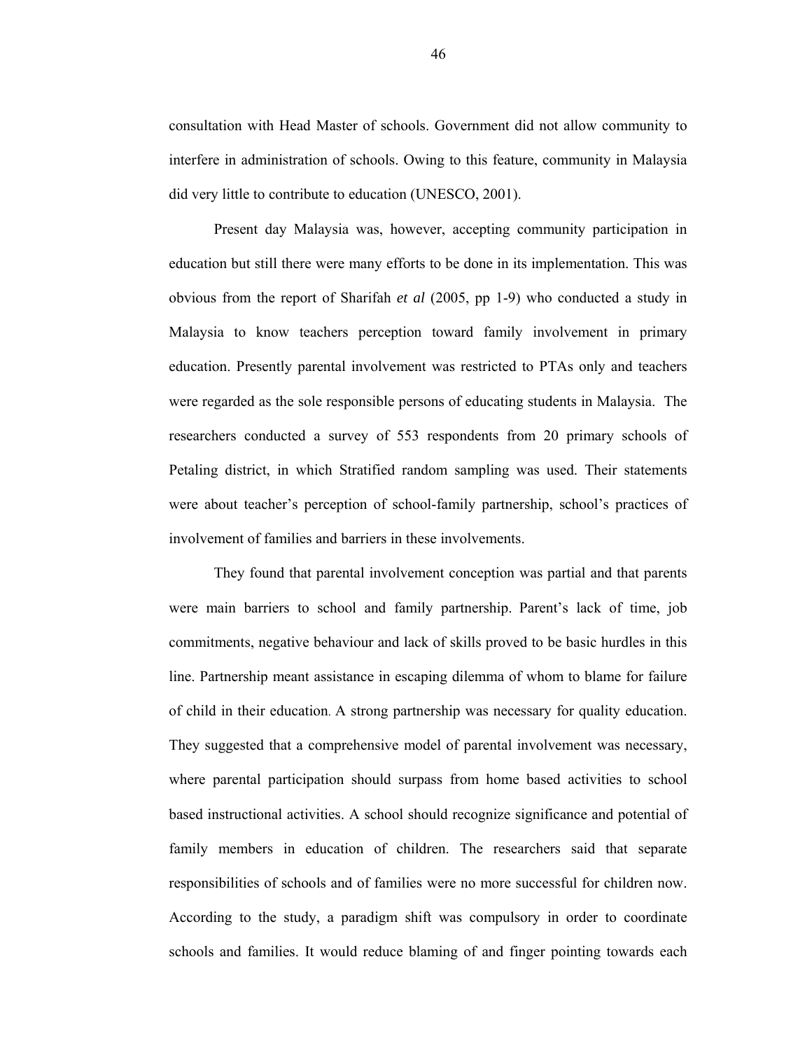consultation with Head Master of schools. Government did not allow community to interfere in administration of schools. Owing to this feature, community in Malaysia did very little to contribute to education (UNESCO, 2001).

Present day Malaysia was, however, accepting community participation in education but still there were many efforts to be done in its implementation. This was obvious from the report of Sharifah *et al* (2005, pp 1-9) who conducted a study in Malaysia to know teachers perception toward family involvement in primary education. Presently parental involvement was restricted to PTAs only and teachers were regarded as the sole responsible persons of educating students in Malaysia. The researchers conducted a survey of 553 respondents from 20 primary schools of Petaling district, in which Stratified random sampling was used. Their statements were about teacher's perception of school-family partnership, school's practices of involvement of families and barriers in these involvements.

They found that parental involvement conception was partial and that parents were main barriers to school and family partnership. Parent's lack of time, job commitments, negative behaviour and lack of skills proved to be basic hurdles in this line. Partnership meant assistance in escaping dilemma of whom to blame for failure of child in their education. A strong partnership was necessary for quality education. They suggested that a comprehensive model of parental involvement was necessary, where parental participation should surpass from home based activities to school based instructional activities. A school should recognize significance and potential of family members in education of children. The researchers said that separate responsibilities of schools and of families were no more successful for children now. According to the study, a paradigm shift was compulsory in order to coordinate schools and families. It would reduce blaming of and finger pointing towards each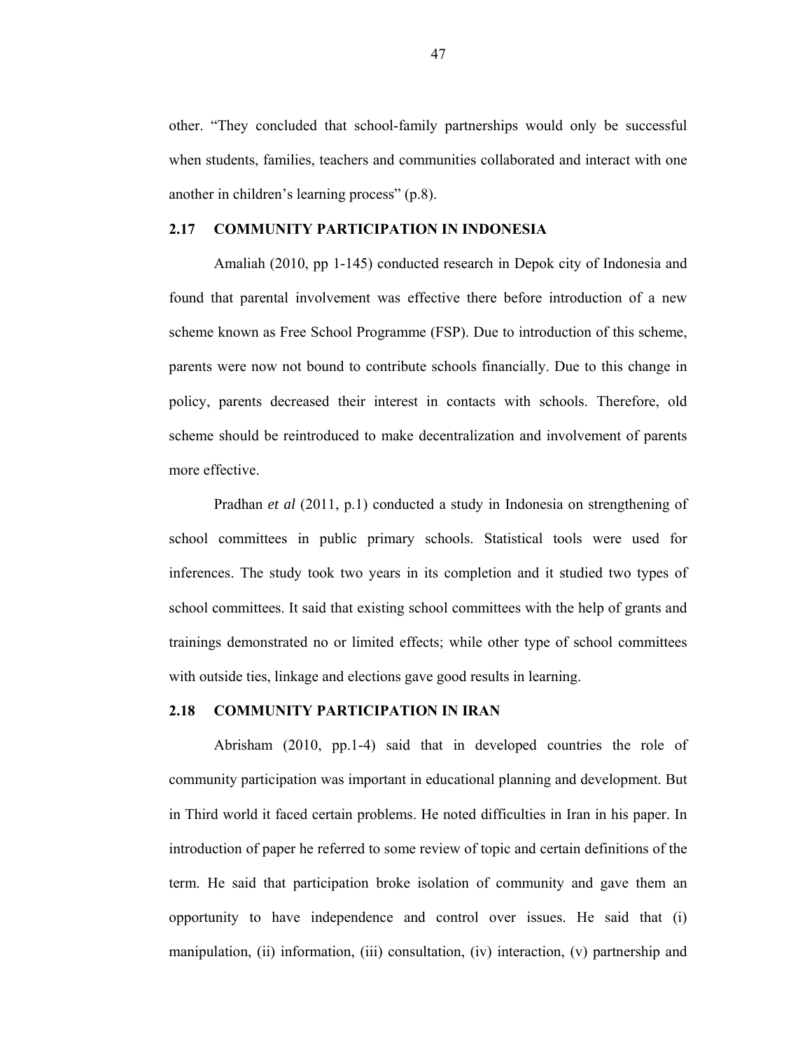other. "They concluded that school-family partnerships would only be successful when students, families, teachers and communities collaborated and interact with one another in children's learning process" (p.8).

## 2.17 COMMUNITY PARTICIPATION IN INDONESIA

Amaliah (2010, pp 1-145) conducted research in Depok city of Indonesia and found that parental involvement was effective there before introduction of a new scheme known as Free School Programme (FSP). Due to introduction of this scheme, parents were now not bound to contribute schools financially. Due to this change in policy, parents decreased their interest in contacts with schools. Therefore, old scheme should be reintroduced to make decentralization and involvement of parents more effective.

Pradhan *et al* (2011, p.1) conducted a study in Indonesia on strengthening of school committees in public primary schools. Statistical tools were used for inferences. The study took two years in its completion and it studied two types of school committees. It said that existing school committees with the help of grants and trainings demonstrated no or limited effects; while other type of school committees with outside ties, linkage and elections gave good results in learning.

## 2.18 COMMUNITY PARTICIPATION IN IRAN

Abrisham (2010, pp.1-4) said that in developed countries the role of community participation was important in educational planning and development. But in Third world it faced certain problems. He noted difficulties in Iran in his paper. In introduction of paper he referred to some review of topic and certain definitions of the term. He said that participation broke isolation of community and gave them an opportunity to have independence and control over issues. He said that (i) manipulation, (ii) information, (iii) consultation, (iv) interaction, (v) partnership and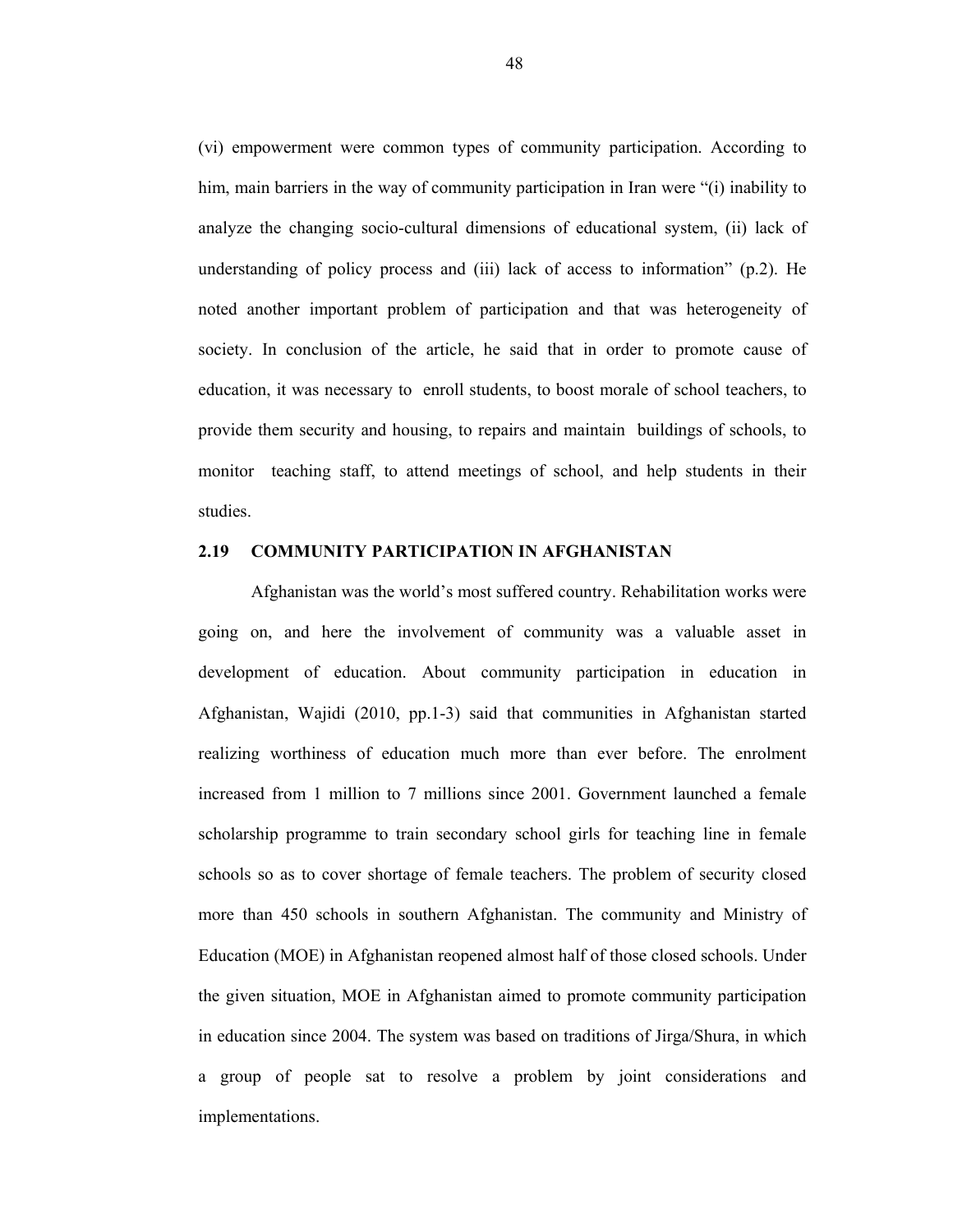(vi) empowerment were common types of community participation. According to him, main barriers in the way of community participation in Iran were "(i) inability to analyze the changing socio-cultural dimensions of educational system, (ii) lack of understanding of policy process and (iii) lack of access to information" (p.2). He noted another important problem of participation and that was heterogeneity of society. In conclusion of the article, he said that in order to promote cause of education, it was necessary to enroll students, to boost morale of school teachers, to provide them security and housing, to repairs and maintain buildings of schools, to monitor teaching staff, to attend meetings of school, and help students in their studies.

## 2.19 COMMUNITY PARTICIPATION IN AFGHANISTAN

Afghanistan was the world's most suffered country. Rehabilitation works were going on, and here the involvement of community was a valuable asset in development of education. About community participation in education in Afghanistan, Wajidi (2010, pp.1-3) said that communities in Afghanistan started realizing worthiness of education much more than ever before. The enrolment increased from 1 million to 7 millions since 2001. Government launched a female scholarship programme to train secondary school girls for teaching line in female schools so as to cover shortage of female teachers. The problem of security closed more than 450 schools in southern Afghanistan. The community and Ministry of Education (MOE) in Afghanistan reopened almost half of those closed schools. Under the given situation, MOE in Afghanistan aimed to promote community participation in education since 2004. The system was based on traditions of Jirga/Shura, in which a group of people sat to resolve a problem by joint considerations and implementations.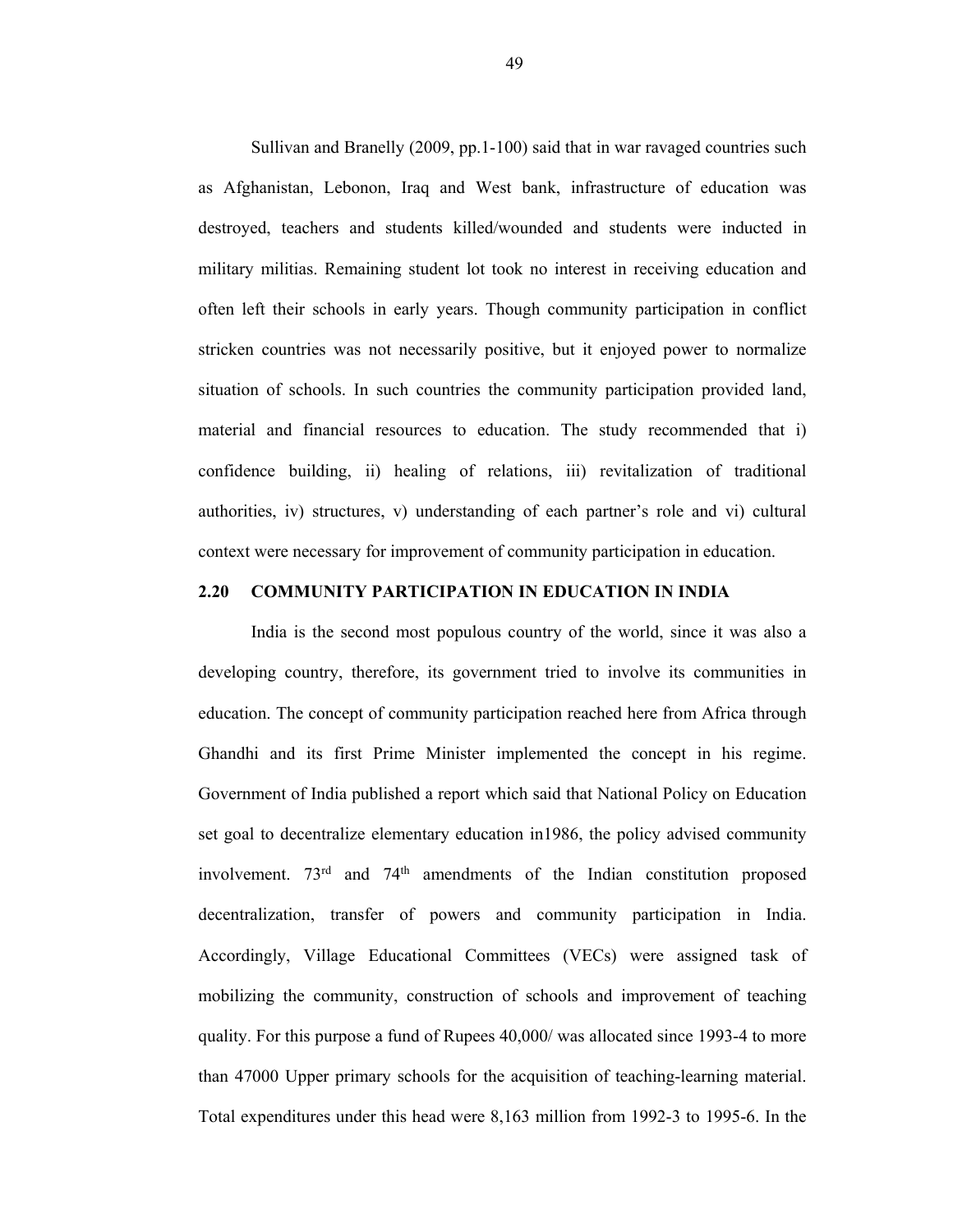Sullivan and Branelly (2009, pp.1-100) said that in war ravaged countries such as Afghanistan, Lebonon, Iraq and West bank, infrastructure of education was destroyed, teachers and students killed/wounded and students were inducted in military militias. Remaining student lot took no interest in receiving education and often left their schools in early years. Though community participation in conflict stricken countries was not necessarily positive, but it enjoyed power to normalize situation of schools. In such countries the community participation provided land, material and financial resources to education. The study recommended that i) confidence building, ii) healing of relations, iii) revitalization of traditional authorities, iv) structures, v) understanding of each partner's role and vi) cultural context were necessary for improvement of community participation in education.

### 2.20 COMMUNITY PARTICIPATION IN EDUCATION IN INDIA

India is the second most populous country of the world, since it was also a developing country, therefore, its government tried to involve its communities in education. The concept of community participation reached here from Africa through Ghandhi and its first Prime Minister implemented the concept in his regime. Government of India published a report which said that National Policy on Education set goal to decentralize elementary education in1986, the policy advised community involvement. 73rd and 74th amendments of the Indian constitution proposed decentralization, transfer of powers and community participation in India. Accordingly, Village Educational Committees (VECs) were assigned task of mobilizing the community, construction of schools and improvement of teaching quality. For this purpose a fund of Rupees 40,000/ was allocated since 1993-4 to more than 47000 Upper primary schools for the acquisition of teaching-learning material. Total expenditures under this head were 8,163 million from 1992-3 to 1995-6. In the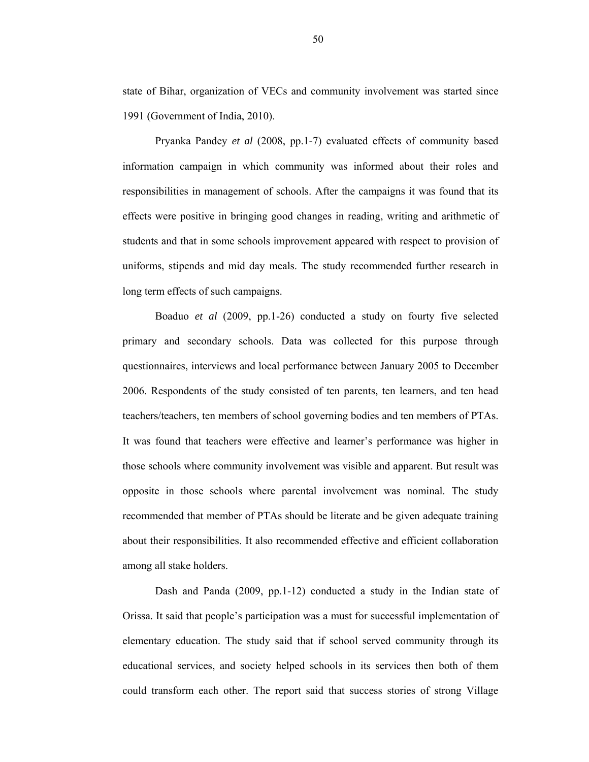state of Bihar, organization of VECs and community involvement was started since 1991 (Government of India, 2010).

Pryanka Pandey *et al* (2008, pp.1-7) evaluated effects of community based information campaign in which community was informed about their roles and responsibilities in management of schools. After the campaigns it was found that its effects were positive in bringing good changes in reading, writing and arithmetic of students and that in some schools improvement appeared with respect to provision of uniforms, stipends and mid day meals. The study recommended further research in long term effects of such campaigns.

Boaduo *et al* (2009, pp.1-26) conducted a study on fourty five selected primary and secondary schools. Data was collected for this purpose through questionnaires, interviews and local performance between January 2005 to December 2006. Respondents of the study consisted of ten parents, ten learners, and ten head teachers/teachers, ten members of school governing bodies and ten members of PTAs. It was found that teachers were effective and learner's performance was higher in those schools where community involvement was visible and apparent. But result was opposite in those schools where parental involvement was nominal. The study recommended that member of PTAs should be literate and be given adequate training about their responsibilities. It also recommended effective and efficient collaboration among all stake holders.

Dash and Panda (2009, pp.1-12) conducted a study in the Indian state of Orissa. It said that people's participation was a must for successful implementation of elementary education. The study said that if school served community through its educational services, and society helped schools in its services then both of them could transform each other. The report said that success stories of strong Village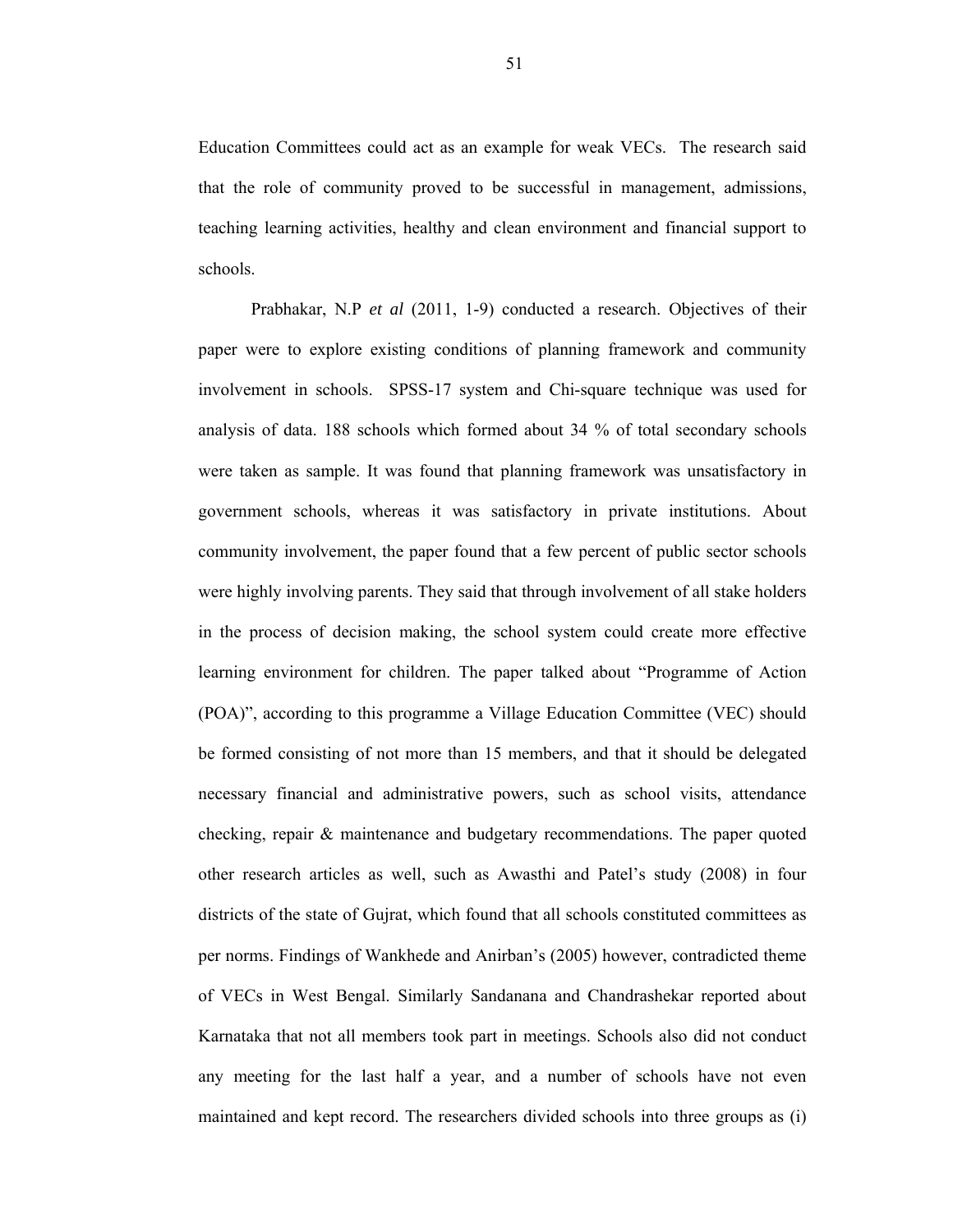Education Committees could act as an example for weak VECs. The research said that the role of community proved to be successful in management, admissions, teaching learning activities, healthy and clean environment and financial support to schools.

Prabhakar, N.P *et al* (2011, 1-9) conducted a research. Objectives of their paper were to explore existing conditions of planning framework and community involvement in schools. SPSS-17 system and Chi-square technique was used for analysis of data. 188 schools which formed about 34 % of total secondary schools were taken as sample. It was found that planning framework was unsatisfactory in government schools, whereas it was satisfactory in private institutions. About community involvement, the paper found that a few percent of public sector schools were highly involving parents. They said that through involvement of all stake holders in the process of decision making, the school system could create more effective learning environment for children. The paper talked about "Programme of Action (POA)", according to this programme a Village Education Committee (VEC) should be formed consisting of not more than 15 members, and that it should be delegated necessary financial and administrative powers, such as school visits, attendance checking, repair & maintenance and budgetary recommendations. The paper quoted other research articles as well, such as Awasthi and Patel's study (2008) in four districts of the state of Gujrat, which found that all schools constituted committees as per norms. Findings of Wankhede and Anirban's (2005) however, contradicted theme of VECs in West Bengal. Similarly Sandanana and Chandrashekar reported about Karnataka that not all members took part in meetings. Schools also did not conduct any meeting for the last half a year, and a number of schools have not even maintained and kept record. The researchers divided schools into three groups as (i)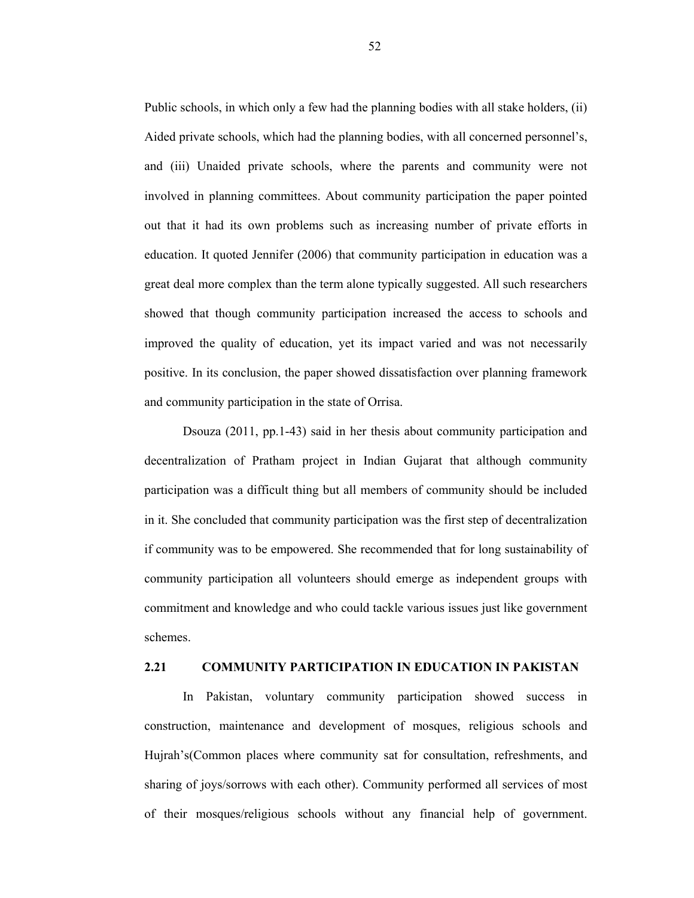Public schools, in which only a few had the planning bodies with all stake holders, (ii) Aided private schools, which had the planning bodies, with all concerned personnel's, and (iii) Unaided private schools, where the parents and community were not involved in planning committees. About community participation the paper pointed out that it had its own problems such as increasing number of private efforts in education. It quoted Jennifer (2006) that community participation in education was a great deal more complex than the term alone typically suggested. All such researchers showed that though community participation increased the access to schools and improved the quality of education, yet its impact varied and was not necessarily positive. In its conclusion, the paper showed dissatisfaction over planning framework and community participation in the state of Orrisa.

Dsouza (2011, pp.1-43) said in her thesis about community participation and decentralization of Pratham project in Indian Gujarat that although community participation was a difficult thing but all members of community should be included in it. She concluded that community participation was the first step of decentralization if community was to be empowered. She recommended that for long sustainability of community participation all volunteers should emerge as independent groups with commitment and knowledge and who could tackle various issues just like government schemes.

## 2.21 COMMUNITY PARTICIPATION IN EDUCATION IN PAKISTAN

In Pakistan, voluntary community participation showed success in construction, maintenance and development of mosques, religious schools and Hujrah's(Common places where community sat for consultation, refreshments, and sharing of joys/sorrows with each other). Community performed all services of most of their mosques/religious schools without any financial help of government.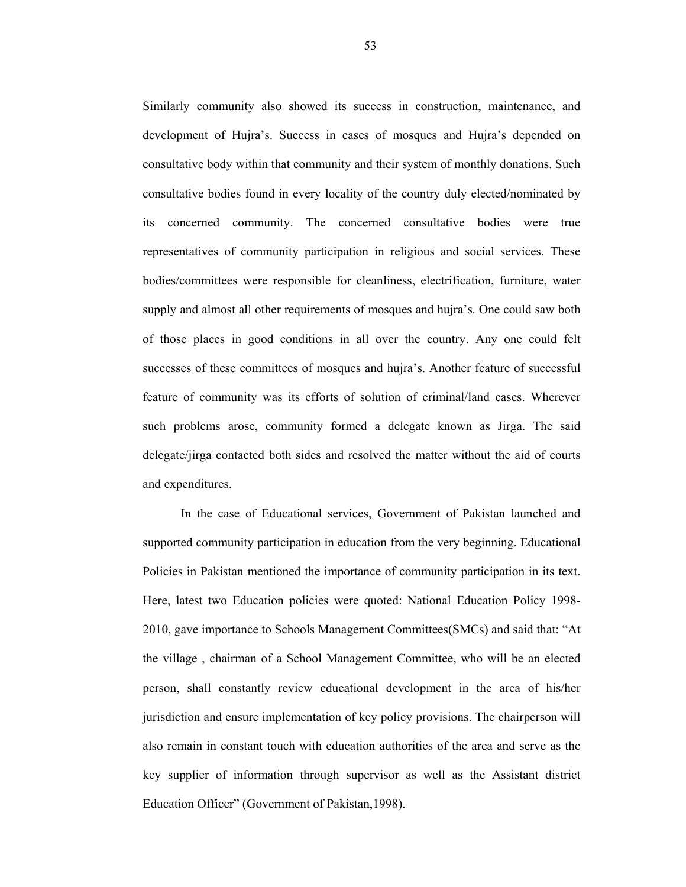Similarly community also showed its success in construction, maintenance, and development of Hujra's. Success in cases of mosques and Hujra's depended on consultative body within that community and their system of monthly donations. Such consultative bodies found in every locality of the country duly elected/nominated by its concerned community. The concerned consultative bodies were true representatives of community participation in religious and social services. These bodies/committees were responsible for cleanliness, electrification, furniture, water supply and almost all other requirements of mosques and hujra's. One could saw both of those places in good conditions in all over the country. Any one could felt successes of these committees of mosques and hujra's. Another feature of successful feature of community was its efforts of solution of criminal/land cases. Wherever such problems arose, community formed a delegate known as Jirga. The said delegate/jirga contacted both sides and resolved the matter without the aid of courts and expenditures.

In the case of Educational services, Government of Pakistan launched and supported community participation in education from the very beginning. Educational Policies in Pakistan mentioned the importance of community participation in its text. Here, latest two Education policies were quoted: National Education Policy 1998-2010, gave importance to Schools Management Committees(SMCs) and said that: "At the village , chairman of a School Management Committee, who will be an elected person, shall constantly review educational development in the area of his/her jurisdiction and ensure implementation of key policy provisions. The chairperson will also remain in constant touch with education authorities of the area and serve as the key supplier of information through supervisor as well as the Assistant district Education Officer" (Government of Pakistan,1998).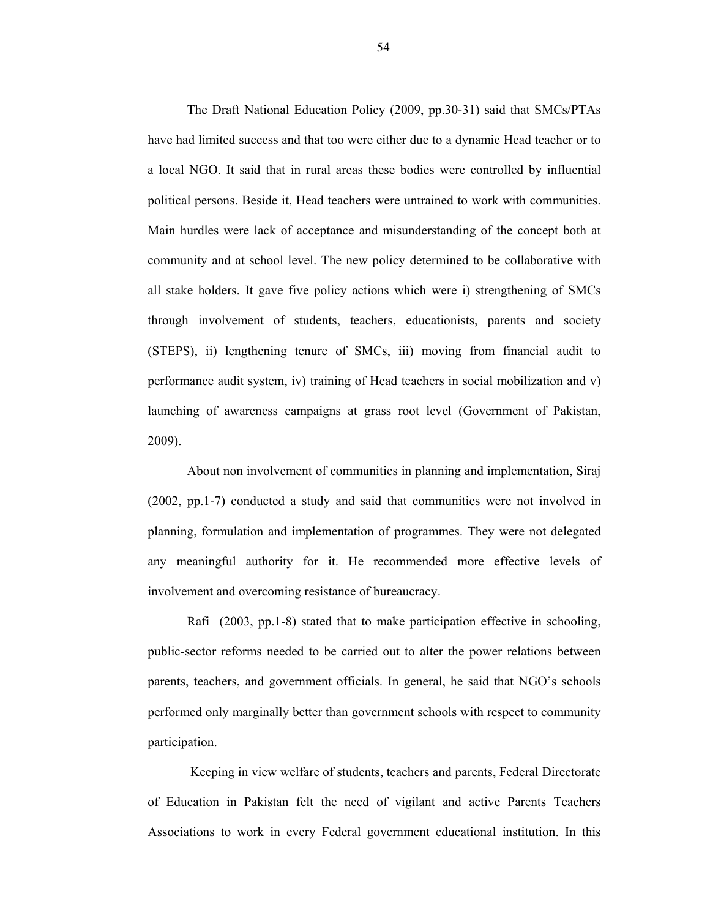The Draft National Education Policy (2009, pp.30-31) said that SMCs/PTAs have had limited success and that too were either due to a dynamic Head teacher or to a local NGO. It said that in rural areas these bodies were controlled by influential political persons. Beside it, Head teachers were untrained to work with communities. Main hurdles were lack of acceptance and misunderstanding of the concept both at community and at school level. The new policy determined to be collaborative with all stake holders. It gave five policy actions which were i) strengthening of SMCs through involvement of students, teachers, educationists, parents and society (STEPS), ii) lengthening tenure of SMCs, iii) moving from financial audit to performance audit system, iv) training of Head teachers in social mobilization and v) launching of awareness campaigns at grass root level (Government of Pakistan, 2009).

About non involvement of communities in planning and implementation, Siraj (2002, pp.1-7) conducted a study and said that communities were not involved in planning, formulation and implementation of programmes. They were not delegated any meaningful authority for it. He recommended more effective levels of involvement and overcoming resistance of bureaucracy.

Rafi (2003, pp.1-8) stated that to make participation effective in schooling, public-sector reforms needed to be carried out to alter the power relations between parents, teachers, and government officials. In general, he said that NGO's schools performed only marginally better than government schools with respect to community participation.

Keeping in view welfare of students, teachers and parents, Federal Directorate of Education in Pakistan felt the need of vigilant and active Parents Teachers Associations to work in every Federal government educational institution. In this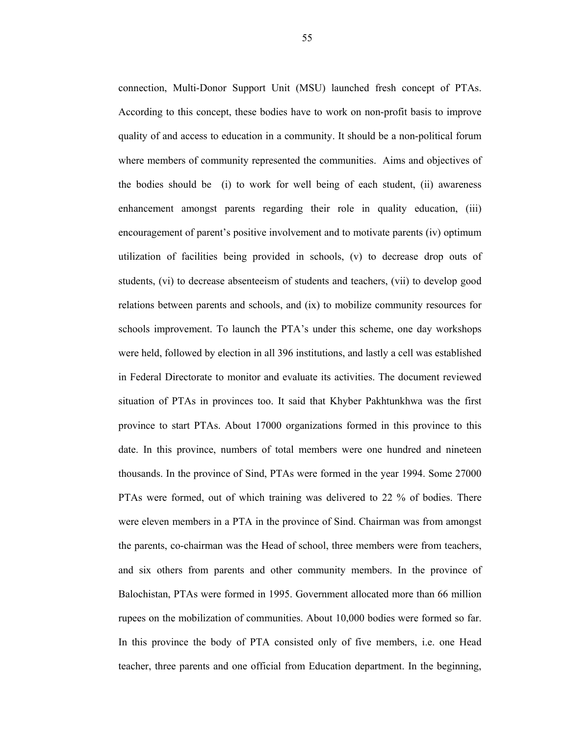connection, Multi-Donor Support Unit (MSU) launched fresh concept of PTAs. According to this concept, these bodies have to work on non-profit basis to improve quality of and access to education in a community. It should be a non-political forum where members of community represented the communities. Aims and objectives of the bodies should be (i) to work for well being of each student, (ii) awareness enhancement amongst parents regarding their role in quality education, (iii) encouragement of parent's positive involvement and to motivate parents (iv) optimum utilization of facilities being provided in schools, (v) to decrease drop outs of students, (vi) to decrease absenteeism of students and teachers, (vii) to develop good relations between parents and schools, and (ix) to mobilize community resources for schools improvement. To launch the PTA's under this scheme, one day workshops were held, followed by election in all 396 institutions, and lastly a cell was established in Federal Directorate to monitor and evaluate its activities. The document reviewed situation of PTAs in provinces too. It said that Khyber Pakhtunkhwa was the first province to start PTAs. About 17000 organizations formed in this province to this date. In this province, numbers of total members were one hundred and nineteen thousands. In the province of Sind, PTAs were formed in the year 1994. Some 27000 PTAs were formed, out of which training was delivered to 22 % of bodies. There were eleven members in a PTA in the province of Sind. Chairman was from amongst the parents, co-chairman was the Head of school, three members were from teachers, and six others from parents and other community members. In the province of Balochistan, PTAs were formed in 1995. Government allocated more than 66 million rupees on the mobilization of communities. About 10,000 bodies were formed so far. In this province the body of PTA consisted only of five members, i.e. one Head teacher, three parents and one official from Education department. In the beginning,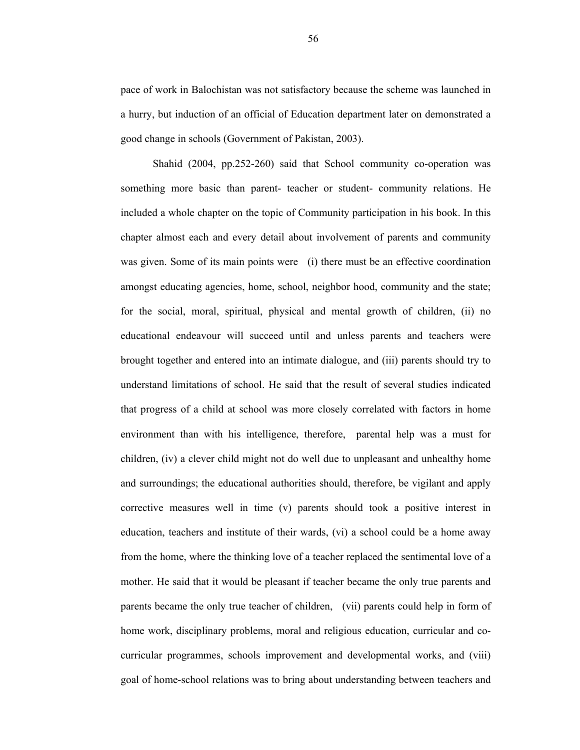pace of work in Balochistan was not satisfactory because the scheme was launched in a hurry, but induction of an official of Education department later on demonstrated a good change in schools (Government of Pakistan, 2003).

Shahid (2004, pp.252-260) said that School community co-operation was something more basic than parent- teacher or student- community relations. He included a whole chapter on the topic of Community participation in his book. In this chapter almost each and every detail about involvement of parents and community was given. Some of its main points were (i) there must be an effective coordination amongst educating agencies, home, school, neighbor hood, community and the state; for the social, moral, spiritual, physical and mental growth of children, (ii) no educational endeavour will succeed until and unless parents and teachers were brought together and entered into an intimate dialogue, and (iii) parents should try to understand limitations of school. He said that the result of several studies indicated that progress of a child at school was more closely correlated with factors in home environment than with his intelligence, therefore, parental help was a must for children, (iv) a clever child might not do well due to unpleasant and unhealthy home and surroundings; the educational authorities should, therefore, be vigilant and apply corrective measures well in time (v) parents should took a positive interest in education, teachers and institute of their wards, (vi) a school could be a home away from the home, where the thinking love of a teacher replaced the sentimental love of a mother. He said that it would be pleasant if teacher became the only true parents and parents became the only true teacher of children, (vii) parents could help in form of home work, disciplinary problems, moral and religious education, curricular and co-curricular programmes, schools improvement and developmental works, and (viii) goal of home-school relations was to bring about understanding between teachers and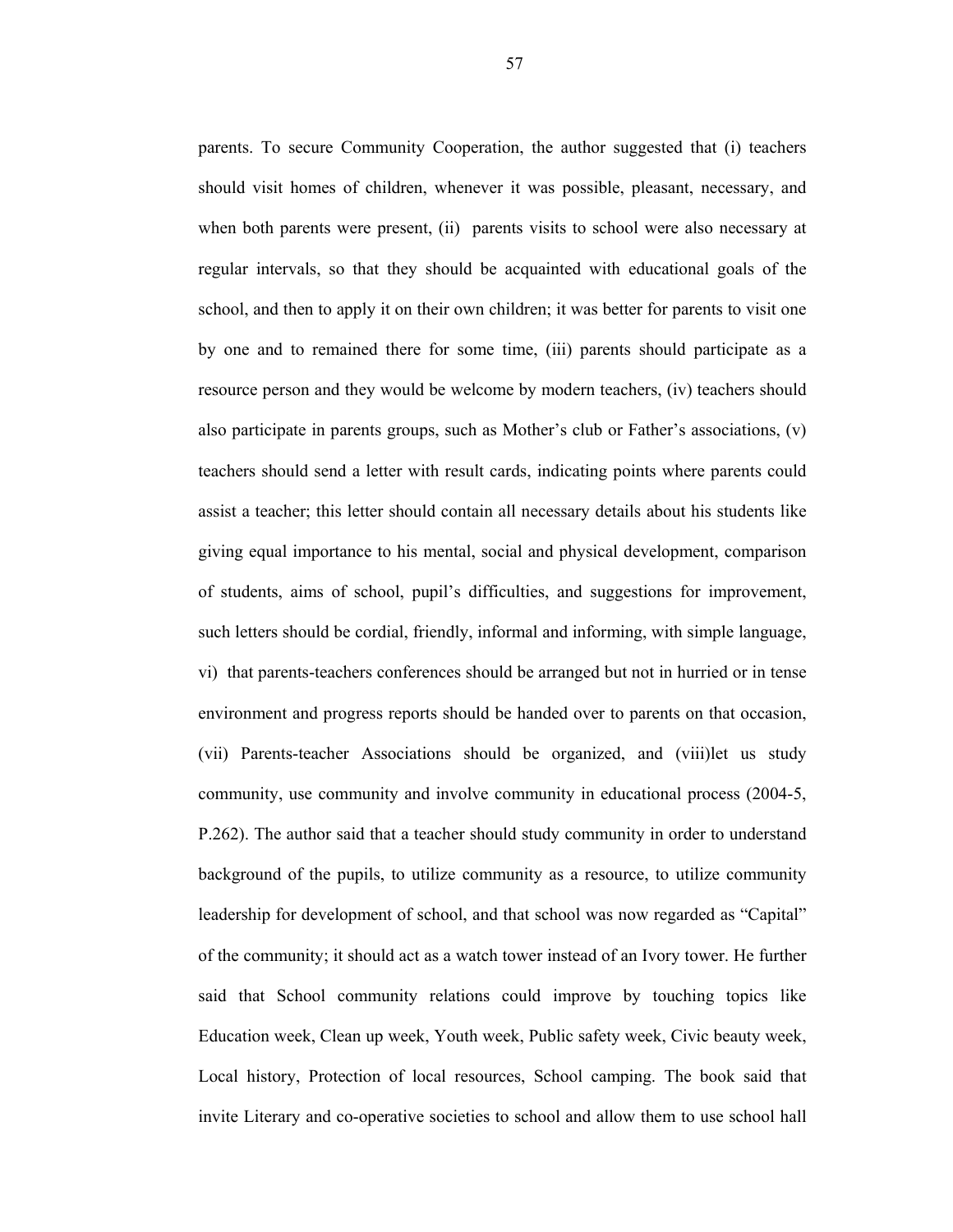parents. To secure Community Cooperation, the author suggested that (i) teachers should visit homes of children, whenever it was possible, pleasant, necessary, and when both parents were present, (ii) parents visits to school were also necessary at regular intervals, so that they should be acquainted with educational goals of the school, and then to apply it on their own children; it was better for parents to visit one by one and to remained there for some time, (iii) parents should participate as a resource person and they would be welcome by modern teachers, (iv) teachers should also participate in parents groups, such as Mother's club or Father's associations, (v) teachers should send a letter with result cards, indicating points where parents could assist a teacher; this letter should contain all necessary details about his students like giving equal importance to his mental, social and physical development, comparison of students, aims of school, pupil's difficulties, and suggestions for improvement, such letters should be cordial, friendly, informal and informing, with simple language, vi) that parents-teachers conferences should be arranged but not in hurried or in tense environment and progress reports should be handed over to parents on that occasion, (vii) Parents-teacher Associations should be organized, and (viii)let us study community, use community and involve community in educational process (2004-5, P.262). The author said that a teacher should study community in order to understand background of the pupils, to utilize community as a resource, to utilize community leadership for development of school, and that school was now regarded as "Capital" of the community; it should act as a watch tower instead of an Ivory tower. He further said that School community relations could improve by touching topics like Education week, Clean up week, Youth week, Public safety week, Civic beauty week, Local history, Protection of local resources, School camping. The book said that invite Literary and co-operative societies to school and allow them to use school hall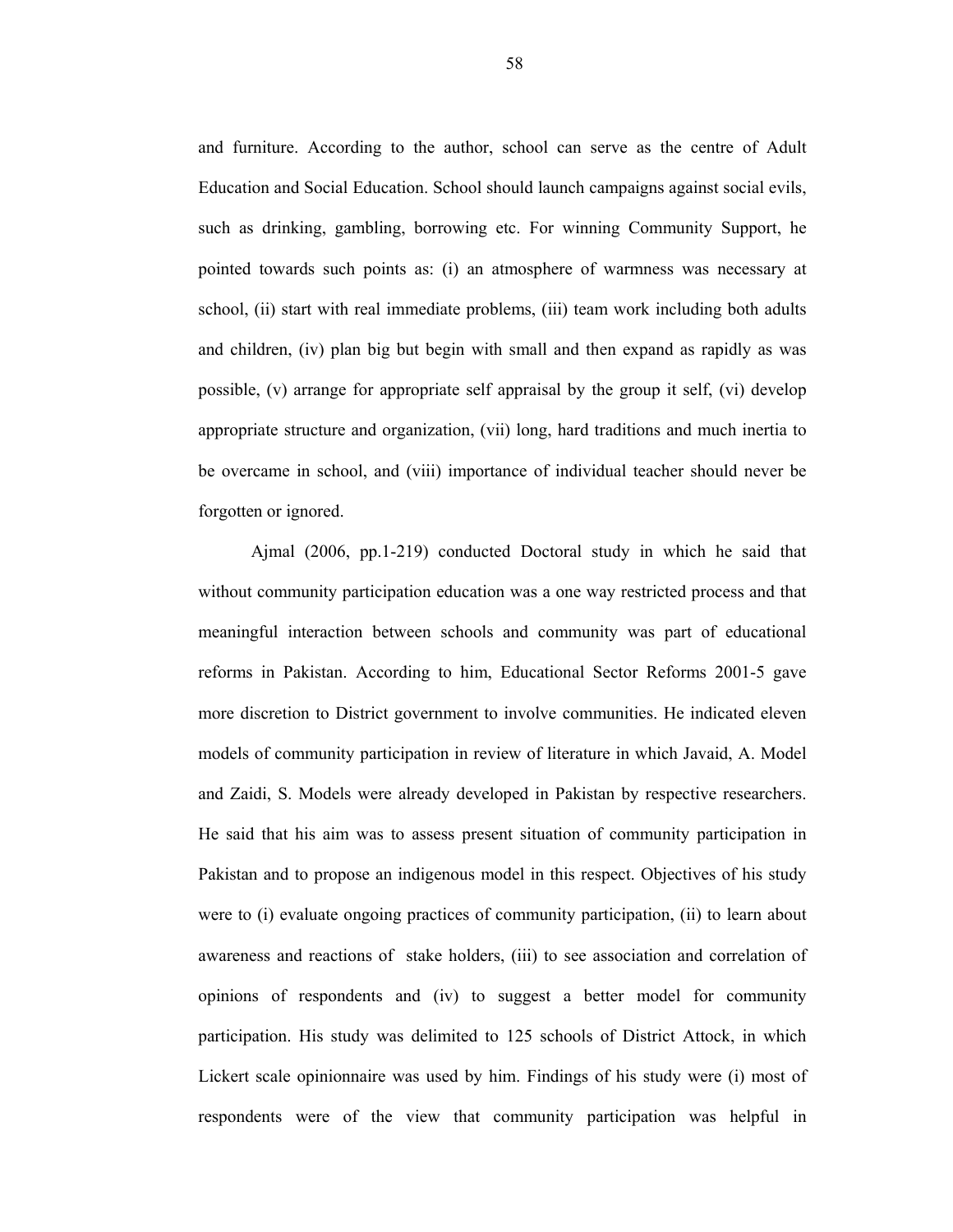and furniture. According to the author, school can serve as the centre of Adult Education and Social Education. School should launch campaigns against social evils, such as drinking, gambling, borrowing etc. For winning Community Support, he pointed towards such points as: (i) an atmosphere of warmness was necessary at school, (ii) start with real immediate problems, (iii) team work including both adults and children, (iv) plan big but begin with small and then expand as rapidly as was possible, (v) arrange for appropriate self appraisal by the group it self, (vi) develop appropriate structure and organization, (vii) long, hard traditions and much inertia to be overcame in school, and (viii) importance of individual teacher should never be forgotten or ignored.

Ajmal (2006, pp.1-219) conducted Doctoral study in which he said that without community participation education was a one way restricted process and that meaningful interaction between schools and community was part of educational reforms in Pakistan. According to him, Educational Sector Reforms 2001-5 gave more discretion to District government to involve communities. He indicated eleven models of community participation in review of literature in which Javaid, A. Model and Zaidi, S. Models were already developed in Pakistan by respective researchers. He said that his aim was to assess present situation of community participation in Pakistan and to propose an indigenous model in this respect. Objectives of his study were to (i) evaluate ongoing practices of community participation, (ii) to learn about awareness and reactions of stake holders, (iii) to see association and correlation of opinions of respondents and (iv) to suggest a better model for community participation. His study was delimited to 125 schools of District Attock, in which Lickert scale opinionnaire was used by him. Findings of his study were (i) most of respondents were of the view that community participation was helpful in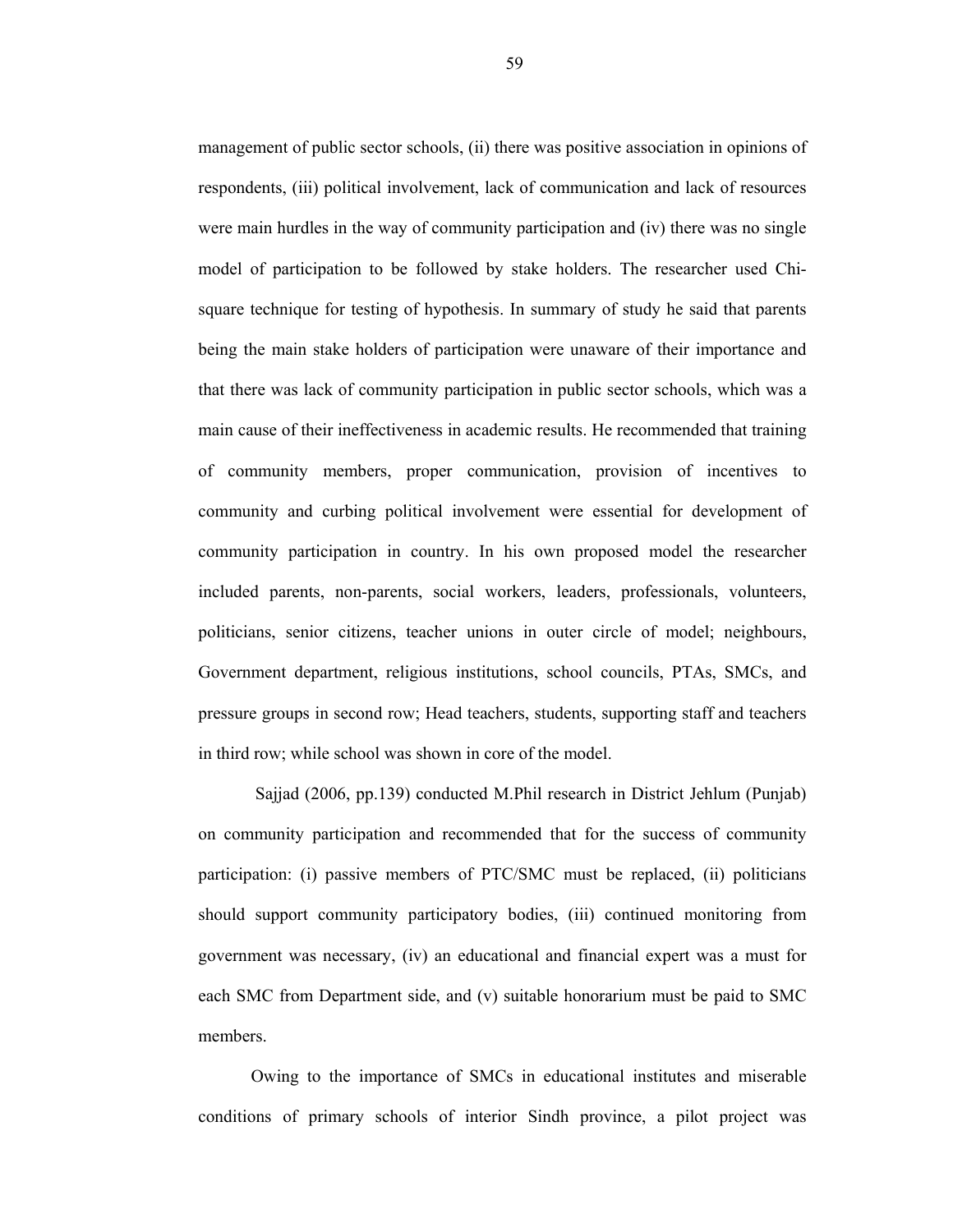management of public sector schools, (ii) there was positive association in opinions of respondents, (iii) political involvement, lack of communication and lack of resources were main hurdles in the way of community participation and (iv) there was no single model of participation to be followed by stake holders. The researcher used Chi-square technique for testing of hypothesis. In summary of study he said that parents being the main stake holders of participation were unaware of their importance and that there was lack of community participation in public sector schools, which was a main cause of their ineffectiveness in academic results. He recommended that training of community members, proper communication, provision of incentives to community and curbing political involvement were essential for development of community participation in country. In his own proposed model the researcher included parents, non-parents, social workers, leaders, professionals, volunteers, politicians, senior citizens, teacher unions in outer circle of model; neighbours, Government department, religious institutions, school councils, PTAs, SMCs, and pressure groups in second row; Head teachers, students, supporting staff and teachers in third row; while school was shown in core of the model.

Sajjad (2006, pp.139) conducted M.Phil research in District Jhelum (Punjab) on community participation and recommended that for the success of community participation: (i) passive members of PTC/SMC must be replaced, (ii) politicians should support community participatory bodies, (iii) continued monitoring from government was necessary, (iv) an educational and financial expert was a must for each SMC from Department side, and (v) suitable honorarium must be paid to SMC members.

Owing to the importance of SMCs in educational institutes and miserable conditions of primary schools of interior Sindh province, a pilot project was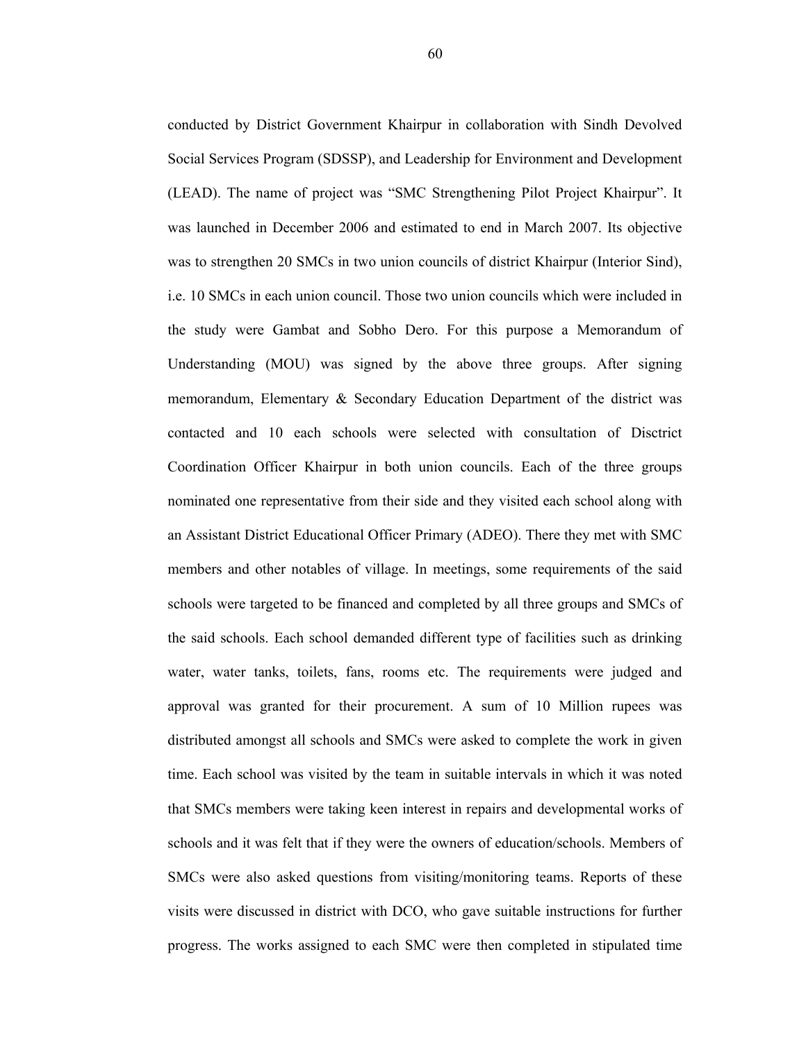conducted by District Government Khairpur in collaboration with Sindh Devolved Social Services Program (SDSSP), and Leadership for Environment and Development (LEAD). The name of project was "SMC Strengthening Pilot Project Khairpur". It was launched in December 2006 and estimated to end in March 2007. Its objective was to strengthen 20 SMCs in two union councils of district Khairpur (Interior Sind), i.e. 10 SMCs in each union council. Those two union councils which were included in the study were Gambat and Sobho Dero. For this purpose a Memorandum of Understanding (MOU) was signed by the above three groups. After signing memorandum, Elementary & Secondary Education Department of the district was contacted and 10 each schools were selected with consultation of Disctrict Coordination Officer Khairpur in both union councils. Each of the three groups nominated one representative from their side and they visited each school along with an Assistant District Educational Officer Primary (ADEO). There they met with SMC members and other notables of village. In meetings, some requirements of the said schools were targeted to be financed and completed by all three groups and SMCs of the said schools. Each school demanded different type of facilities such as drinking water, water tanks, toilets, fans, rooms etc. The requirements were judged and approval was granted for their procurement. A sum of 10 Million rupees was distributed amongst all schools and SMCs were asked to complete the work in given time. Each school was visited by the team in suitable intervals in which it was noted that SMCs members were taking keen interest in repairs and developmental works of schools and it was felt that if they were the owners of education/schools. Members of SMCs were also asked questions from visiting/monitoring teams. Reports of these visits were discussed in district with DCO, who gave suitable instructions for further progress. The works assigned to each SMC were then completed in stipulated time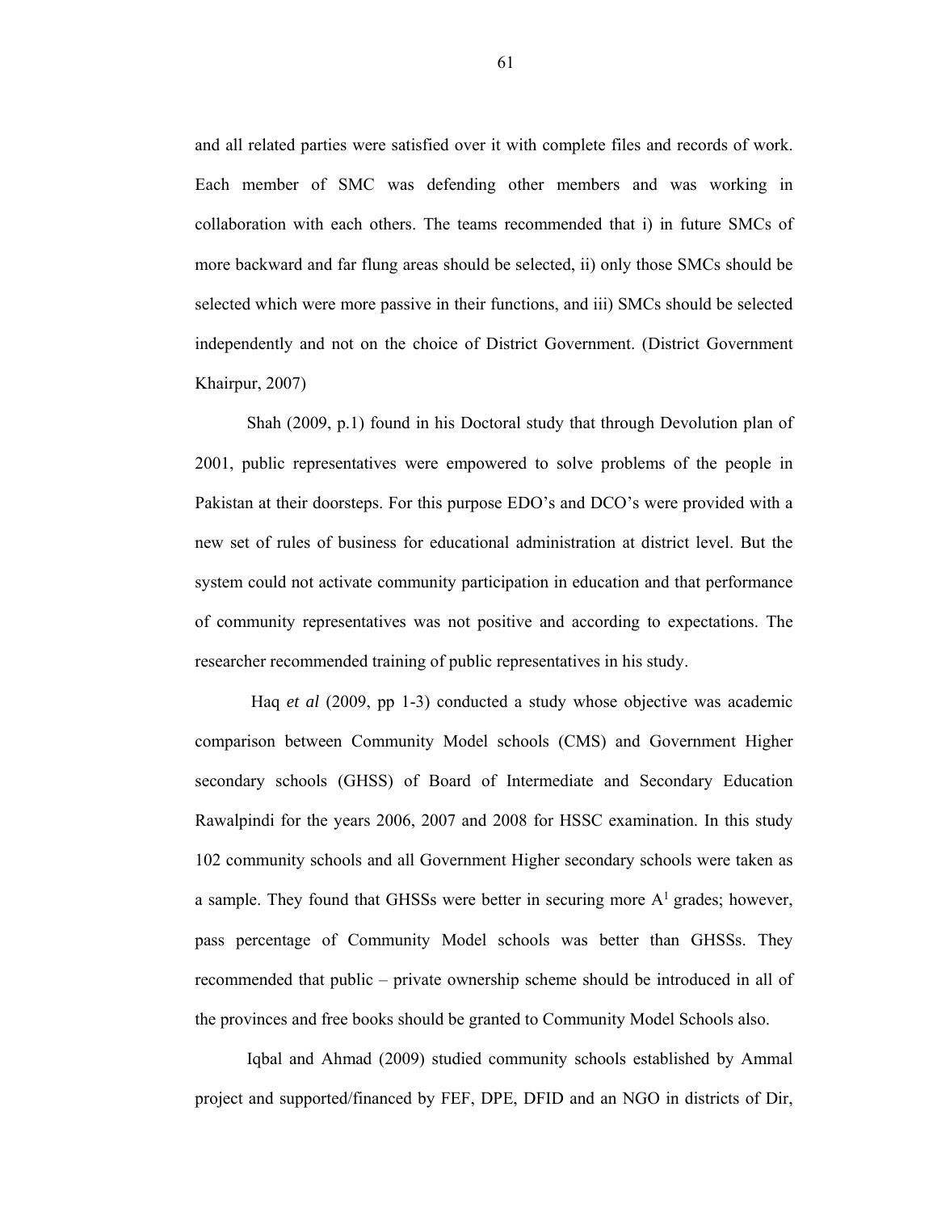and all related parties were satisfied over it with complete files and records of work. Each member of SMC was defending other members and was working in collaboration with each others. The teams recommended that i) in future SMCs of more backward and far flung areas should be selected, ii) only those SMCs should be selected which were more passive in their functions, and iii) SMCs should be selected independently and not on the choice of District Government. (District Government Khairpur, 2007)

Shah (2009, p.1) found in his Doctoral study that through Devolution plan of 2001, public representatives were empowered to solve problems of the people in Pakistan at their doorsteps. For this purpose EDO's and DCO's were provided with a new set of rules of business for educational administration at district level. But the system could not activate community participation in education and that performance of community representatives was not positive and according to expectations. The researcher recommended training of public representatives in his study.

Haq *et al* (2009, pp 1-3) conducted a study whose objective was academic comparison between Community Model schools (CMS) and Government Higher secondary schools (GHSS) of Board of Intermediate and Secondary Education Rawalpindi for the years 2006, 2007 and 2008 for HSSC examination. In this study 102 community schools and all Government Higher secondary schools were taken as a sample. They found that GHSSs were better in securing more $A^1$ grades; however, pass percentage of Community Model schools was better than GHSSs. They recommended that public – private ownership scheme should be introduced in all of the provinces and free books should be granted to Community Model Schools also.

Iqbal and Ahmad (2009) studied community schools established by Ammal project and supported/financed by FEF, DPE, DFID and an NGO in districts of Dir,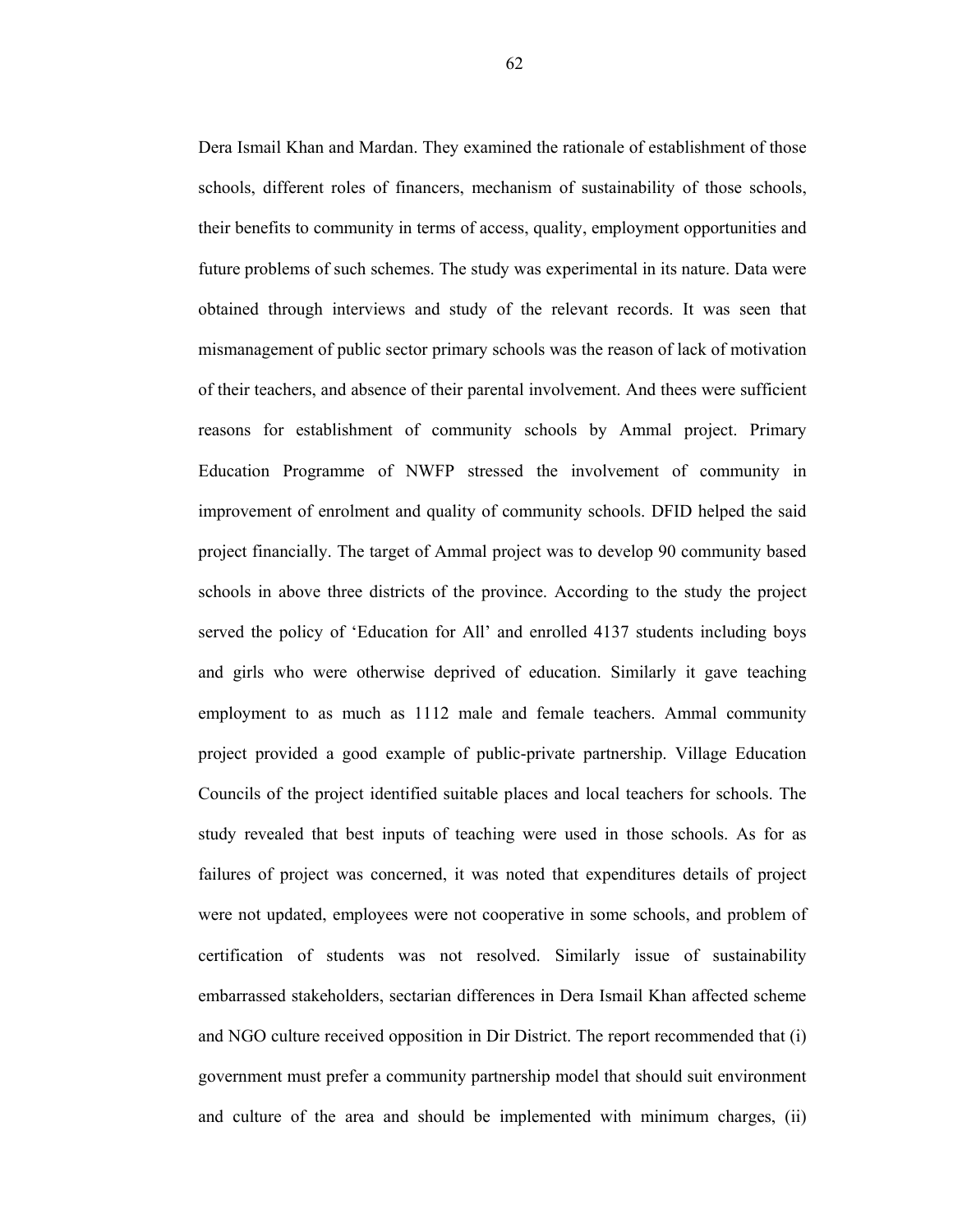Dera Ismail Khan and Mardan. They examined the rationale of establishment of those schools, different roles of financers, mechanism of sustainability of those schools, their benefits to community in terms of access, quality, employment opportunities and future problems of such schemes. The study was experimental in its nature. Data were obtained through interviews and study of the relevant records. It was seen that mismanagement of public sector primary schools was the reason of lack of motivation of their teachers, and absence of their parental involvement. And thees were sufficient reasons for establishment of community schools by Ammal project. Primary Education Programme of NWFP stressed the involvement of community in improvement of enrolment and quality of community schools. DFID helped the said project financially. The target of Ammal project was to develop 90 community based schools in above three districts of the province. According to the study the project served the policy of 'Education for All' and enrolled 4137 students including boys and girls who were otherwise deprived of education. Similarly it gave teaching employment to as much as 1112 male and female teachers. Ammal community project provided a good example of public-private partnership. Village Education Councils of the project identified suitable places and local teachers for schools. The study revealed that best inputs of teaching were used in those schools. As for as failures of project was concerned, it was noted that expenditures details of project were not updated, employees were not cooperative in some schools, and problem of certification of students was not resolved. Similarly issue of sustainability embarrassed stakeholders, sectarian differences in Dera Ismail Khan affected scheme and NGO culture received opposition in Dir District. The report recommended that (i) government must prefer a community partnership model that should suit environment and culture of the area and should be implemented with minimum charges, (ii)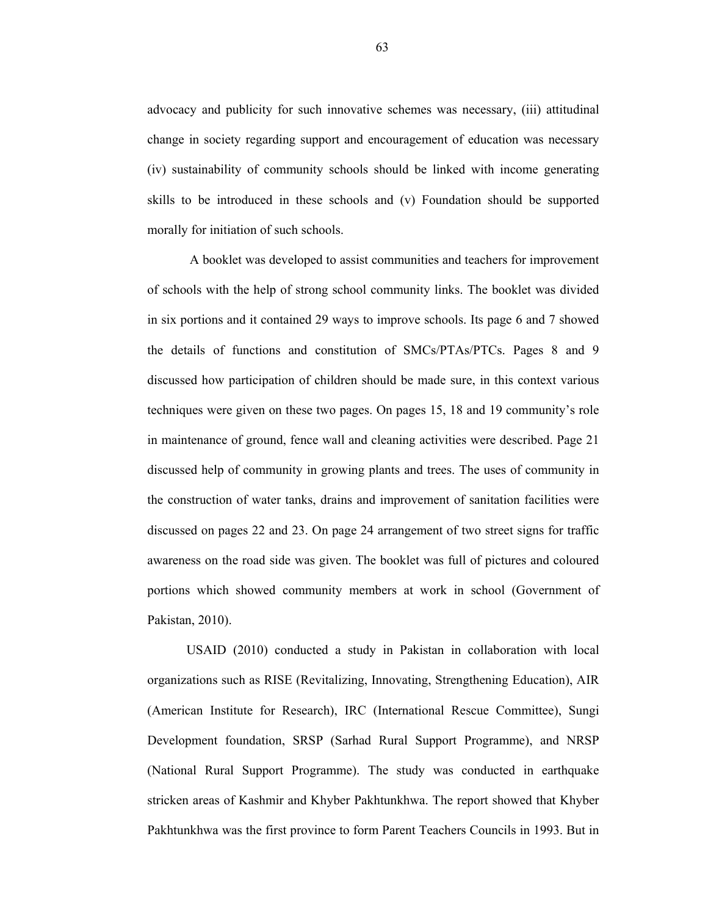advocacy and publicity for such innovative schemes was necessary, (iii) attitudinal change in society regarding support and encouragement of education was necessary (iv) sustainability of community schools should be linked with income generating skills to be introduced in these schools and (v) Foundation should be supported morally for initiation of such schools.

A booklet was developed to assist communities and teachers for improvement of schools with the help of strong school community links. The booklet was divided in six portions and it contained 29 ways to improve schools. Its page 6 and 7 showed the details of functions and constitution of SMCs/PTAs/PTCs. Pages 8 and 9 discussed how participation of children should be made sure, in this context various techniques were given on these two pages. On pages 15, 18 and 19 community's role in maintenance of ground, fence wall and cleaning activities were described. Page 21 discussed help of community in growing plants and trees. The uses of community in the construction of water tanks, drains and improvement of sanitation facilities were discussed on pages 22 and 23. On page 24 arrangement of two street signs for traffic awareness on the road side was given. The booklet was full of pictures and coloured portions which showed community members at work in school (Government of Pakistan, 2010).

USAID (2010) conducted a study in Pakistan in collaboration with local organizations such as RISE (Revitalizing, Innovating, Strengthening Education), AIR (American Institute for Research), IRC (International Rescue Committee), Sungi Development foundation, SRSP (Sarhad Rural Support Programme), and NRSP (National Rural Support Programme). The study was conducted in earthquake stricken areas of Kashmir and Khyber Pakhtunkhwa. The report showed that Khyber Pakhtunkhwa was the first province to form Parent Teachers Councils in 1993. But in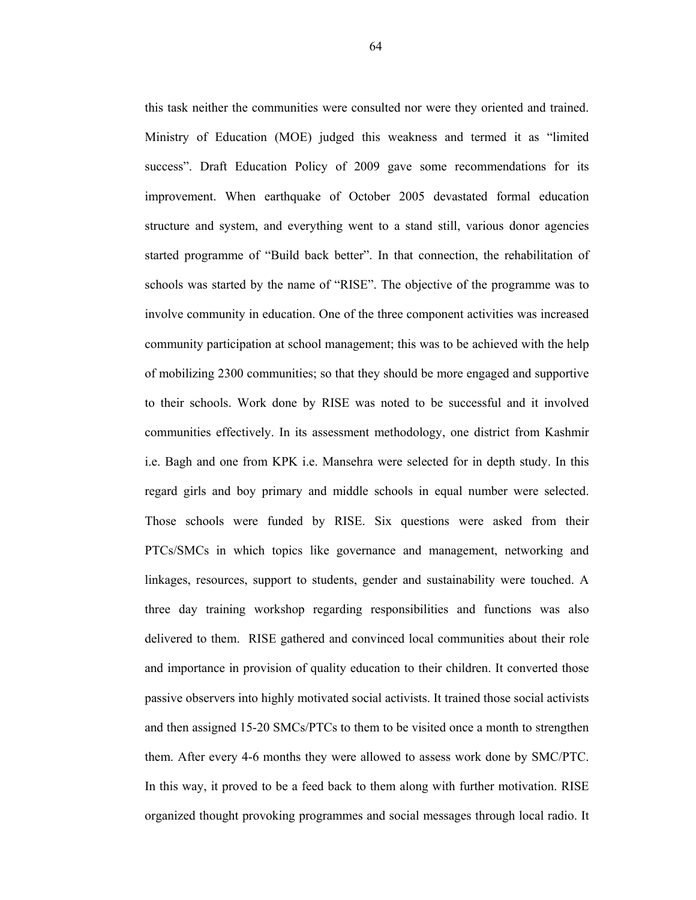this task neither the communities were consulted nor were they oriented and trained. Ministry of Education (MOE) judged this weakness and termed it as "limited success". Draft Education Policy of 2009 gave some recommendations for its improvement. When earthquake of October 2005 devastated formal education structure and system, and everything went to a stand still, various donor agencies started programme of "Build back better". In that connection, the rehabilitation of schools was started by the name of "RISE". The objective of the programme was to involve community in education. One of the three component activities was increased community participation at school management; this was to be achieved with the help of mobilizing 2300 communities; so that they should be more engaged and supportive to their schools. Work done by RISE was noted to be successful and it involved communities effectively. In its assessment methodology, one district from Kashmir i.e. Bagh and one from KPK i.e. Mansehra were selected for in depth study. In this regard girls and boy primary and middle schools in equal number were selected. Those schools were funded by RISE. Six questions were asked from their PTCs/SMCs in which topics like governance and management, networking and linkages, resources, support to students, gender and sustainability were touched. A three day training workshop regarding responsibilities and functions was also delivered to them. RISE gathered and convinced local communities about their role and importance in provision of quality education to their children. It converted those passive observers into highly motivated social activists. It trained those social activists and then assigned 15-20 SMCs/PTCs to them to be visited once a month to strengthen them. After every 4-6 months they were allowed to assess work done by SMC/PTC. In this way, it proved to be a feed back to them along with further motivation. RISE organized thought provoking programmes and social messages through local radio. It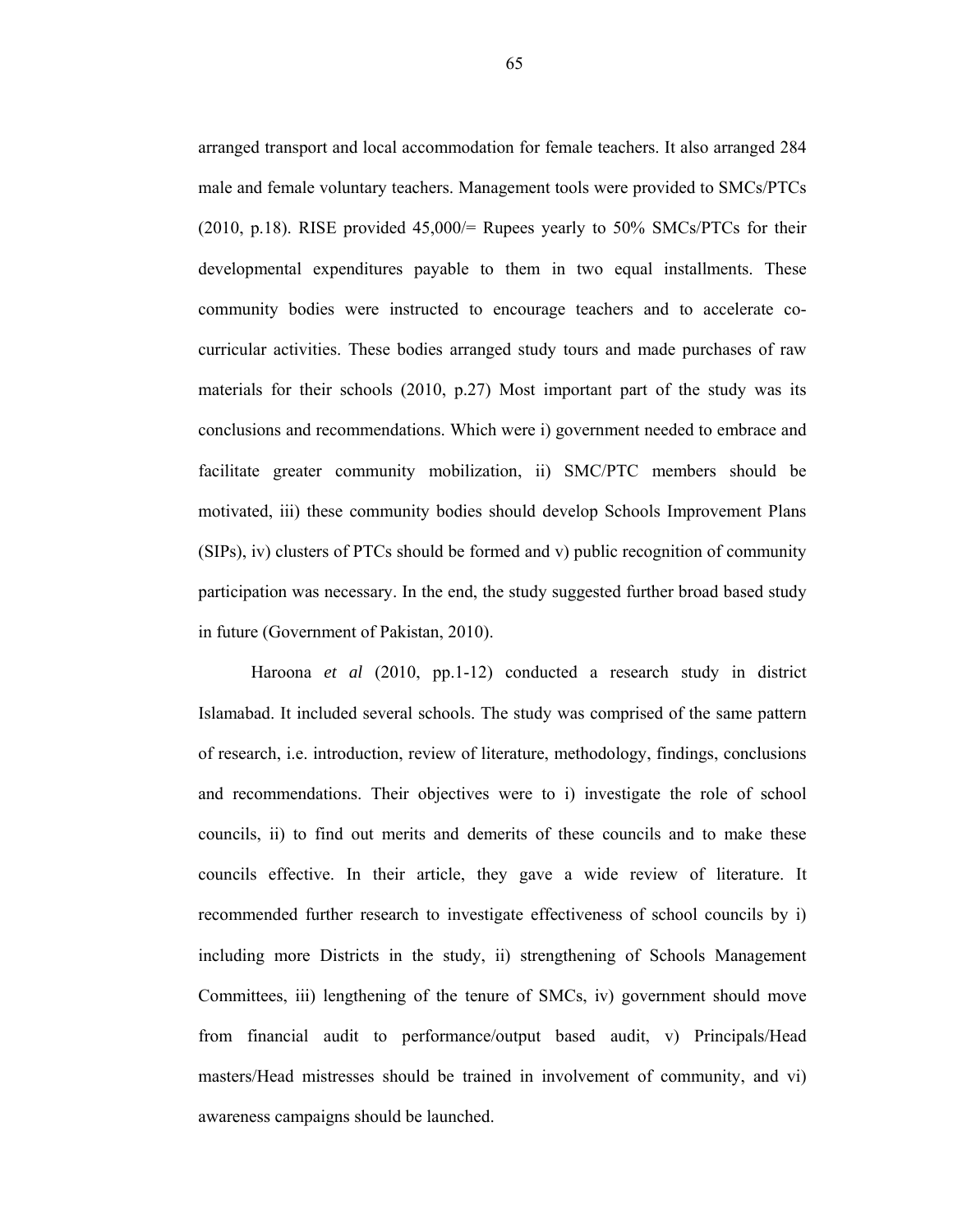arranged transport and local accommodation for female teachers. It also arranged 284 male and female voluntary teachers. Management tools were provided to SMCs/PTCs (2010, p.18). RISE provided 45,000/= Rupees yearly to 50% SMCs/PTCs for their developmental expenditures payable to them in two equal installments. These community bodies were instructed to encourage teachers and to accelerate co-curricular activities. These bodies arranged study tours and made purchases of raw materials for their schools (2010, p.27) Most important part of the study was its conclusions and recommendations. Which were i) government needed to embrace and facilitate greater community mobilization, ii) SMC/PTC members should be motivated, iii) these community bodies should develop Schools Improvement Plans (SIPs), iv) clusters of PTCs should be formed and v) public recognition of community participation was necessary. In the end, the study suggested further broad based study in future (Government of Pakistan, 2010).

Haroona *et al* (2010, pp.1-12) conducted a research study in district Islamabad. It included several schools. The study was comprised of the same pattern of research, i.e. introduction, review of literature, methodology, findings, conclusions and recommendations. Their objectives were to i) investigate the role of school councils, ii) to find out merits and demerits of these councils and to make these councils effective. In their article, they gave a wide review of literature. It recommended further research to investigate effectiveness of school councils by i) including more Districts in the study, ii) strengthening of Schools Management Committees, iii) lengthening of the tenure of SMCs, iv) government should move from financial audit to performance/output based audit, v) Principals/Head masters/Head mistresses should be trained in involvement of community, and vi) awareness campaigns should be launched.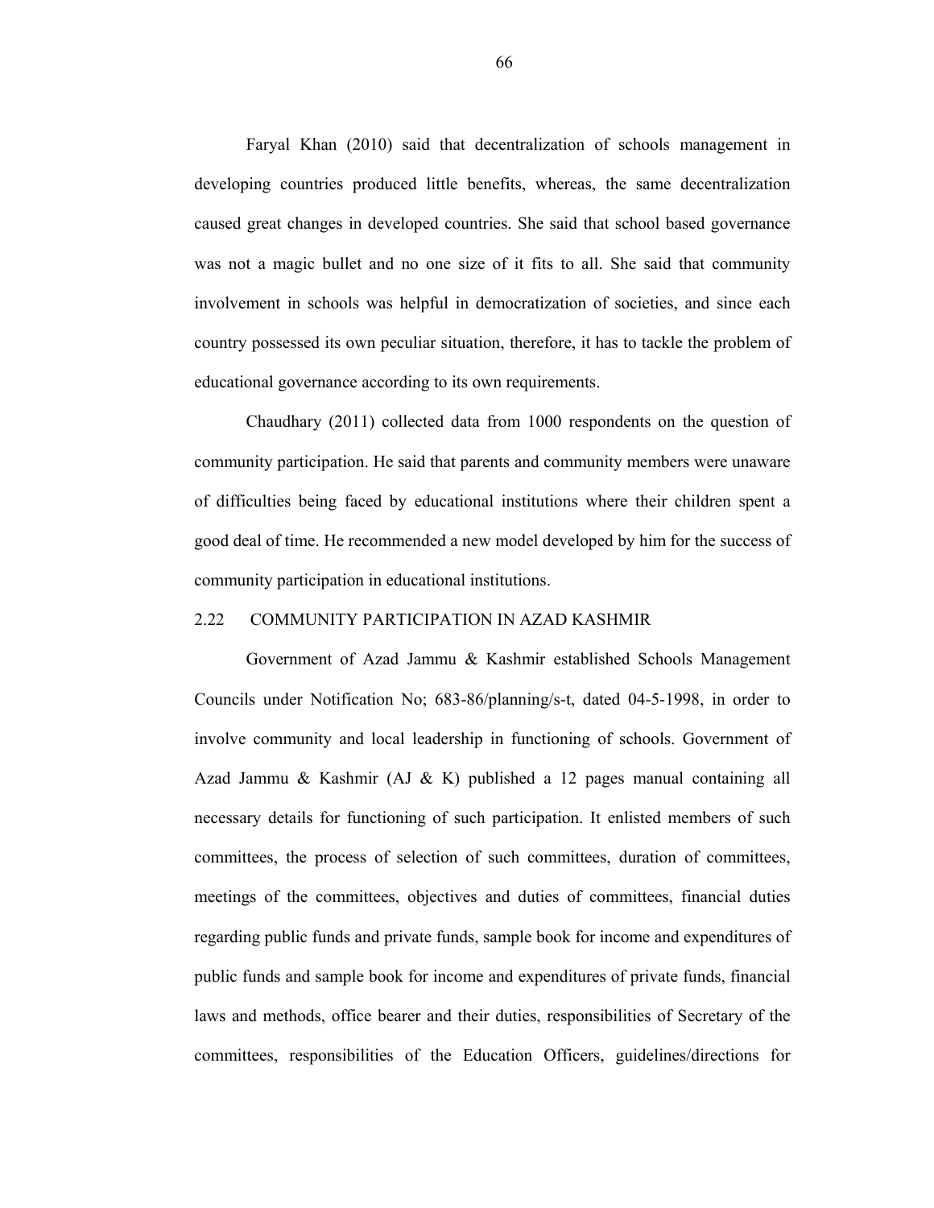Faryal Khan (2010) said that decentralization of schools management in developing countries produced little benefits, whereas, the same decentralization caused great changes in developed countries. She said that school based governance was not a magic bullet and no one size of it fits to all. She said that community involvement in schools was helpful in democratization of societies, and since each country possessed its own peculiar situation, therefore, it has to tackle the problem of educational governance according to its own requirements.

Chaudhary (2011) collected data from 1000 respondents on the question of community participation. He said that parents and community members were unaware of difficulties being faced by educational institutions where their children spent a good deal of time. He recommended a new model developed by him for the success of community participation in educational institutions.

## 2.22 COMMUNITY PARTICIPATION IN AZAD KASHMIR

Government of Azad Jammu & Kashmir established Schools Management Councils under Notification No; 683-86/planning/s-t, dated 04-5-1998, in order to involve community and local leadership in functioning of schools. Government of Azad Jammu & Kashmir (AJ & K) published a 12 pages manual containing all necessary details for functioning of such participation. It enlisted members of such committees, the process of selection of such committees, duration of committees, meetings of the committees, objectives and duties of committees, financial duties regarding public funds and private funds, sample book for income and expenditures of public funds and sample book for income and expenditures of private funds, financial laws and methods, office bearer and their duties, responsibilities of Secretary of the committees, responsibilities of the Education Officers, guidelines/directions for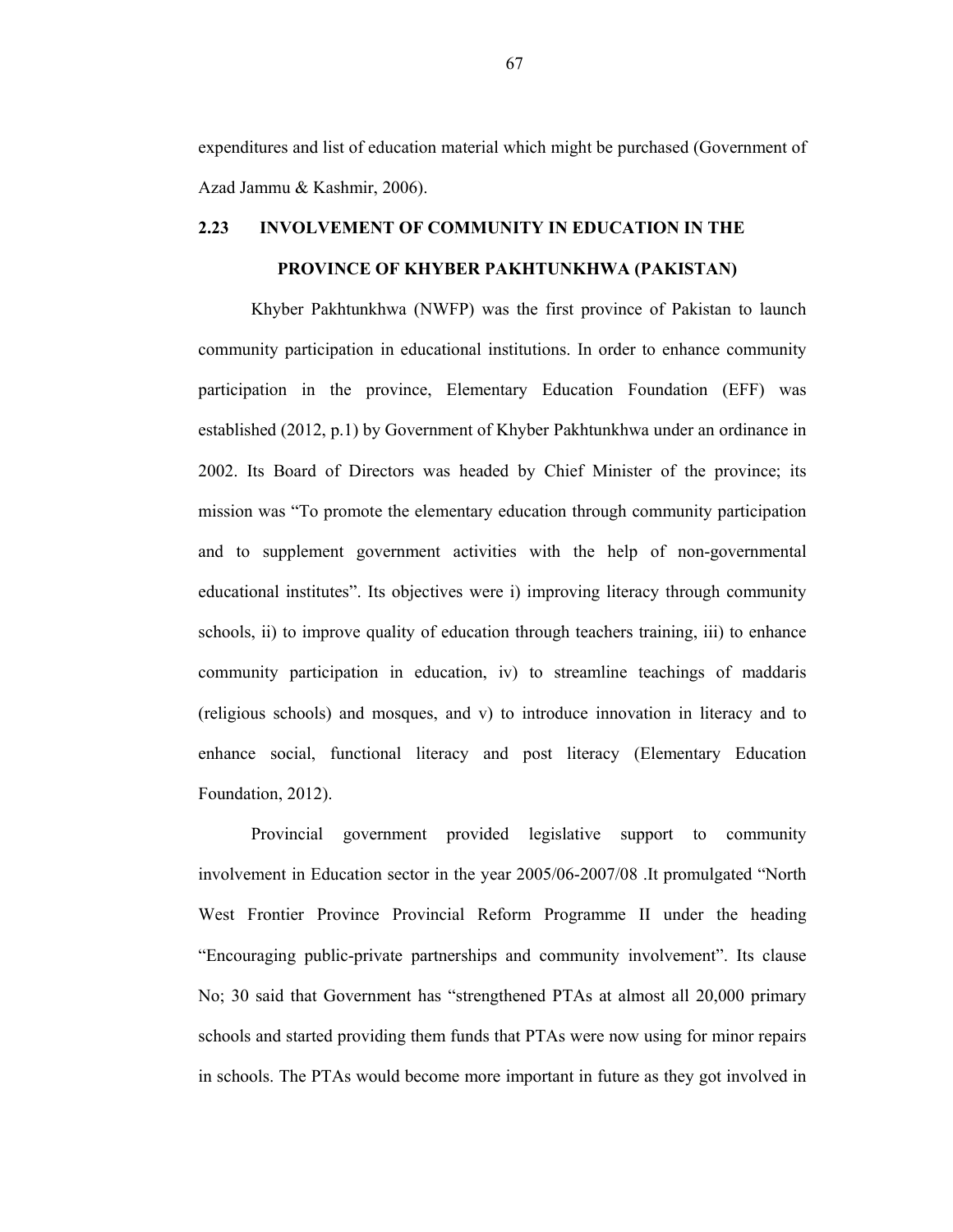expenditures and list of education material which might be purchased (Government of Azad Jammu & Kashmir, 2006).

## 2.23 INVOLVEMENT OF COMMUNITY IN EDUCATION IN THE PROVINCE OF KHYBER PAKHTUNKHWA (PAKISTAN)

Khyber Pakhtunkhwa (NWFP) was the first province of Pakistan to launch community participation in educational institutions. In order to enhance community participation in the province, Elementary Education Foundation (EFF) was established (2012, p.1) by Government of Khyber Pakhtunkhwa under an ordinance in 2002. Its Board of Directors was headed by Chief Minister of the province; its mission was "To promote the elementary education through community participation and to supplement government activities with the help of non-governmental educational institutes". Its objectives were i) improving literacy through community schools, ii) to improve quality of education through teachers training, iii) to enhance community participation in education, iv) to streamline teachings of maddaris (religious schools) and mosques, and v) to introduce innovation in literacy and to enhance social, functional literacy and post literacy (Elementary Education Foundation, 2012).

Provincial government provided legislative support to community involvement in Education sector in the year 2005/06-2007/08 .It promulgated "North West Frontier Province Provincial Reform Programme II under the heading "Encouraging public-private partnerships and community involvement". Its clause No; 30 said that Government has "strengthened PTAs at almost all 20,000 primary schools and started providing them funds that PTAs were now using for minor repairs in schools. The PTAs would become more important in future as they got involved in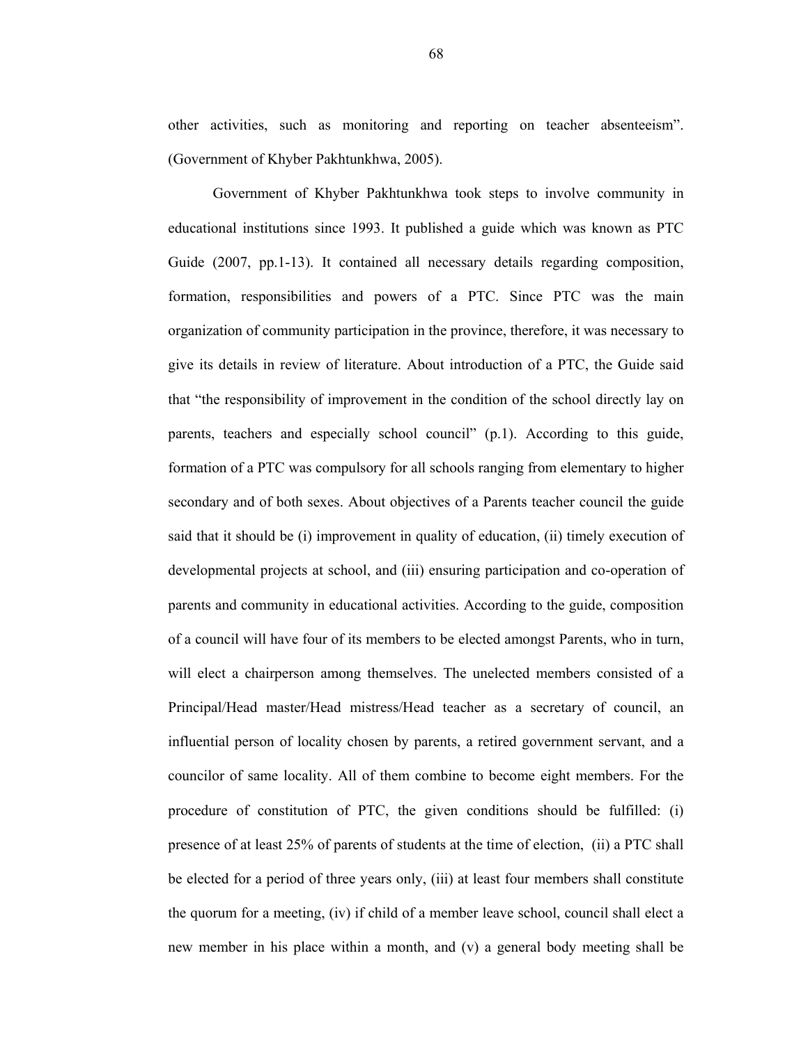other activities, such as monitoring and reporting on teacher absenteeism". (Government of Khyber Pakhtunkhwa, 2005).

Government of Khyber Pakhtunkhwa took steps to involve community in educational institutions since 1993. It published a guide which was known as PTC Guide (2007, pp.1-13). It contained all necessary details regarding composition, formation, responsibilities and powers of a PTC. Since PTC was the main organization of community participation in the province, therefore, it was necessary to give its details in review of literature. About introduction of a PTC, the Guide said that "the responsibility of improvement in the condition of the school directly lay on parents, teachers and especially school council" (p.1). According to this guide, formation of a PTC was compulsory for all schools ranging from elementary to higher secondary and of both sexes. About objectives of a Parents teacher council the guide said that it should be (i) improvement in quality of education, (ii) timely execution of developmental projects at school, and (iii) ensuring participation and co-operation of parents and community in educational activities. According to the guide, composition of a council will have four of its members to be elected amongst Parents, who in turn, will elect a chairperson among themselves. The unelected members consisted of a Principal/Head master/Head mistress/Head teacher as a secretary of council, an influential person of locality chosen by parents, a retired government servant, and a councilor of same locality. All of them combine to become eight members. For the procedure of constitution of PTC, the given conditions should be fulfilled: (i) presence of at least 25% of parents of students at the time of election, (ii) a PTC shall be elected for a period of three years only, (iii) at least four members shall constitute the quorum for a meeting, (iv) if child of a member leave school, council shall elect a new member in his place within a month, and (v) a general body meeting shall be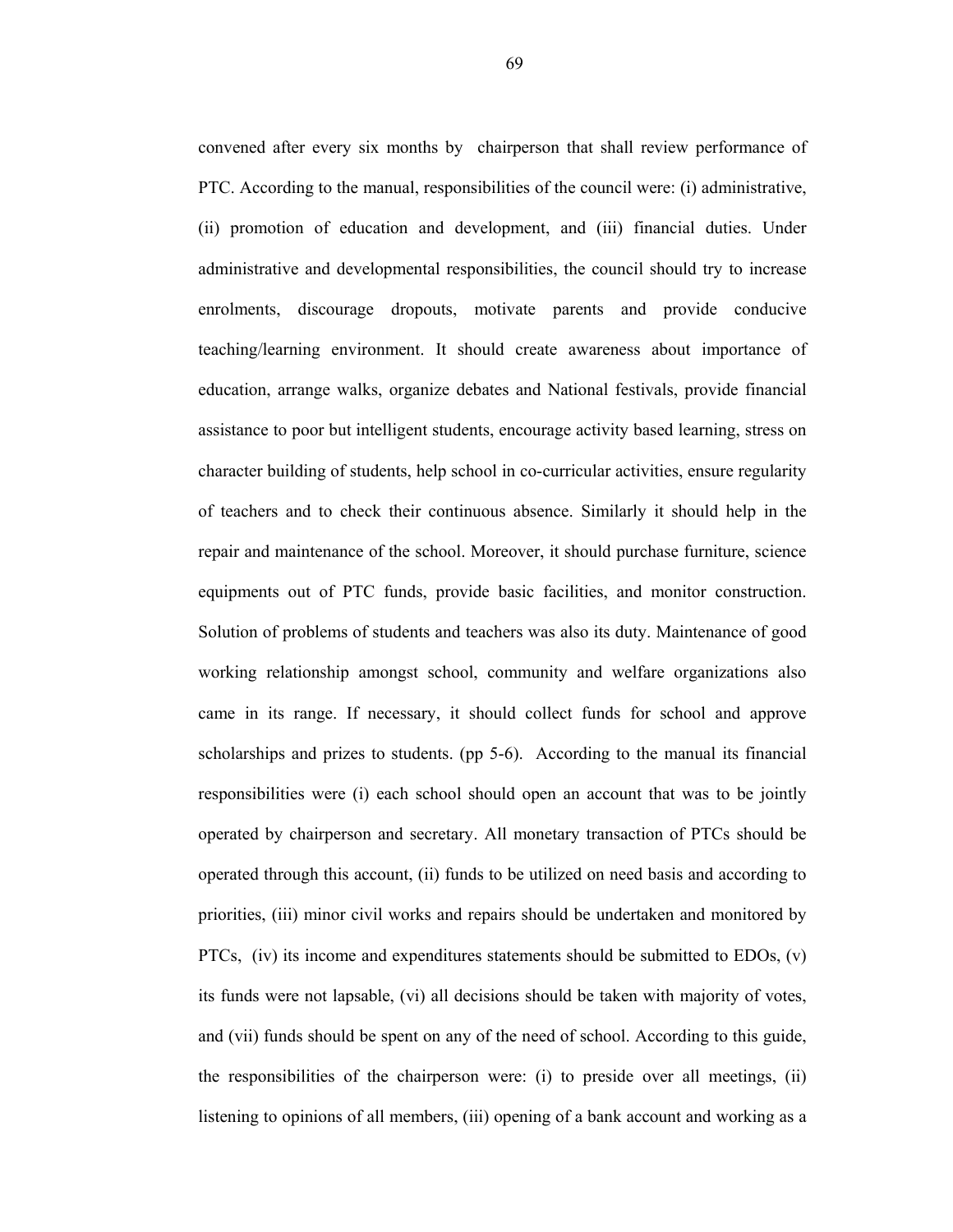convened after every six months by chairperson that shall review performance of PTC. According to the manual, responsibilities of the council were: (i) administrative, (ii) promotion of education and development, and (iii) financial duties. Under administrative and developmental responsibilities, the council should try to increase enrolments, discourage dropouts, motivate parents and provide conducive teaching/learning environment. It should create awareness about importance of education, arrange walks, organize debates and National festivals, provide financial assistance to poor but intelligent students, encourage activity based learning, stress on character building of students, help school in co-curricular activities, ensure regularity of teachers and to check their continuous absence. Similarly it should help in the repair and maintenance of the school. Moreover, it should purchase furniture, science equipments out of PTC funds, provide basic facilities, and monitor construction. Solution of problems of students and teachers was also its duty. Maintenance of good working relationship amongst school, community and welfare organizations also came in its range. If necessary, it should collect funds for school and approve scholarships and prizes to students. (pp 5-6). According to the manual its financial responsibilities were (i) each school should open an account that was to be jointly operated by chairperson and secretary. All monetary transaction of PTCs should be operated through this account, (ii) funds to be utilized on need basis and according to priorities, (iii) minor civil works and repairs should be undertaken and monitored by PTCs, (iv) its income and expenditures statements should be submitted to EDOs, (v) its funds were not lapsable, (vi) all decisions should be taken with majority of votes, and (vii) funds should be spent on any of the need of school. According to this guide, the responsibilities of the chairperson were: (i) to preside over all meetings, (ii) listening to opinions of all members, (iii) opening of a bank account and working as a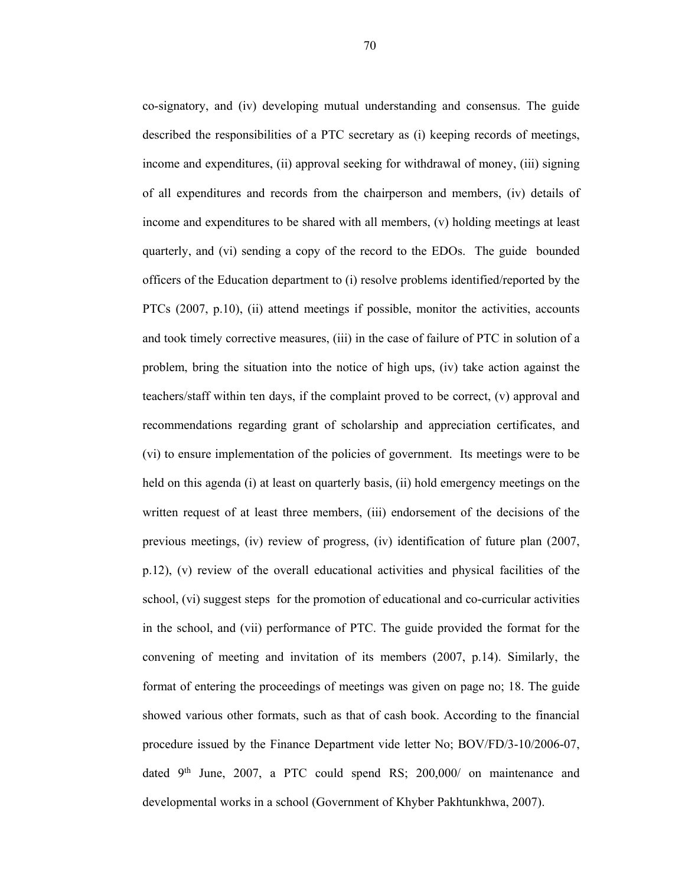co-signatory, and (iv) developing mutual understanding and consensus. The guide described the responsibilities of a PTC secretary as (i) keeping records of meetings, income and expenditures, (ii) approval seeking for withdrawal of money, (iii) signing of all expenditures and records from the chairperson and members, (iv) details of income and expenditures to be shared with all members, (v) holding meetings at least quarterly, and (vi) sending a copy of the record to the EDOs. The guide bounded officers of the Education department to (i) resolve problems identified/reported by the PTCs (2007, p.10), (ii) attend meetings if possible, monitor the activities, accounts and took timely corrective measures, (iii) in the case of failure of PTC in solution of a problem, bring the situation into the notice of high ups, (iv) take action against the teachers/staff within ten days, if the complaint proved to be correct, (v) approval and recommendations regarding grant of scholarship and appreciation certificates, and (vi) to ensure implementation of the policies of government. Its meetings were to be held on this agenda (i) at least on quarterly basis, (ii) hold emergency meetings on the written request of at least three members, (iii) endorsement of the decisions of the previous meetings, (iv) review of progress, (iv) identification of future plan (2007, p.12), (v) review of the overall educational activities and physical facilities of the school, (vi) suggest steps for the promotion of educational and co-curricular activities in the school, and (vii) performance of PTC. The guide provided the format for the convening of meeting and invitation of its members (2007, p.14). Similarly, the format of entering the proceedings of meetings was given on page no; 18. The guide showed various other formats, such as that of cash book. According to the financial procedure issued by the Finance Department vide letter No; BOV/FD/3-10/2006-07, dated 9th June, 2007, a PTC could spend RS; 200,000/ on maintenance and developmental works in a school (Government of Khyber Pakhtunkhwa, 2007).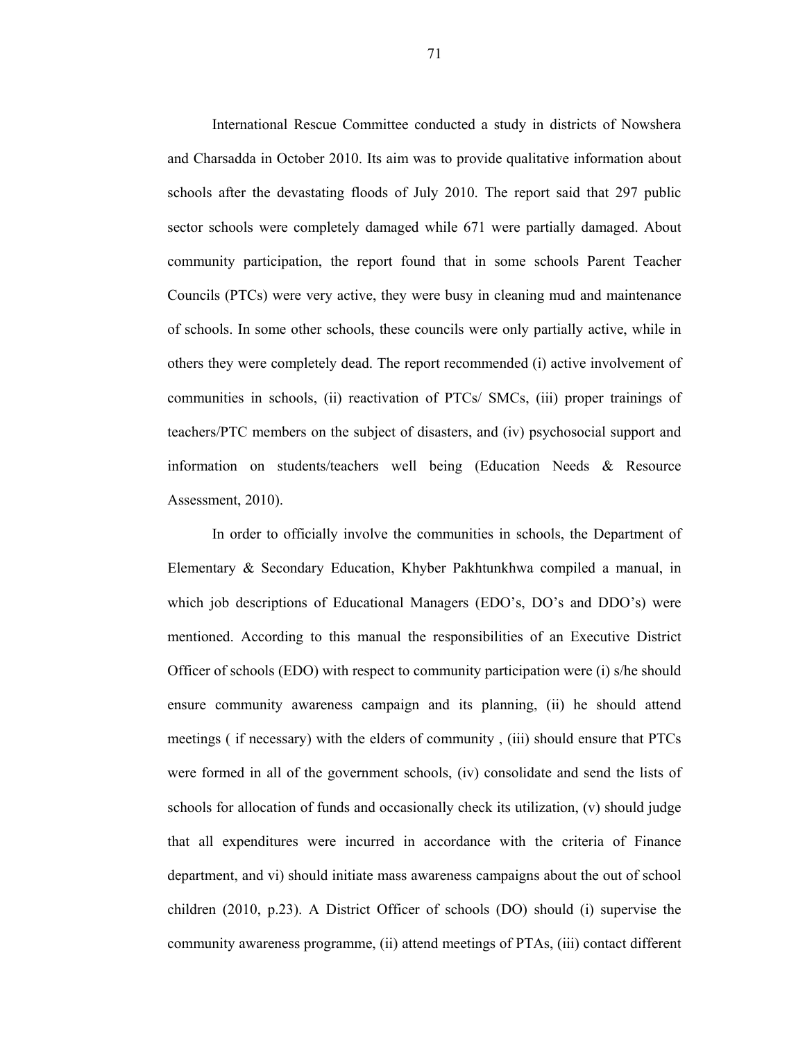International Rescue Committee conducted a study in districts of Nowshera and Charsadda in October 2010. Its aim was to provide qualitative information about schools after the devastating floods of July 2010. The report said that 297 public sector schools were completely damaged while 671 were partially damaged. About community participation, the report found that in some schools Parent Teacher Councils (PTCs) were very active, they were busy in cleaning mud and maintenance of schools. In some other schools, these councils were only partially active, while in others they were completely dead. The report recommended (i) active involvement of communities in schools, (ii) reactivation of PTCs/ SMCs, (iii) proper trainings of teachers/PTC members on the subject of disasters, and (iv) psychosocial support and information on students/teachers well being (Education Needs & Resource Assessment, 2010).

In order to officially involve the communities in schools, the Department of Elementary & Secondary Education, Khyber Pakhtunkhwa compiled a manual, in which job descriptions of Educational Managers (EDO's, DO's and DDO's) were mentioned. According to this manual the responsibilities of an Executive District Officer of schools (EDO) with respect to community participation were (i) s/he should ensure community awareness campaign and its planning, (ii) he should attend meetings ( if necessary) with the elders of community , (iii) should ensure that PTCs were formed in all of the government schools, (iv) consolidate and send the lists of schools for allocation of funds and occasionally check its utilization, (v) should judge that all expenditures were incurred in accordance with the criteria of Finance department, and vi) should initiate mass awareness campaigns about the out of school children (2010, p.23). A District Officer of schools (DO) should (i) supervise the community awareness programme, (ii) attend meetings of PTAs, (iii) contact different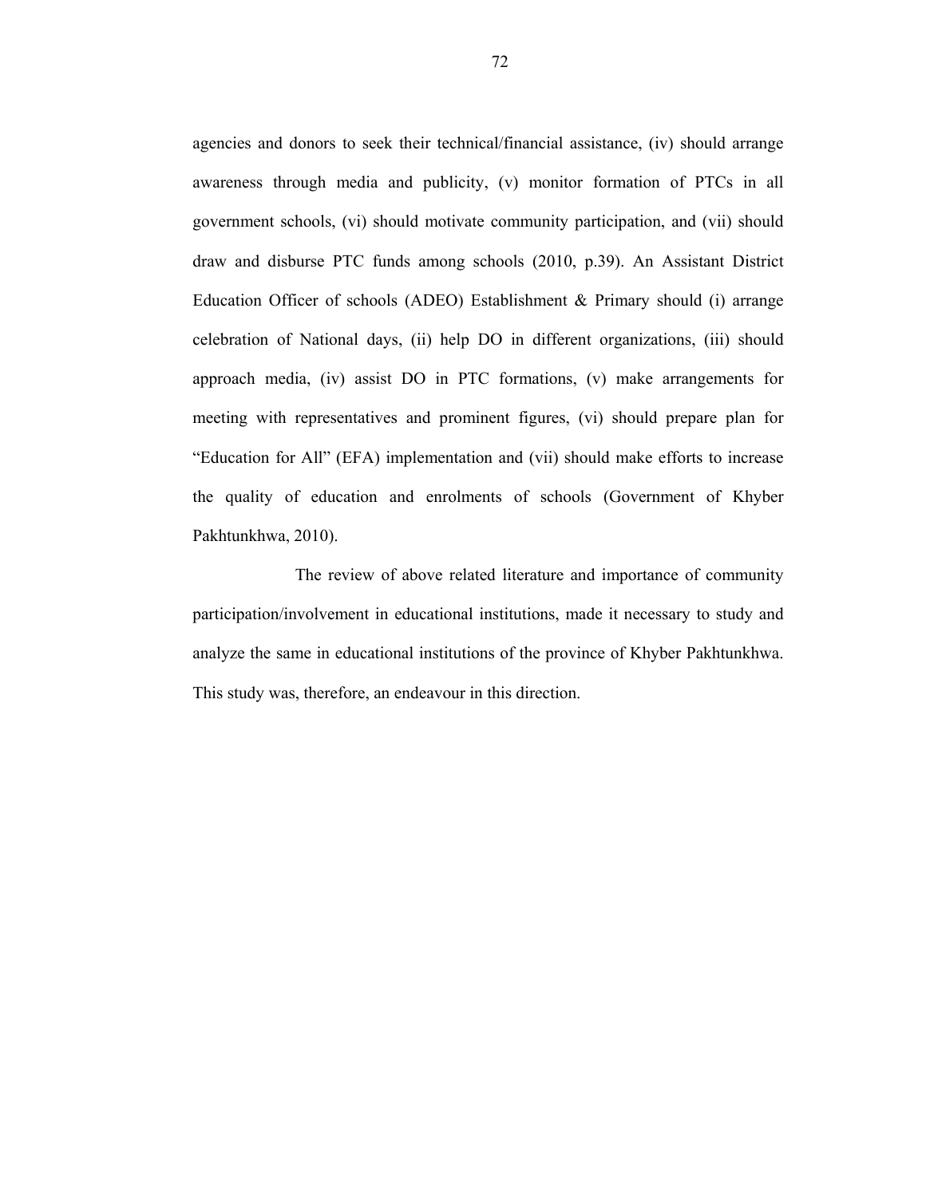agencies and donors to seek their technical/financial assistance, (iv) should arrange awareness through media and publicity, (v) monitor formation of PTCs in all government schools, (vi) should motivate community participation, and (vii) should draw and disburse PTC funds among schools (2010, p.39). An Assistant District Education Officer of schools (ADEO) Establishment & Primary should (i) arrange celebration of National days, (ii) help DO in different organizations, (iii) should approach media, (iv) assist DO in PTC formations, (v) make arrangements for meeting with representatives and prominent figures, (vi) should prepare plan for "Education for All" (EFA) implementation and (vii) should make efforts to increase the quality of education and enrolments of schools (Government of Khyber Pakhtunkhwa, 2010).

The review of above related literature and importance of community participation/involvement in educational institutions, made it necessary to study and analyze the same in educational institutions of the province of Khyber Pakhtunkhwa. This study was, therefore, an endeavour in this direction.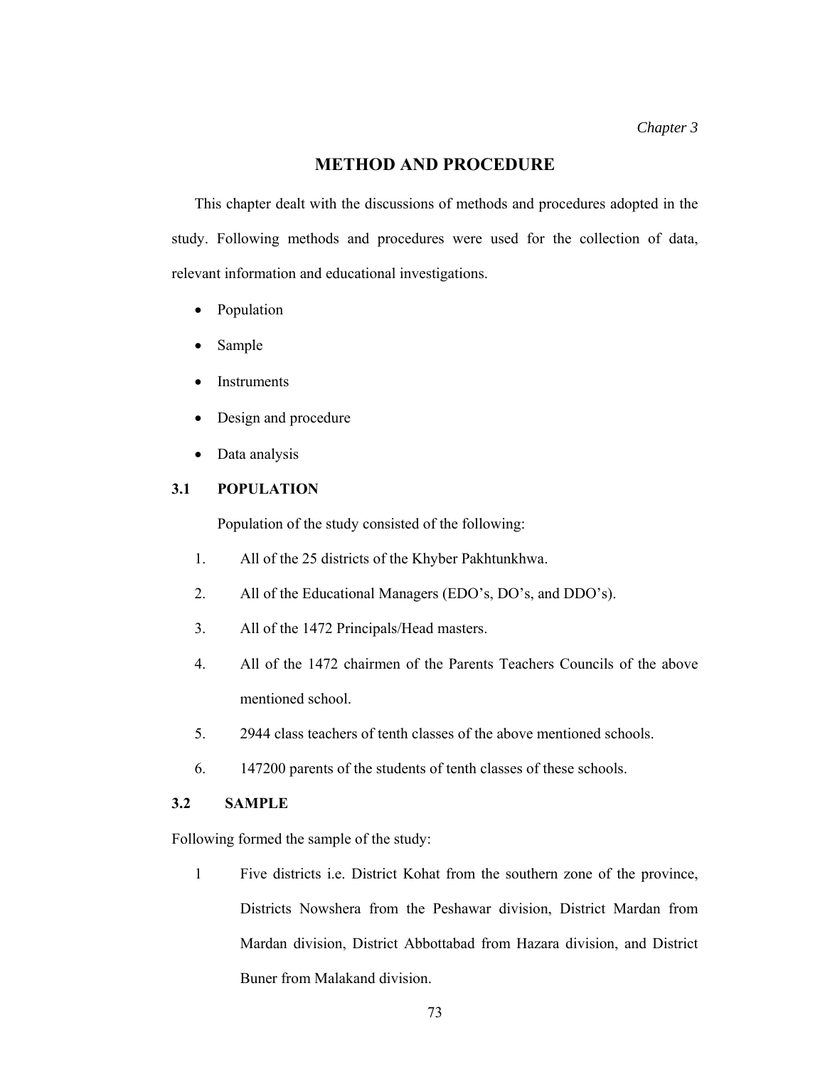*Chapter 3*

# METHOD AND PROCEDURE

This chapter dealt with the discussions of methods and procedures adopted in the study. Following methods and procedures were used for the collection of data, relevant information and educational investigations.

- Population
- Sample
- Instruments
- Design and procedure
- Data analysis

## 3.1 POPULATION

Population of the study consisted of the following:

1. All of the 25 districts of the Khyber Pakhtunkhwa.
2. All of the Educational Managers (EDO's, DO's, and DDO's).
3. All of the 1472 Principals/Head masters.
4. All of the 1472 chairmen of the Parents Teachers Councils of the above mentioned school.
5. 2944 class teachers of tenth classes of the above mentioned schools.
6. 147200 parents of the students of tenth classes of these schools.

## 3.2 SAMPLE

Following formed the sample of the study:

1 Five districts i.e. District Kohat from the southern zone of the province, Districts Nowshera from the Peshawar division, District Mardan from Mardan division, District Abbottabad from Hazara division, and District Buner from Malakand division.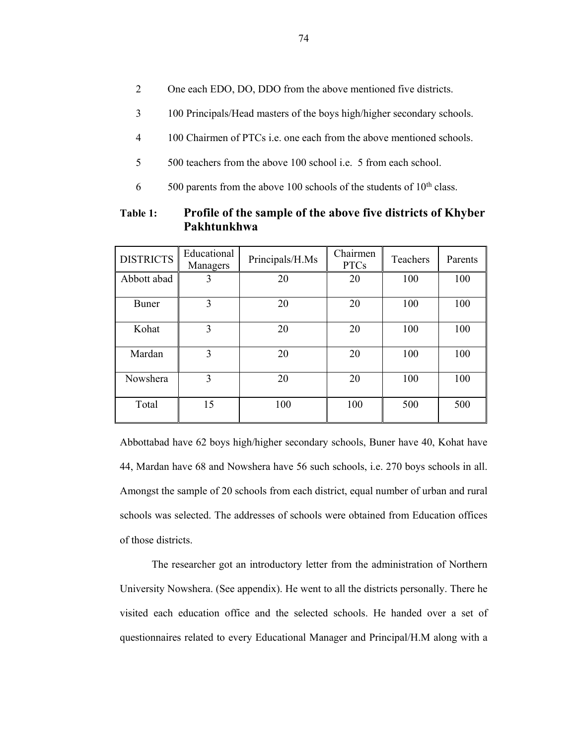2 One each EDO, DO, DDO from the above mentioned five districts.

3 100 Principals/Head masters of the boys high/higher secondary schools.

4 100 Chairmen of PTCs i.e. one each from the above mentioned schools.

5 500 teachers from the above 100 school i.e. 5 from each school.

6 500 parents from the above 100 schools of the students of 10th class.

**Table 1: Profile of the sample of the above five districts of Khyber Pakhtunkhwa**

| DISTRICTS | Educational Managers | Principals/H.Ms | Chairmen PTCs | Teachers | Parents |
|---|---|---|---|---|---|
| Abbott abad | 3 | 20 | 20 | 100 | 100 |
| Buner | 3 | 20 | 20 | 100 | 100 |
| Kohat | 3 | 20 | 20 | 100 | 100 |
| Mardan | 3 | 20 | 20 | 100 | 100 |
| Nowshera | 3 | 20 | 20 | 100 | 100 |
| Total | 15 | 100 | 100 | 500 | 500 |

Abbottabad have 62 boys high/higher secondary schools, Buner have 40, Kohat have 44, Mardan have 68 and Nowshera have 56 such schools, i.e. 270 boys schools in all. Amongst the sample of 20 schools from each district, equal number of urban and rural schools was selected. The addresses of schools were obtained from Education offices of those districts.

The researcher got an introductory letter from the administration of Northern University Nowshera. (See appendix). He went to all the districts personally. There he visited each education office and the selected schools. He handed over a set of questionnaires related to every Educational Manager and Principal/H.M along with a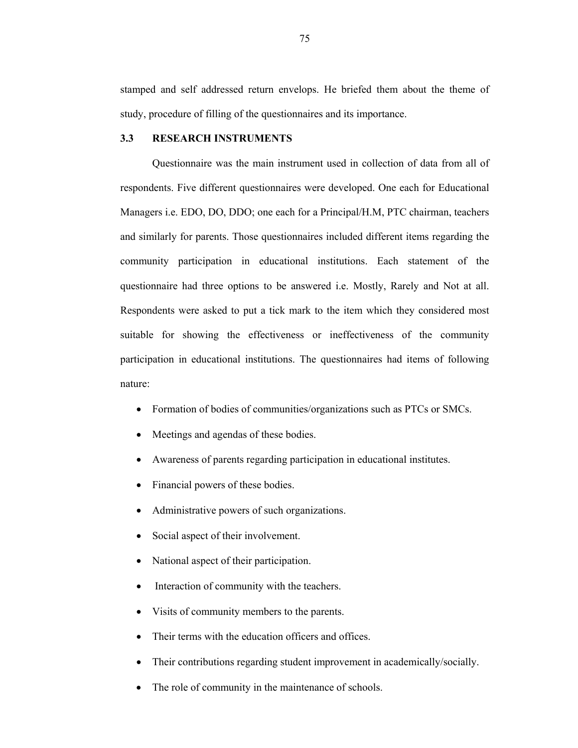stamped and self addressed return envelops. He briefed them about the theme of study, procedure of filling of the questionnaires and its importance.

### 3.3 RESEARCH INSTRUMENTS

Questionnaire was the main instrument used in collection of data from all of respondents. Five different questionnaires were developed. One each for Educational Managers i.e. EDO, DO, DDO; one each for a Principal/H.M, PTC chairman, teachers and similarly for parents. Those questionnaires included different items regarding the community participation in educational institutions. Each statement of the questionnaire had three options to be answered i.e. Mostly, Rarely and Not at all. Respondents were asked to put a tick mark to the item which they considered most suitable for showing the effectiveness or ineffectiveness of the community participation in educational institutions. The questionnaires had items of following nature:

- Formation of bodies of communities/organizations such as PTCs or SMCs.
- Meetings and agendas of these bodies.
- Awareness of parents regarding participation in educational institutes.
- Financial powers of these bodies.
- Administrative powers of such organizations.
- Social aspect of their involvement.
- National aspect of their participation.
- Interaction of community with the teachers.
- Visits of community members to the parents.
- Their terms with the education officers and offices.
- Their contributions regarding student improvement in academically/socially.
- The role of community in the maintenance of schools.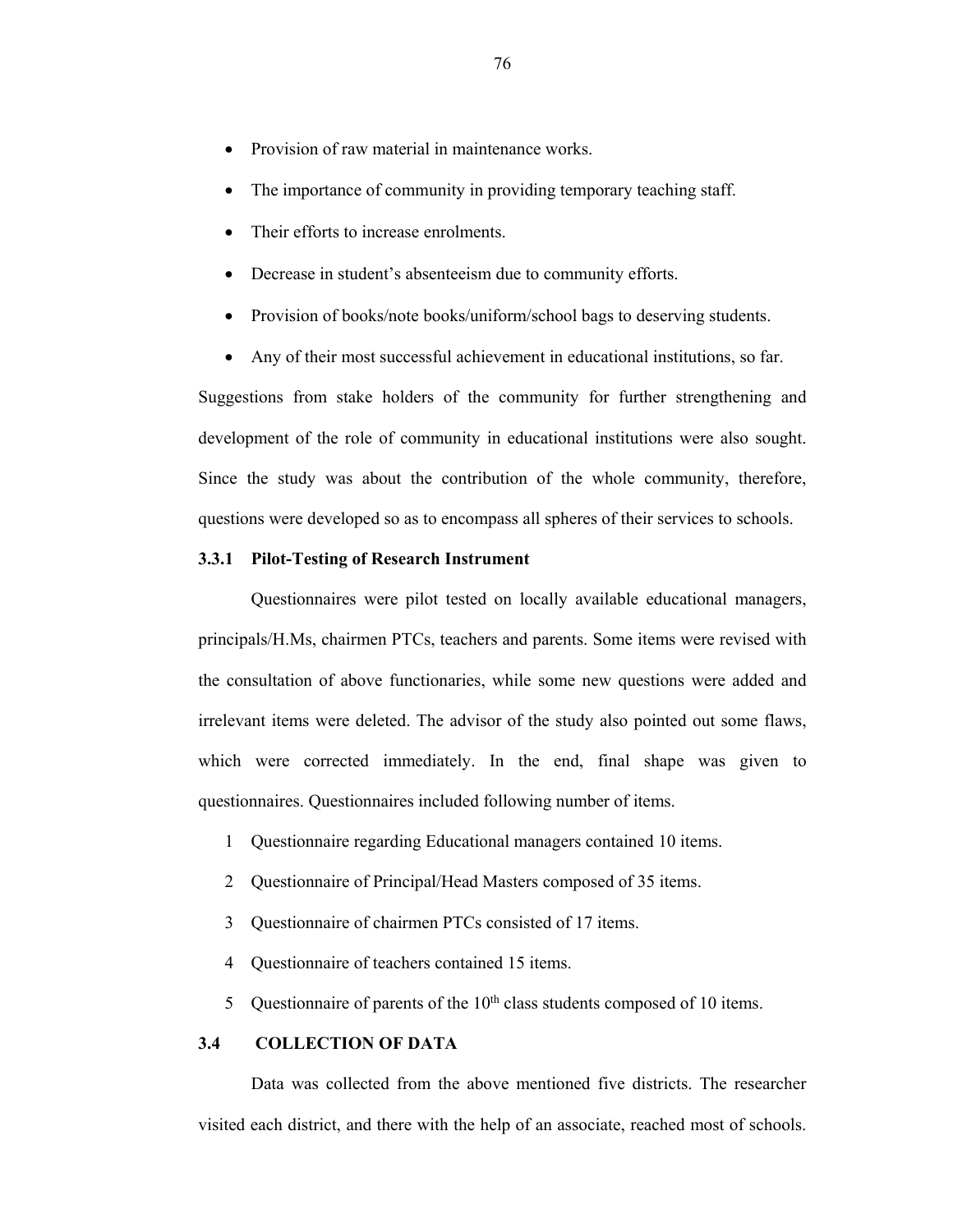- Provision of raw material in maintenance works.
- The importance of community in providing temporary teaching staff.
- Their efforts to increase enrolments.
- Decrease in student's absenteeism due to community efforts.
- Provision of books/note books/uniform/school bags to deserving students.
- Any of their most successful achievement in educational institutions, so far.

Suggestions from stake holders of the community for further strengthening and development of the role of community in educational institutions were also sought. Since the study was about the contribution of the whole community, therefore, questions were developed so as to encompass all spheres of their services to schools.

### 3.3.1 Pilot-Testing of Research Instrument

Questionnaires were pilot tested on locally available educational managers, principals/H.Ms, chairmen PTCs, teachers and parents. Some items were revised with the consultation of above functionaries, while some new questions were added and irrelevant items were deleted. The advisor of the study also pointed out some flaws, which were corrected immediately. In the end, final shape was given to questionnaires. Questionnaires included following number of items.

1 Questionnaire regarding Educational managers contained 10 items.

2 Questionnaire of Principal/Head Masters composed of 35 items.

3 Questionnaire of chairmen PTCs consisted of 17 items.

4 Questionnaire of teachers contained 15 items.

5 Questionnaire of parents of the 10th class students composed of 10 items.

## 3.4 COLLECTION OF DATA

Data was collected from the above mentioned five districts. The researcher visited each district, and there with the help of an associate, reached most of schools.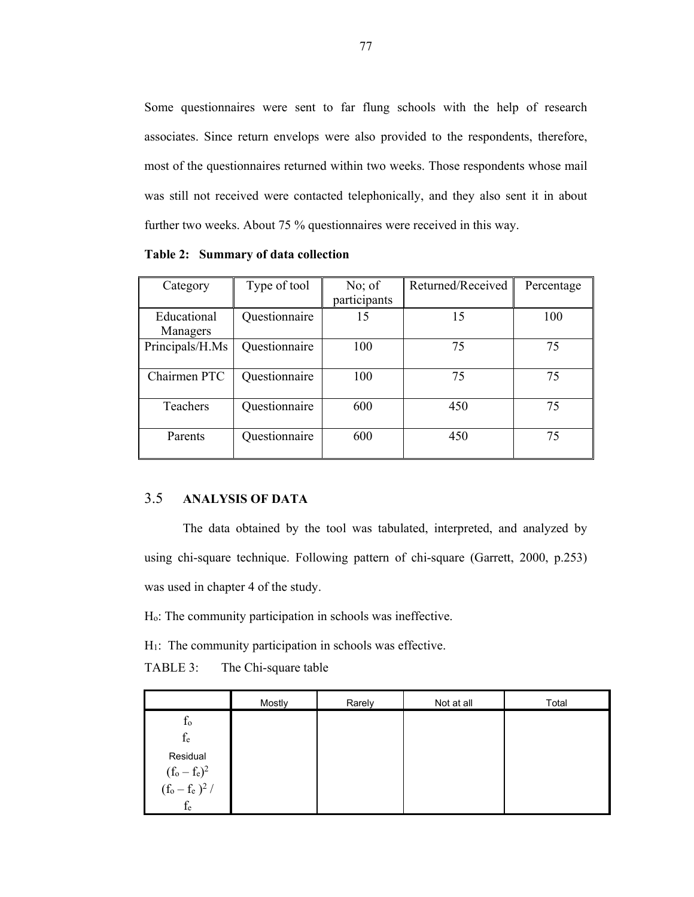Some questionnaires were sent to far flung schools with the help of research associates. Since return envelops were also provided to the respondents, therefore, most of the questionnaires returned within two weeks. Those respondents whose mail was still not received were contacted telephonically, and they also sent it in about further two weeks. About 75 % questionnaires were received in this way.

**Table 2: Summary of data collection**

| Category | Type of tool | No; of participants | Returned/Received | Percentage |
|---|---|---|---|---|
| Educational Managers | Questionnaire | 15 | 15 | 100 |
| Principals/H.Ms | Questionnaire | 100 | 75 | 75 |
| Chairmen PTC | Questionnaire | 100 | 75 | 75 |
| Teachers | Questionnaire | 600 | 450 | 75 |
| Parents | Questionnaire | 600 | 450 | 75 |

## 3.5 ANALYSIS OF DATA

The data obtained by the tool was tabulated, interpreted, and analyzed by using chi-square technique. Following pattern of chi-square (Garrett, 2000, p.253) was used in chapter 4 of the study.

$H_o$: The community participation in schools was ineffective.

$H_1$: The community participation in schools was effective.

TABLE 3: The Chi-square table

| | Mostly | Rarely | Not at all | Total |
|---|---|---|---|---|
| $f_o$<br>$f_e$<br>Residual<br>$(f_o - f_e)^2$<br>$(f_o - f_e)^2 / f_e$ | | | | |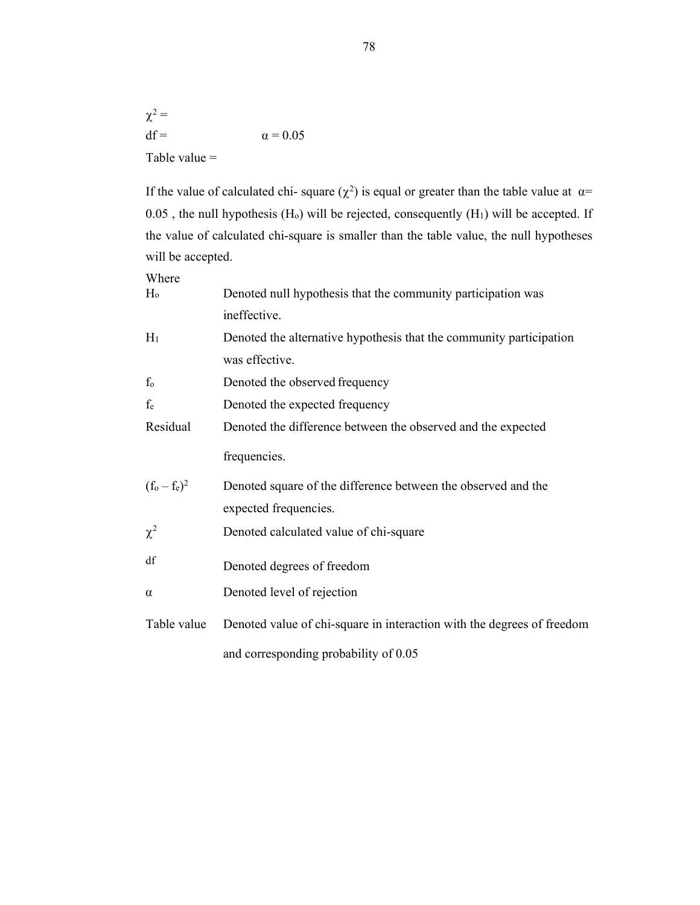$\chi^2 =$

df = $\alpha = 0.05$

Table value =

If the value of calculated chi- square ($\chi^2$) is equal or greater than the table value at $\alpha = 0.05$ , the null hypothesis ($H_o$) will be rejected, consequently ($H_1$) will be accepted. If the value of calculated chi-square is smaller than the table value, the null hypotheses will be accepted.

Where

| | |
|---|---|
| $H_o$ | Denoted null hypothesis that the community participation was ineffective. |
| $H_1$ | Denoted the alternative hypothesis that the community participation was effective. |
| $f_o$ | Denoted the observed frequency |
| $f_e$ | Denoted the expected frequency |
| Residual | Denoted the difference between the observed and the expected frequencies. |
| $(f_o - f_e)^2$ | Denoted square of the difference between the observed and the expected frequencies. |
| $\chi^2$ | Denoted calculated value of chi-square |
| df | Denoted degrees of freedom |
| $\alpha$ | Denoted level of rejection |
| Table value | Denoted value of chi-square in interaction with the degrees of freedom and corresponding probability of 0.05 |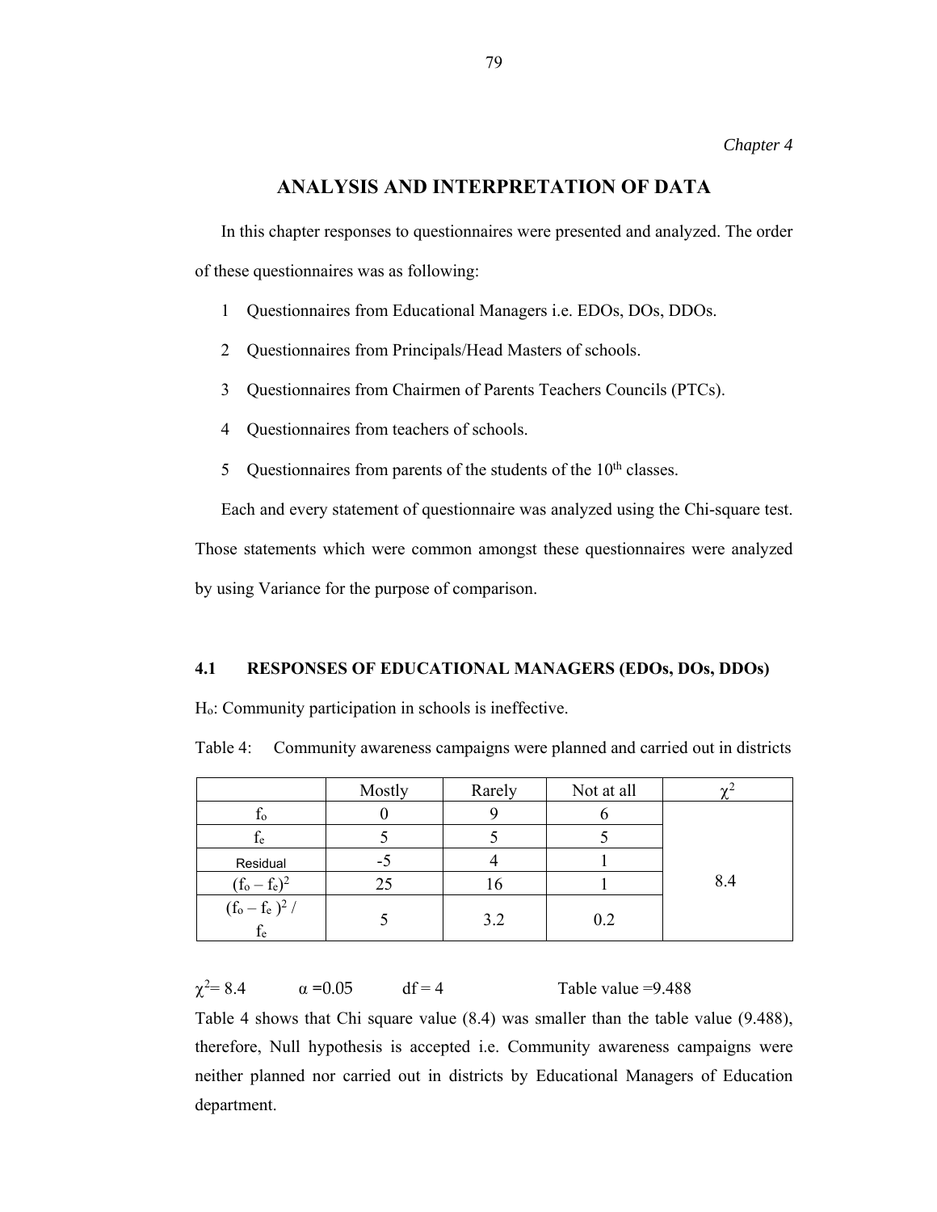*Chapter 4*

# ANALYSIS AND INTERPRETATION OF DATA

In this chapter responses to questionnaires were presented and analyzed. The order of these questionnaires was as following:

1 Questionnaires from Educational Managers i.e. EDOs, DOs, DDOs.

2 Questionnaires from Principals/Head Masters of schools.

3 Questionnaires from Chairmen of Parents Teachers Councils (PTCs).

4 Questionnaires from teachers of schools.

5 Questionnaires from parents of the students of the 10th classes.

Each and every statement of questionnaire was analyzed using the Chi-square test. Those statements which were common amongst these questionnaires were analyzed by using Variance for the purpose of comparison.

## 4.1 RESPONSES OF EDUCATIONAL MANAGERS (EDOs, DOs, DDOs)

$H_o$: Community participation in schools is ineffective.

Table 4: Community awareness campaigns were planned and carried out in districts

| | Mostly | Rarely | Not at all | $\chi^2$ |
|---|---|---|---|---|
| $f_o$ | 0 | 9 | 6 | 8.4 |
| $f_e$ | 5 | 5 | 5 | |
| Residual | -5 | 4 | 1 | |
| $(f_o - f_e)^2$ | 25 | 16 | 1 | |
| $(f_o - f_e)^2 / f_e$ | 5 | 3.2 | 0.2 | |

$\chi^2 = 8.4$ $\alpha = 0.05$ df = 4 Table value =9.488

Table 4 shows that Chi square value (8.4) was smaller than the table value (9.488), therefore, Null hypothesis is accepted i.e. Community awareness campaigns were neither planned nor carried out in districts by Educational Managers of Education department.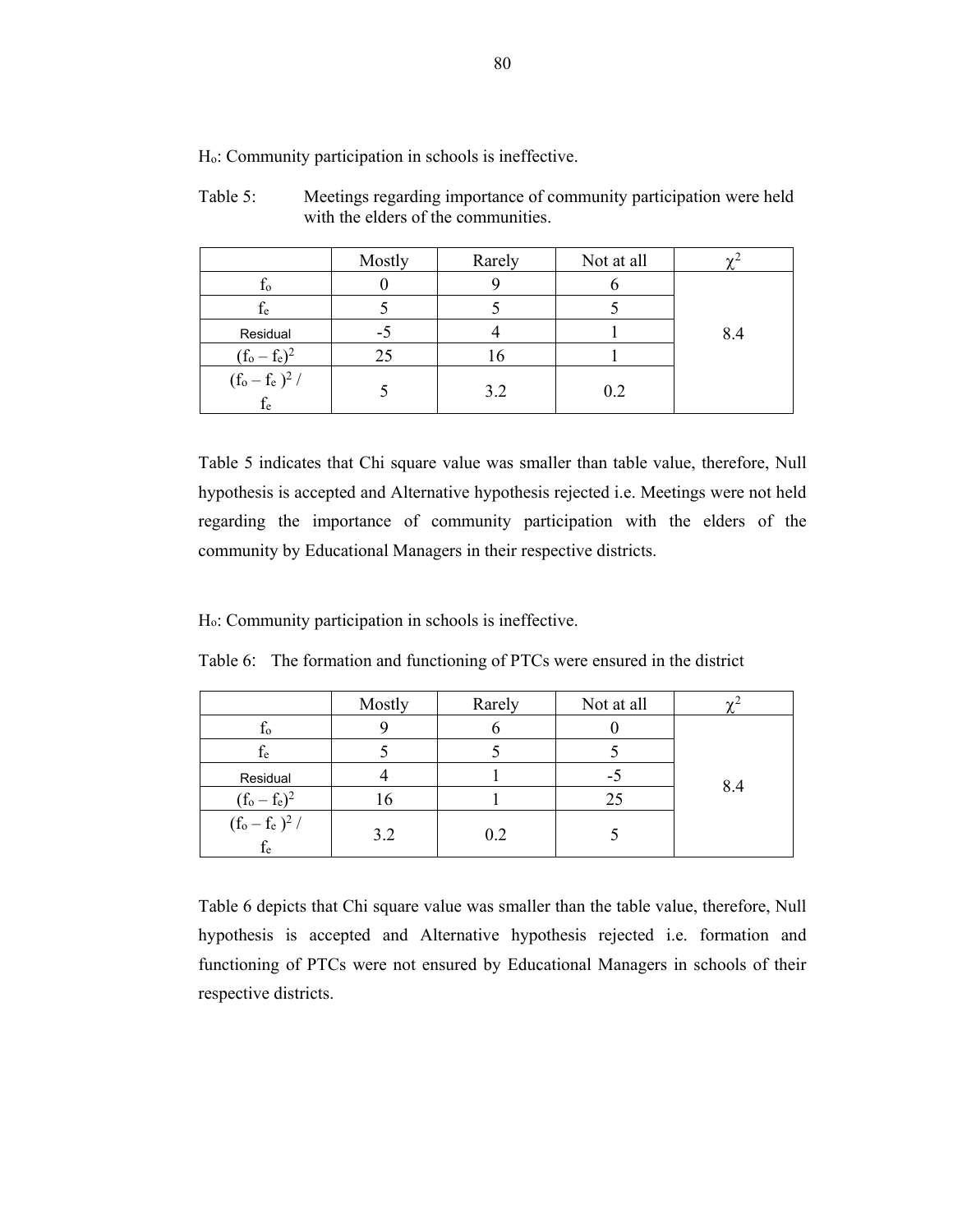$H_o$: Community participation in schools is ineffective.

Table 5: Meetings regarding importance of community participation were held with the elders of the communities.

| | Mostly | Rarely | Not at all | $\chi^2$ |
|---|---|---|---|---|
| $f_o$ | 0 | 9 | 6 | 8.4 |
| $f_e$ | 5 | 5 | 5 | |
| Residual | -5 | 4 | 1 | |
| $(f_o - f_e)^2$ | 25 | 16 | 1 | |
| $(f_o - f_e)^2 / f_e$ | 5 | 3.2 | 0.2 | |

Table 5 indicates that Chi square value was smaller than table value, therefore, Null hypothesis is accepted and Alternative hypothesis rejected i.e. Meetings were not held regarding the importance of community participation with the elders of the community by Educational Managers in their respective districts.

$H_o$: Community participation in schools is ineffective.

Table 6: The formation and functioning of PTCs were ensured in the district

| | Mostly | Rarely | Not at all | $\chi^2$ |
|---|---|---|---|---|
| $f_o$ | 9 | 6 | 0 | 8.4 |
| $f_e$ | 5 | 5 | 5 | |
| Residual | 4 | 1 | -5 | |
| $(f_o - f_e)^2$ | 16 | 1 | 25 | |
| $(f_o - f_e)^2 / f_e$ | 3.2 | 0.2 | 5 | |

Table 6 depicts that Chi square value was smaller than the table value, therefore, Null hypothesis is accepted and Alternative hypothesis rejected i.e. formation and functioning of PTCs were not ensured by Educational Managers in schools of their respective districts.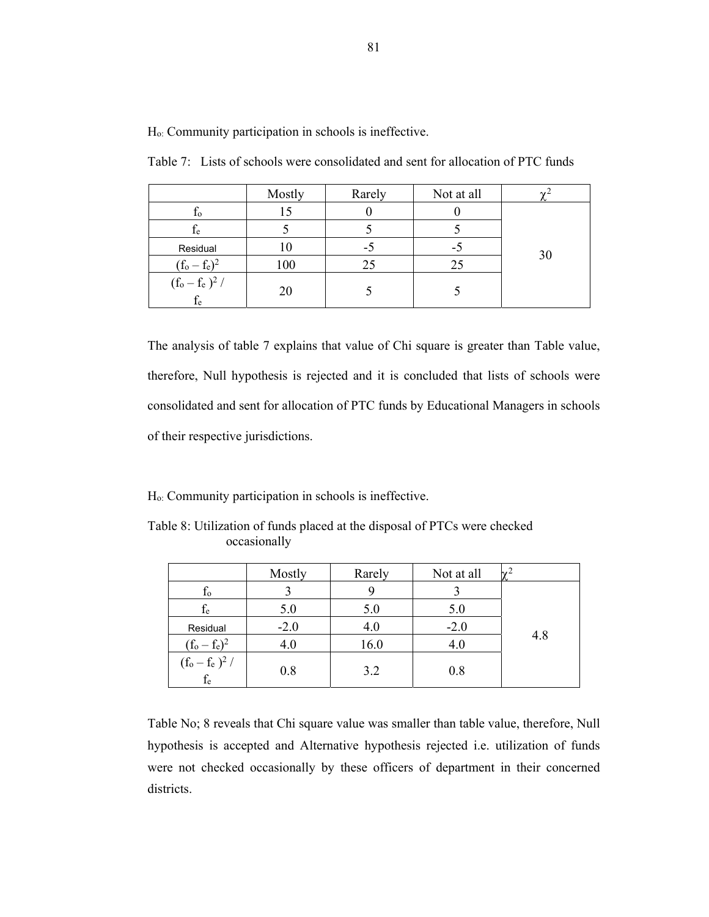$H_o$: Community participation in schools is ineffective.

Table 7: Lists of schools were consolidated and sent for allocation of PTC funds

| | Mostly | Rarely | Not at all | $\chi^2$ |
|---|---|---|---|---|
| $f_o$ | 15 | 0 | 0 | 30 |
| $f_e$ | 5 | 5 | 5 | |
| Residual | 10 | -5 | -5 | |
| $(f_o - f_e)^2$ | 100 | 25 | 25 | |
| $(f_o - f_e)^2 / f_e$ | 20 | 5 | 5 | |

The analysis of table 7 explains that value of Chi square is greater than Table value, therefore, Null hypothesis is rejected and it is concluded that lists of schools were consolidated and sent for allocation of PTC funds by Educational Managers in schools of their respective jurisdictions.

$H_o$: Community participation in schools is ineffective.

Table 8: Utilization of funds placed at the disposal of PTCs were checked occasionally

| | Mostly | Rarely | Not at all | $\chi^2$ |
|---|---|---|---|---|
| $f_o$ | 3 | 9 | 3 | 4.8 |
| $f_e$ | 5.0 | 5.0 | 5.0 | |
| Residual | -2.0 | 4.0 | -2.0 | |
| $(f_o - f_e)^2$ | 4.0 | 16.0 | 4.0 | |
| $(f_o - f_e)^2 / f_e$ | 0.8 | 3.2 | 0.8 | |

Table No; 8 reveals that Chi square value was smaller than table value, therefore, Null hypothesis is accepted and Alternative hypothesis rejected i.e. utilization of funds were not checked occasionally by these officers of department in their concerned districts.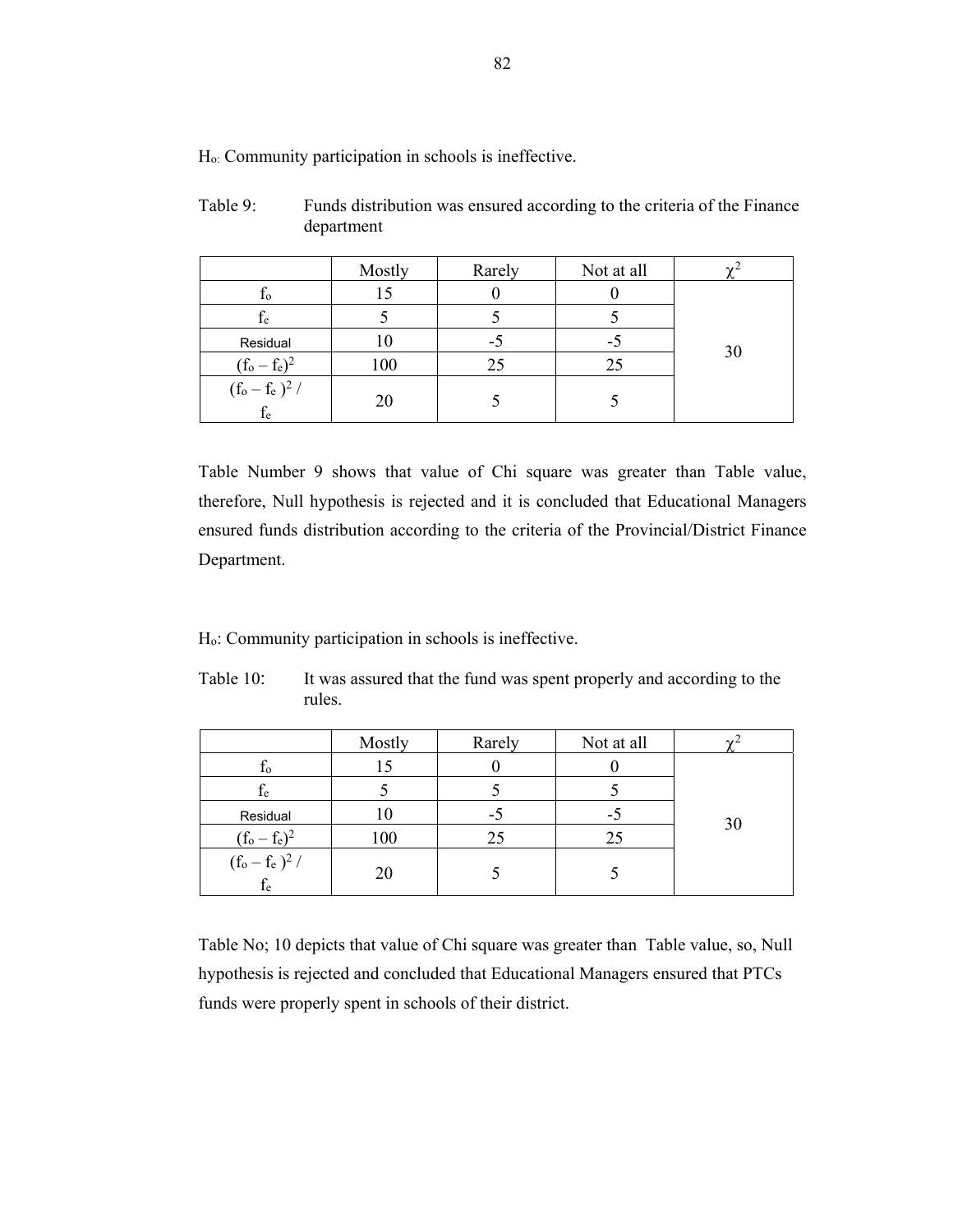$H_o$: Community participation in schools is ineffective.

Table 9: Funds distribution was ensured according to the criteria of the Finance department

| | Mostly | Rarely | Not at all | $\chi^2$ |
|---|---|---|---|---|
| $f_o$ | 15 | 0 | 0 | 30 |
| $f_e$ | 5 | 5 | 5 | |
| Residual | 10 | -5 | -5 | |
| $(f_o – f_e)^2$ | 100 | 25 | 25 | |
| $(f_o – f_e)^2 / f_e$ | 20 | 5 | 5 | |

Table Number 9 shows that value of Chi square was greater than Table value, therefore, Null hypothesis is rejected and it is concluded that Educational Managers ensured funds distribution according to the criteria of the Provincial/District Finance Department.

$H_o$: Community participation in schools is ineffective.

Table 10: It was assured that the fund was spent properly and according to the rules.

| | Mostly | Rarely | Not at all | $\chi^2$ |
|---|---|---|---|---|
| $f_o$ | 15 | 0 | 0 | 30 |
| $f_e$ | 5 | 5 | 5 | |
| Residual | 10 | -5 | -5 | |
| $(f_o – f_e)^2$ | 100 | 25 | 25 | |
| $(f_o – f_e)^2 / f_e$ | 20 | 5 | 5 | |

Table No; 10 depicts that value of Chi square was greater than Table value, so, Null hypothesis is rejected and concluded that Educational Managers ensured that PTCs funds were properly spent in schools of their district.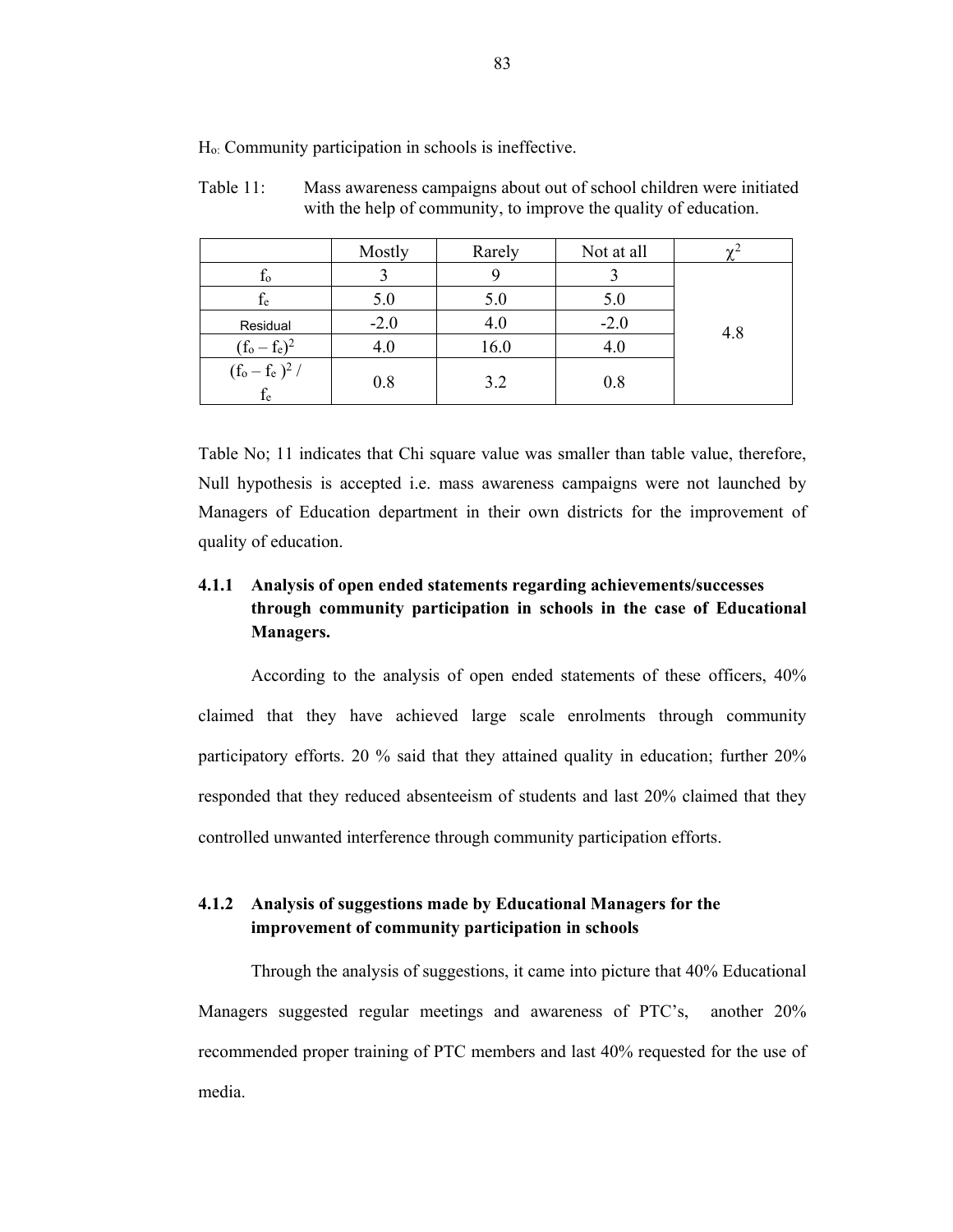$H_o$: Community participation in schools is ineffective.

Table 11: Mass awareness campaigns about out of school children were initiated with the help of community, to improve the quality of education.

| | Mostly | Rarely | Not at all | $\chi^2$ |
|---|---|---|---|---|
| $f_o$ | 3 | 9 | 3 | 4.8 |
| $f_e$ | 5.0 | 5.0 | 5.0 | |
| Residual | -2.0 | 4.0 | -2.0 | |
| $(f_o - f_e)^2$ | 4.0 | 16.0 | 4.0 | |
| $(f_o - f_e)^2 / f_e$ | 0.8 | 3.2 | 0.8 | |

Table No; 11 indicates that Chi square value was smaller than table value, therefore, Null hypothesis is accepted i.e. mass awareness campaigns were not launched by Managers of Education department in their own districts for the improvement of quality of education.

### 4.1.1 Analysis of open ended statements regarding achievements/successes through community participation in schools in the case of Educational Managers.

According to the analysis of open ended statements of these officers, 40% claimed that they have achieved large scale enrolments through community participatory efforts. 20 % said that they attained quality in education; further 20% responded that they reduced absenteeism of students and last 20% claimed that they controlled unwanted interference through community participation efforts.

### 4.1.2 Analysis of suggestions made by Educational Managers for the improvement of community participation in schools

Through the analysis of suggestions, it came into picture that 40% Educational Managers suggested regular meetings and awareness of PTC's, another 20% recommended proper training of PTC members and last 40% requested for the use of media.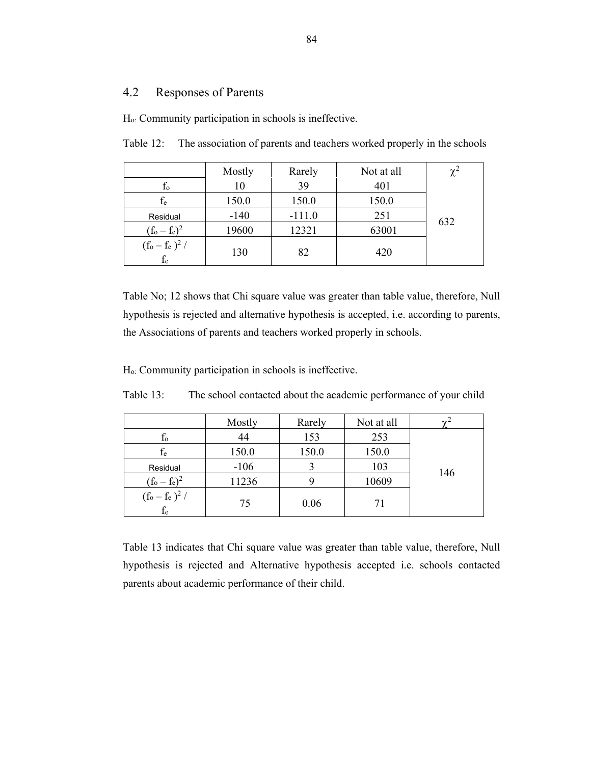## 4.2 Responses of Parents

$H_{o:}$ Community participation in schools is ineffective.

Table 12: The association of parents and teachers worked properly in the schools

| | Mostly | Rarely | Not at all | $\chi^2$ |
|---|---|---|---|---|
| $f_o$ | 10 | 39 | 401 | 632 |
| $f_e$ | 150.0 | 150.0 | 150.0 | |
| Residual | -140 | -111.0 | 251 | |
| $(f_o - f_e)^2$ | 19600 | 12321 | 63001 | |
| $(f_o - f_e)^2 / f_e$ | 130 | 82 | 420 | |

Table No; 12 shows that Chi square value was greater than table value, therefore, Null hypothesis is rejected and alternative hypothesis is accepted, i.e. according to parents, the Associations of parents and teachers worked properly in schools.

$H_{o:}$ Community participation in schools is ineffective.

Table 13: The school contacted about the academic performance of your child

| | Mostly | Rarely | Not at all | $\chi^2$ |
|---|---|---|---|---|
| $f_o$ | 44 | 153 | 253 | 146 |
| $f_e$ | 150.0 | 150.0 | 150.0 | |
| Residual | -106 | 3 | 103 | |
| $(f_o - f_e)^2$ | 11236 | 9 | 10609 | |
| $(f_o - f_e)^2 / f_e$ | 75 | 0.06 | 71 | |

Table 13 indicates that Chi square value was greater than table value, therefore, Null hypothesis is rejected and Alternative hypothesis accepted i.e. schools contacted parents about academic performance of their child.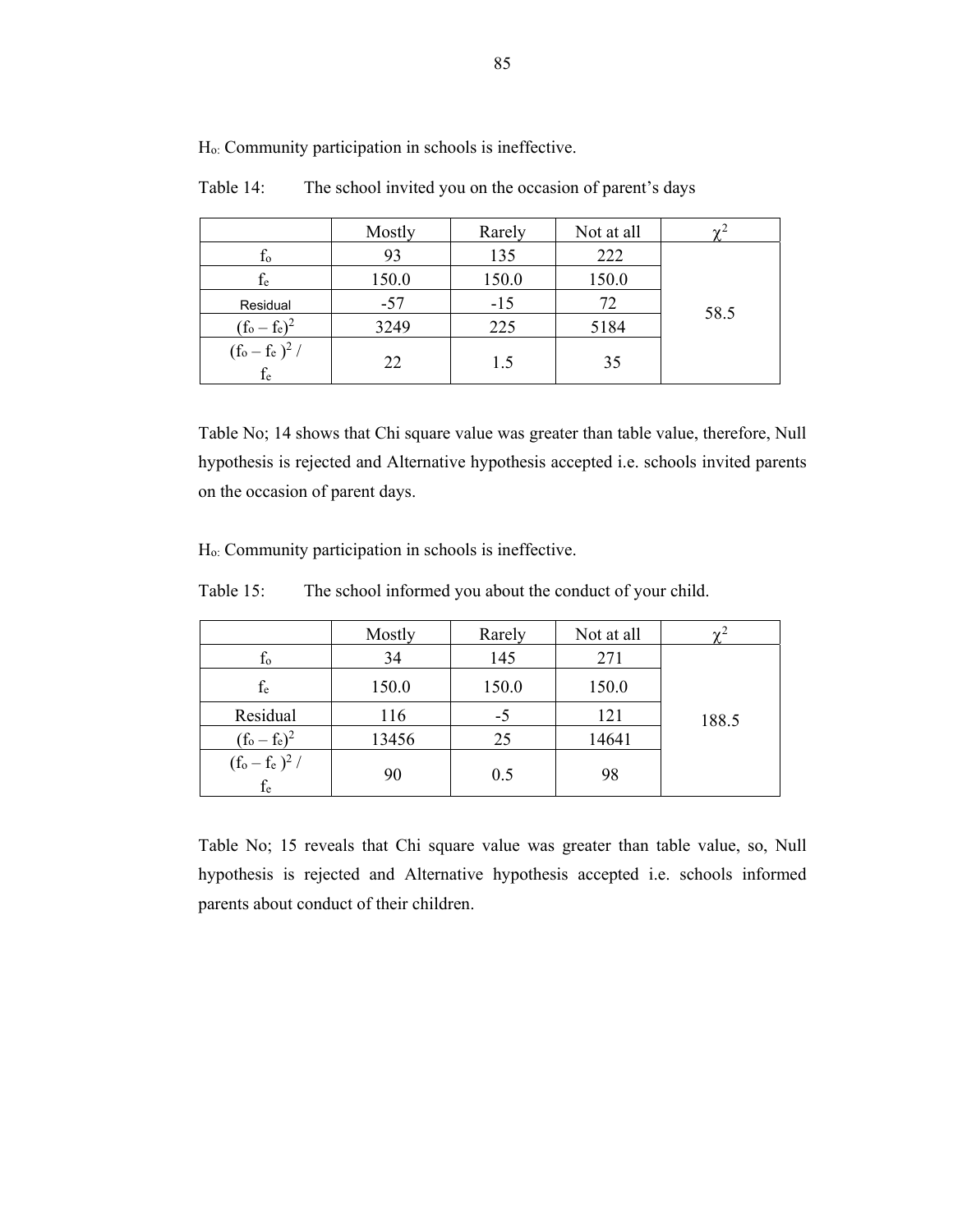$H_o$: Community participation in schools is ineffective.

Table 14: The school invited you on the occasion of parent's days

| | Mostly | Rarely | Not at all | $\chi^2$ |
|---|---|---|---|---|
| $f_o$ | 93 | 135 | 222 | 58.5 |
| $f_e$ | 150.0 | 150.0 | 150.0 | |
| Residual | -57 | -15 | 72 | |
| $(f_o - f_e)^2$ | 3249 | 225 | 5184 | |
| $(f_o - f_e)^2 / f_e$ | 22 | 1.5 | 35 | |

Table No; 14 shows that Chi square value was greater than table value, therefore, Null hypothesis is rejected and Alternative hypothesis accepted i.e. schools invited parents on the occasion of parent days.

$H_o$: Community participation in schools is ineffective.

Table 15: The school informed you about the conduct of your child.

| | Mostly | Rarely | Not at all | $\chi^2$ |
|---|---|---|---|---|
| $f_o$ | 34 | 145 | 271 | 188.5 |
| $f_e$ | 150.0 | 150.0 | 150.0 | |
| Residual | 116 | -5 | 121 | |
| $(f_o - f_e)^2$ | 13456 | 25 | 14641 | |
| $(f_o - f_e)^2 / f_e$ | 90 | 0.5 | 98 | |

Table No; 15 reveals that Chi square value was greater than table value, so, Null hypothesis is rejected and Alternative hypothesis accepted i.e. schools informed parents about conduct of their children.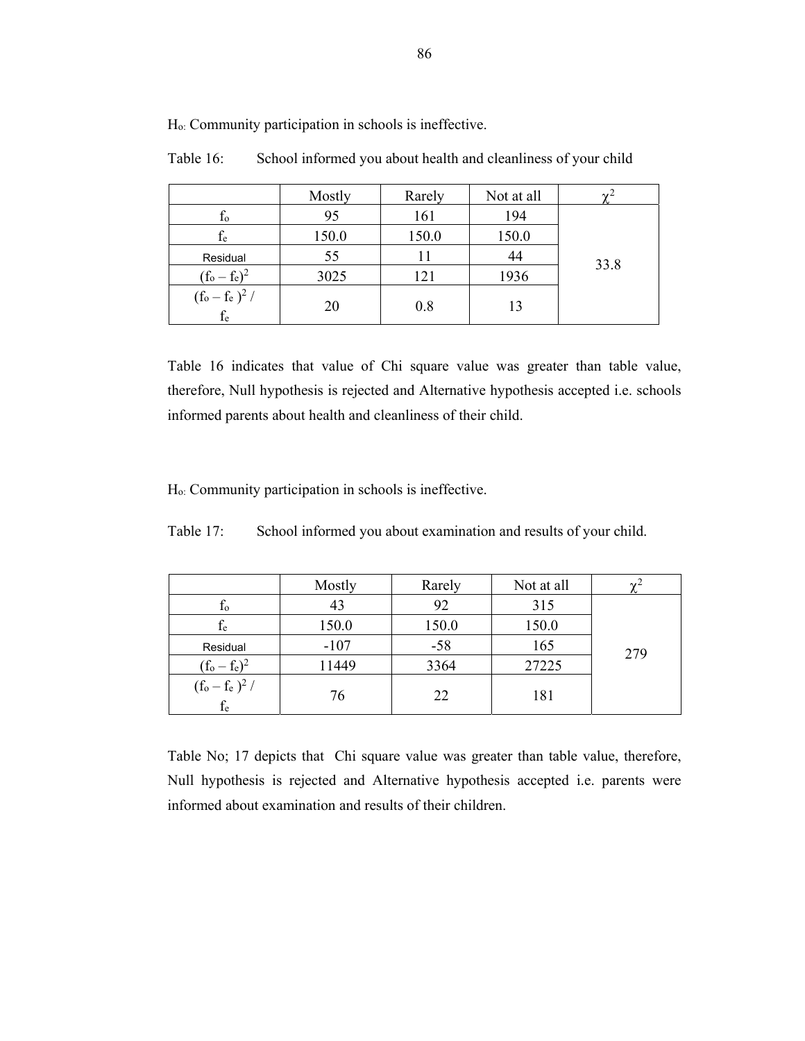$H_o$: Community participation in schools is ineffective.

Table 16: School informed you about health and cleanliness of your child

| | Mostly | Rarely | Not at all | $\chi^2$ |
|---|---|---|---|---|
| $f_o$ | 95 | 161 | 194 | 33.8 |
| $f_e$ | 150.0 | 150.0 | 150.0 | |
| Residual | 55 | 11 | 44 | |
| $(f_o - f_e)^2$ | 3025 | 121 | 1936 | |
| $(f_o - f_e)^2 / f_e$ | 20 | 0.8 | 13 | |

Table 16 indicates that value of Chi square value was greater than table value, therefore, Null hypothesis is rejected and Alternative hypothesis accepted i.e. schools informed parents about health and cleanliness of their child.

$H_o$: Community participation in schools is ineffective.

Table 17: School informed you about examination and results of your child.

| | Mostly | Rarely | Not at all | $\chi^2$ |
|---|---|---|---|---|
| $f_o$ | 43 | 92 | 315 | 279 |
| $f_e$ | 150.0 | 150.0 | 150.0 | |
| Residual | -107 | -58 | 165 | |
| $(f_o - f_e)^2$ | 11449 | 3364 | 27225 | |
| $(f_o - f_e)^2 / f_e$ | 76 | 22 | 181 | |

Table No; 17 depicts that Chi square value was greater than table value, therefore, Null hypothesis is rejected and Alternative hypothesis accepted i.e. parents were informed about examination and results of their children.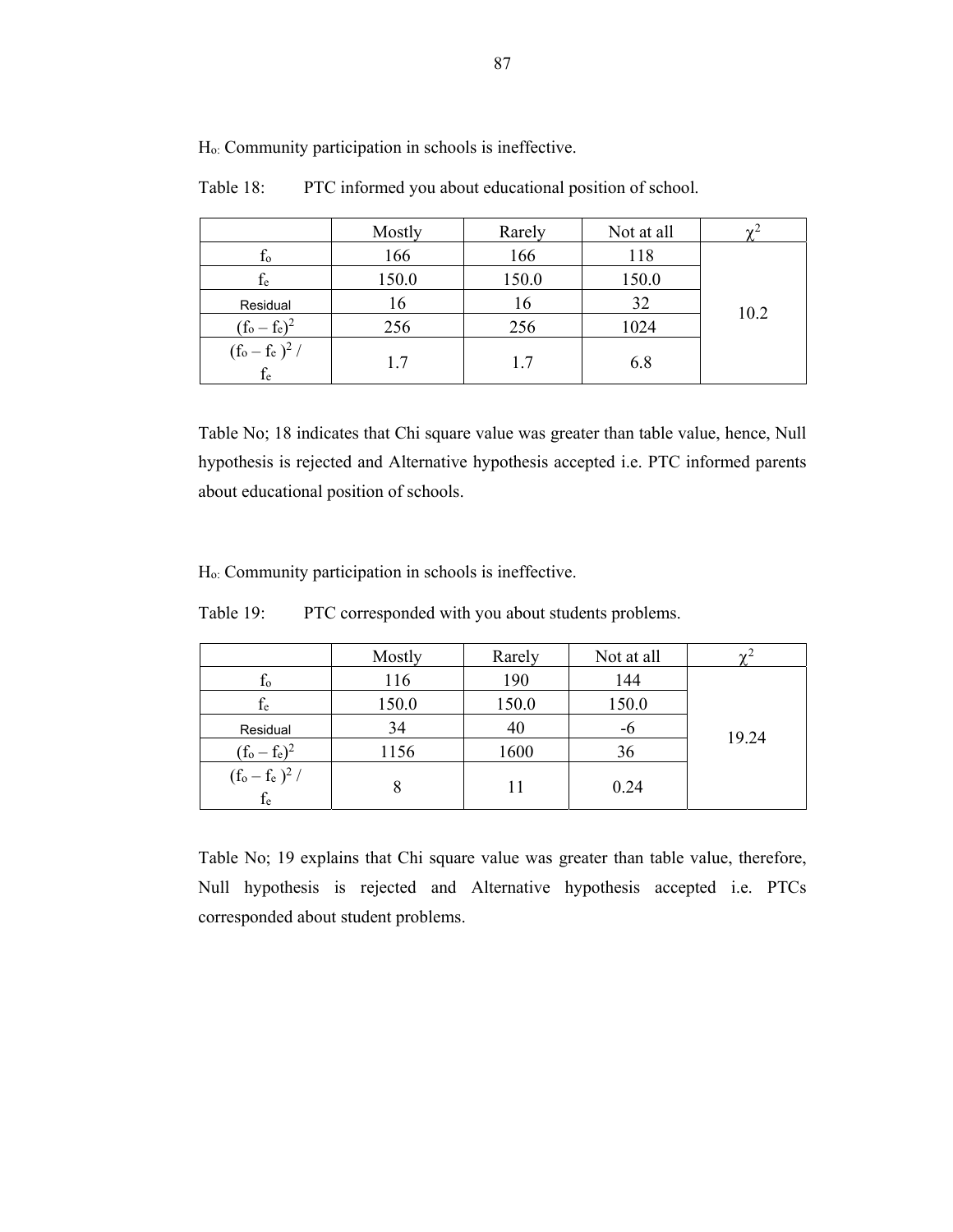$H_o$: Community participation in schools is ineffective.

Table 18: PTC informed you about educational position of school.

| | Mostly | Rarely | Not at all | $\chi^2$ |
|---|---|---|---|---|
| $f_o$ | 166 | 166 | 118 | 10.2 |
| $f_e$ | 150.0 | 150.0 | 150.0 | |
| Residual | 16 | 16 | 32 | |
| $(f_o - f_e)^2$ | 256 | 256 | 1024 | |
| $(f_o - f_e)^2 / f_e$ | 1.7 | 1.7 | 6.8 | |

Table No; 18 indicates that Chi square value was greater than table value, hence, Null hypothesis is rejected and Alternative hypothesis accepted i.e. PTC informed parents about educational position of schools.

$H_o$: Community participation in schools is ineffective.

Table 19: PTC corresponded with you about students problems.

| | Mostly | Rarely | Not at all | $\chi^2$ |
|---|---|---|---|---|
| $f_o$ | 116 | 190 | 144 | 19.24 |
| $f_e$ | 150.0 | 150.0 | 150.0 | |
| Residual | 34 | 40 | -6 | |
| $(f_o - f_e)^2$ | 1156 | 1600 | 36 | |
| $(f_o - f_e)^2 / f_e$ | 8 | 11 | 0.24 | |

Table No; 19 explains that Chi square value was greater than table value, therefore, Null hypothesis is rejected and Alternative hypothesis accepted i.e. PTCs corresponded about student problems.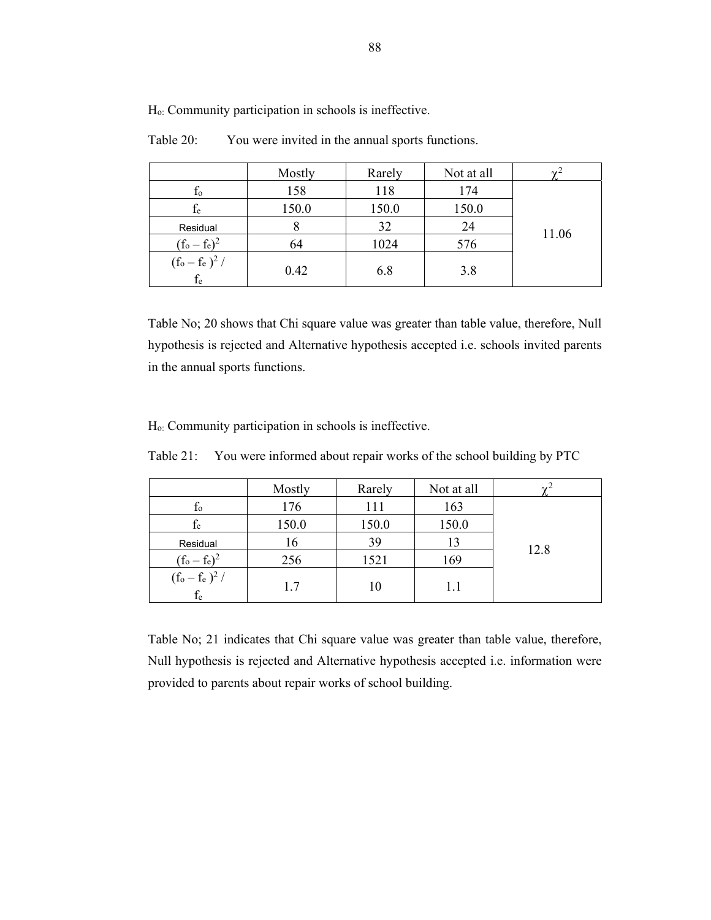$H_o$: Community participation in schools is ineffective.

Table 20: You were invited in the annual sports functions.

| | Mostly | Rarely | Not at all | $\chi^2$ |
|---|---|---|---|---|
| $f_o$ | 158 | 118 | 174 | 11.06 |
| $f_e$ | 150.0 | 150.0 | 150.0 | |
| Residual | 8 | 32 | 24 | |
| $(f_o - f_e)^2$ | 64 | 1024 | 576 | |
| $(f_o - f_e)^2 / f_e$ | 0.42 | 6.8 | 3.8 | |

Table No; 20 shows that Chi square value was greater than table value, therefore, Null hypothesis is rejected and Alternative hypothesis accepted i.e. schools invited parents in the annual sports functions.

$H_o$: Community participation in schools is ineffective.

Table 21: You were informed about repair works of the school building by PTC

| | Mostly | Rarely | Not at all | $\chi^2$ |
|---|---|---|---|---|
| $f_o$ | 176 | 111 | 163 | 12.8 |
| $f_e$ | 150.0 | 150.0 | 150.0 | |
| Residual | 16 | 39 | 13 | |
| $(f_o - f_e)^2$ | 256 | 1521 | 169 | |
| $(f_o - f_e)^2 / f_e$ | 1.7 | 10 | 1.1 | |

Table No; 21 indicates that Chi square value was greater than table value, therefore, Null hypothesis is rejected and Alternative hypothesis accepted i.e. information were provided to parents about repair works of school building.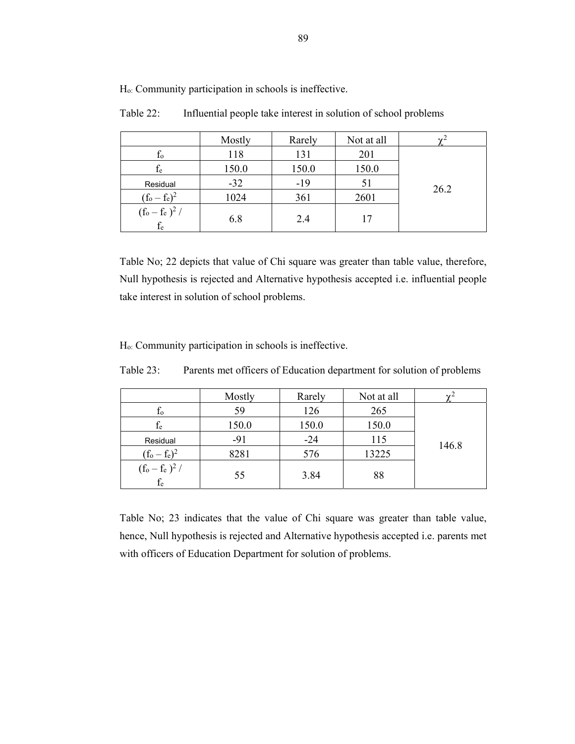$H_o$: Community participation in schools is ineffective.

Table 22: Influential people take interest in solution of school problems

| | Mostly | Rarely | Not at all | $\chi^2$ |
|---|---|---|---|---|
| $f_o$ | 118 | 131 | 201 | 26.2 |
| $f_e$ | 150.0 | 150.0 | 150.0 | |
| Residual | -32 | -19 | 51 | |
| $(f_o - f_e)^2$ | 1024 | 361 | 2601 | |
| $(f_o - f_e)^2 / f_e$ | 6.8 | 2.4 | 17 | |

Table No; 22 depicts that value of Chi square was greater than table value, therefore, Null hypothesis is rejected and Alternative hypothesis accepted i.e. influential people take interest in solution of school problems.

$H_o$: Community participation in schools is ineffective.

Table 23: Parents met officers of Education department for solution of problems

| | Mostly | Rarely | Not at all | $\chi^2$ |
|---|---|---|---|---|
| $f_o$ | 59 | 126 | 265 | 146.8 |
| $f_e$ | 150.0 | 150.0 | 150.0 | |
| Residual | -91 | -24 | 115 | |
| $(f_o - f_e)^2$ | 8281 | 576 | 13225 | |
| $(f_o - f_e)^2 / f_e$ | 55 | 3.84 | 88 | |

Table No; 23 indicates that the value of Chi square was greater than table value, hence, Null hypothesis is rejected and Alternative hypothesis accepted i.e. parents met with officers of Education Department for solution of problems.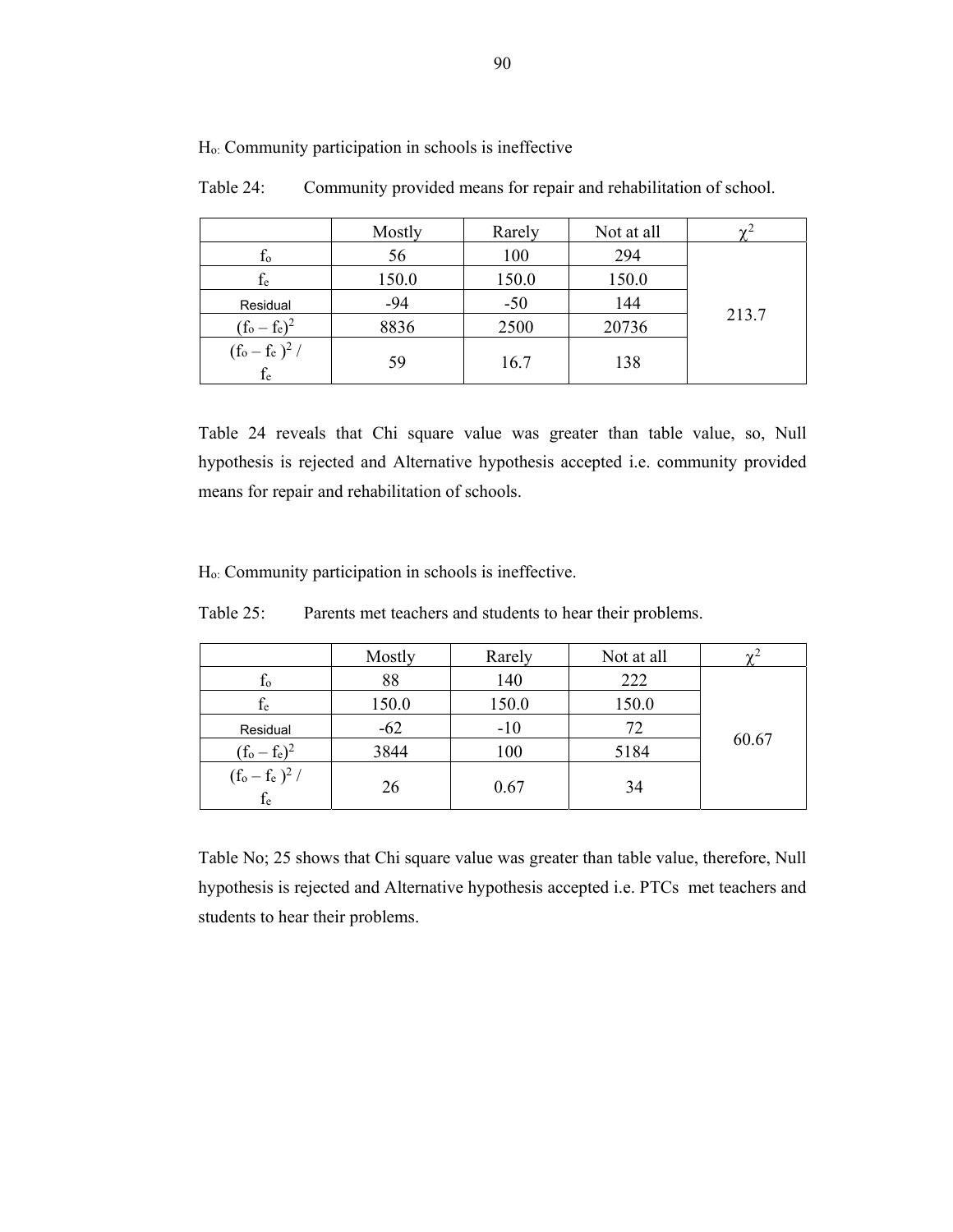$H_o$: Community participation in schools is ineffective

Table 24: Community provided means for repair and rehabilitation of school.

| | Mostly | Rarely | Not at all | $\chi^2$ |
|---|---|---|---|---|
| $f_o$ | 56 | 100 | 294 | 213.7 |
| $f_e$ | 150.0 | 150.0 | 150.0 | |
| Residual | -94 | -50 | 144 | |
| $(f_o – f_e)^2$ | 8836 | 2500 | 20736 | |
| $(f_o – f_e)^2 / f_e$ | 59 | 16.7 | 138 | |

Table 24 reveals that Chi square value was greater than table value, so, Null hypothesis is rejected and Alternative hypothesis accepted i.e. community provided means for repair and rehabilitation of schools.

$H_o$: Community participation in schools is ineffective.

Table 25: Parents met teachers and students to hear their problems.

| | Mostly | Rarely | Not at all | $\chi^2$ |
|---|---|---|---|---|
| $f_o$ | 88 | 140 | 222 | 60.67 |
| $f_e$ | 150.0 | 150.0 | 150.0 | |
| Residual | -62 | -10 | 72 | |
| $(f_o – f_e)^2$ | 3844 | 100 | 5184 | |
| $(f_o – f_e)^2 / f_e$ | 26 | 0.67 | 34 | |

Table No; 25 shows that Chi square value was greater than table value, therefore, Null hypothesis is rejected and Alternative hypothesis accepted i.e. PTCs met teachers and students to hear their problems.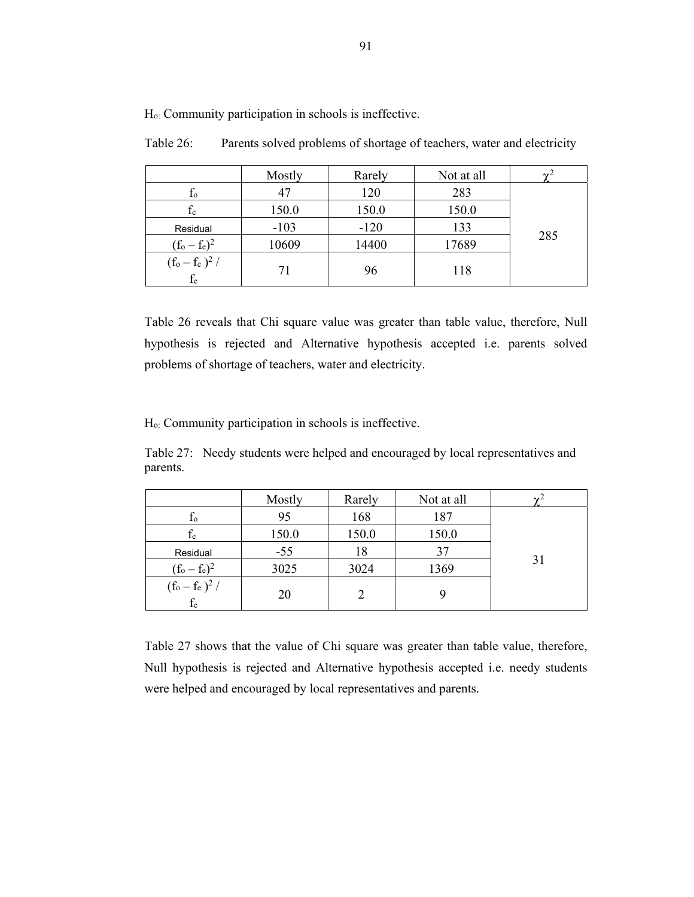$H_o$: Community participation in schools is ineffective.

Table 26: Parents solved problems of shortage of teachers, water and electricity

| | Mostly | Rarely | Not at all | $\chi^2$ |
|---|---|---|---|---|
| $f_o$ | 47 | 120 | 283 | 285 |
| $f_e$ | 150.0 | 150.0 | 150.0 | |
| Residual | -103 | -120 | 133 | |
| $(f_o - f_e)^2$ | 10609 | 14400 | 17689 | |
| $(f_o - f_e)^2 / f_e$ | 71 | 96 | 118 | |

Table 26 reveals that Chi square value was greater than table value, therefore, Null hypothesis is rejected and Alternative hypothesis accepted i.e. parents solved problems of shortage of teachers, water and electricity.

$H_o$: Community participation in schools is ineffective.

Table 27: Needy students were helped and encouraged by local representatives and parents.

| | Mostly | Rarely | Not at all | $\chi^2$ |
|---|---|---|---|---|
| $f_o$ | 95 | 168 | 187 | 31 |
| $f_e$ | 150.0 | 150.0 | 150.0 | |
| Residual | -55 | 18 | 37 | |
| $(f_o - f_e)^2$ | 3025 | 3024 | 1369 | |
| $(f_o - f_e)^2 / f_e$ | 20 | 2 | 9 | |

Table 27 shows that the value of Chi square was greater than table value, therefore, Null hypothesis is rejected and Alternative hypothesis accepted i.e. needy students were helped and encouraged by local representatives and parents.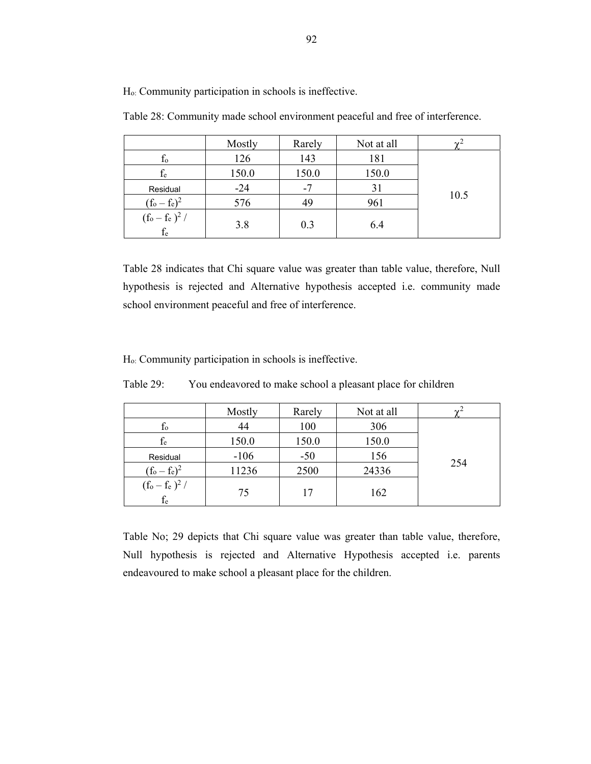$H_o$: Community participation in schools is ineffective.

Table 28: Community made school environment peaceful and free of interference.

| | Mostly | Rarely | Not at all | $\chi^2$ |
|---|---|---|---|---|
| $f_o$ | 126 | 143 | 181 | 10.5 |
| $f_e$ | 150.0 | 150.0 | 150.0 | |
| Residual | -24 | -7 | 31 | |
| $(f_o - f_e)^2$ | 576 | 49 | 961 | |
| $(f_o - f_e)^2 / f_e$ | 3.8 | 0.3 | 6.4 | |

Table 28 indicates that Chi square value was greater than table value, therefore, Null hypothesis is rejected and Alternative hypothesis accepted i.e. community made school environment peaceful and free of interference.

$H_o$: Community participation in schools is ineffective.

Table 29: You endeavored to make school a pleasant place for children

| | Mostly | Rarely | Not at all | $\chi^2$ |
|---|---|---|---|---|
| $f_o$ | 44 | 100 | 306 | 254 |
| $f_e$ | 150.0 | 150.0 | 150.0 | |
| Residual | -106 | -50 | 156 | |
| $(f_o - f_e)^2$ | 11236 | 2500 | 24336 | |
| $(f_o - f_e)^2 / f_e$ | 75 | 17 | 162 | |

Table No; 29 depicts that Chi square value was greater than table value, therefore, Null hypothesis is rejected and Alternative Hypothesis accepted i.e. parents endeavoured to make school a pleasant place for the children.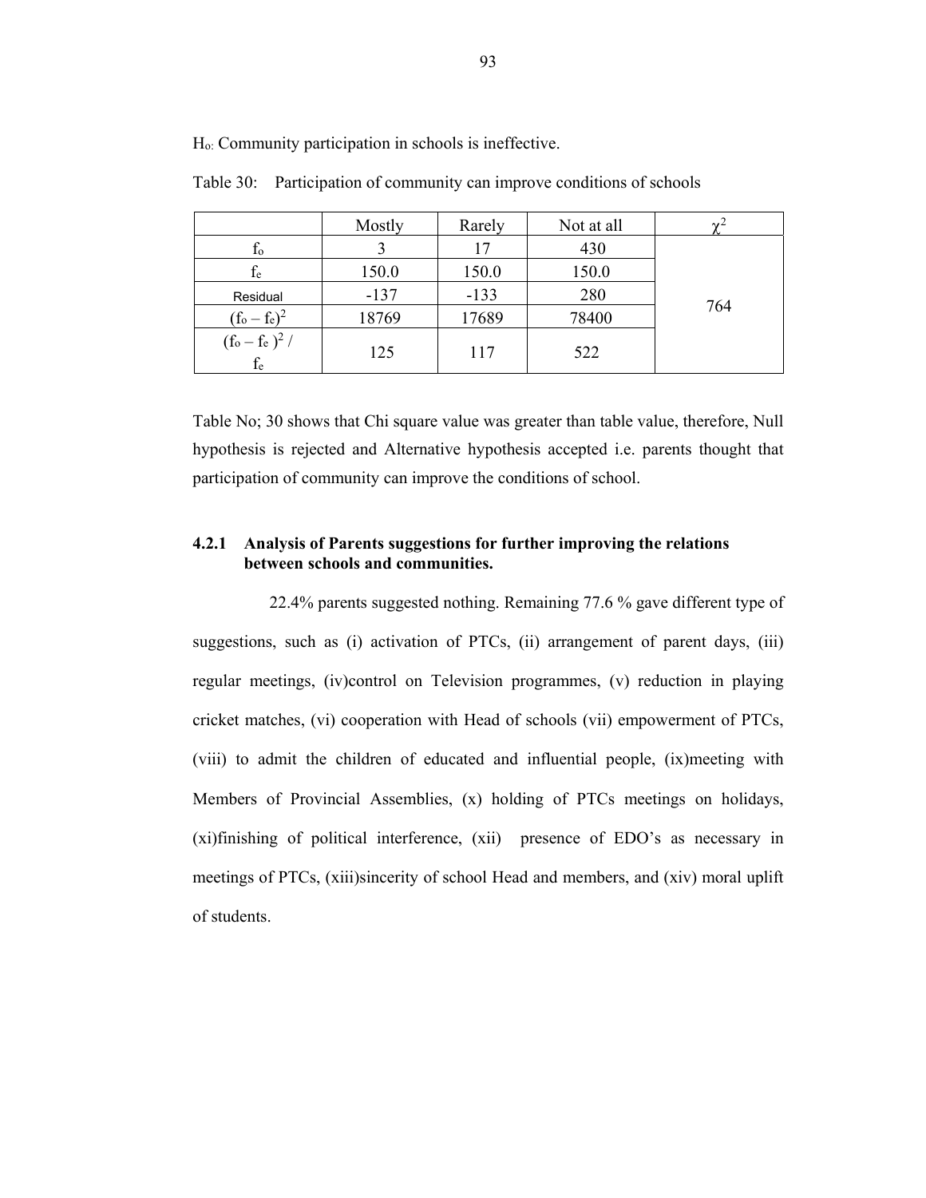$H_o$: Community participation in schools is ineffective.

Table 30: Participation of community can improve conditions of schools

| | Mostly | Rarely | Not at all | $\chi^2$ |
|---|---|---|---|---|
| $f_o$ | 3 | 17 | 430 | 764 |
| $f_e$ | 150.0 | 150.0 | 150.0 | |
| Residual | -137 | -133 | 280 | |
| $(f_o - f_e)^2$ | 18769 | 17689 | 78400 | |
| $(f_o - f_e)^2 / f_e$ | 125 | 117 | 522 | |

Table No; 30 shows that Chi square value was greater than table value, therefore, Null hypothesis is rejected and Alternative hypothesis accepted i.e. parents thought that participation of community can improve the conditions of school.

### 4.2.1 Analysis of Parents suggestions for further improving the relations between schools and communities.

22.4% parents suggested nothing. Remaining 77.6 % gave different type of suggestions, such as (i) activation of PTCs, (ii) arrangement of parent days, (iii) regular meetings, (iv)control on Television programmes, (v) reduction in playing cricket matches, (vi) cooperation with Head of schools (vii) empowerment of PTCs, (viii) to admit the children of educated and influential people, (ix)meeting with Members of Provincial Assemblies, (x) holding of PTCs meetings on holidays, (xi)finishing of political interference, (xii) presence of EDO's as necessary in meetings of PTCs, (xiii)sincerity of school Head and members, and (xiv) moral uplift of students.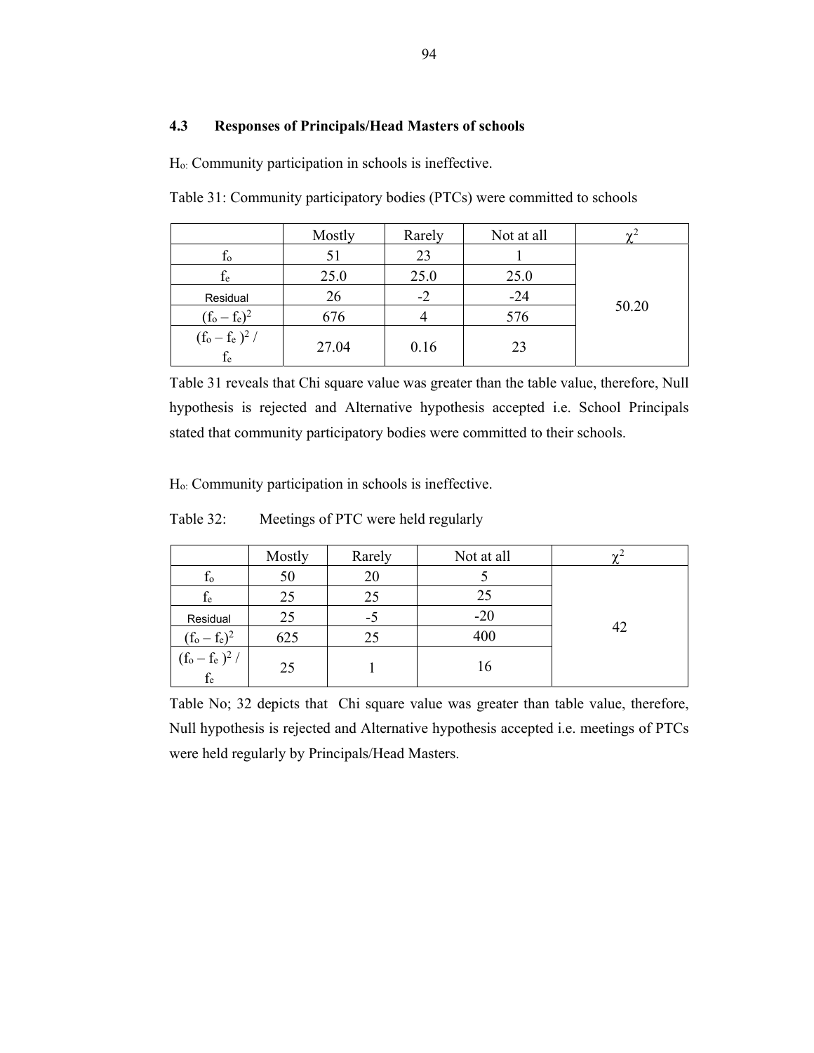### 4.3 Responses of Principals/Head Masters of schools

$H_o$: Community participation in schools is ineffective.

Table 31: Community participatory bodies (PTCs) were committed to schools

| | Mostly | Rarely | Not at all | $\chi^2$ |
|---|---|---|---|---|
| $f_o$ | 51 | 23 | 1 | 50.20 |
| $f_e$ | 25.0 | 25.0 | 25.0 | |
| Residual | 26 | -2 | -24 | |
| $(f_o - f_e)^2$ | 676 | 4 | 576 | |
| $(f_o - f_e)^2 / f_e$ | 27.04 | 0.16 | 23 | |

Table 31 reveals that Chi square value was greater than the table value, therefore, Null hypothesis is rejected and Alternative hypothesis accepted i.e. School Principals stated that community participatory bodies were committed to their schools.

$H_o$: Community participation in schools is ineffective.

Table 32: Meetings of PTC were held regularly

| | Mostly | Rarely | Not at all | $\chi^2$ |
|---|---|---|---|---|
| $f_o$ | 50 | 20 | 5 | 42 |
| $f_e$ | 25 | 25 | 25 | |
| Residual | 25 | -5 | -20 | |
| $(f_o - f_e)^2$ | 625 | 25 | 400 | |
| $(f_o - f_e)^2 / f_e$ | 25 | 1 | 16 | |

Table No; 32 depicts that Chi square value was greater than table value, therefore, Null hypothesis is rejected and Alternative hypothesis accepted i.e. meetings of PTCs were held regularly by Principals/Head Masters.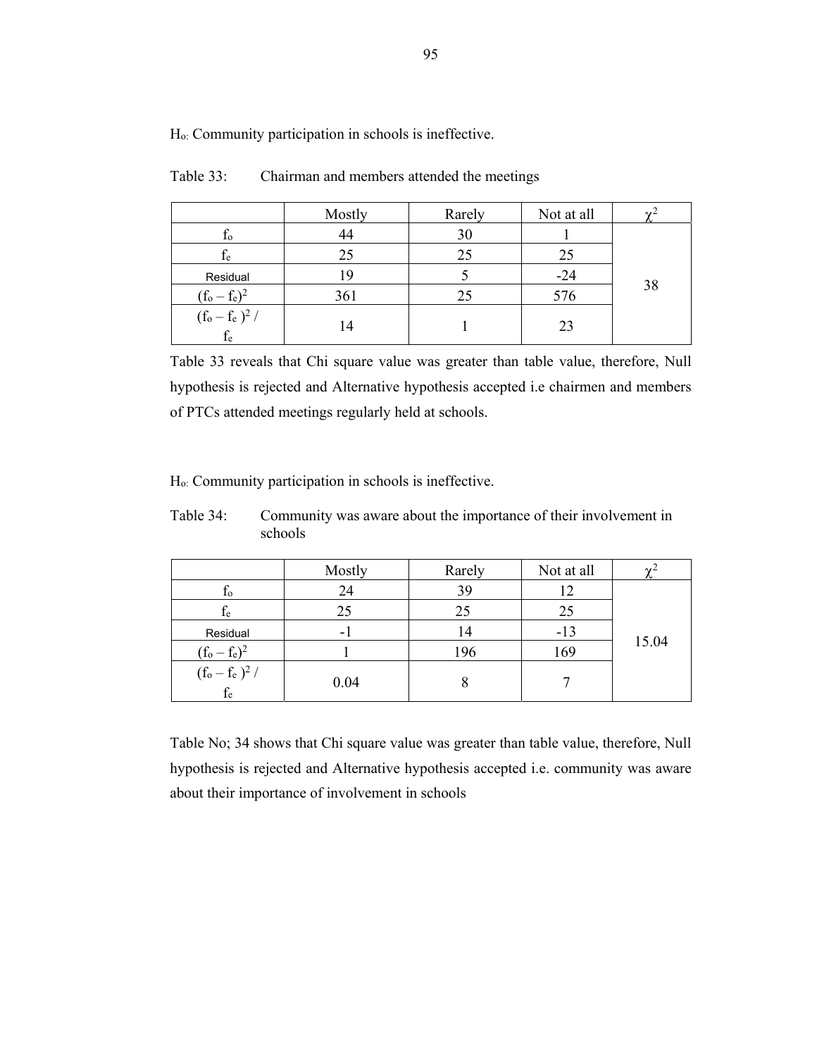$H_o$: Community participation in schools is ineffective.

Table 33: Chairman and members attended the meetings

| | Mostly | Rarely | Not at all | $\chi^2$ |
|---|---|---|---|---|
| $f_o$ | 44 | 30 | 1 | 38 |
| $f_e$ | 25 | 25 | 25 | |
| Residual | 19 | 5 | -24 | |
| $(f_o - f_e)^2$ | 361 | 25 | 576 | |
| $(f_o - f_e)^2 / f_e$ | 14 | 1 | 23 | |

Table 33 reveals that Chi square value was greater than table value, therefore, Null hypothesis is rejected and Alternative hypothesis accepted i.e chairmen and members of PTCs attended meetings regularly held at schools.

$H_o$: Community participation in schools is ineffective.

Table 34: Community was aware about the importance of their involvement in schools

| | Mostly | Rarely | Not at all | $\chi^2$ |
|---|---|---|---|---|
| $f_o$ | 24 | 39 | 12 | 15.04 |
| $f_e$ | 25 | 25 | 25 | |
| Residual | -1 | 14 | -13 | |
| $(f_o - f_e)^2$ | 1 | 196 | 169 | |
| $(f_o - f_e)^2 / f_e$ | 0.04 | 8 | 7 | |

Table No; 34 shows that Chi square value was greater than table value, therefore, Null hypothesis is rejected and Alternative hypothesis accepted i.e. community was aware about their importance of involvement in schools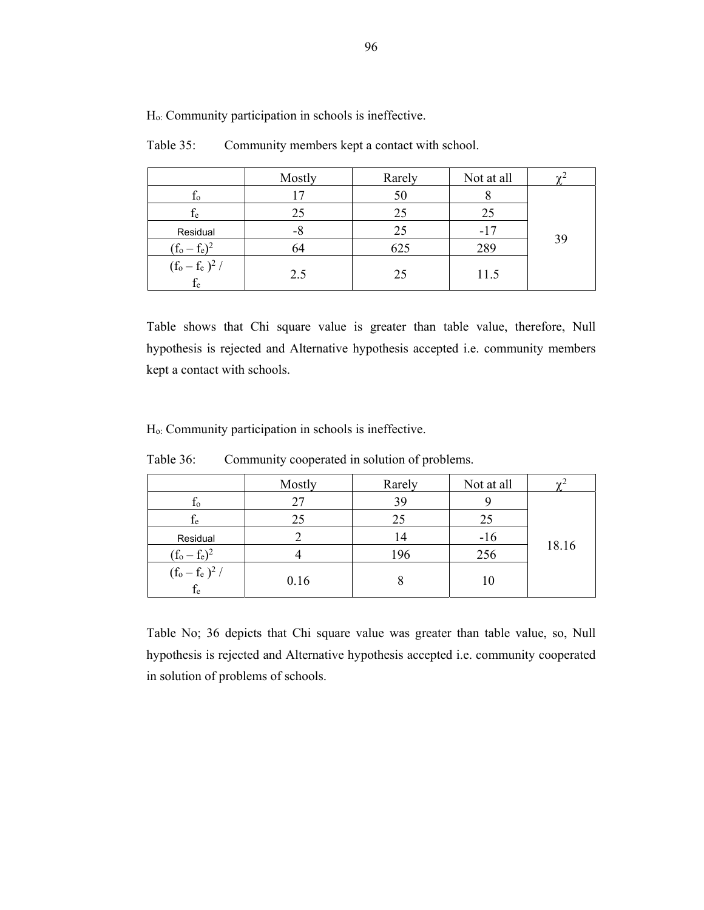$H_o$: Community participation in schools is ineffective.

Table 35: Community members kept a contact with school.

| | Mostly | Rarely | Not at all | $\chi^2$ |
|---|---|---|---|---|
| $f_o$ | 17 | 50 | 8 | 39 |
| $f_e$ | 25 | 25 | 25 | |
| Residual | -8 | 25 | -17 | |
| $(f_o - f_e)^2$ | 64 | 625 | 289 | |
| $(f_o - f_e)^2 / f_e$ | 2.5 | 25 | 11.5 | |

Table shows that Chi square value is greater than table value, therefore, Null hypothesis is rejected and Alternative hypothesis accepted i.e. community members kept a contact with schools.

$H_o$: Community participation in schools is ineffective.

Table 36: Community cooperated in solution of problems.

| | Mostly | Rarely | Not at all | $\chi^2$ |
|---|---|---|---|---|
| $f_o$ | 27 | 39 | 9 | 18.16 |
| $f_e$ | 25 | 25 | 25 | |
| Residual | 2 | 14 | -16 | |
| $(f_o - f_e)^2$ | 4 | 196 | 256 | |
| $(f_o - f_e)^2 / f_e$ | 0.16 | 8 | 10 | |

Table No; 36 depicts that Chi square value was greater than table value, so, Null hypothesis is rejected and Alternative hypothesis accepted i.e. community cooperated in solution of problems of schools.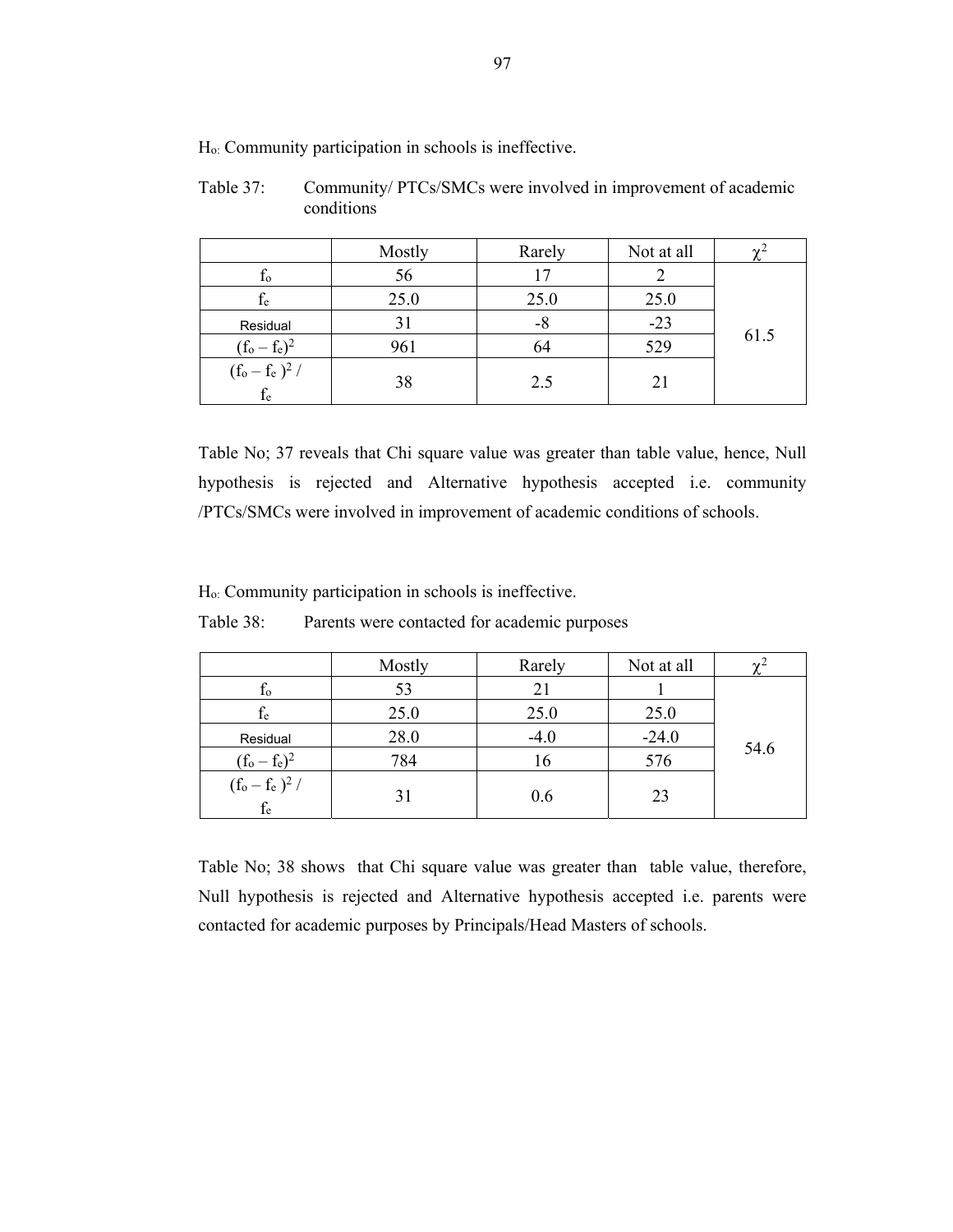$H_o$: Community participation in schools is ineffective.

Table 37: Community/ PTCs/SMCs were involved in improvement of academic conditions

| | Mostly | Rarely | Not at all | $\chi^2$ |
|---|---|---|---|---|
| $f_o$ | 56 | 17 | 2 | 61.5 |
| $f_e$ | 25.0 | 25.0 | 25.0 | |
| Residual | 31 | -8 | -23 | |
| $(f_o - f_e)^2$ | 961 | 64 | 529 | |
| $(f_o - f_e)^2 / f_e$ | 38 | 2.5 | 21 | |

Table No; 37 reveals that Chi square value was greater than table value, hence, Null hypothesis is rejected and Alternative hypothesis accepted i.e. community /PTCs/SMCs were involved in improvement of academic conditions of schools.

$H_o$: Community participation in schools is ineffective.

Table 38: Parents were contacted for academic purposes

| | Mostly | Rarely | Not at all | $\chi^2$ |
|---|---|---|---|---|
| $f_o$ | 53 | 21 | 1 | 54.6 |
| $f_e$ | 25.0 | 25.0 | 25.0 | |
| Residual | 28.0 | -4.0 | -24.0 | |
| $(f_o - f_e)^2$ | 784 | 16 | 576 | |
| $(f_o - f_e)^2 / f_e$ | 31 | 0.6 | 23 | |

Table No; 38 shows that Chi square value was greater than table value, therefore, Null hypothesis is rejected and Alternative hypothesis accepted i.e. parents were contacted for academic purposes by Principals/Head Masters of schools.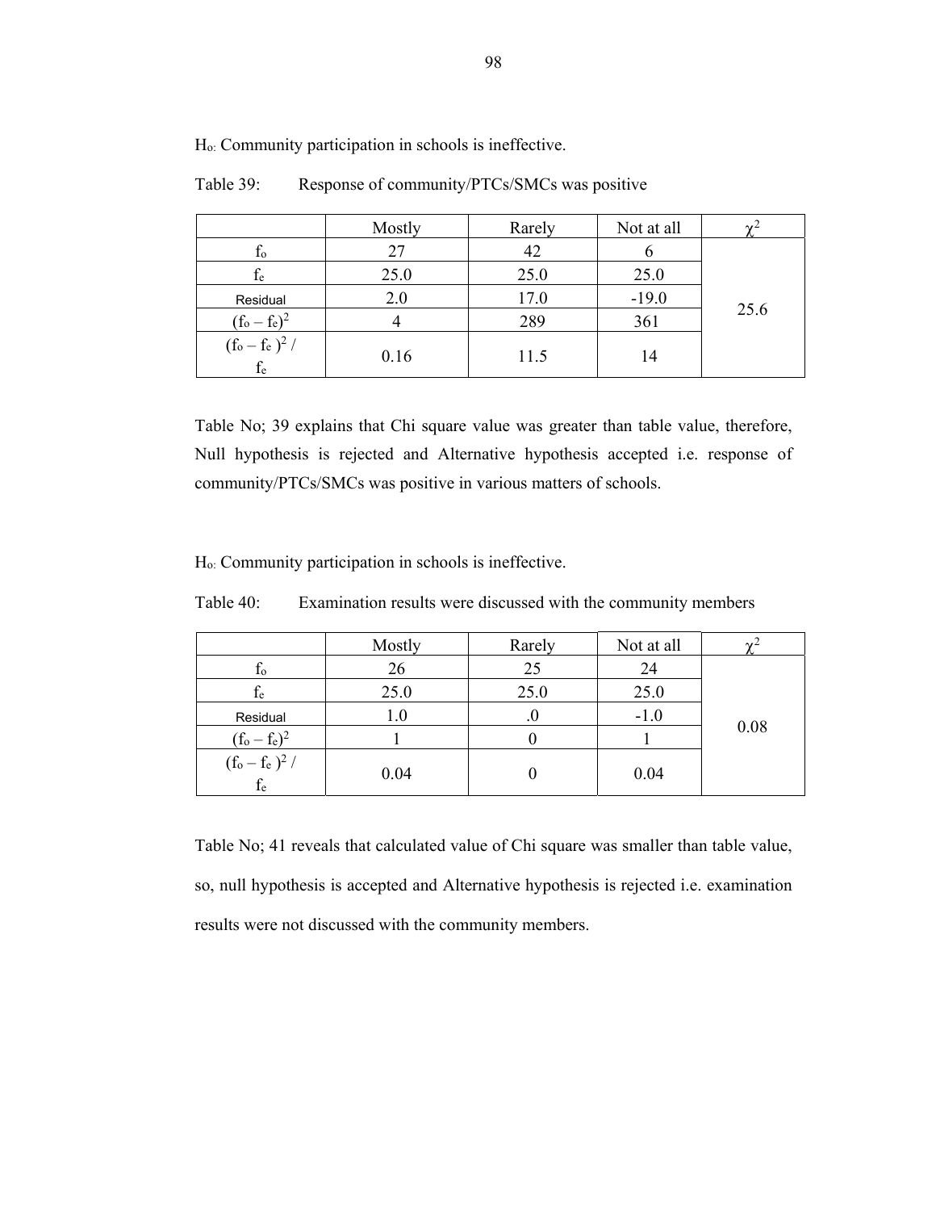$H_o$: Community participation in schools is ineffective.

Table 39: Response of community/PTCs/SMCs was positive

| | Mostly | Rarely | Not at all | $\chi^2$ |
|---|---|---|---|---|
| $f_o$ | 27 | 42 | 6 | 25.6 |
| $f_e$ | 25.0 | 25.0 | 25.0 | |
| Residual | 2.0 | 17.0 | -19.0 | |
| $(f_o - f_e)^2$ | 4 | 289 | 361 | |
| $(f_o - f_e)^2 / f_e$ | 0.16 | 11.5 | 14 | |

Table No; 39 explains that Chi square value was greater than table value, therefore, Null hypothesis is rejected and Alternative hypothesis accepted i.e. response of community/PTCs/SMCs was positive in various matters of schools.

$H_o$: Community participation in schools is ineffective.

Table 40: Examination results were discussed with the community members

| | Mostly | Rarely | Not at all | $\chi^2$ |
|---|---|---|---|---|
| $f_o$ | 26 | 25 | 24 | 0.08 |
| $f_e$ | 25.0 | 25.0 | 25.0 | |
| Residual | 1.0 | .0 | -1.0 | |
| $(f_o - f_e)^2$ | 1 | 0 | 1 | |
| $(f_o - f_e)^2 / f_e$ | 0.04 | 0 | 0.04 | |

Table No; 41 reveals that calculated value of Chi square was smaller than table value, so, null hypothesis is accepted and Alternative hypothesis is rejected i.e. examination results were not discussed with the community members.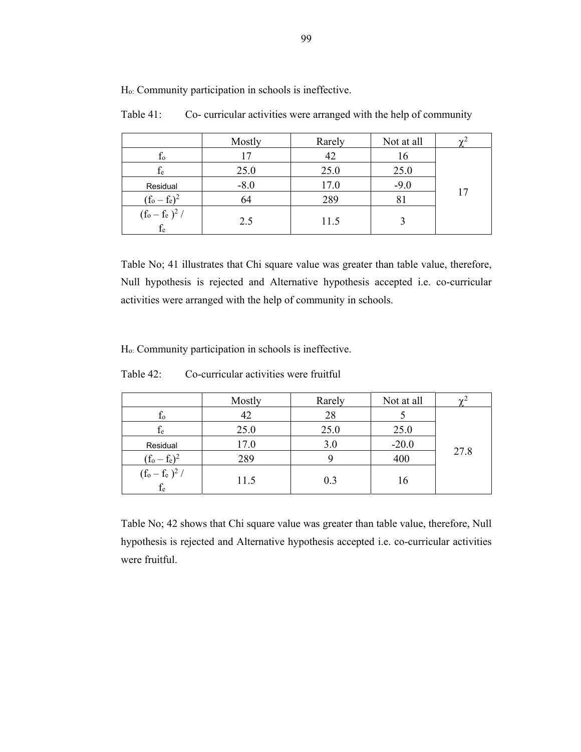$H_o$: Community participation in schools is ineffective.

Table 41: Co- curricular activities were arranged with the help of community

| | Mostly | Rarely | Not at all | $\chi^2$ |
|---|---|---|---|---|
| $f_o$ | 17 | 42 | 16 | 17 |
| $f_e$ | 25.0 | 25.0 | 25.0 | |
| Residual | -8.0 | 17.0 | -9.0 | |
| $(f_o - f_e)^2$ | 64 | 289 | 81 | |
| $(f_o - f_e)^2 / f_e$ | 2.5 | 11.5 | 3 | |

Table No; 41 illustrates that Chi square value was greater than table value, therefore, Null hypothesis is rejected and Alternative hypothesis accepted i.e. co-curricular activities were arranged with the help of community in schools.

$H_o$: Community participation in schools is ineffective.

Table 42: Co-curricular activities were fruitful

| | Mostly | Rarely | Not at all | $\chi^2$ |
|---|---|---|---|---|
| $f_o$ | 42 | 28 | 5 | 27.8 |
| $f_e$ | 25.0 | 25.0 | 25.0 | |
| Residual | 17.0 | 3.0 | -20.0 | |
| $(f_o - f_e)^2$ | 289 | 9 | 400 | |
| $(f_o - f_e)^2 / f_e$ | 11.5 | 0.3 | 16 | |

Table No; 42 shows that Chi square value was greater than table value, therefore, Null hypothesis is rejected and Alternative hypothesis accepted i.e. co-curricular activities were fruitful.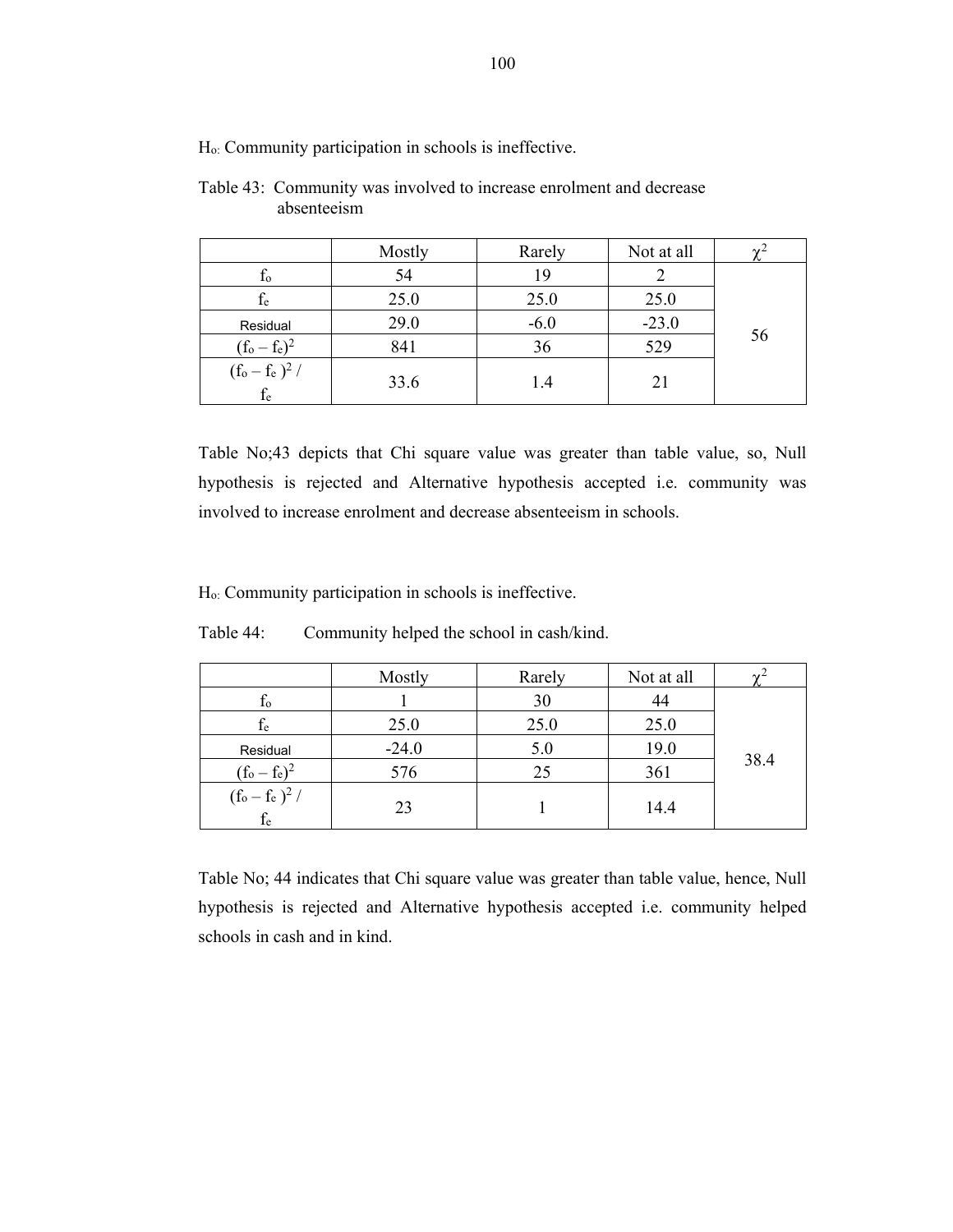$H_o$: Community participation in schools is ineffective.

Table 43: Community was involved to increase enrolment and decrease absenteeism

| | Mostly | Rarely | Not at all | $\chi^2$ |
|---|---|---|---|---|
| $f_o$ | 54 | 19 | 2 | 56 |
| $f_e$ | 25.0 | 25.0 | 25.0 | |
| Residual | 29.0 | -6.0 | -23.0 | |
| $(f_o - f_e)^2$ | 841 | 36 | 529 | |
| $(f_o - f_e)^2 / f_e$ | 33.6 | 1.4 | 21 | |

Table No;43 depicts that Chi square value was greater than table value, so, Null hypothesis is rejected and Alternative hypothesis accepted i.e. community was involved to increase enrolment and decrease absenteeism in schools.

$H_o$: Community participation in schools is ineffective.

Table 44: Community helped the school in cash/kind.

| | Mostly | Rarely | Not at all | $\chi^2$ |
|---|---|---|---|---|
| $f_o$ | 1 | 30 | 44 | 38.4 |
| $f_e$ | 25.0 | 25.0 | 25.0 | |
| Residual | -24.0 | 5.0 | 19.0 | |
| $(f_o - f_e)^2$ | 576 | 25 | 361 | |
| $(f_o - f_e)^2 / f_e$ | 23 | 1 | 14.4 | |

Table No; 44 indicates that Chi square value was greater than table value, hence, Null hypothesis is rejected and Alternative hypothesis accepted i.e. community helped schools in cash and in kind.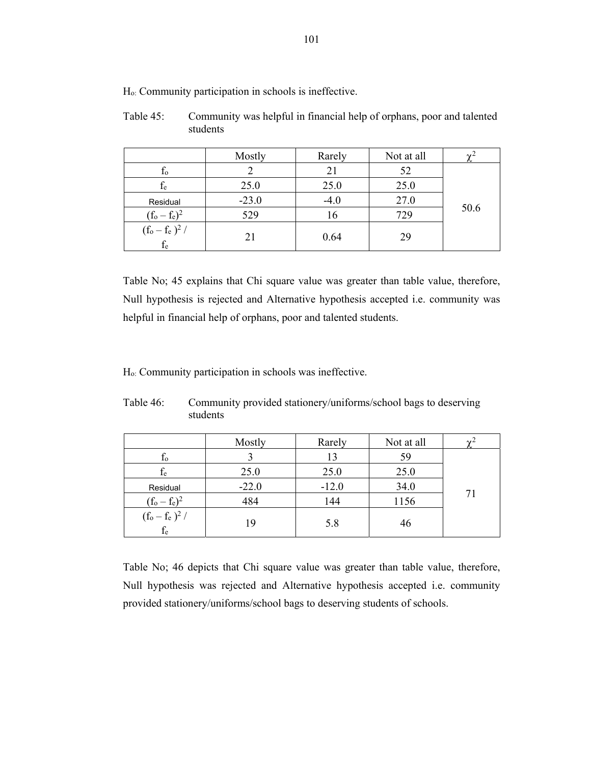$H_o$: Community participation in schools is ineffective.

Table 45: Community was helpful in financial help of orphans, poor and talented students

| | Mostly | Rarely | Not at all | $\chi^2$ |
|---|---|---|---|---|
| $f_o$ | 2 | 21 | 52 | 50.6 |
| $f_e$ | 25.0 | 25.0 | 25.0 | |
| Residual | -23.0 | -4.0 | 27.0 | |
| $(f_o - f_e)^2$ | 529 | 16 | 729 | |
| $(f_o - f_e)^2 / f_e$ | 21 | 0.64 | 29 | |

Table No; 45 explains that Chi square value was greater than table value, therefore, Null hypothesis is rejected and Alternative hypothesis accepted i.e. community was helpful in financial help of orphans, poor and talented students.

$H_o$: Community participation in schools was ineffective.

Table 46: Community provided stationery/uniforms/school bags to deserving students

| | Mostly | Rarely | Not at all | $\chi^2$ |
|---|---|---|---|---|
| $f_o$ | 3 | 13 | 59 | 71 |
| $f_e$ | 25.0 | 25.0 | 25.0 | |
| Residual | -22.0 | -12.0 | 34.0 | |
| $(f_o - f_e)^2$ | 484 | 144 | 1156 | |
| $(f_o - f_e)^2 / f_e$ | 19 | 5.8 | 46 | |

Table No; 46 depicts that Chi square value was greater than table value, therefore, Null hypothesis was rejected and Alternative hypothesis accepted i.e. community provided stationery/uniforms/school bags to deserving students of schools.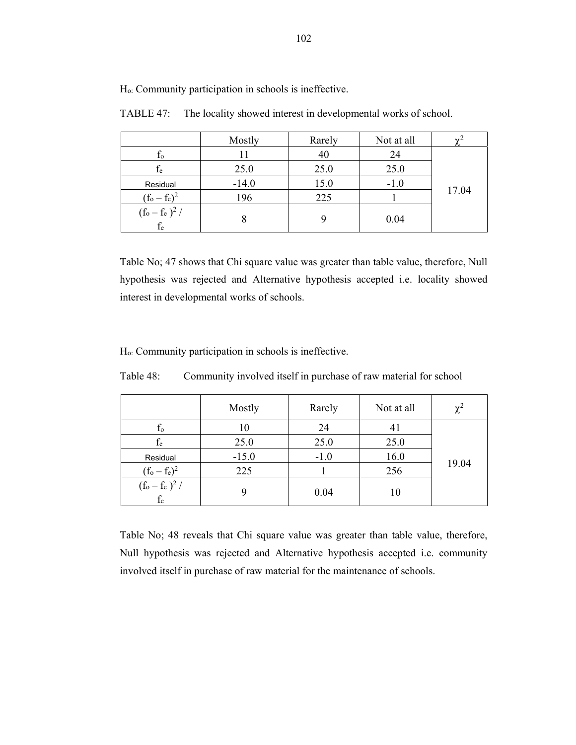$H_o$: Community participation in schools is ineffective.

TABLE 47: The locality showed interest in developmental works of school.

| | Mostly | Rarely | Not at all | $\chi^2$ |
|---|---|---|---|---|
| $f_o$ | 11 | 40 | 24 | 17.04 |
| $f_e$ | 25.0 | 25.0 | 25.0 | |
| Residual | -14.0 | 15.0 | -1.0 | |
| $(f_o - f_e)^2$ | 196 | 225 | 1 | |
| $(f_o - f_e)^2 / f_e$ | 8 | 9 | 0.04 | |

Table No; 47 shows that Chi square value was greater than table value, therefore, Null hypothesis was rejected and Alternative hypothesis accepted i.e. locality showed interest in developmental works of schools.

$H_o$: Community participation in schools is ineffective.

Table 48: Community involved itself in purchase of raw material for school

| | Mostly | Rarely | Not at all | $\chi^2$ |
|---|---|---|---|---|
| $f_o$ | 10 | 24 | 41 | 19.04 |
| $f_e$ | 25.0 | 25.0 | 25.0 | |
| Residual | -15.0 | -1.0 | 16.0 | |
| $(f_o - f_e)^2$ | 225 | 1 | 256 | |
| $(f_o - f_e)^2 / f_e$ | 9 | 0.04 | 10 | |

Table No; 48 reveals that Chi square value was greater than table value, therefore, Null hypothesis was rejected and Alternative hypothesis accepted i.e. community involved itself in purchase of raw material for the maintenance of schools.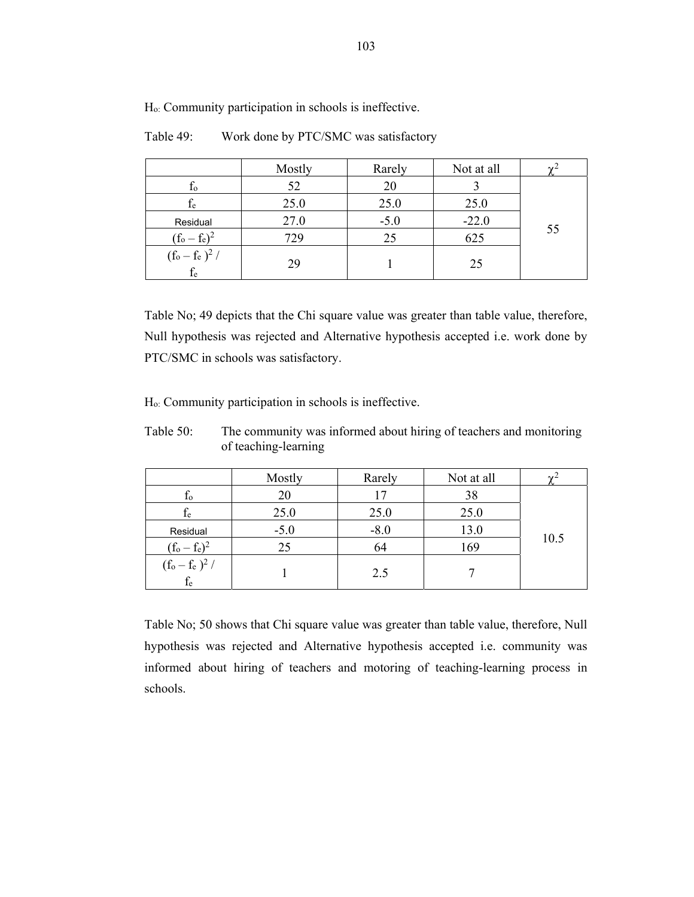$H_o$: Community participation in schools is ineffective.

Table 49: Work done by PTC/SMC was satisfactory

| | Mostly | Rarely | Not at all | $\chi^2$ |
|---|---|---|---|---|
| $f_o$ | 52 | 20 | 3 | 55 |
| $f_e$ | 25.0 | 25.0 | 25.0 | |
| Residual | 27.0 | -5.0 | -22.0 | |
| $(f_o - f_e)^2$ | 729 | 25 | 625 | |
| $(f_o - f_e)^2 / f_e$ | 29 | 1 | 25 | |

Table No; 49 depicts that the Chi square value was greater than table value, therefore, Null hypothesis was rejected and Alternative hypothesis accepted i.e. work done by PTC/SMC in schools was satisfactory.

$H_o$: Community participation in schools is ineffective.

Table 50: The community was informed about hiring of teachers and monitoring of teaching-learning

| | Mostly | Rarely | Not at all | $\chi^2$ |
|---|---|---|---|---|
| $f_o$ | 20 | 17 | 38 | 10.5 |
| $f_e$ | 25.0 | 25.0 | 25.0 | |
| Residual | -5.0 | -8.0 | 13.0 | |
| $(f_o - f_e)^2$ | 25 | 64 | 169 | |
| $(f_o - f_e)^2 / f_e$ | 1 | 2.5 | 7 | |

Table No; 50 shows that Chi square value was greater than table value, therefore, Null hypothesis was rejected and Alternative hypothesis accepted i.e. community was informed about hiring of teachers and motoring of teaching-learning process in schools.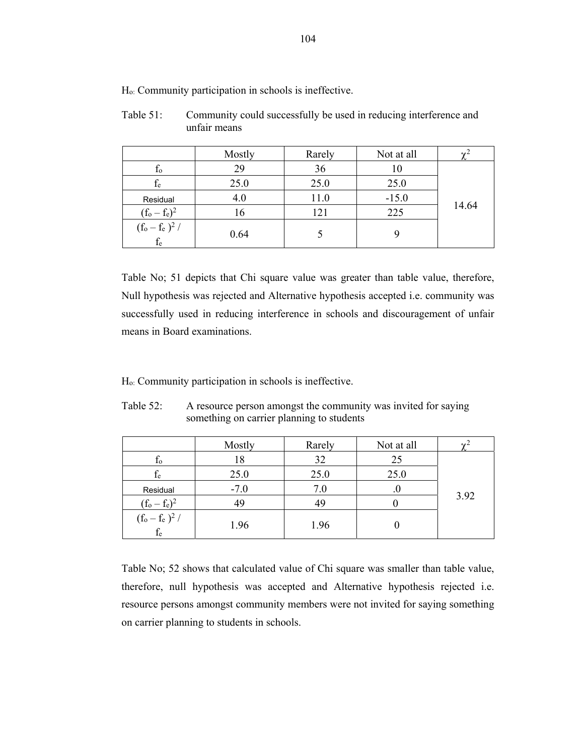$H_o$: Community participation in schools is ineffective.

Table 51: Community could successfully be used in reducing interference and unfair means

| | Mostly | Rarely | Not at all | $\chi^2$ |
|---|---|---|---|---|
| $f_o$ | 29 | 36 | 10 | 14.64 |
| $f_e$ | 25.0 | 25.0 | 25.0 | |
| Residual | 4.0 | 11.0 | -15.0 | |
| $(f_o - f_e)^2$ | 16 | 121 | 225 | |
| $(f_o - f_e)^2 / f_e$ | 0.64 | 5 | 9 | |

Table No; 51 depicts that Chi square value was greater than table value, therefore, Null hypothesis was rejected and Alternative hypothesis accepted i.e. community was successfully used in reducing interference in schools and discouragement of unfair means in Board examinations.

$H_o$: Community participation in schools is ineffective.

Table 52: A resource person amongst the community was invited for saying something on carrier planning to students

| | Mostly | Rarely | Not at all | $\chi^2$ |
|---|---|---|---|---|
| $f_o$ | 18 | 32 | 25 | 3.92 |
| $f_e$ | 25.0 | 25.0 | 25.0 | |
| Residual | -7.0 | 7.0 | .0 | |
| $(f_o - f_e)^2$ | 49 | 49 | 0 | |
| $(f_o - f_e)^2 / f_e$ | 1.96 | 1.96 | 0 | |

Table No; 52 shows that calculated value of Chi square was smaller than table value, therefore, null hypothesis was accepted and Alternative hypothesis rejected i.e. resource persons amongst community members were not invited for saying something on carrier planning to students in schools.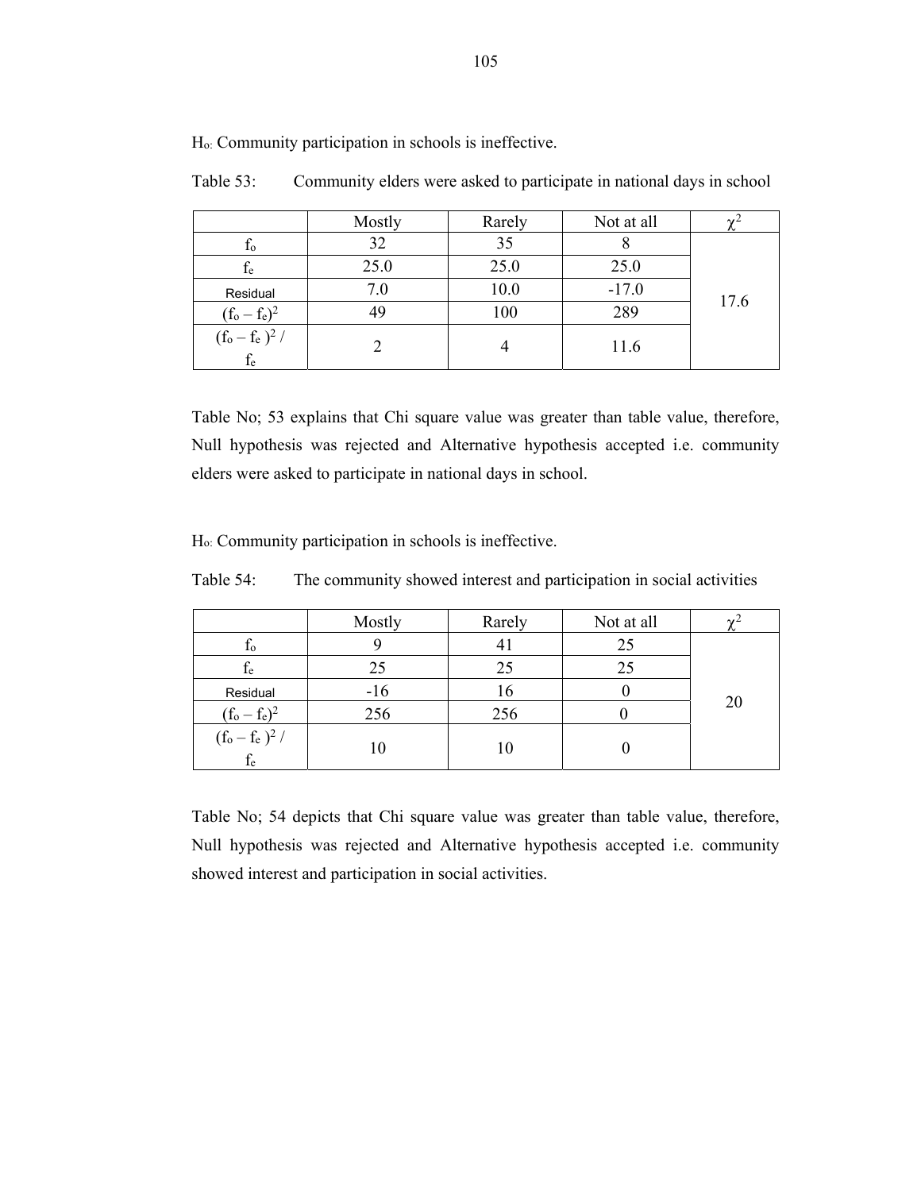$H_o$: Community participation in schools is ineffective.

Table 53: Community elders were asked to participate in national days in school

| | Mostly | Rarely | Not at all | $\chi^2$ |
|---|---|---|---|---|
| $f_o$ | 32 | 35 | 8 | 17.6 |
| $f_e$ | 25.0 | 25.0 | 25.0 | |
| Residual | 7.0 | 10.0 | -17.0 | |
| $(f_o - f_e)^2$ | 49 | 100 | 289 | |
| $(f_o - f_e)^2 / f_e$ | 2 | 4 | 11.6 | |

Table No; 53 explains that Chi square value was greater than table value, therefore, Null hypothesis was rejected and Alternative hypothesis accepted i.e. community elders were asked to participate in national days in school.

$H_o$: Community participation in schools is ineffective.

Table 54: The community showed interest and participation in social activities

| | Mostly | Rarely | Not at all | $\chi^2$ |
|---|---|---|---|---|
| $f_o$ | 9 | 41 | 25 | 20 |
| $f_e$ | 25 | 25 | 25 | |
| Residual | -16 | 16 | 0 | |
| $(f_o - f_e)^2$ | 256 | 256 | 0 | |
| $(f_o - f_e)^2 / f_e$ | 10 | 10 | 0 | |

Table No; 54 depicts that Chi square value was greater than table value, therefore, Null hypothesis was rejected and Alternative hypothesis accepted i.e. community showed interest and participation in social activities.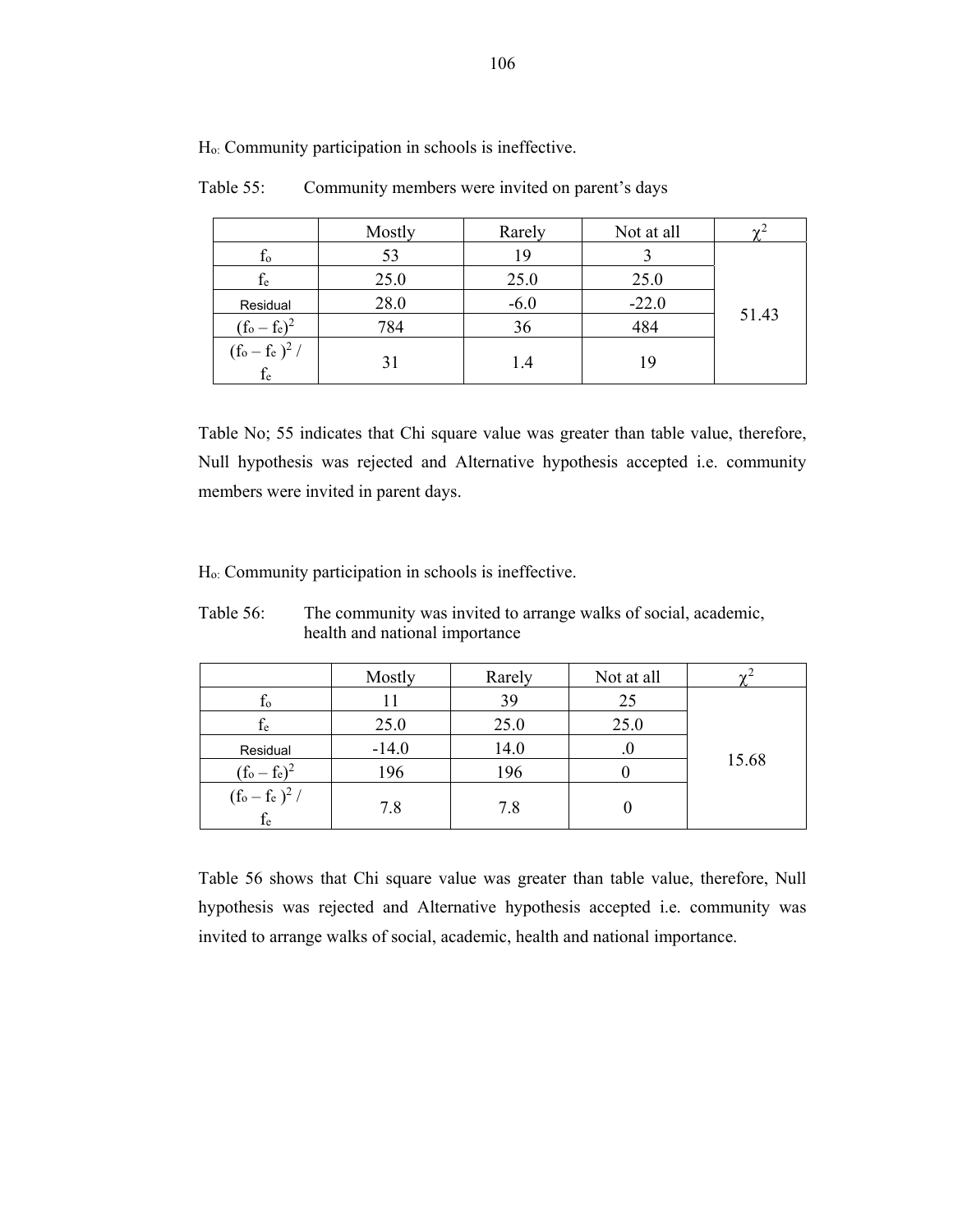$H_o$: Community participation in schools is ineffective.

Table 55: Community members were invited on parent's days

| | Mostly | Rarely | Not at all | $\chi^2$ |
|---|---|---|---|---|
| $f_o$ | 53 | 19 | 3 | 51.43 |
| $f_e$ | 25.0 | 25.0 | 25.0 | |
| Residual | 28.0 | -6.0 | -22.0 | |
| $(f_o - f_e)^2$ | 784 | 36 | 484 | |
| $(f_o - f_e)^2 / f_e$ | 31 | 1.4 | 19 | |

Table No; 55 indicates that Chi square value was greater than table value, therefore, Null hypothesis was rejected and Alternative hypothesis accepted i.e. community members were invited in parent days.

$H_o$: Community participation in schools is ineffective.

Table 56: The community was invited to arrange walks of social, academic, health and national importance

| | Mostly | Rarely | Not at all | $\chi^2$ |
|---|---|---|---|---|
| $f_o$ | 11 | 39 | 25 | 15.68 |
| $f_e$ | 25.0 | 25.0 | 25.0 | |
| Residual | -14.0 | 14.0 | .0 | |
| $(f_o - f_e)^2$ | 196 | 196 | 0 | |
| $(f_o - f_e)^2 / f_e$ | 7.8 | 7.8 | 0 | |

Table 56 shows that Chi square value was greater than table value, therefore, Null hypothesis was rejected and Alternative hypothesis accepted i.e. community was invited to arrange walks of social, academic, health and national importance.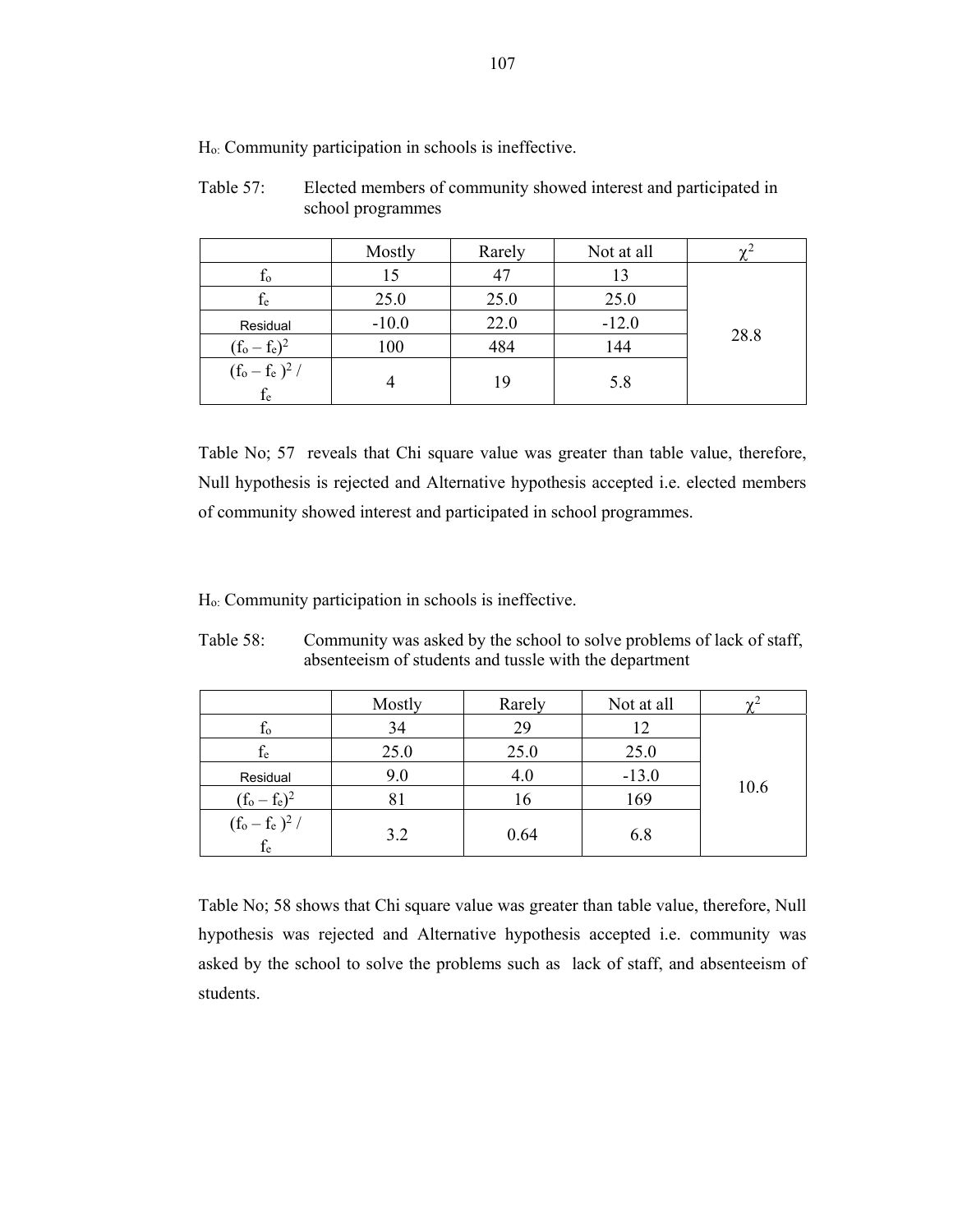$H_o$: Community participation in schools is ineffective.

Table 57: Elected members of community showed interest and participated in school programmes

| | Mostly | Rarely | Not at all | $\chi^2$ |
|---|---|---|---|---|
| $f_o$ | 15 | 47 | 13 | 28.8 |
| $f_e$ | 25.0 | 25.0 | 25.0 | |
| Residual | -10.0 | 22.0 | -12.0 | |
| $(f_o - f_e)^2$ | 100 | 484 | 144 | |
| $(f_o - f_e)^2 / f_e$ | 4 | 19 | 5.8 | |

Table No; 57 reveals that Chi square value was greater than table value, therefore, Null hypothesis is rejected and Alternative hypothesis accepted i.e. elected members of community showed interest and participated in school programmes.

$H_o$: Community participation in schools is ineffective.

Table 58: Community was asked by the school to solve problems of lack of staff, absenteeism of students and tussle with the department

| | Mostly | Rarely | Not at all | $\chi^2$ |
|---|---|---|---|---|
| $f_o$ | 34 | 29 | 12 | 10.6 |
| $f_e$ | 25.0 | 25.0 | 25.0 | |
| Residual | 9.0 | 4.0 | -13.0 | |
| $(f_o - f_e)^2$ | 81 | 16 | 169 | |
| $(f_o - f_e)^2 / f_e$ | 3.2 | 0.64 | 6.8 | |

Table No; 58 shows that Chi square value was greater than table value, therefore, Null hypothesis was rejected and Alternative hypothesis accepted i.e. community was asked by the school to solve the problems such as lack of staff, and absenteeism of students.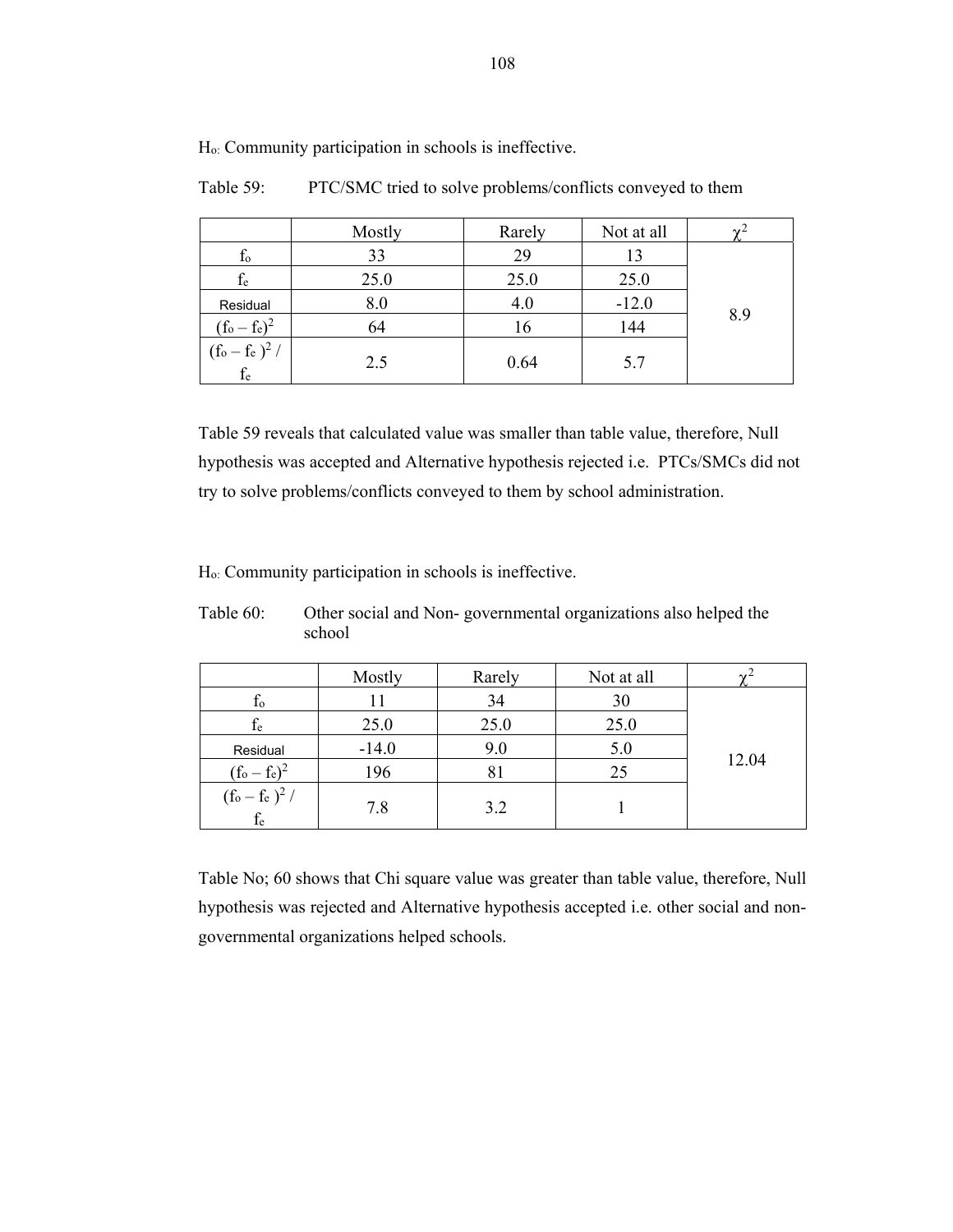$H_o$: Community participation in schools is ineffective.

Table 59: PTC/SMC tried to solve problems/conflicts conveyed to them

| | Mostly | Rarely | Not at all | $\chi^2$ |
|---|---|---|---|---|
| $f_o$ | 33 | 29 | 13 | 8.9 |
| $f_e$ | 25.0 | 25.0 | 25.0 | |
| Residual | 8.0 | 4.0 | -12.0 | |
| $(f_o - f_e)^2$ | 64 | 16 | 144 | |
| $(f_o - f_e)^2 / f_e$ | 2.5 | 0.64 | 5.7 | |

Table 59 reveals that calculated value was smaller than table value, therefore, Null hypothesis was accepted and Alternative hypothesis rejected i.e. PTCs/SMCs did not try to solve problems/conflicts conveyed to them by school administration.

$H_o$: Community participation in schools is ineffective.

Table 60: Other social and Non- governmental organizations also helped the school

| | Mostly | Rarely | Not at all | $\chi^2$ |
|---|---|---|---|---|
| $f_o$ | 11 | 34 | 30 | 12.04 |
| $f_e$ | 25.0 | 25.0 | 25.0 | |
| Residual | -14.0 | 9.0 | 5.0 | |
| $(f_o - f_e)^2$ | 196 | 81 | 25 | |
| $(f_o - f_e)^2 / f_e$ | 7.8 | 3.2 | 1 | |

Table No; 60 shows that Chi square value was greater than table value, therefore, Null hypothesis was rejected and Alternative hypothesis accepted i.e. other social and non-governmental organizations helped schools.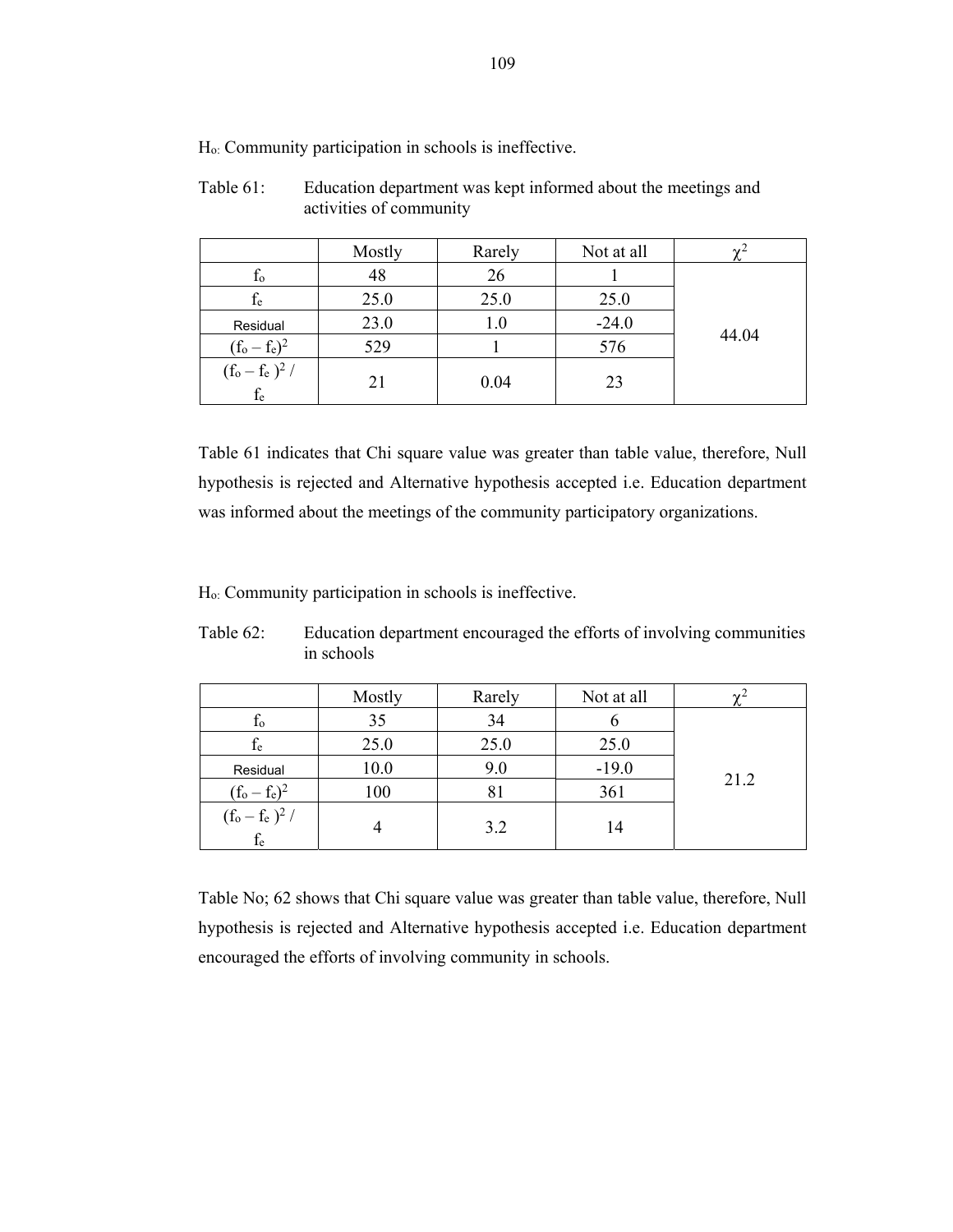$H_o$: Community participation in schools is ineffective.

Table 61: Education department was kept informed about the meetings and activities of community

| | Mostly | Rarely | Not at all | $\chi^2$ |
|---|---|---|---|---|
| $f_o$ | 48 | 26 | 1 | 44.04 |
| $f_e$ | 25.0 | 25.0 | 25.0 | |
| Residual | 23.0 | 1.0 | -24.0 | |
| $(f_o - f_e)^2$ | 529 | 1 | 576 | |
| $(f_o - f_e)^2 / f_e$ | 21 | 0.04 | 23 | |

Table 61 indicates that Chi square value was greater than table value, therefore, Null hypothesis is rejected and Alternative hypothesis accepted i.e. Education department was informed about the meetings of the community participatory organizations.

$H_o$: Community participation in schools is ineffective.

Table 62: Education department encouraged the efforts of involving communities in schools

| | Mostly | Rarely | Not at all | $\chi^2$ |
|---|---|---|---|---|
| $f_o$ | 35 | 34 | 6 | 21.2 |
| $f_e$ | 25.0 | 25.0 | 25.0 | |
| Residual | 10.0 | 9.0 | -19.0 | |
| $(f_o - f_e)^2$ | 100 | 81 | 361 | |
| $(f_o - f_e)^2 / f_e$ | 4 | 3.2 | 14 | |

Table No; 62 shows that Chi square value was greater than table value, therefore, Null hypothesis is rejected and Alternative hypothesis accepted i.e. Education department encouraged the efforts of involving community in schools.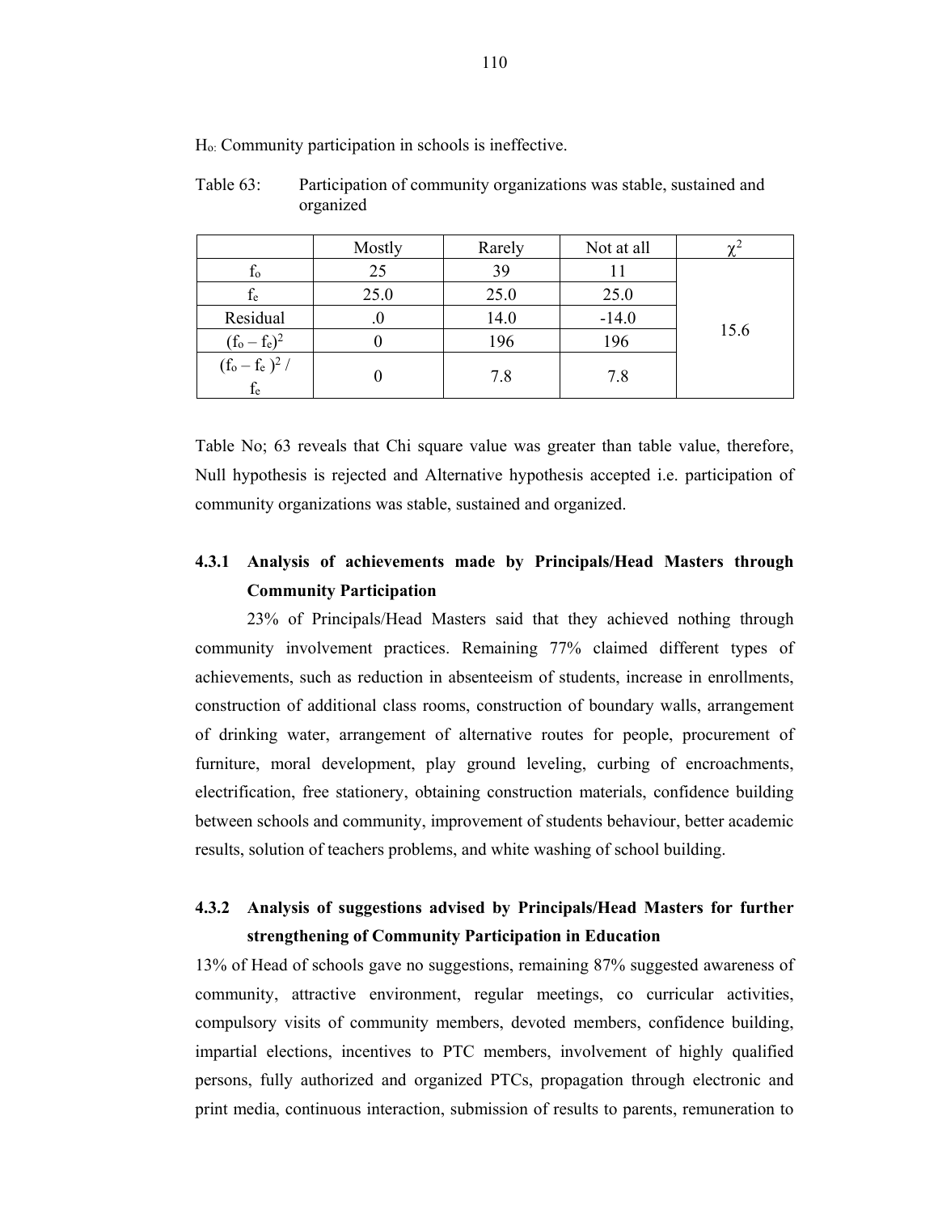$H_o$: Community participation in schools is ineffective.

Table 63: Participation of community organizations was stable, sustained and organized

| | Mostly | Rarely | Not at all | $\chi^2$ |
|---|---|---|---|---|
| $f_o$ | 25 | 39 | 11 | 15.6 |
| $f_e$ | 25.0 | 25.0 | 25.0 | |
| Residual | .0 | 14.0 | -14.0 | |
| $(f_o - f_e)^2$ | 0 | 196 | 196 | |
| $(f_o - f_e)^2 / f_e$ | 0 | 7.8 | 7.8 | |

Table No; 63 reveals that Chi square value was greater than table value, therefore, Null hypothesis is rejected and Alternative hypothesis accepted i.e. participation of community organizations was stable, sustained and organized.

### 4.3.1 Analysis of achievements made by Principals/Head Masters through Community Participation

23% of Principals/Head Masters said that they achieved nothing through community involvement practices. Remaining 77% claimed different types of achievements, such as reduction in absenteeism of students, increase in enrollments, construction of additional class rooms, construction of boundary walls, arrangement of drinking water, arrangement of alternative routes for people, procurement of furniture, moral development, play ground leveling, curbing of encroachments, electrification, free stationery, obtaining construction materials, confidence building between schools and community, improvement of students behaviour, better academic results, solution of teachers problems, and white washing of school building.

### 4.3.2 Analysis of suggestions advised by Principals/Head Masters for further strengthening of Community Participation in Education

13% of Head of schools gave no suggestions, remaining 87% suggested awareness of community, attractive environment, regular meetings, co curricular activities, compulsory visits of community members, devoted members, confidence building, impartial elections, incentives to PTC members, involvement of highly qualified persons, fully authorized and organized PTCs, propagation through electronic and print media, continuous interaction, submission of results to parents, remuneration to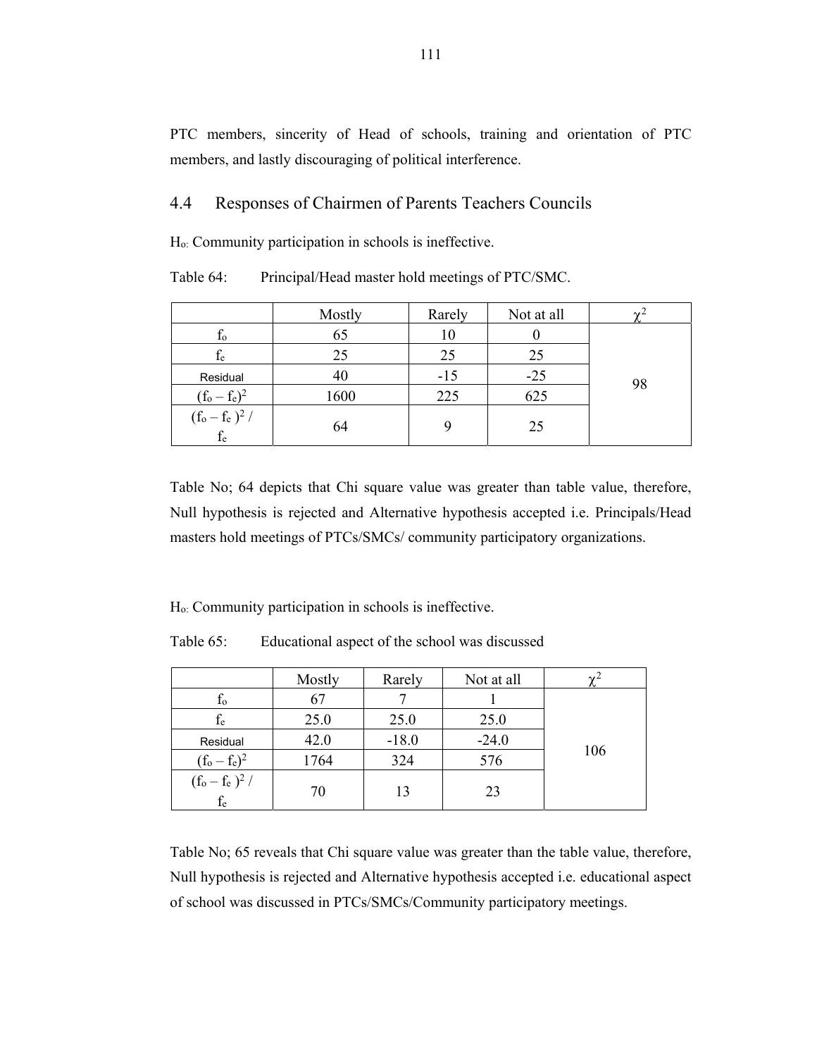PTC members, sincerity of Head of schools, training and orientation of PTC members, and lastly discouraging of political interference.

## 4.4 Responses of Chairmen of Parents Teachers Councils

$H_o$: Community participation in schools is ineffective.

Table 64: Principal/Head master hold meetings of PTC/SMC.

| | Mostly | Rarely | Not at all | $\chi^2$ |
|---|---|---|---|---|
| $f_o$ | 65 | 10 | 0 | 98 |
| $f_e$ | 25 | 25 | 25 | |
| Residual | 40 | -15 | -25 | |
| $(f_o - f_e)^2$ | 1600 | 225 | 625 | |
| $(f_o - f_e)^2 / f_e$ | 64 | 9 | 25 | |

Table No; 64 depicts that Chi square value was greater than table value, therefore, Null hypothesis is rejected and Alternative hypothesis accepted i.e. Principals/Head masters hold meetings of PTCs/SMCs/ community participatory organizations.

$H_o$: Community participation in schools is ineffective.

Table 65: Educational aspect of the school was discussed

| | Mostly | Rarely | Not at all | $\chi^2$ |
|---|---|---|---|---|
| $f_o$ | 67 | 7 | 1 | 106 |
| $f_e$ | 25.0 | 25.0 | 25.0 | |
| Residual | 42.0 | -18.0 | -24.0 | |
| $(f_o - f_e)^2$ | 1764 | 324 | 576 | |
| $(f_o - f_e)^2 / f_e$ | 70 | 13 | 23 | |

Table No; 65 reveals that Chi square value was greater than the table value, therefore, Null hypothesis is rejected and Alternative hypothesis accepted i.e. educational aspect of school was discussed in PTCs/SMCs/Community participatory meetings.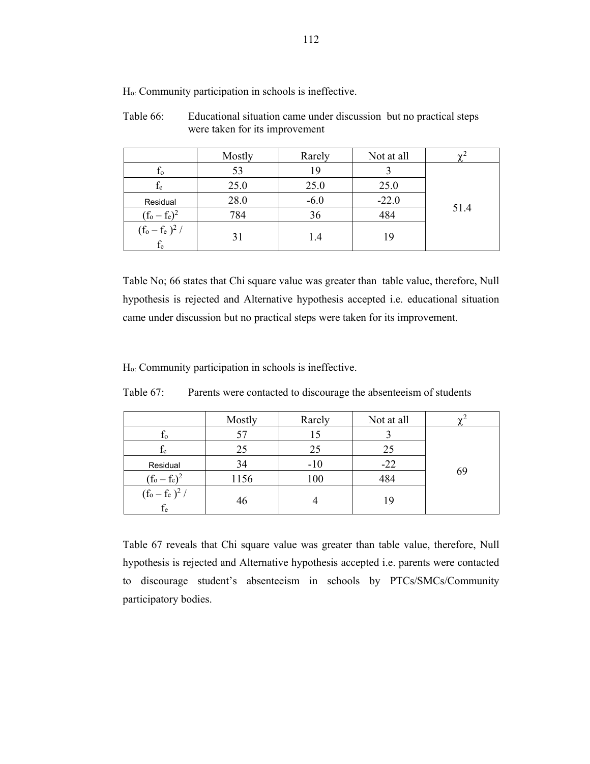$H_o$: Community participation in schools is ineffective.

Table 66: Educational situation came under discussion but no practical steps were taken for its improvement

| | Mostly | Rarely | Not at all | $\chi^2$ |
|---|---|---|---|---|
| $f_o$ | 53 | 19 | 3 | 51.4 |
| $f_e$ | 25.0 | 25.0 | 25.0 | |
| Residual | 28.0 | -6.0 | -22.0 | |
| $(f_o - f_e)^2$ | 784 | 36 | 484 | |
| $(f_o - f_e)^2 / f_e$ | 31 | 1.4 | 19 | |

Table No; 66 states that Chi square value was greater than table value, therefore, Null hypothesis is rejected and Alternative hypothesis accepted i.e. educational situation came under discussion but no practical steps were taken for its improvement.

$H_o$: Community participation in schools is ineffective.

Table 67: Parents were contacted to discourage the absenteeism of students

| | Mostly | Rarely | Not at all | $\chi^2$ |
|---|---|---|---|---|
| $f_o$ | 57 | 15 | 3 | 69 |
| $f_e$ | 25 | 25 | 25 | |
| Residual | 34 | -10 | -22 | |
| $(f_o - f_e)^2$ | 1156 | 100 | 484 | |
| $(f_o - f_e)^2 / f_e$ | 46 | 4 | 19 | |

Table 67 reveals that Chi square value was greater than table value, therefore, Null hypothesis is rejected and Alternative hypothesis accepted i.e. parents were contacted to discourage student's absenteeism in schools by PTCs/SMCs/Community participatory bodies.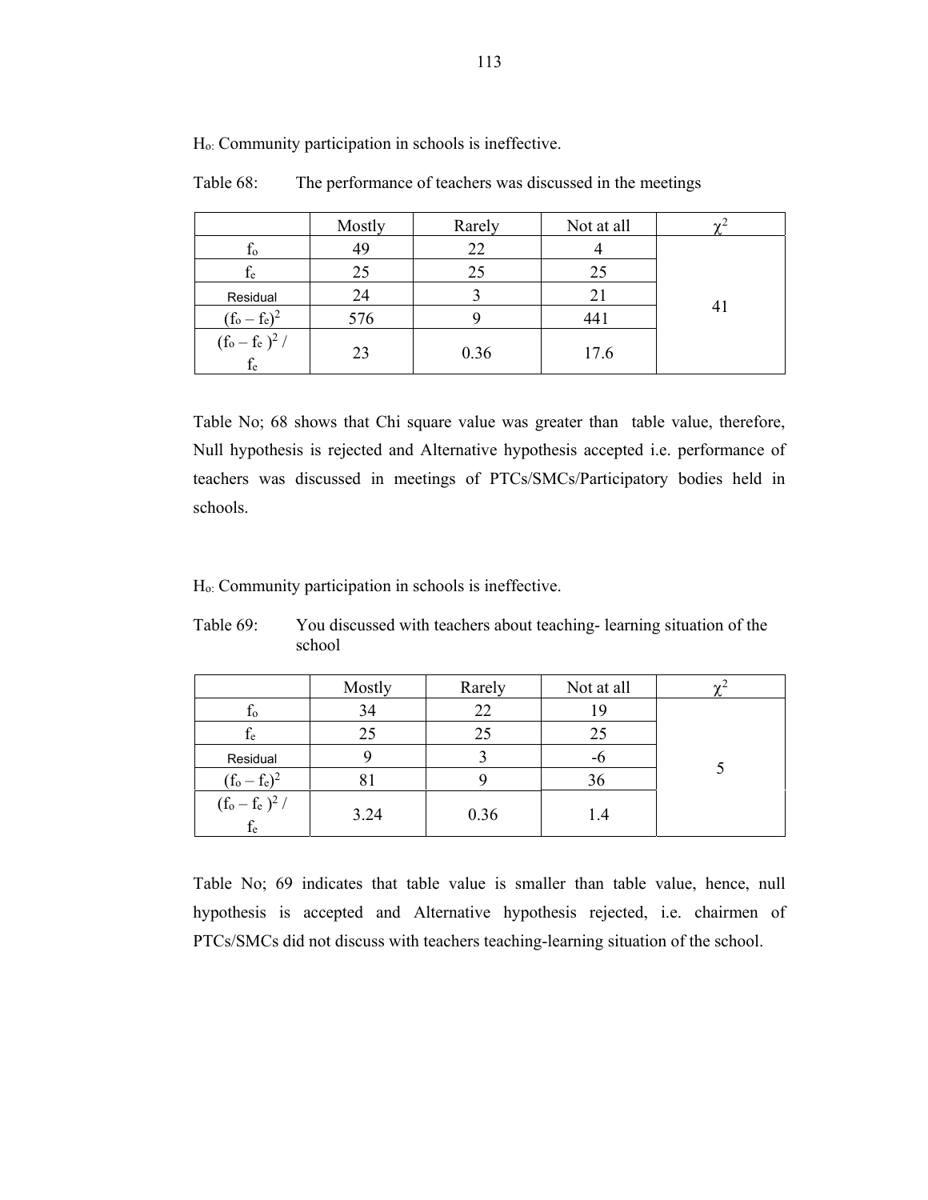$H_o$: Community participation in schools is ineffective.

Table 68: The performance of teachers was discussed in the meetings

| | Mostly | Rarely | Not at all | $\chi^2$ |
|---|---|---|---|---|
| $f_o$ | 49 | 22 | 4 | 41 |
| $f_e$ | 25 | 25 | 25 | |
| Residual | 24 | 3 | 21 | |
| $(f_o - f_e)^2$ | 576 | 9 | 441 | |
| $(f_o - f_e)^2 / f_e$ | 23 | 0.36 | 17.6 | |

Table No; 68 shows that Chi square value was greater than table value, therefore, Null hypothesis is rejected and Alternative hypothesis accepted i.e. performance of teachers was discussed in meetings of PTCs/SMCs/Participatory bodies held in schools.

$H_o$: Community participation in schools is ineffective.

Table 69: You discussed with teachers about teaching- learning situation of the school

| | Mostly | Rarely | Not at all | $\chi^2$ |
|---|---|---|---|---|
| $f_o$ | 34 | 22 | 19 | 5 |
| $f_e$ | 25 | 25 | 25 | |
| Residual | 9 | 3 | -6 | |
| $(f_o - f_e)^2$ | 81 | 9 | 36 | |
| $(f_o - f_e)^2 / f_e$ | 3.24 | 0.36 | 1.4 | |

Table No; 69 indicates that table value is smaller than table value, hence, null hypothesis is accepted and Alternative hypothesis rejected, i.e. chairmen of PTCs/SMCs did not discuss with teachers teaching-learning situation of the school.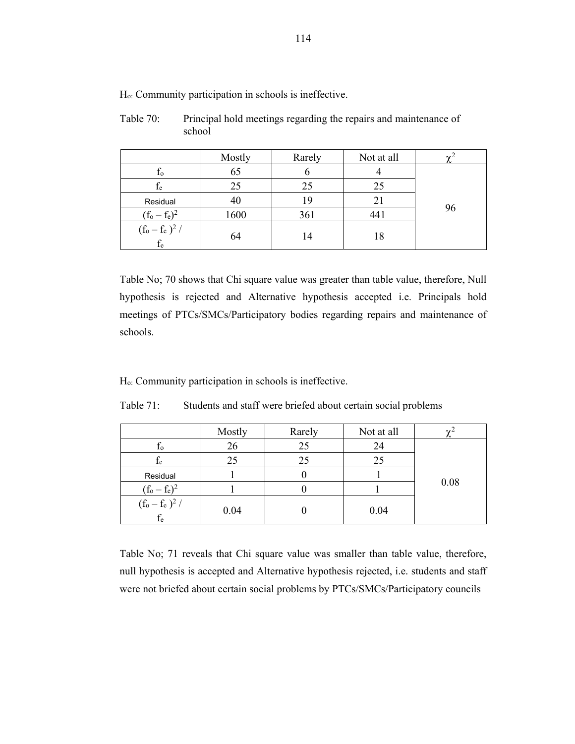$H_o$: Community participation in schools is ineffective.

Table 70: Principal hold meetings regarding the repairs and maintenance of school

| | Mostly | Rarely | Not at all | $\chi^2$ |
|---|---|---|---|---|
| $f_o$ | 65 | 6 | 4 | 96 |
| $f_e$ | 25 | 25 | 25 | |
| Residual | 40 | 19 | 21 | |
| $(f_o - f_e)^2$ | 1600 | 361 | 441 | |
| $(f_o - f_e)^2 / f_e$ | 64 | 14 | 18 | |

Table No; 70 shows that Chi square value was greater than table value, therefore, Null hypothesis is rejected and Alternative hypothesis accepted i.e. Principals hold meetings of PTCs/SMCs/Participatory bodies regarding repairs and maintenance of schools.

$H_o$: Community participation in schools is ineffective.

Table 71: Students and staff were briefed about certain social problems

| | Mostly | Rarely | Not at all | $\chi^2$ |
|---|---|---|---|---|
| $f_o$ | 26 | 25 | 24 | 0.08 |
| $f_e$ | 25 | 25 | 25 | |
| Residual | 1 | 0 | 1 | |
| $(f_o - f_e)^2$ | 1 | 0 | 1 | |
| $(f_o - f_e)^2 / f_e$ | 0.04 | 0 | 0.04 | |

Table No; 71 reveals that Chi square value was smaller than table value, therefore, null hypothesis is accepted and Alternative hypothesis rejected, i.e. students and staff were not briefed about certain social problems by PTCs/SMCs/Participatory councils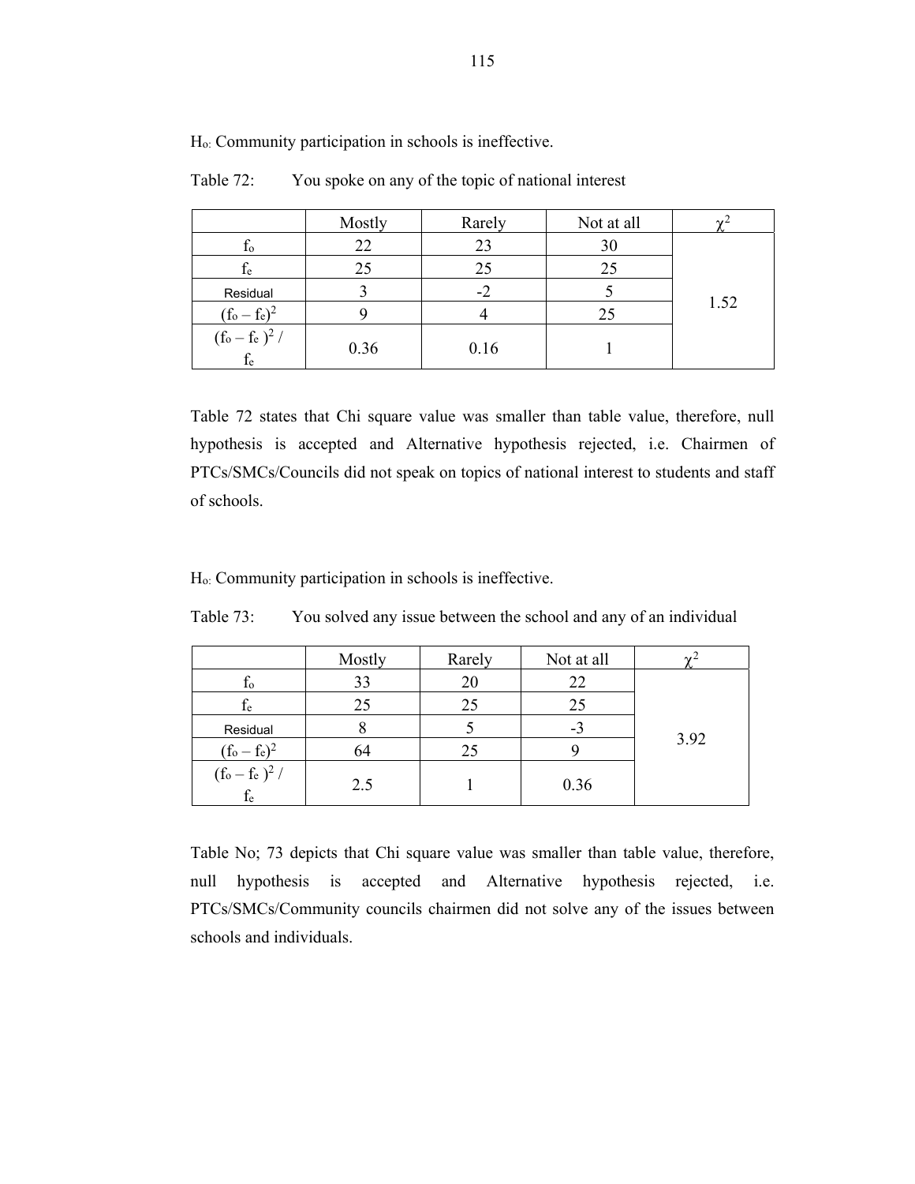$H_o$: Community participation in schools is ineffective.

Table 72: You spoke on any of the topic of national interest

| | Mostly | Rarely | Not at all | $\chi^2$ |
|---|---|---|---|---|
| $f_o$ | 22 | 23 | 30 | 1.52 |
| $f_e$ | 25 | 25 | 25 | |
| Residual | 3 | -2 | 5 | |
| $(f_o - f_e)^2$ | 9 | 4 | 25 | |
| $(f_o - f_e)^2 / f_e$ | 0.36 | 0.16 | 1 | |

Table 72 states that Chi square value was smaller than table value, therefore, null hypothesis is accepted and Alternative hypothesis rejected, i.e. Chairmen of PTCs/SMCs/Councils did not speak on topics of national interest to students and staff of schools.

$H_o$: Community participation in schools is ineffective.

Table 73: You solved any issue between the school and any of an individual

| | Mostly | Rarely | Not at all | $\chi^2$ |
|---|---|---|---|---|
| $f_o$ | 33 | 20 | 22 | 3.92 |
| $f_e$ | 25 | 25 | 25 | |
| Residual | 8 | 5 | -3 | |
| $(f_o - f_e)^2$ | 64 | 25 | 9 | |
| $(f_o - f_e)^2 / f_e$ | 2.5 | 1 | 0.36 | |

Table No; 73 depicts that Chi square value was smaller than table value, therefore, null hypothesis is accepted and Alternative hypothesis rejected, i.e. PTCs/SMCs/Community councils chairmen did not solve any of the issues between schools and individuals.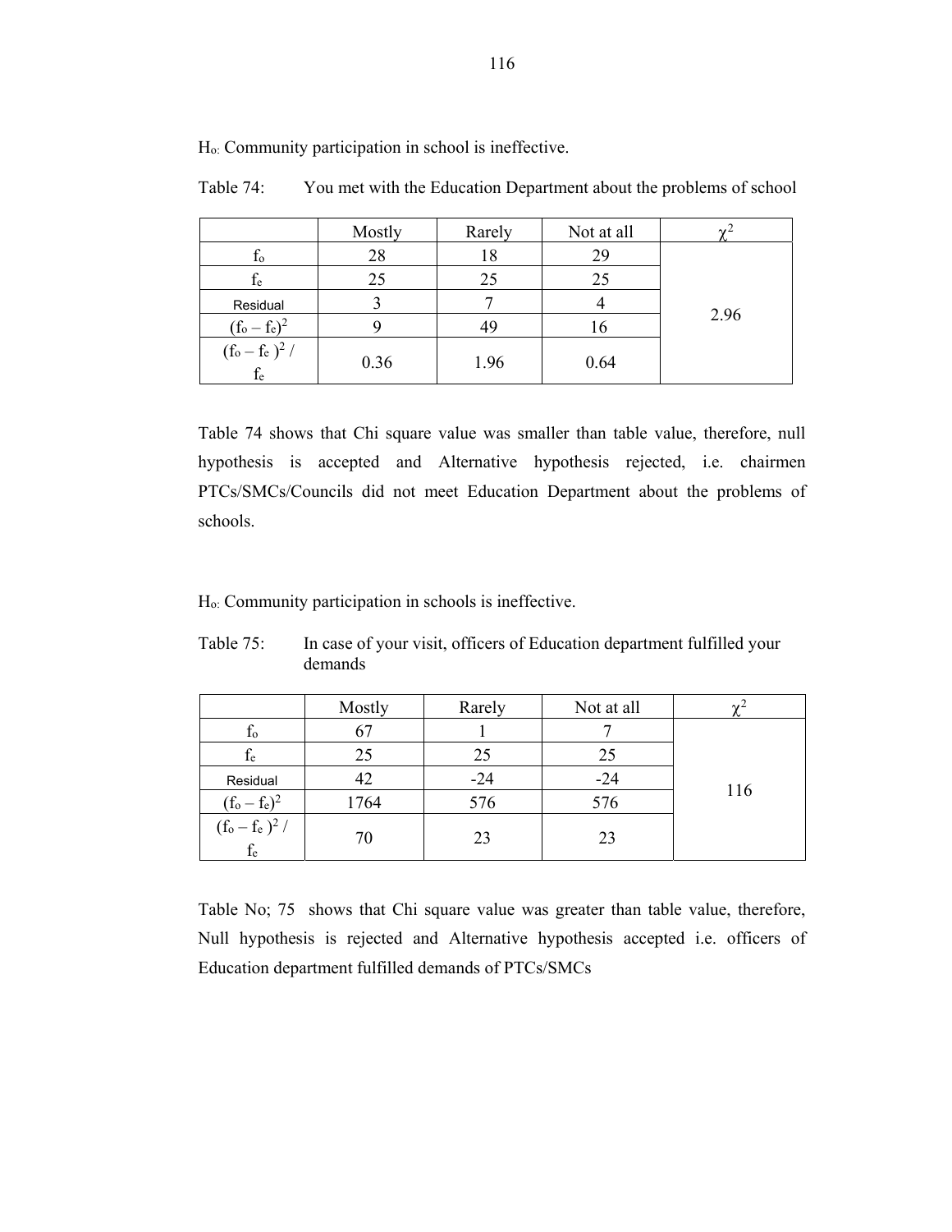$H_o$: Community participation in school is ineffective.

Table 74: You met with the Education Department about the problems of school

| | Mostly | Rarely | Not at all | $\chi^2$ |
|---|---|---|---|---|
| $f_o$ | 28 | 18 | 29 | 2.96 |
| $f_e$ | 25 | 25 | 25 | |
| Residual | 3 | 7 | 4 | |
| $(f_o - f_e)^2$ | 9 | 49 | 16 | |
| $(f_o - f_e)^2 / f_e$ | 0.36 | 1.96 | 0.64 | |

Table 74 shows that Chi square value was smaller than table value, therefore, null hypothesis is accepted and Alternative hypothesis rejected, i.e. chairmen PTCs/SMCs/Councils did not meet Education Department about the problems of schools.

$H_o$: Community participation in schools is ineffective.

Table 75: In case of your visit, officers of Education department fulfilled your demands

| | Mostly | Rarely | Not at all | $\chi^2$ |
|---|---|---|---|---|
| $f_o$ | 67 | 1 | 7 | 116 |
| $f_e$ | 25 | 25 | 25 | |
| Residual | 42 | -24 | -24 | |
| $(f_o - f_e)^2$ | 1764 | 576 | 576 | |
| $(f_o - f_e)^2 / f_e$ | 70 | 23 | 23 | |

Table No; 75 shows that Chi square value was greater than table value, therefore, Null hypothesis is rejected and Alternative hypothesis accepted i.e. officers of Education department fulfilled demands of PTCs/SMCs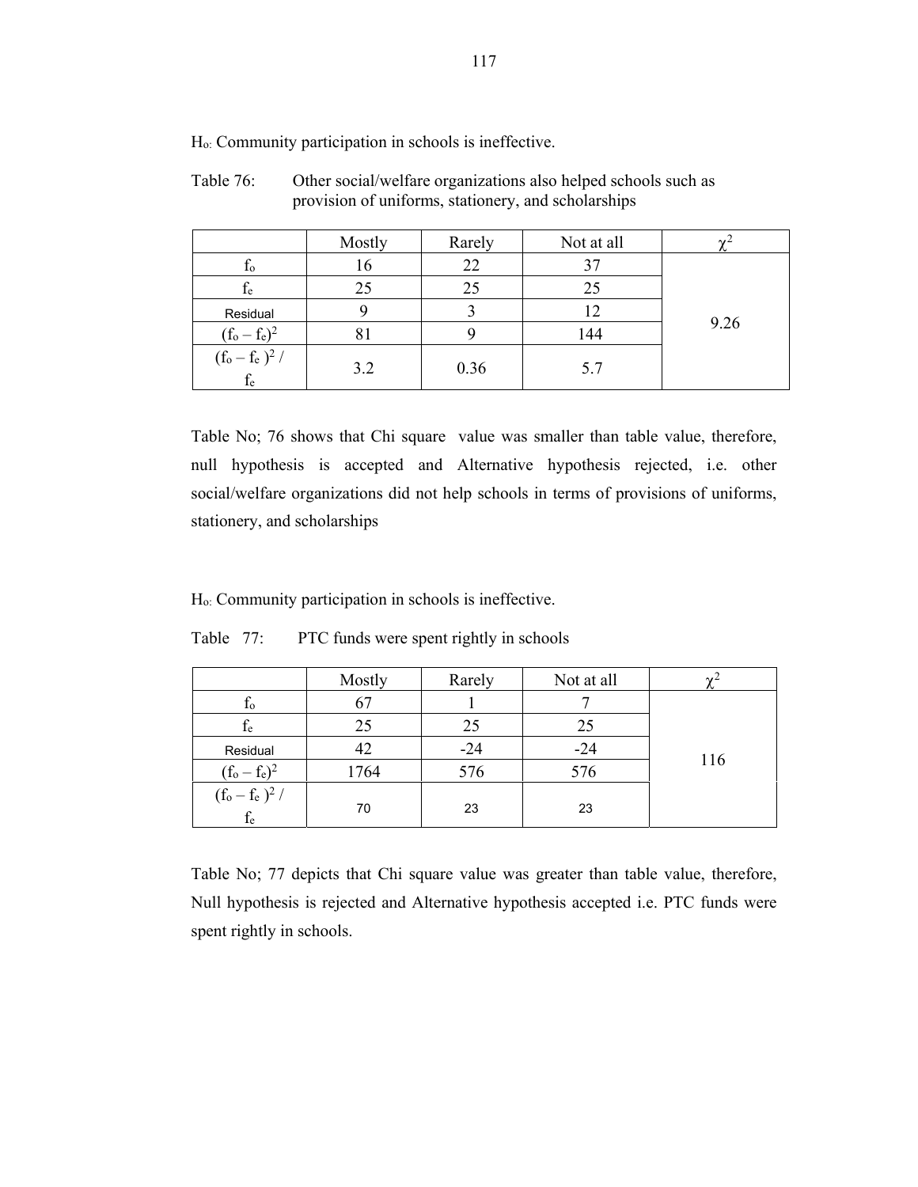$H_o$: Community participation in schools is ineffective.

Table 76: Other social/welfare organizations also helped schools such as provision of uniforms, stationery, and scholarships

| | Mostly | Rarely | Not at all | $\chi^2$ |
|---|---|---|---|---|
| $f_o$ | 16 | 22 | 37 | 9.26 |
| $f_e$ | 25 | 25 | 25 | |
| Residual | 9 | 3 | 12 | |
| $(f_o - f_e)^2$ | 81 | 9 | 144 | |
| $(f_o - f_e)^2 / f_e$ | 3.2 | 0.36 | 5.7 | |

Table No; 76 shows that Chi square value was smaller than table value, therefore, null hypothesis is accepted and Alternative hypothesis rejected, i.e. other social/welfare organizations did not help schools in terms of provisions of uniforms, stationery, and scholarships

$H_o$: Community participation in schools is ineffective.

Table 77: PTC funds were spent rightly in schools

| | Mostly | Rarely | Not at all | $\chi^2$ |
|---|---|---|---|---|
| $f_o$ | 67 | 1 | 7 | 116 |
| $f_e$ | 25 | 25 | 25 | |
| Residual | 42 | -24 | -24 | |
| $(f_o - f_e)^2$ | 1764 | 576 | 576 | |
| $(f_o - f_e)^2 / f_e$ | 70 | 23 | 23 | |

Table No; 77 depicts that Chi square value was greater than table value, therefore, Null hypothesis is rejected and Alternative hypothesis accepted i.e. PTC funds were spent rightly in schools.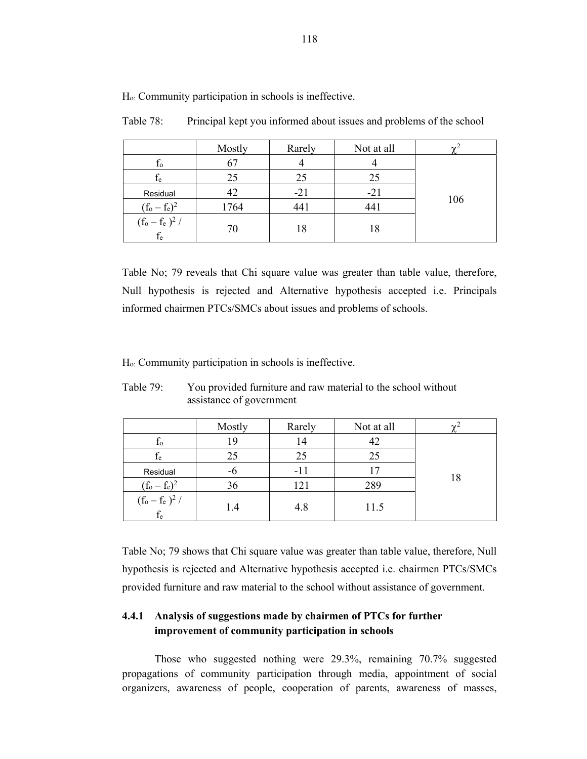$H_o$: Community participation in schools is ineffective.

Table 78: Principal kept you informed about issues and problems of the school

| | Mostly | Rarely | Not at all | $\chi^2$ |
|---|---|---|---|---|
| $f_o$ | 67 | 4 | 4 | 106 |
| $f_e$ | 25 | 25 | 25 | |
| Residual | 42 | -21 | -21 | |
| $(f_o - f_e)^2$ | 1764 | 441 | 441 | |
| $(f_o - f_e)^2 / f_e$ | 70 | 18 | 18 | |

Table No; 79 reveals that Chi square value was greater than table value, therefore, Null hypothesis is rejected and Alternative hypothesis accepted i.e. Principals informed chairmen PTCs/SMCs about issues and problems of schools.

$H_o$: Community participation in schools is ineffective.

Table 79: You provided furniture and raw material to the school without assistance of government

| | Mostly | Rarely | Not at all | $\chi^2$ |
|---|---|---|---|---|
| $f_o$ | 19 | 14 | 42 | 18 |
| $f_e$ | 25 | 25 | 25 | |
| Residual | -6 | -11 | 17 | |
| $(f_o - f_e)^2$ | 36 | 121 | 289 | |
| $(f_o - f_e)^2 / f_e$ | 1.4 | 4.8 | 11.5 | |

Table No; 79 shows that Chi square value was greater than table value, therefore, Null hypothesis is rejected and Alternative hypothesis accepted i.e. chairmen PTCs/SMCs provided furniture and raw material to the school without assistance of government.

### 4.4.1 Analysis of suggestions made by chairmen of PTCs for further improvement of community participation in schools

Those who suggested nothing were 29.3%, remaining 70.7% suggested propagations of community participation through media, appointment of social organizers, awareness of people, cooperation of parents, awareness of masses,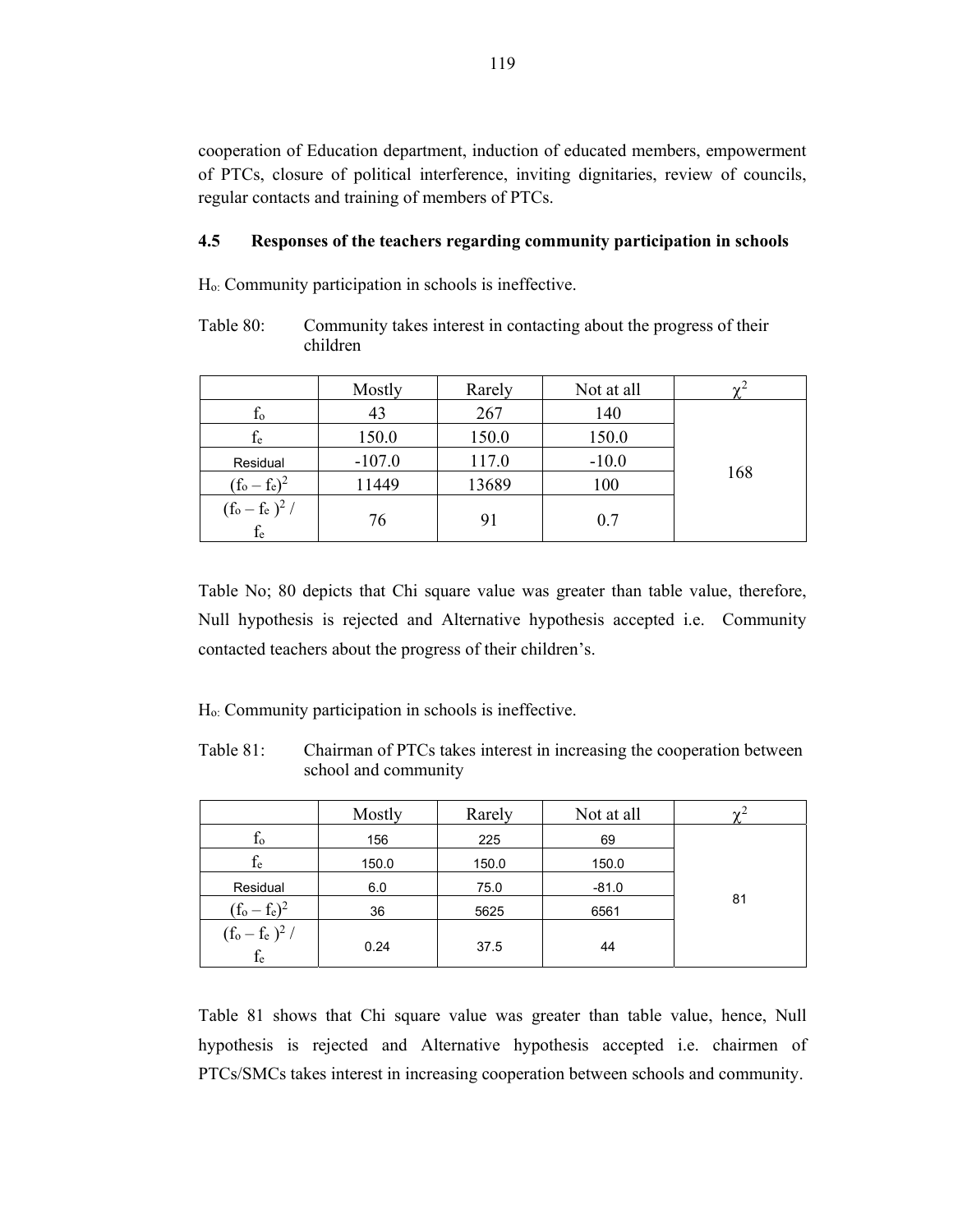cooperation of Education department, induction of educated members, empowerment of PTCs, closure of political interference, inviting dignitaries, review of councils, regular contacts and training of members of PTCs.

### 4.5 Responses of the teachers regarding community participation in schools

$H_o$: Community participation in schools is ineffective.

Table 80: Community takes interest in contacting about the progress of their children

| | Mostly | Rarely | Not at all | $\chi^2$ |
|---|---|---|---|---|
| $f_o$ | 43 | 267 | 140 | 168 |
| $f_e$ | 150.0 | 150.0 | 150.0 | |
| Residual | -107.0 | 117.0 | -10.0 | |
| $(f_o - f_e)^2$ | 11449 | 13689 | 100 | |
| $(f_o - f_e)^2 / f_e$ | 76 | 91 | 0.7 | |

Table No; 80 depicts that Chi square value was greater than table value, therefore, Null hypothesis is rejected and Alternative hypothesis accepted i.e. Community contacted teachers about the progress of their children's.

$H_o$: Community participation in schools is ineffective.

Table 81: Chairman of PTCs takes interest in increasing the cooperation between school and community

| | Mostly | Rarely | Not at all | $\chi^2$ |
|---|---|---|---|---|
| $f_o$ | 156 | 225 | 69 | 81 |
| $f_e$ | 150.0 | 150.0 | 150.0 | |
| Residual | 6.0 | 75.0 | -81.0 | |
| $(f_o - f_e)^2$ | 36 | 5625 | 6561 | |
| $(f_o - f_e)^2 / f_e$ | 0.24 | 37.5 | 44 | |

Table 81 shows that Chi square value was greater than table value, hence, Null hypothesis is rejected and Alternative hypothesis accepted i.e. chairmen of PTCs/SMCs takes interest in increasing cooperation between schools and community.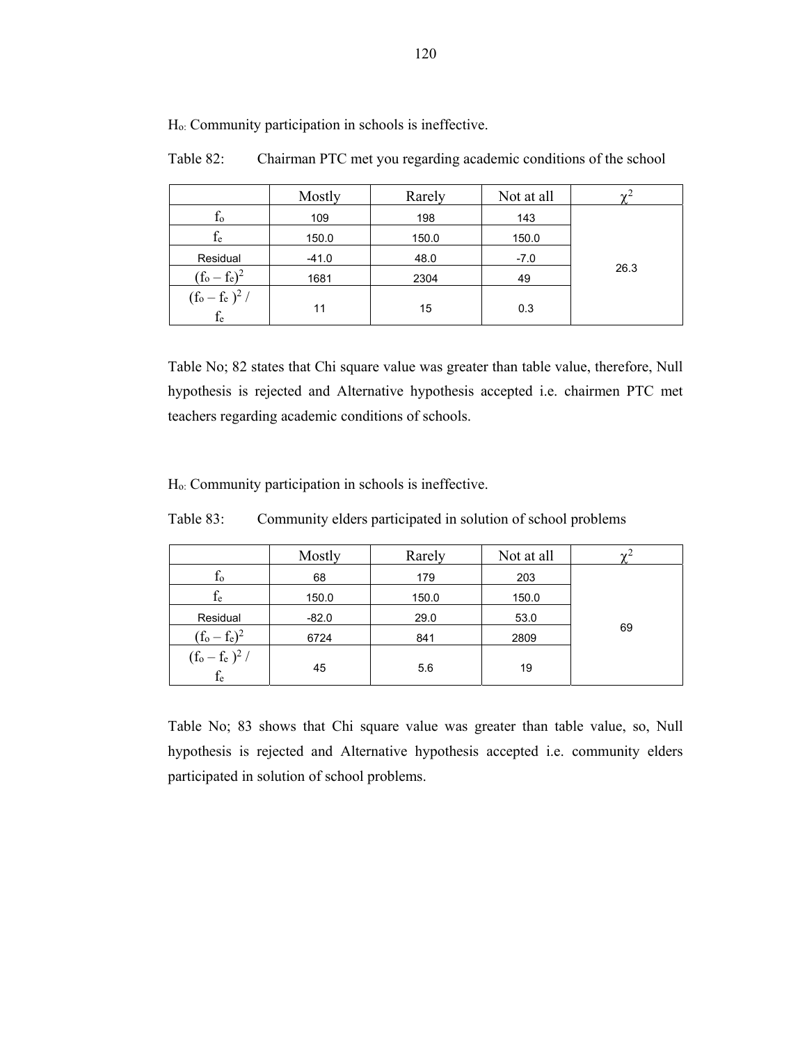$H_o$: Community participation in schools is ineffective.

Table 82: Chairman PTC met you regarding academic conditions of the school

| | Mostly | Rarely | Not at all | $\chi^2$ |
|---|---|---|---|---|
| $f_o$ | 109 | 198 | 143 | 26.3 |
| $f_e$ | 150.0 | 150.0 | 150.0 | |
| Residual | -41.0 | 48.0 | -7.0 | |
| $(f_o - f_e)^2$ | 1681 | 2304 | 49 | |
| $(f_o - f_e)^2 / f_e$ | 11 | 15 | 0.3 | |

Table No; 82 states that Chi square value was greater than table value, therefore, Null hypothesis is rejected and Alternative hypothesis accepted i.e. chairmen PTC met teachers regarding academic conditions of schools.

$H_o$: Community participation in schools is ineffective.

Table 83: Community elders participated in solution of school problems

| | Mostly | Rarely | Not at all | $\chi^2$ |
|---|---|---|---|---|
| $f_o$ | 68 | 179 | 203 | 69 |
| $f_e$ | 150.0 | 150.0 | 150.0 | |
| Residual | -82.0 | 29.0 | 53.0 | |
| $(f_o - f_e)^2$ | 6724 | 841 | 2809 | |
| $(f_o - f_e)^2 / f_e$ | 45 | 5.6 | 19 | |

Table No; 83 shows that Chi square value was greater than table value, so, Null hypothesis is rejected and Alternative hypothesis accepted i.e. community elders participated in solution of school problems.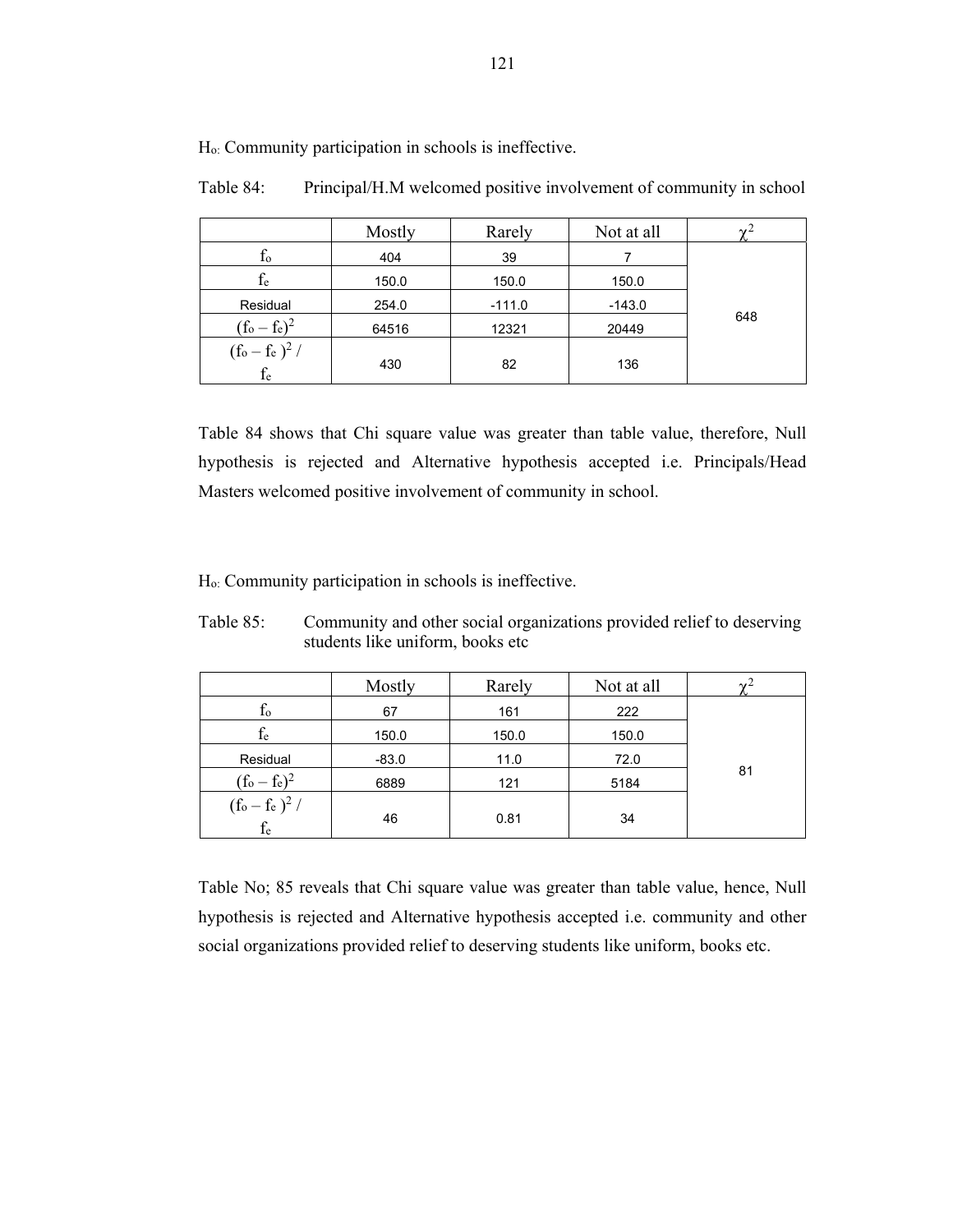$H_o$: Community participation in schools is ineffective.

Table 84: Principal/H.M welcomed positive involvement of community in school

| | Mostly | Rarely | Not at all | $\chi^2$ |
|---|---|---|---|---|
| $f_o$ | 404 | 39 | 7 | 648 |
| $f_e$ | 150.0 | 150.0 | 150.0 | |
| Residual | 254.0 | -111.0 | -143.0 | |
| $(f_o - f_e)^2$ | 64516 | 12321 | 20449 | |
| $(f_o - f_e)^2 / f_e$ | 430 | 82 | 136 | |

Table 84 shows that Chi square value was greater than table value, therefore, Null hypothesis is rejected and Alternative hypothesis accepted i.e. Principals/Head Masters welcomed positive involvement of community in school.

$H_o$: Community participation in schools is ineffective.

Table 85: Community and other social organizations provided relief to deserving students like uniform, books etc

| | Mostly | Rarely | Not at all | $\chi^2$ |
|---|---|---|---|---|
| $f_o$ | 67 | 161 | 222 | 81 |
| $f_e$ | 150.0 | 150.0 | 150.0 | |
| Residual | -83.0 | 11.0 | 72.0 | |
| $(f_o - f_e)^2$ | 6889 | 121 | 5184 | |
| $(f_o - f_e)^2 / f_e$ | 46 | 0.81 | 34 | |

Table No; 85 reveals that Chi square value was greater than table value, hence, Null hypothesis is rejected and Alternative hypothesis accepted i.e. community and other social organizations provided relief to deserving students like uniform, books etc.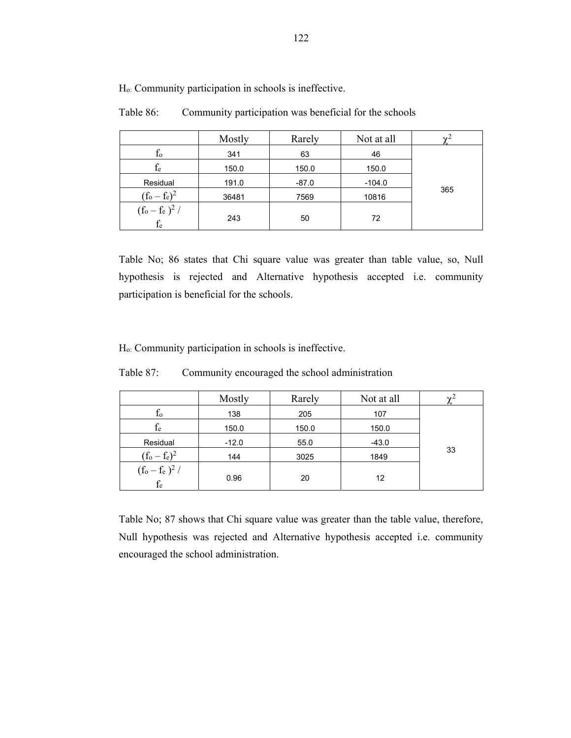$H_o$: Community participation in schools is ineffective.

Table 86: Community participation was beneficial for the schools

| | Mostly | Rarely | Not at all | $\chi^2$ |
|---|---|---|---|---|
| $f_o$ | 341 | 63 | 46 | 365 |
| $f_e$ | 150.0 | 150.0 | 150.0 | |
| Residual | 191.0 | -87.0 | -104.0 | |
| $(f_o - f_e)^2$ | 36481 | 7569 | 10816 | |
| $(f_o - f_e)^2 / f_e$ | 243 | 50 | 72 | |

Table No; 86 states that Chi square value was greater than table value, so, Null hypothesis is rejected and Alternative hypothesis accepted i.e. community participation is beneficial for the schools.

$H_o$: Community participation in schools is ineffective.

Table 87: Community encouraged the school administration

| | Mostly | Rarely | Not at all | $\chi^2$ |
|---|---|---|---|---|
| $f_o$ | 138 | 205 | 107 | 33 |
| $f_e$ | 150.0 | 150.0 | 150.0 | |
| Residual | -12.0 | 55.0 | -43.0 | |
| $(f_o - f_e)^2$ | 144 | 3025 | 1849 | |
| $(f_o - f_e)^2 / f_e$ | 0.96 | 20 | 12 | |

Table No; 87 shows that Chi square value was greater than the table value, therefore, Null hypothesis was rejected and Alternative hypothesis accepted i.e. community encouraged the school administration.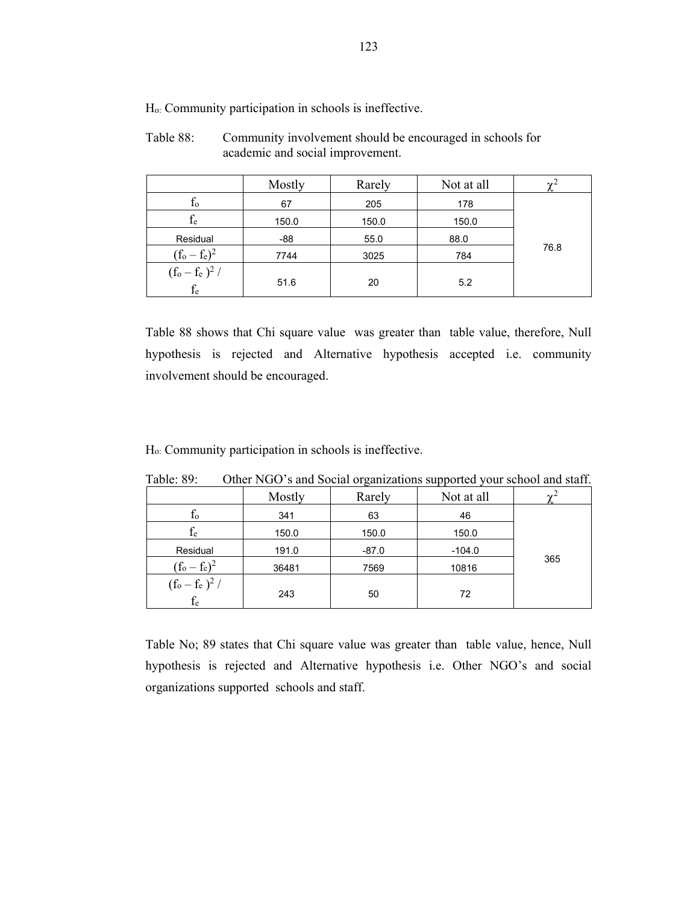$H_o$: Community participation in schools is ineffective.

Table 88: Community involvement should be encouraged in schools for academic and social improvement.

| | Mostly | Rarely | Not at all | $\chi^2$ |
|---|---|---|---|---|
| $f_o$ | 67 | 205 | 178 | 76.8 |
| $f_e$ | 150.0 | 150.0 | 150.0 | |
| Residual | -88 | 55.0 | 88.0 | |
| $(f_o - f_e)^2$ | 7744 | 3025 | 784 | |
| $(f_o - f_e)^2 / f_e$ | 51.6 | 20 | 5.2 | |

Table 88 shows that Chi square value was greater than table value, therefore, Null hypothesis is rejected and Alternative hypothesis accepted i.e. community involvement should be encouraged.

$H_o$: Community participation in schools is ineffective.

Table: 89: Other NGO's and Social organizations supported your school and staff.

| | Mostly | Rarely | Not at all | $\chi^2$ |
|---|---|---|---|---|
| $f_o$ | 341 | 63 | 46 | 365 |
| $f_e$ | 150.0 | 150.0 | 150.0 | |
| Residual | 191.0 | -87.0 | -104.0 | |
| $(f_o - f_e)^2$ | 36481 | 7569 | 10816 | |
| $(f_o - f_e)^2 / f_e$ | 243 | 50 | 72 | |

Table No; 89 states that Chi square value was greater than table value, hence, Null hypothesis is rejected and Alternative hypothesis i.e. Other NGO's and social organizations supported schools and staff.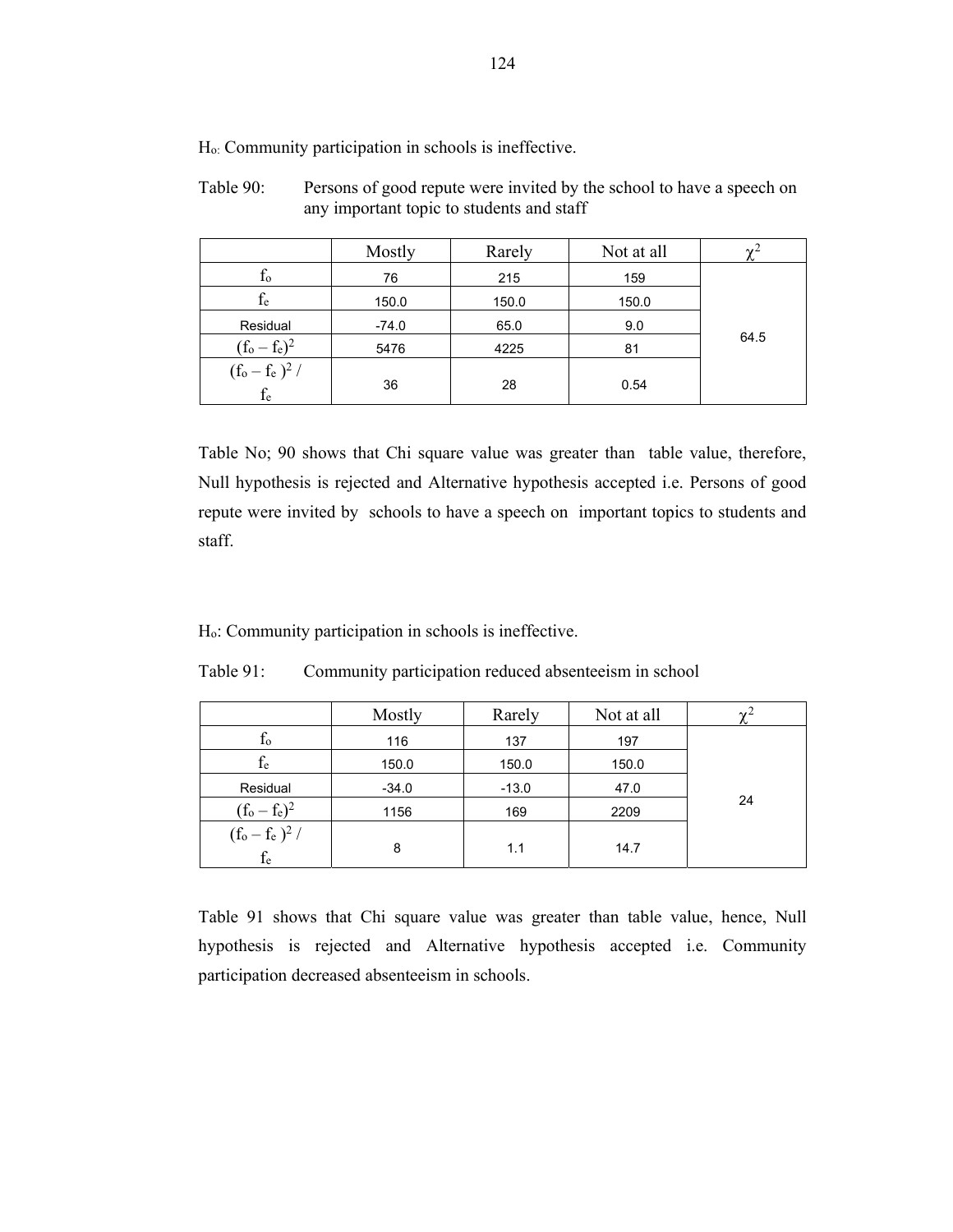$H_o$: Community participation in schools is ineffective.

Table 90: Persons of good repute were invited by the school to have a speech on any important topic to students and staff

| | Mostly | Rarely | Not at all | $\chi^2$ |
|---|---|---|---|---|
| $f_o$ | 76 | 215 | 159 | 64.5 |
| $f_e$ | 150.0 | 150.0 | 150.0 | |
| Residual | -74.0 | 65.0 | 9.0 | |
| $(f_o - f_e)^2$ | 5476 | 4225 | 81 | |
| $(f_o - f_e)^2 / f_e$ | 36 | 28 | 0.54 | |

Table No; 90 shows that Chi square value was greater than table value, therefore, Null hypothesis is rejected and Alternative hypothesis accepted i.e. Persons of good repute were invited by schools to have a speech on important topics to students and staff.

$H_o$: Community participation in schools is ineffective.

Table 91: Community participation reduced absenteeism in school

| | Mostly | Rarely | Not at all | $\chi^2$ |
|---|---|---|---|---|
| $f_o$ | 116 | 137 | 197 | 24 |
| $f_e$ | 150.0 | 150.0 | 150.0 | |
| Residual | -34.0 | -13.0 | 47.0 | |
| $(f_o - f_e)^2$ | 1156 | 169 | 2209 | |
| $(f_o - f_e)^2 / f_e$ | 8 | 1.1 | 14.7 | |

Table 91 shows that Chi square value was greater than table value, hence, Null hypothesis is rejected and Alternative hypothesis accepted i.e. Community participation decreased absenteeism in schools.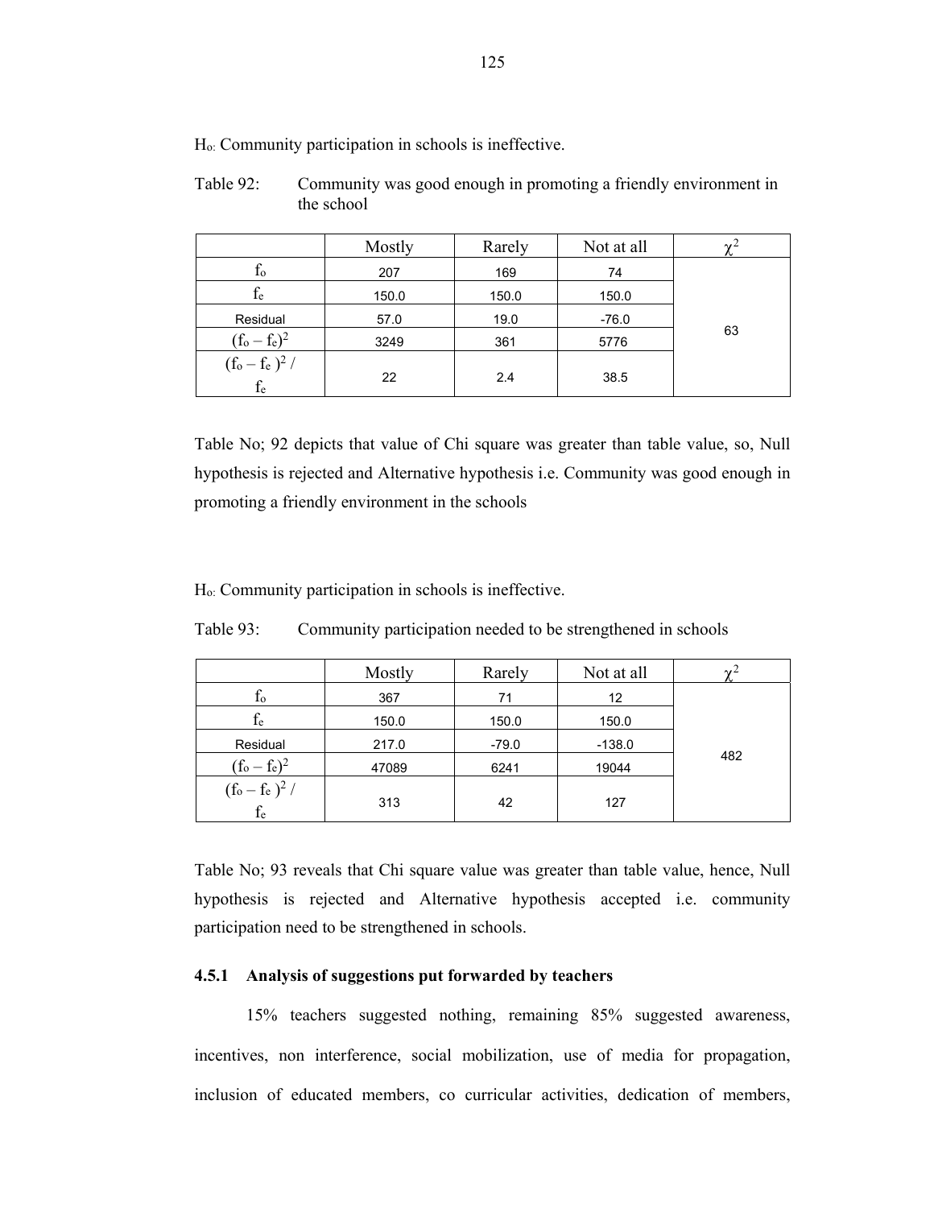$H_o$: Community participation in schools is ineffective.

Table 92: Community was good enough in promoting a friendly environment in the school

| | Mostly | Rarely | Not at all | $\chi^2$ |
|---|---|---|---|---|
| $f_o$ | 207 | 169 | 74 | 63 |
| $f_e$ | 150.0 | 150.0 | 150.0 | |
| Residual | 57.0 | 19.0 | -76.0 | |
| $(f_o - f_e)^2$ | 3249 | 361 | 5776 | |
| $(f_o - f_e)^2 / f_e$ | 22 | 2.4 | 38.5 | |

Table No; 92 depicts that value of Chi square was greater than table value, so, Null hypothesis is rejected and Alternative hypothesis i.e. Community was good enough in promoting a friendly environment in the schools

$H_o$: Community participation in schools is ineffective.

Table 93: Community participation needed to be strengthened in schools

| | Mostly | Rarely | Not at all | $\chi^2$ |
|---|---|---|---|---|
| $f_o$ | 367 | 71 | 12 | 482 |
| $f_e$ | 150.0 | 150.0 | 150.0 | |
| Residual | 217.0 | -79.0 | -138.0 | |
| $(f_o - f_e)^2$ | 47089 | 6241 | 19044 | |
| $(f_o - f_e)^2 / f_e$ | 313 | 42 | 127 | |

Table No; 93 reveals that Chi square value was greater than table value, hence, Null hypothesis is rejected and Alternative hypothesis accepted i.e. community participation need to be strengthened in schools.

### 4.5.1 Analysis of suggestions put forwarded by teachers

15% teachers suggested nothing, remaining 85% suggested awareness, incentives, non interference, social mobilization, use of media for propagation, inclusion of educated members, co curricular activities, dedication of members,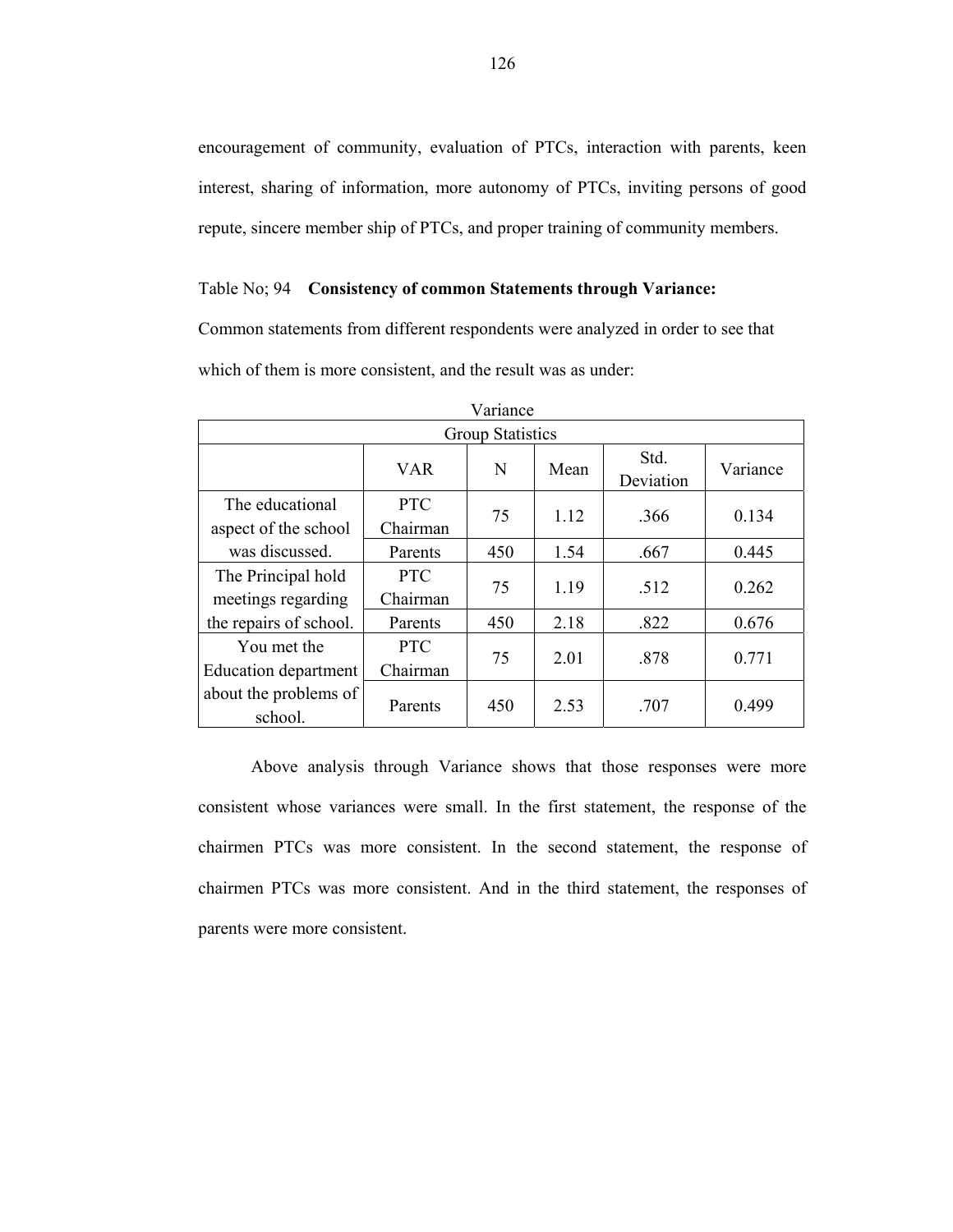encouragement of community, evaluation of PTCs, interaction with parents, keen interest, sharing of information, more autonomy of PTCs, inviting persons of good repute, sincere member ship of PTCs, and proper training of community members.

Table No; 94 **Consistency of common Statements through Variance:**

Common statements from different respondents were analyzed in order to see that which of them is more consistent, and the result was as under:

Variance

| Group Statistics | | | | | |
|---|---|---|---|---|---|
| | VAR | N | Mean | Std. Deviation | Variance |
| The educational aspect of the school was discussed. | PTC Chairman | 75 | 1.12 | .366 | 0.134 |
| | Parents | 450 | 1.54 | .667 | 0.445 |
| The Principal hold meetings regarding the repairs of school. | PTC Chairman | 75 | 1.19 | .512 | 0.262 |
| | Parents | 450 | 2.18 | .822 | 0.676 |
| You met the Education department about the problems of school. | PTC Chairman | 75 | 2.01 | .878 | 0.771 |
| | Parents | 450 | 2.53 | .707 | 0.499 |

Above analysis through Variance shows that those responses were more consistent whose variances were small. In the first statement, the response of the chairmen PTCs was more consistent. In the second statement, the response of chairmen PTCs was more consistent. And in the third statement, the responses of parents were more consistent.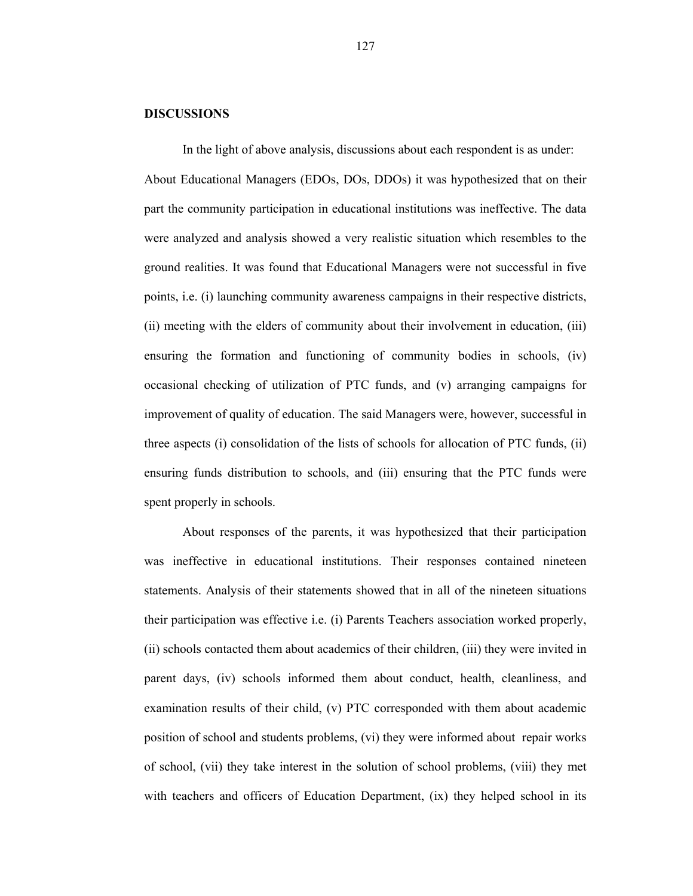**DISCUSSIONS**

In the light of above analysis, discussions about each respondent is as under: About Educational Managers (EDOs, DOs, DDOs) it was hypothesized that on their part the community participation in educational institutions was ineffective. The data were analyzed and analysis showed a very realistic situation which resembles to the ground realities. It was found that Educational Managers were not successful in five points, i.e. (i) launching community awareness campaigns in their respective districts, (ii) meeting with the elders of community about their involvement in education, (iii) ensuring the formation and functioning of community bodies in schools, (iv) occasional checking of utilization of PTC funds, and (v) arranging campaigns for improvement of quality of education. The said Managers were, however, successful in three aspects (i) consolidation of the lists of schools for allocation of PTC funds, (ii) ensuring funds distribution to schools, and (iii) ensuring that the PTC funds were spent properly in schools.

About responses of the parents, it was hypothesized that their participation was ineffective in educational institutions. Their responses contained nineteen statements. Analysis of their statements showed that in all of the nineteen situations their participation was effective i.e. (i) Parents Teachers association worked properly, (ii) schools contacted them about academics of their children, (iii) they were invited in parent days, (iv) schools informed them about conduct, health, cleanliness, and examination results of their child, (v) PTC corresponded with them about academic position of school and students problems, (vi) they were informed about repair works of school, (vii) they take interest in the solution of school problems, (viii) they met with teachers and officers of Education Department, (ix) they helped school in its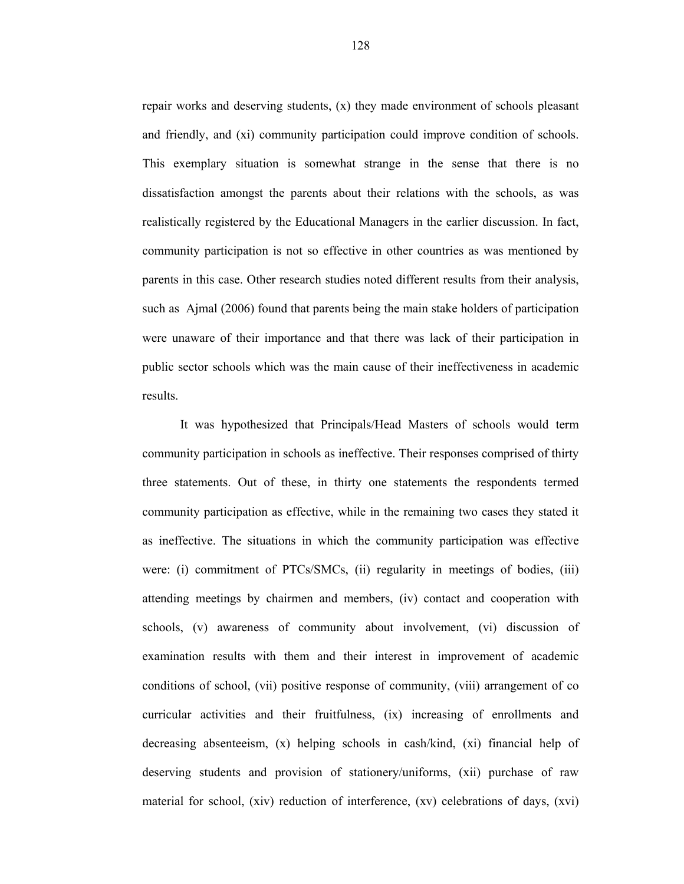repair works and deserving students, (x) they made environment of schools pleasant and friendly, and (xi) community participation could improve condition of schools. This exemplary situation is somewhat strange in the sense that there is no dissatisfaction amongst the parents about their relations with the schools, as was realistically registered by the Educational Managers in the earlier discussion. In fact, community participation is not so effective in other countries as was mentioned by parents in this case. Other research studies noted different results from their analysis, such as Ajmal (2006) found that parents being the main stake holders of participation were unaware of their importance and that there was lack of their participation in public sector schools which was the main cause of their ineffectiveness in academic results.

It was hypothesized that Principals/Head Masters of schools would term community participation in schools as ineffective. Their responses comprised of thirty three statements. Out of these, in thirty one statements the respondents termed community participation as effective, while in the remaining two cases they stated it as ineffective. The situations in which the community participation was effective were: (i) commitment of PTCs/SMCs, (ii) regularity in meetings of bodies, (iii) attending meetings by chairmen and members, (iv) contact and cooperation with schools, (v) awareness of community about involvement, (vi) discussion of examination results with them and their interest in improvement of academic conditions of school, (vii) positive response of community, (viii) arrangement of co curricular activities and their fruitfulness, (ix) increasing of enrollments and decreasing absenteeism, (x) helping schools in cash/kind, (xi) financial help of deserving students and provision of stationery/uniforms, (xii) purchase of raw material for school, (xiv) reduction of interference, (xv) celebrations of days, (xvi)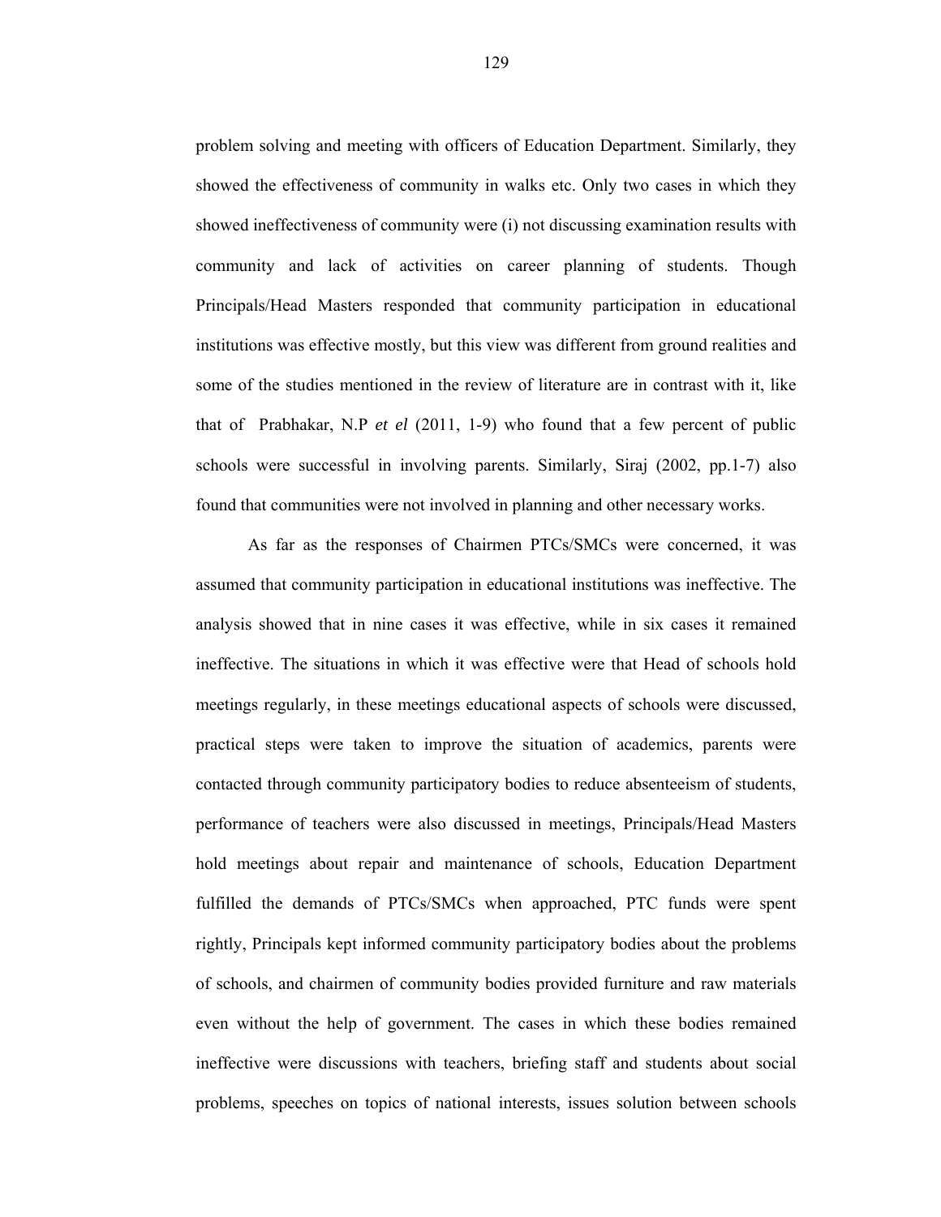problem solving and meeting with officers of Education Department. Similarly, they showed the effectiveness of community in walks etc. Only two cases in which they showed ineffectiveness of community were (i) not discussing examination results with community and lack of activities on career planning of students. Though Principals/Head Masters responded that community participation in educational institutions was effective mostly, but this view was different from ground realities and some of the studies mentioned in the review of literature are in contrast with it, like that of Prabhakar, N.P *et el* (2011, 1-9) who found that a few percent of public schools were successful in involving parents. Similarly, Siraj (2002, pp.1-7) also found that communities were not involved in planning and other necessary works.

As far as the responses of Chairmen PTCs/SMCs were concerned, it was assumed that community participation in educational institutions was ineffective. The analysis showed that in nine cases it was effective, while in six cases it remained ineffective. The situations in which it was effective were that Head of schools hold meetings regularly, in these meetings educational aspects of schools were discussed, practical steps were taken to improve the situation of academics, parents were contacted through community participatory bodies to reduce absenteeism of students, performance of teachers were also discussed in meetings, Principals/Head Masters hold meetings about repair and maintenance of schools, Education Department fulfilled the demands of PTCs/SMCs when approached, PTC funds were spent rightly, Principals kept informed community participatory bodies about the problems of schools, and chairmen of community bodies provided furniture and raw materials even without the help of government. The cases in which these bodies remained ineffective were discussions with teachers, briefing staff and students about social problems, speeches on topics of national interests, issues solution between schools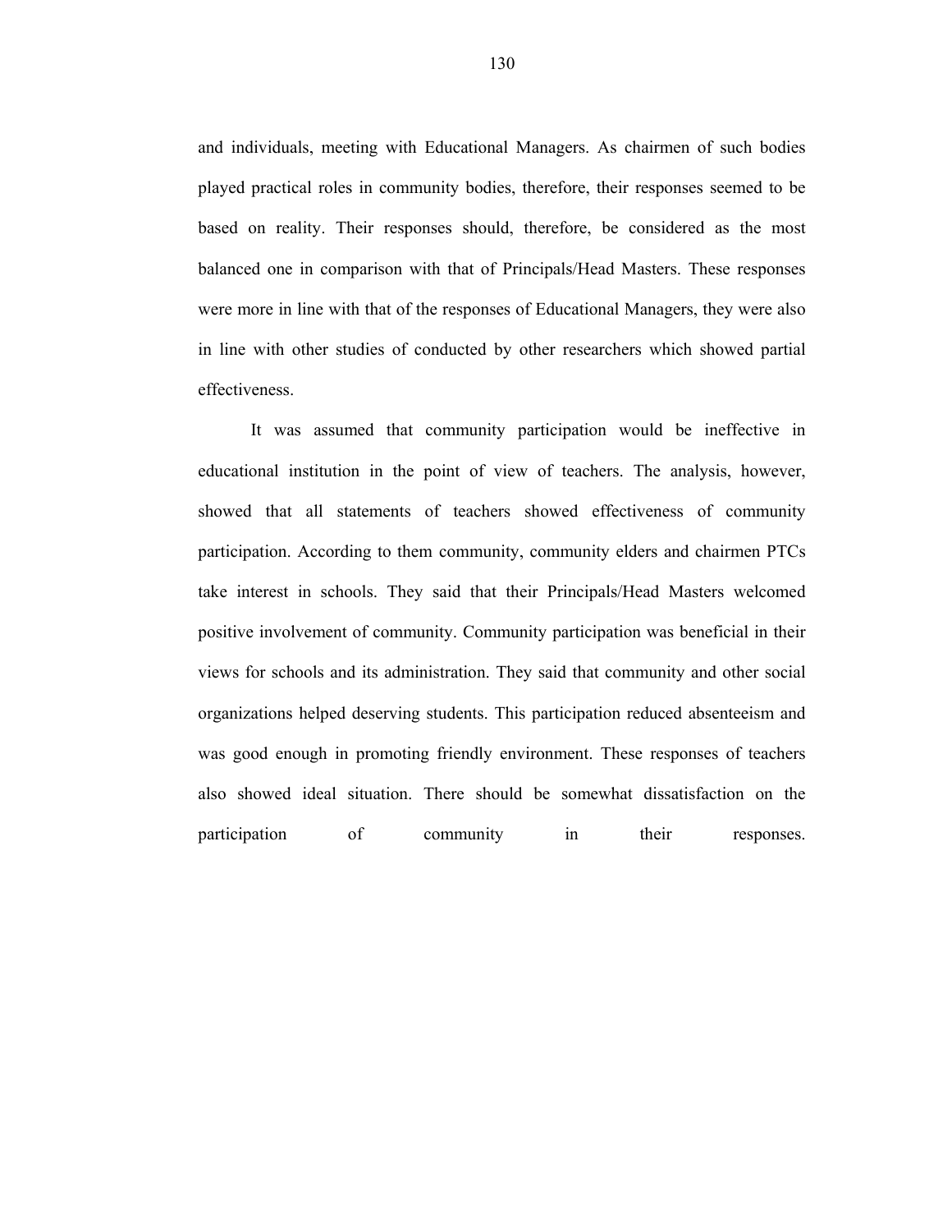and individuals, meeting with Educational Managers. As chairmen of such bodies played practical roles in community bodies, therefore, their responses seemed to be based on reality. Their responses should, therefore, be considered as the most balanced one in comparison with that of Principals/Head Masters. These responses were more in line with that of the responses of Educational Managers, they were also in line with other studies of conducted by other researchers which showed partial effectiveness.

It was assumed that community participation would be ineffective in educational institution in the point of view of teachers. The analysis, however, showed that all statements of teachers showed effectiveness of community participation. According to them community, community elders and chairmen PTCs take interest in schools. They said that their Principals/Head Masters welcomed positive involvement of community. Community participation was beneficial in their views for schools and its administration. They said that community and other social organizations helped deserving students. This participation reduced absenteeism and was good enough in promoting friendly environment. These responses of teachers also showed ideal situation. There should be somewhat dissatisfaction on the participation of community in their responses.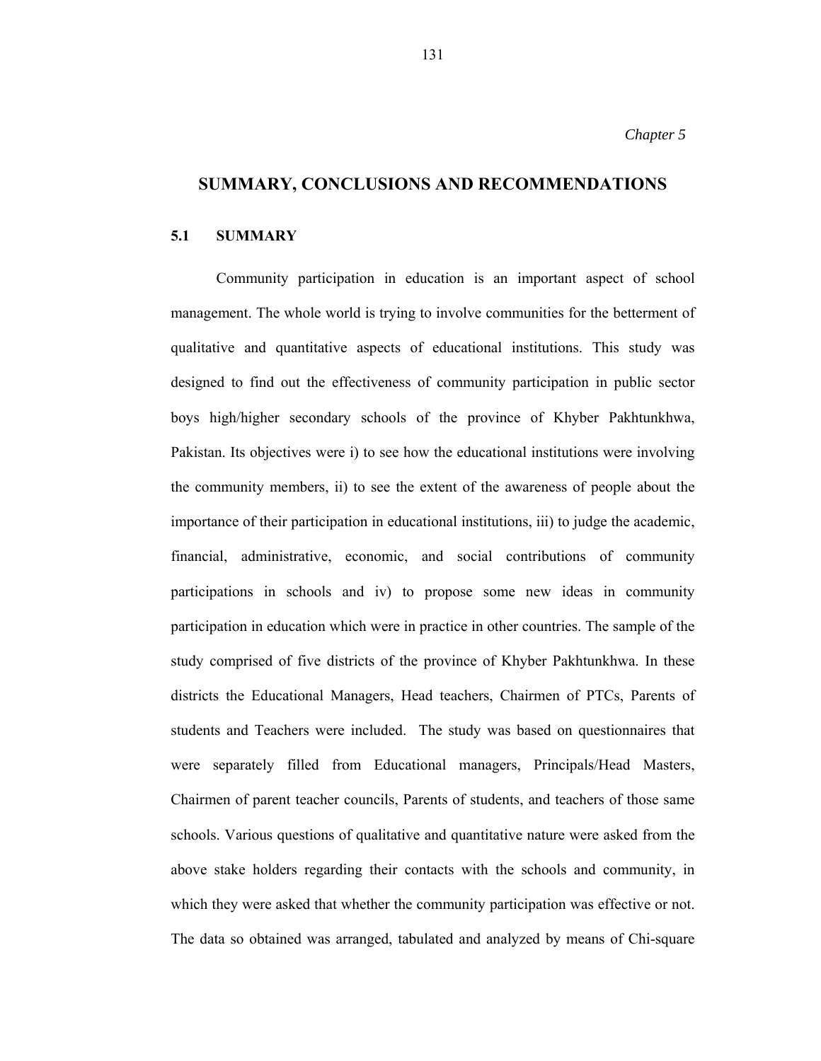*Chapter 5*

# SUMMARY, CONCLUSIONS AND RECOMMENDATIONS

## 5.1 SUMMARY

Community participation in education is an important aspect of school management. The whole world is trying to involve communities for the betterment of qualitative and quantitative aspects of educational institutions. This study was designed to find out the effectiveness of community participation in public sector boys high/higher secondary schools of the province of Khyber Pakhtunkhwa, Pakistan. Its objectives were i) to see how the educational institutions were involving the community members, ii) to see the extent of the awareness of people about the importance of their participation in educational institutions, iii) to judge the academic, financial, administrative, economic, and social contributions of community participations in schools and iv) to propose some new ideas in community participation in education which were in practice in other countries. The sample of the study comprised of five districts of the province of Khyber Pakhtunkhwa. In these districts the Educational Managers, Head teachers, Chairmen of PTCs, Parents of students and Teachers were included. The study was based on questionnaires that were separately filled from Educational managers, Principals/Head Masters, Chairmen of parent teacher councils, Parents of students, and teachers of those same schools. Various questions of qualitative and quantitative nature were asked from the above stake holders regarding their contacts with the schools and community, in which they were asked that whether the community participation was effective or not. The data so obtained was arranged, tabulated and analyzed by means of Chi-square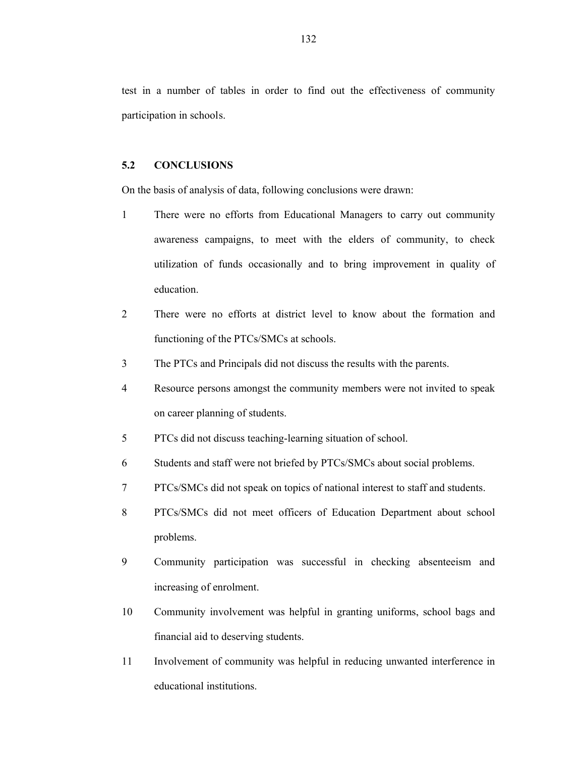test in a number of tables in order to find out the effectiveness of community participation in schools.

## 5.2 CONCLUSIONS

On the basis of analysis of data, following conclusions were drawn:

1. There were no efforts from Educational Managers to carry out community awareness campaigns, to meet with the elders of community, to check utilization of funds occasionally and to bring improvement in quality of education.
2. There were no efforts at district level to know about the formation and functioning of the PTCs/SMCs at schools.
3. The PTCs and Principals did not discuss the results with the parents.
4. Resource persons amongst the community members were not invited to speak on career planning of students.
5. PTCs did not discuss teaching-learning situation of school.
6. Students and staff were not briefed by PTCs/SMCs about social problems.
7. PTCs/SMCs did not speak on topics of national interest to staff and students.
8. PTCs/SMCs did not meet officers of Education Department about school problems.
9. Community participation was successful in checking absenteeism and increasing of enrolment.
10. Community involvement was helpful in granting uniforms, school bags and financial aid to deserving students.
11. Involvement of community was helpful in reducing unwanted interference in educational institutions.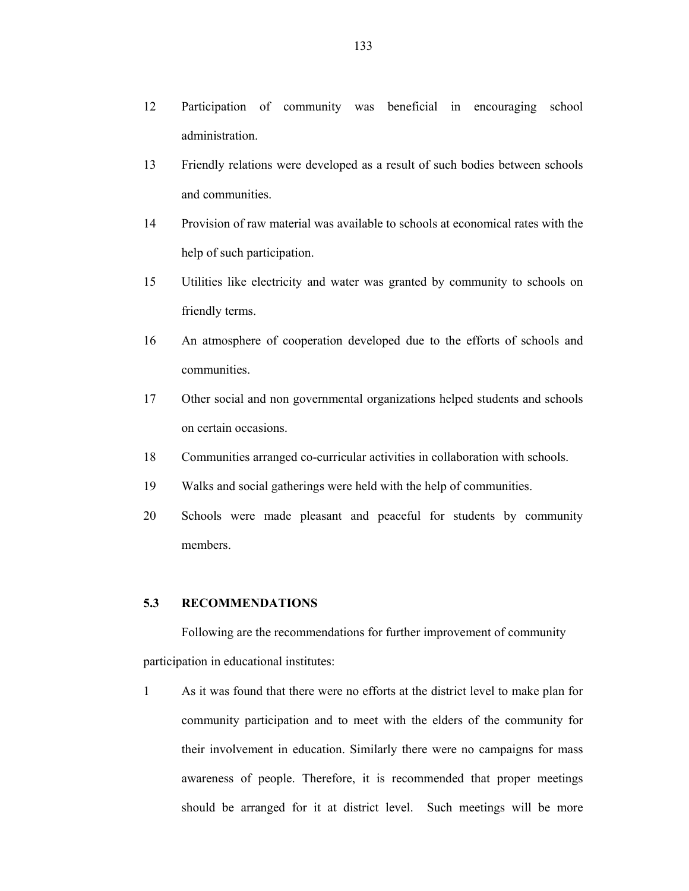12 Participation of community was beneficial in encouraging school administration.

13 Friendly relations were developed as a result of such bodies between schools and communities.

14 Provision of raw material was available to schools at economical rates with the help of such participation.

15 Utilities like electricity and water was granted by community to schools on friendly terms.

16 An atmosphere of cooperation developed due to the efforts of schools and communities.

17 Other social and non governmental organizations helped students and schools on certain occasions.

18 Communities arranged co-curricular activities in collaboration with schools.

19 Walks and social gatherings were held with the help of communities.

20 Schools were made pleasant and peaceful for students by community members.

## 5.3 RECOMMENDATIONS

Following are the recommendations for further improvement of community participation in educational institutes:

1 As it was found that there were no efforts at the district level to make plan for community participation and to meet with the elders of the community for their involvement in education. Similarly there were no campaigns for mass awareness of people. Therefore, it is recommended that proper meetings should be arranged for it at district level. Such meetings will be more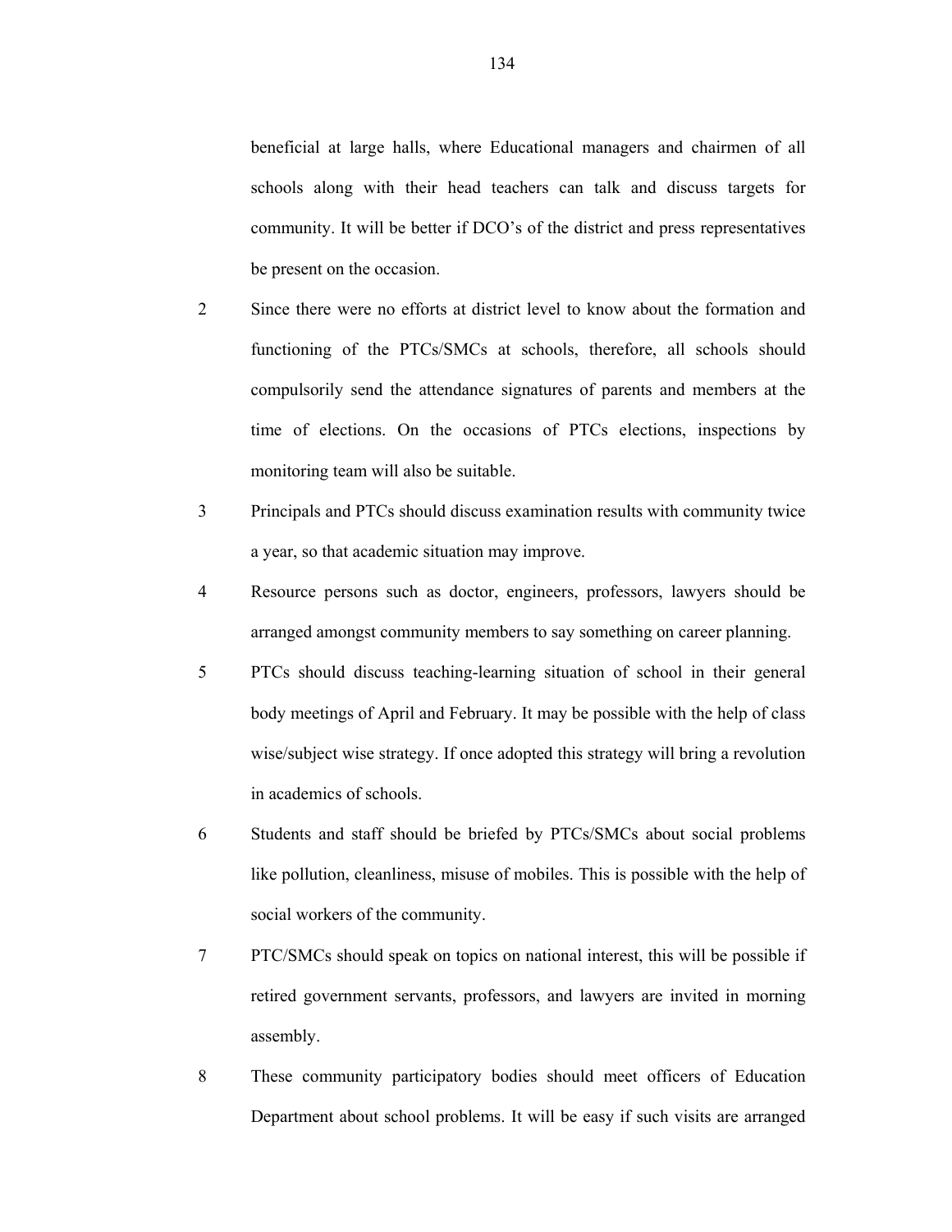beneficial at large halls, where Educational managers and chairmen of all schools along with their head teachers can talk and discuss targets for community. It will be better if DCO's of the district and press representatives be present on the occasion.

2 Since there were no efforts at district level to know about the formation and functioning of the PTCs/SMCs at schools, therefore, all schools should compulsorily send the attendance signatures of parents and members at the time of elections. On the occasions of PTCs elections, inspections by monitoring team will also be suitable.

3 Principals and PTCs should discuss examination results with community twice a year, so that academic situation may improve.

4 Resource persons such as doctor, engineers, professors, lawyers should be arranged amongst community members to say something on career planning.

5 PTCs should discuss teaching-learning situation of school in their general body meetings of April and February. It may be possible with the help of class wise/subject wise strategy. If once adopted this strategy will bring a revolution in academics of schools.

6 Students and staff should be briefed by PTCs/SMCs about social problems like pollution, cleanliness, misuse of mobiles. This is possible with the help of social workers of the community.

7 PTC/SMCs should speak on topics on national interest, this will be possible if retired government servants, professors, and lawyers are invited in morning assembly.

8 These community participatory bodies should meet officers of Education Department about school problems. It will be easy if such visits are arranged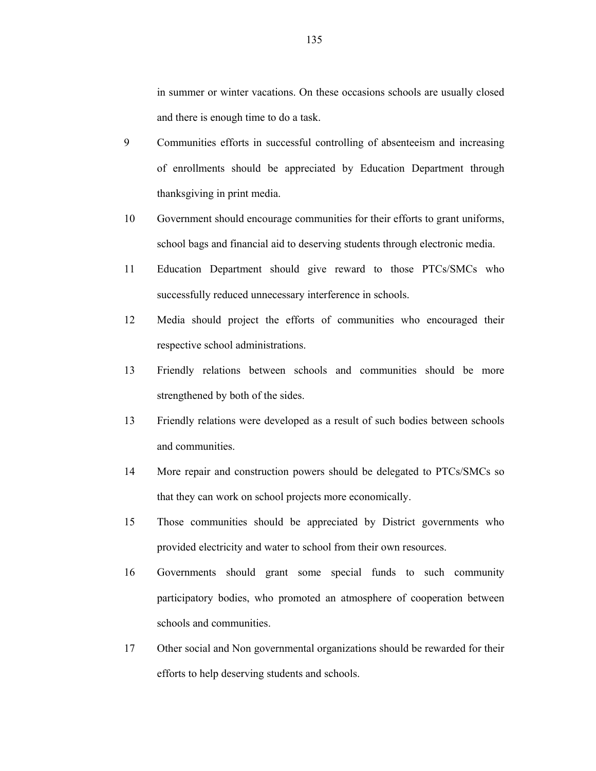in summer or winter vacations. On these occasions schools are usually closed and there is enough time to do a task.

9 Communities efforts in successful controlling of absenteeism and increasing of enrollments should be appreciated by Education Department through thanksgiving in print media.

10 Government should encourage communities for their efforts to grant uniforms, school bags and financial aid to deserving students through electronic media.

11 Education Department should give reward to those PTCs/SMCs who successfully reduced unnecessary interference in schools.

12 Media should project the efforts of communities who encouraged their respective school administrations.

13 Friendly relations between schools and communities should be more strengthened by both of the sides.

13 Friendly relations were developed as a result of such bodies between schools and communities.

14 More repair and construction powers should be delegated to PTCs/SMCs so that they can work on school projects more economically.

15 Those communities should be appreciated by District governments who provided electricity and water to school from their own resources.

16 Governments should grant some special funds to such community participatory bodies, who promoted an atmosphere of cooperation between schools and communities.

17 Other social and Non governmental organizations should be rewarded for their efforts to help deserving students and schools.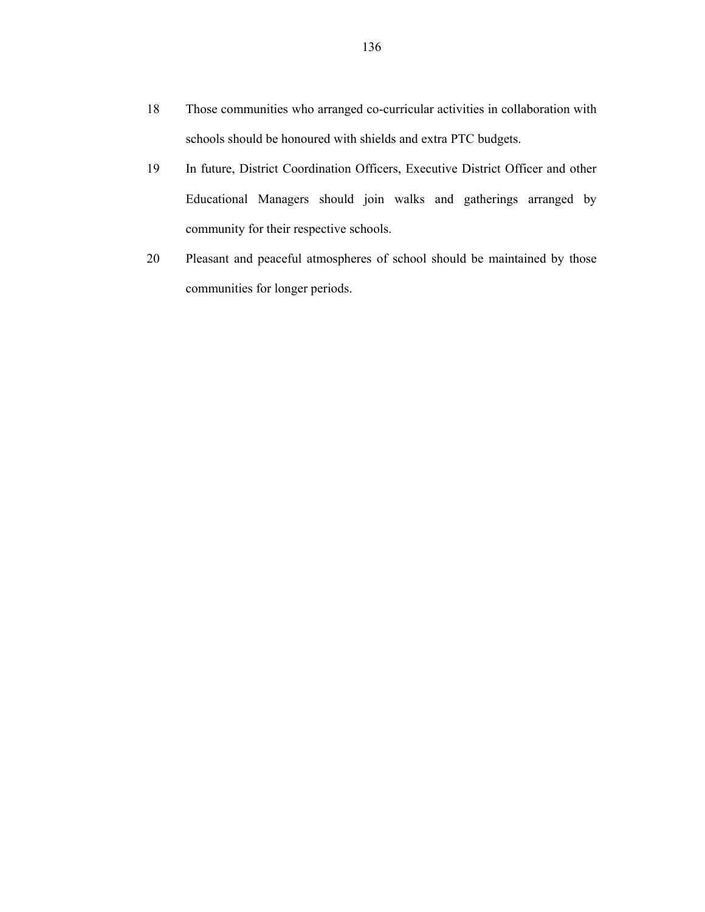18. Those communities who arranged co-curricular activities in collaboration with schools should be honoured with shields and extra PTC budgets.
19. In future, District Coordination Officers, Executive District Officer and other Educational Managers should join walks and gatherings arranged by community for their respective schools.
20. Pleasant and peaceful atmospheres of school should be maintained by those communities for longer periods.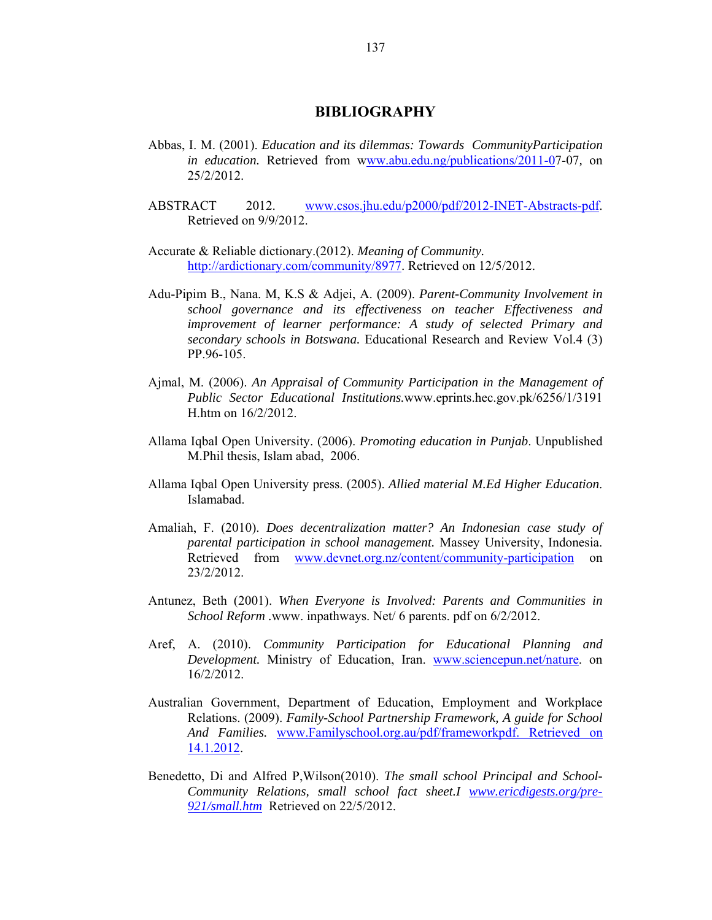# BIBLIOGRAPHY

Abbas, I. M. (2001). *Education and its dilemmas: Towards CommunityParticipation in education.* Retrieved from www.abu.edu.ng/publications/2011-07-07, on 25/2/2012.

ABSTRACT 2012. www.csos.jhu.edu/p2000/pdf/2012-INET-Abstracts-pdf. Retrieved on 9/9/2012.

Accurate & Reliable dictionary.(2012). *Meaning of Community.* http://ardictionary.com/community/8977. Retrieved on 12/5/2012.

Adu-Pipim B., Nana. M, K.S & Adjei, A. (2009). *Parent-Community Involvement in school governance and its effectiveness on teacher Effectiveness and improvement of learner performance: A study of selected Primary and secondary schools in Botswana.* Educational Research and Review Vol.4 (3) PP.96-105.

Ajmal, M. (2006). *An Appraisal of Community Participation in the Management of Public Sector Educational Institutions.*www.eprints.hec.gov.pk/6256/1/3191 H.htm on 16/2/2012.

Allama Iqbal Open University. (2006). *Promoting education in Punjab*. Unpublished M.Phil thesis, Islam abad, 2006.

Allama Iqbal Open University press. (2005). *Allied material M.Ed Higher Education*. Islamabad.

Amaliah, F. (2010). *Does decentralization matter? An Indonesian case study of parental participation in school management.* Massey University, Indonesia. Retrieved from www.devnet.org.nz/content/community-participation on 23/2/2012.

Antunez, Beth (2001). *When Everyone is Involved: Parents and Communities in School Reform* .www. inpathways. Net/ 6 parents. pdf on 6/2/2012.

Aref, A. (2010). *Community Participation for Educational Planning and Development.* Ministry of Education, Iran. www.sciencepun.net/nature. on 16/2/2012.

Australian Government, Department of Education, Employment and Workplace Relations. (2009). *Family-School Partnership Framework, A guide for School And Families.* www.Familyschool.org.au/pdf/frameworkpdf. Retrieved on 14.1.2012.

Benedetto, Di and Alfred P,Wilson(2010). *The small school Principal and School-Community Relations, small school fact sheet.I www.ericdigests.org/pre-921/small.htm* Retrieved on 22/5/2012.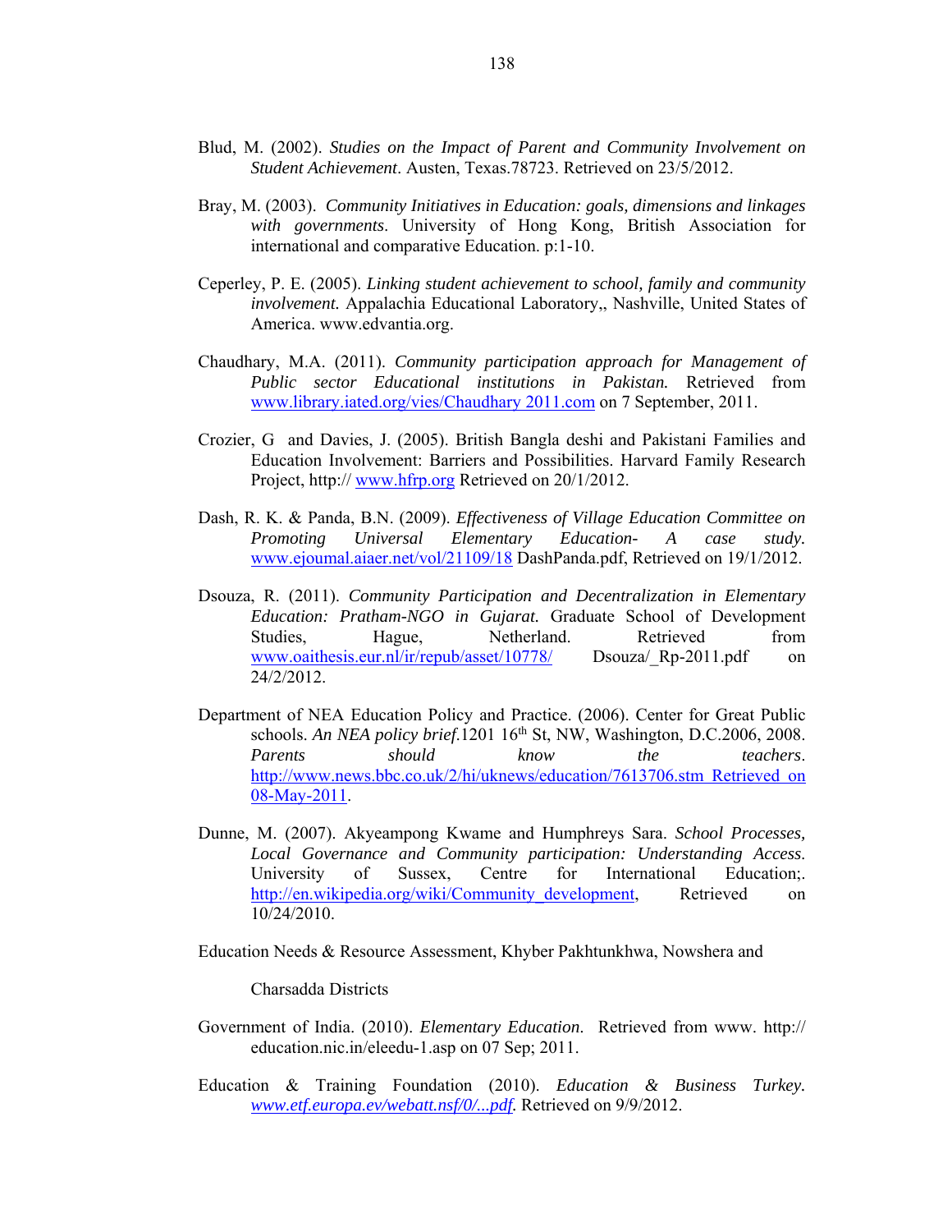Blud, M. (2002). *Studies on the Impact of Parent and Community Involvement on Student Achievement*. Austen, Texas.78723. Retrieved on 23/5/2012.

Bray, M. (2003). *Community Initiatives in Education: goals, dimensions and linkages with governments*. University of Hong Kong, British Association for international and comparative Education. p:1-10.

Ceperley, P. E. (2005). *Linking student achievement to school, family and community involvement.* Appalachia Educational Laboratory,, Nashville, United States of America. www.edvantia.org.

Chaudhary, M.A. (2011). *Community participation approach for Management of Public sector Educational institutions in Pakistan.* Retrieved from www.library.iated.org/vies/Chaudhary 2011.com on 7 September, 2011.

Crozier, G and Davies, J. (2005). British Bangla deshi and Pakistani Families and Education Involvement: Barriers and Possibilities. Harvard Family Research Project, http:// www.hfrp.org Retrieved on 20/1/2012.

Dash, R. K. & Panda, B.N. (2009). *Effectiveness of Village Education Committee on Promoting Universal Elementary Education- A case study.* www.ejoumal.aiaer.net/vol/21109/18 DashPanda.pdf, Retrieved on 19/1/2012.

Dsouza, R. (2011). *Community Participation and Decentralization in Elementary Education: Pratham-NGO in Gujarat.* Graduate School of Development Studies, Hague, Netherland. Retrieved from www.oaithesis.eur.nl/ir/repub/asset/10778/ Dsouza/_Rp-2011.pdf on 24/2/2012.

Department of NEA Education Policy and Practice. (2006). Center for Great Public schools. *An NEA policy brief*.1201 16th St, NW, Washington, D.C.2006, 2008. *Parents should know the teachers*. http://www.news.bbc.co.uk/2/hi/uknews/education/7613706.stm Retrieved on 08-May-2011.

Dunne, M. (2007). Akyeampong Kwame and Humphreys Sara. *School Processes, Local Governance and Community participation: Understanding Access.* University of Sussex, Centre for International Education;. http://en.wikipedia.org/wiki/Community_development, Retrieved on 10/24/2010.

Education Needs & Resource Assessment, Khyber Pakhtunkhwa, Nowshera and

Charsadda Districts

Government of India. (2010). *Elementary Education*. Retrieved from www. http:// education.nic.in/eleedu-1.asp on 07 Sep; 2011.

Education & Training Foundation (2010). *Education & Business Turkey. www.etf.europa.ev/webatt.nsf/0/...pdf.* Retrieved on 9/9/2012.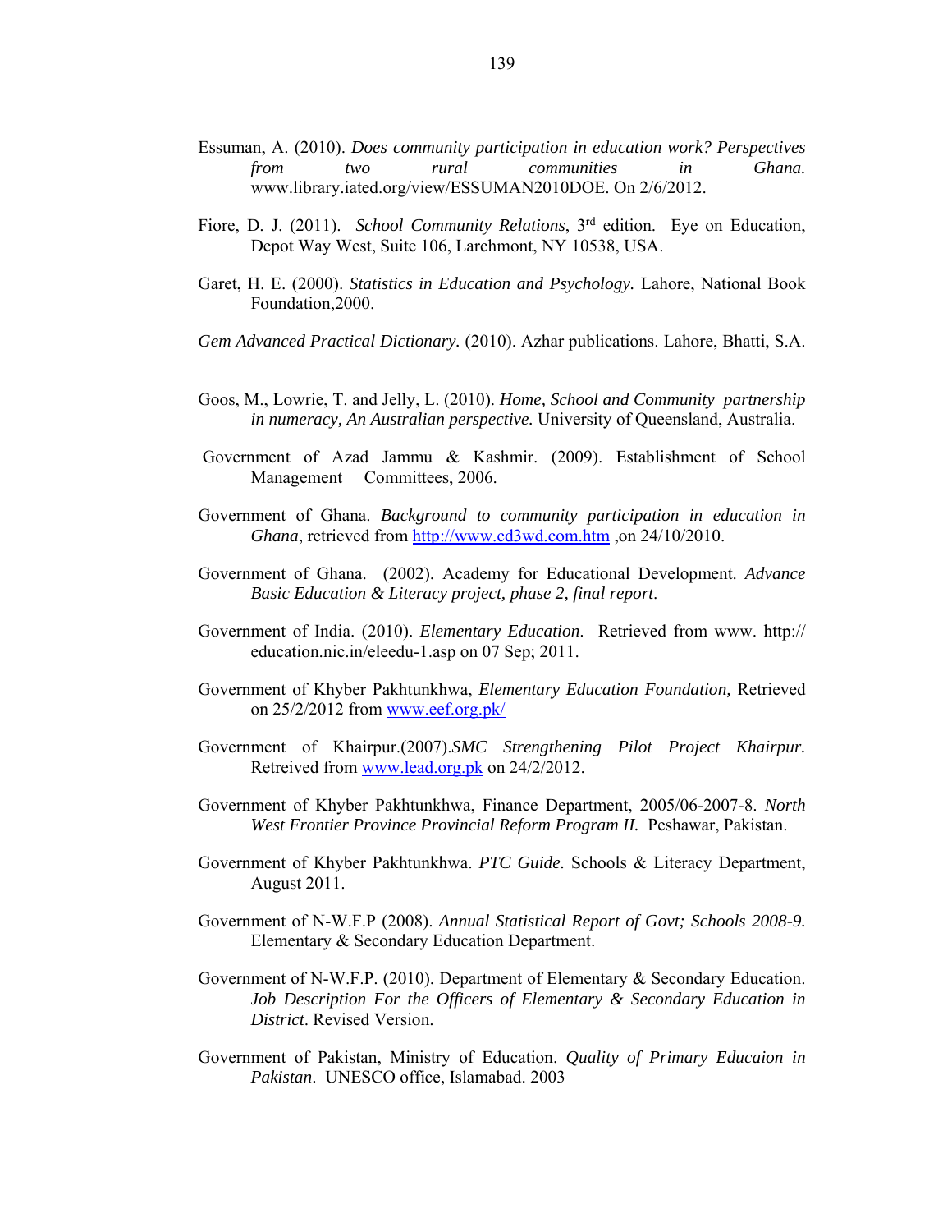Essuman, A. (2010). *Does community participation in education work? Perspectives from two rural communities in Ghana.* www.library.iated.org/view/ESSUMAN2010DOE. On 2/6/2012.

Fiore, D. J. (2011). *School Community Relations*, 3rd edition. Eye on Education, Depot Way West, Suite 106, Larchmont, NY 10538, USA.

Garet, H. E. (2000). *Statistics in Education and Psychology.* Lahore, National Book Foundation,2000.

*Gem Advanced Practical Dictionary.* (2010). Azhar publications. Lahore, Bhatti, S.A.

Goos, M., Lowrie, T. and Jelly, L. (2010). *Home, School and Community partnership in numeracy, An Australian perspective.* University of Queensland, Australia.

Government of Azad Jammu & Kashmir. (2009). Establishment of School Management Committees, 2006.

Government of Ghana. *Background to community participation in education in Ghana*, retrieved from http://www.cd3wd.com.htm ,on 24/10/2010.

Government of Ghana. (2002). Academy for Educational Development. *Advance Basic Education & Literacy project, phase 2, final report*.

Government of India. (2010). *Elementary Education*. Retrieved from www. http:// education.nic.in/eleedu-1.asp on 07 Sep; 2011.

Government of Khyber Pakhtunkhwa, *Elementary Education Foundation,* Retrieved on 25/2/2012 from www.eef.org.pk/

Government of Khairpur.(2007).*SMC Strengthening Pilot Project Khairpur.* Retreived from www.lead.org.pk on 24/2/2012.

Government of Khyber Pakhtunkhwa, Finance Department, 2005/06-2007-8. *North West Frontier Province Provincial Reform Program II.* Peshawar, Pakistan.

Government of Khyber Pakhtunkhwa. *PTC Guide.* Schools & Literacy Department, August 2011.

Government of N-W.F.P (2008). *Annual Statistical Report of Govt; Schools 2008-9.* Elementary & Secondary Education Department.

Government of N-W.F.P. (2010). Department of Elementary & Secondary Education. *Job Description For the Officers of Elementary & Secondary Education in District*. Revised Version.

Government of Pakistan, Ministry of Education. *Quality of Primary Educaion in Pakistan*. UNESCO office, Islamabad. 2003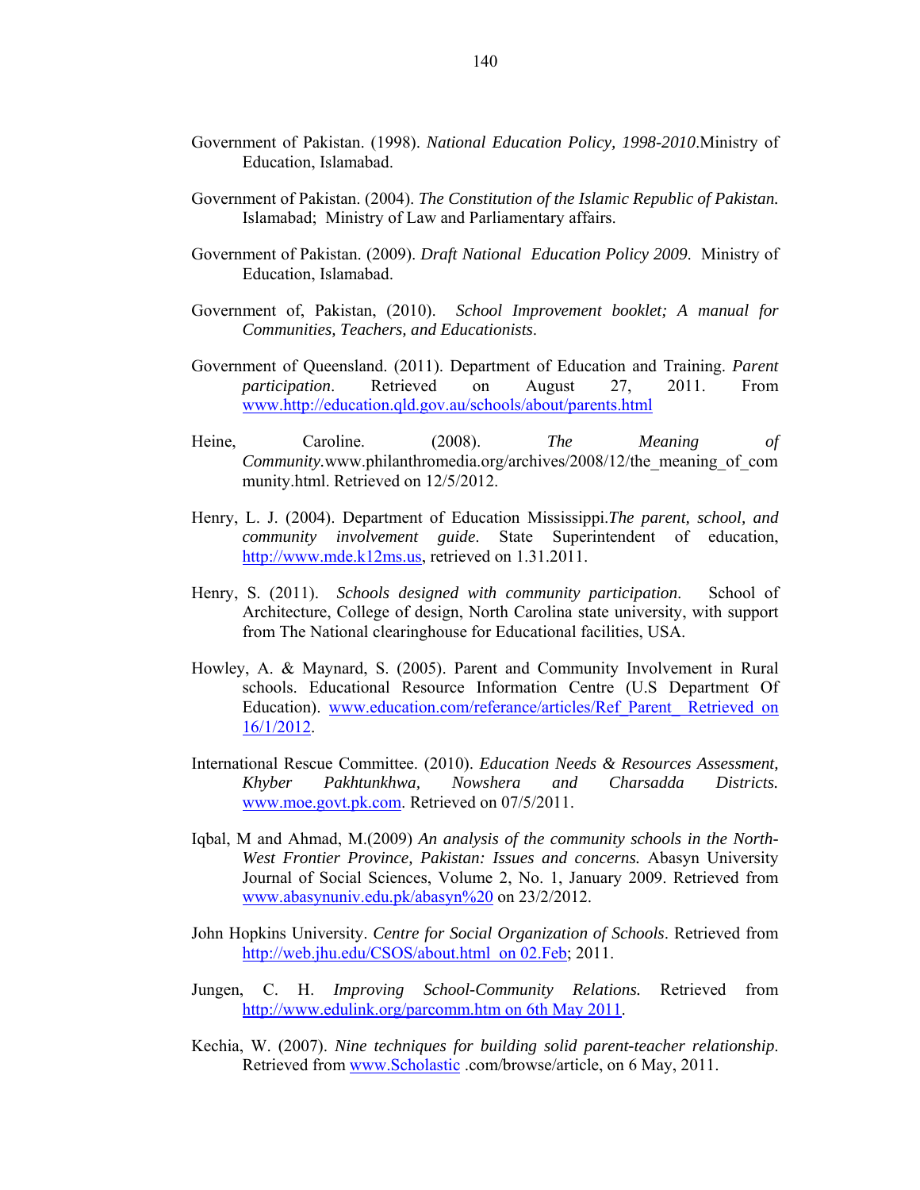Government of Pakistan. (1998). *National Education Policy, 1998-2010*.Ministry of Education, Islamabad.

Government of Pakistan. (2004). *The Constitution of the Islamic Republic of Pakistan.* Islamabad; Ministry of Law and Parliamentary affairs.

Government of Pakistan. (2009). *Draft National Education Policy 2009*. Ministry of Education, Islamabad.

Government of, Pakistan, (2010). *School Improvement booklet; A manual for Communities, Teachers, and Educationists*.

Government of Queensland. (2011). Department of Education and Training. *Parent participation*. Retrieved on August 27, 2011. From www.http://education.qld.gov.au/schools/about/parents.html

Heine, Caroline. (2008). *The Meaning of Community*.www.philanthromedia.org/archives/2008/12/the_meaning_of_community.html. Retrieved on 12/5/2012.

Henry, L. J. (2004). Department of Education Mississippi.*The parent, school, and community involvement guide*. State Superintendent of education, http://www.mde.k12ms.us, retrieved on 1.31.2011.

Henry, S. (2011). *Schools designed with community participation*. School of Architecture, College of design, North Carolina state university, with support from The National clearinghouse for Educational facilities, USA.

Howley, A. & Maynard, S. (2005). Parent and Community Involvement in Rural schools. Educational Resource Information Centre (U.S Department Of Education). www.education.com/referance/articles/Ref_Parent_ Retrieved on 16/1/2012.

International Rescue Committee. (2010). *Education Needs & Resources Assessment, Khyber Pakhtunkhwa, Nowshera and Charsadda Districts.* www.moe.govt.pk.com. Retrieved on 07/5/2011.

Iqbal, M and Ahmad, M.(2009) *An analysis of the community schools in the North-West Frontier Province, Pakistan: Issues and concerns.* Abasyn University Journal of Social Sciences, Volume 2, No. 1, January 2009. Retrieved from www.abasynuniv.edu.pk/abasyn%20 on 23/2/2012.

John Hopkins University. *Centre for Social Organization of Schools*. Retrieved from http://web.jhu.edu/CSOS/about.html on 02.Feb; 2011.

Jungen, C. H. *Improving School-Community Relations.* Retrieved from http://www.edulink.org/parcomm.htm on 6th May 2011.

Kechia, W. (2007). *Nine techniques for building solid parent-teacher relationship*. Retrieved from www.Scholastic .com/browse/article, on 6 May, 2011.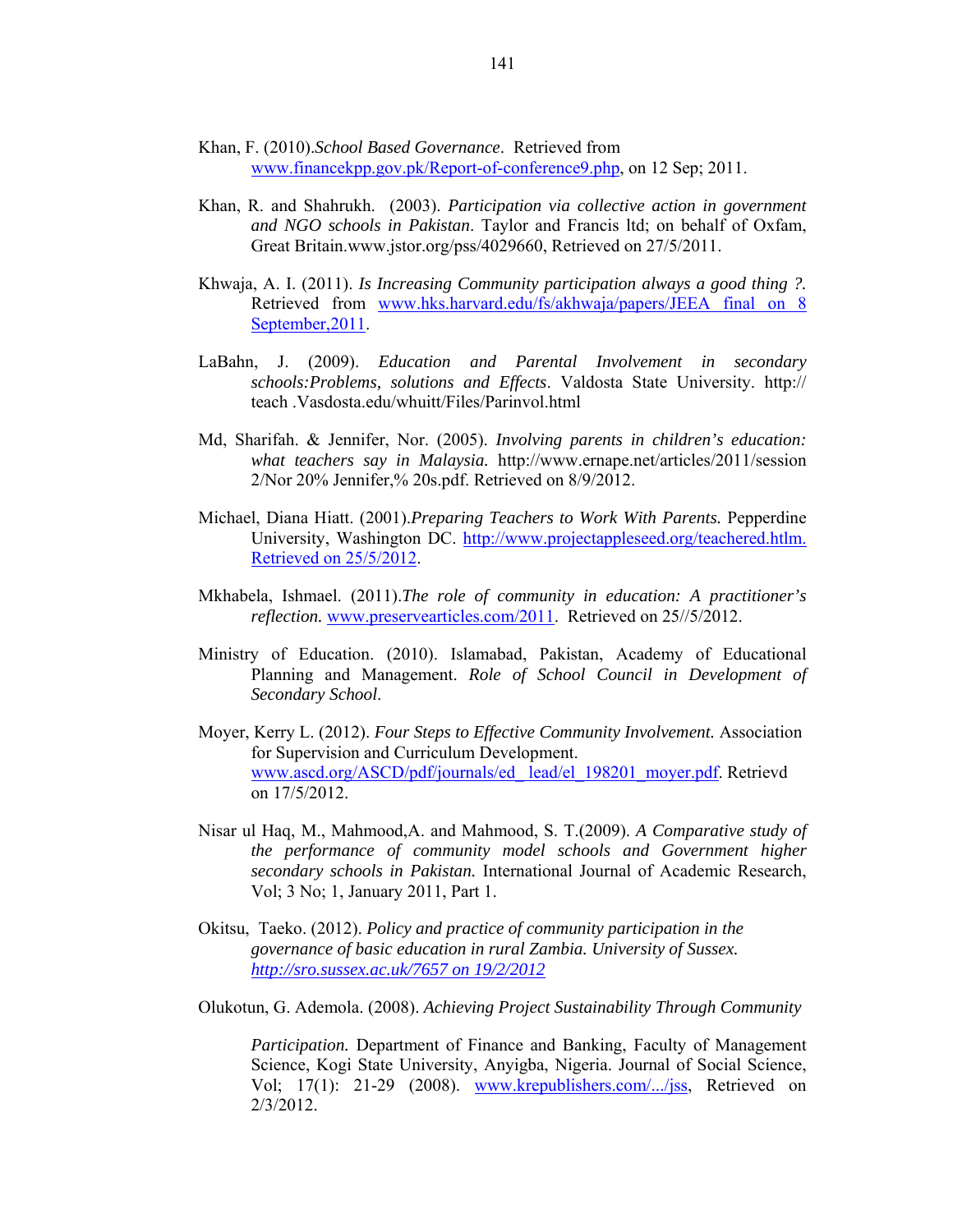Khan, F. (2010).*School Based Governance*. Retrieved from www.financekpp.gov.pk/Report-of-conference9.php, on 12 Sep; 2011.

Khan, R. and Shahrukh. (2003). *Participation via collective action in government and NGO schools in Pakistan*. Taylor and Francis ltd; on behalf of Oxfam, Great Britain.www.jstor.org/pss/4029660, Retrieved on 27/5/2011.

Khwaja, A. I. (2011). *Is Increasing Community participation always a good thing ?.* Retrieved from www.hks.harvard.edu/fs/akhwaja/papers/JEEA final on 8 September,2011.

LaBahn, J. (2009). *Education and Parental Involvement in secondary schools:Problems, solutions and Effects*. Valdosta State University. http:// teach .Vasdosta.edu/whuitt/Files/Parinvol.html

Md, Sharifah. & Jennifer, Nor. (2005). *Involving parents in children's education: what teachers say in Malaysia.* http://www.ernape.net/articles/2011/session 2/Nor 20% Jennifer,% 20s.pdf. Retrieved on 8/9/2012.

Michael, Diana Hiatt. (2001).*Preparing Teachers to Work With Parents.* Pepperdine University, Washington DC. http://www.projectappleseed.org/teachered.htlm. Retrieved on 25/5/2012.

Mkhabela, Ishmael. (2011).*The role of community in education: A practitioner's reflection.* www.preservearticles.com/2011. Retrieved on 25//5/2012.

Ministry of Education. (2010). Islamabad, Pakistan, Academy of Educational Planning and Management. *Role of School Council in Development of Secondary School*.

Moyer, Kerry L. (2012). *Four Steps to Effective Community Involvement.* Association for Supervision and Curriculum Development. www.ascd.org/ASCD/pdf/journals/ed_ lead/el_198201_moyer.pdf. Retrievd on 17/5/2012.

Nisar ul Haq, M., Mahmood,A. and Mahmood, S. T.(2009). *A Comparative study of the performance of community model schools and Government higher secondary schools in Pakistan.* International Journal of Academic Research, Vol; 3 No; 1, January 2011, Part 1.

Okitsu, Taeko. (2012). *Policy and practice of community participation in the governance of basic education in rural Zambia. University of Sussex. http://sro.sussex.ac.uk/7657 on 19/2/2012*

Olukotun, G. Ademola. (2008). *Achieving Project Sustainability Through Community Participation.* Department of Finance and Banking, Faculty of Management Science, Kogi State University, Anyigba, Nigeria. Journal of Social Science, Vol; 17(1): 21-29 (2008). www.krepublishers.com/.../jss, Retrieved on 2/3/2012.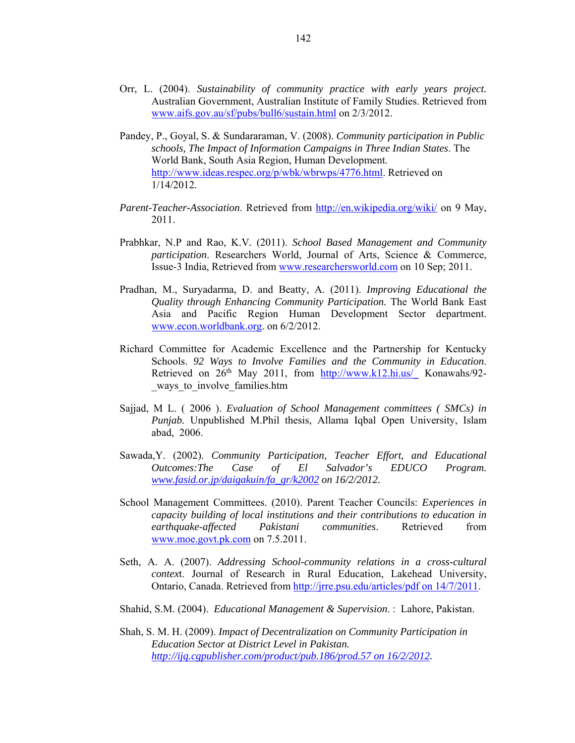Orr, L. (2004). *Sustainability of community practice with early years project.* Australian Government, Australian Institute of Family Studies. Retrieved from www.aifs.gov.au/sf/pubs/bull6/sustain.html on 2/3/2012.

Pandey, P., Goyal, S. & Sundararaman, V. (2008). *Community participation in Public schools, The Impact of Information Campaigns in Three Indian States*. The World Bank, South Asia Region, Human Development. http://www.ideas.respec.org/p/wbk/wbrwps/4776.html. Retrieved on 1/14/2012.

*Parent-Teacher-Association*. Retrieved from http://en.wikipedia.org/wiki/ on 9 May, 2011.

Prabhkar, N.P and Rao, K.V. (2011). *School Based Management and Community participation*. Researchers World, Journal of Arts, Science & Commerce, Issue-3 India, Retrieved from www.researchersworld.com on 10 Sep; 2011.

Pradhan, M., Suryadarma, D. and Beatty, A. (2011). *Improving Educational the Quality through Enhancing Community Participation.* The World Bank East Asia and Pacific Region Human Development Sector department. www.econ.worldbank.org. on 6/2/2012.

Richard Committee for Academic Excellence and the Partnership for Kentucky Schools. *92 Ways to Involve Families and the Community in Education*. Retrieved on 26th May 2011, from http://www.k12.hi.us/_ Konawahs/92-_ways_to_involve_families.htm

Sajjad, M L. ( 2006 ). *Evaluation of School Management committees ( SMCs) in Punjab.* Unpublished M.Phil thesis, Allama Iqbal Open University, Islam abad, 2006.

Sawada,Y. (2002). *Community Participation, Teacher Effort, and Educational Outcomes:The Case of El Salvador's EDUCO Program. www.fasid.or.jp/daigakuin/fa_gr/k2002 on 16/2/2012.*

School Management Committees. (2010). Parent Teacher Councils: *Experiences in capacity building of local institutions and their contributions to education in earthquake-affected Pakistani communities*. Retrieved from www.moe.govt.pk.com on 7.5.2011.

Seth, A. A. (2007). *Addressing School-community relations in a cross-cultural context*. Journal of Research in Rural Education, Lakehead University, Ontario, Canada. Retrieved from http://jrre.psu.edu/articles/pdf on 14/7/2011.

Shahid, S.M. (2004). *Educational Management & Supervision*. : Lahore, Pakistan.

Shah, S. M. H. (2009). *Impact of Decentralization on Community Participation in Education Sector at District Level in Pakistan. http://ijq.cgpublisher.com/product/pub.186/prod.57 on 16/2/2012.*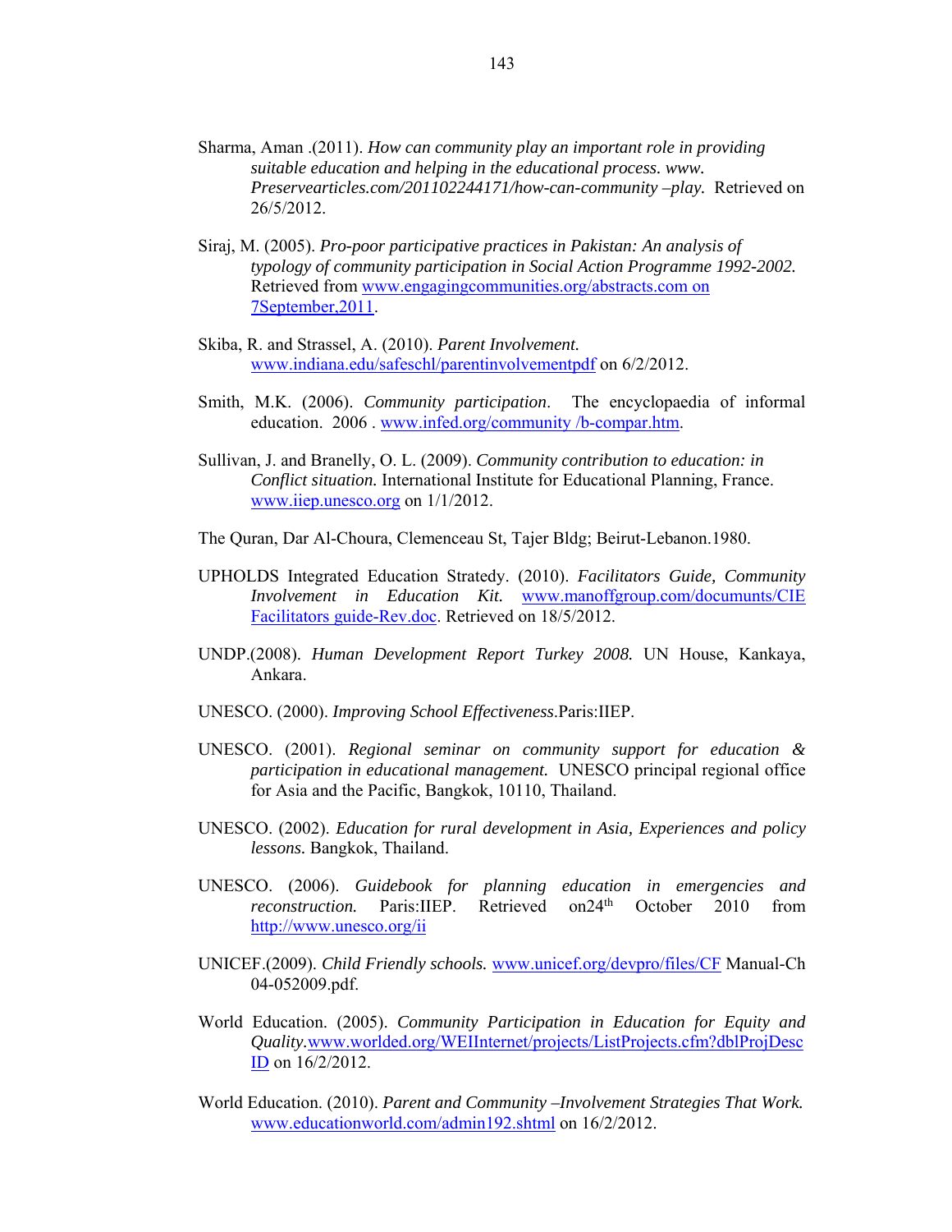Sharma, Aman .(2011). *How can community play an important role in providing suitable education and helping in the educational process. www. Preservearticles.com/201102244171/how-can-community –play.* Retrieved on 26/5/2012.

Siraj, M. (2005). *Pro-poor participative practices in Pakistan: An analysis of typology of community participation in Social Action Programme 1992-2002.* Retrieved from www.engagingcommunities.org/abstracts.com on 7September,2011.

Skiba, R. and Strassel, A. (2010). *Parent Involvement.* www.indiana.edu/safeschl/parentinvolvementpdf on 6/2/2012.

Smith, M.K. (2006). *Community participation*. The encyclopaedia of informal education. 2006 . www.infed.org/community /b-compar.htm.

Sullivan, J. and Branelly, O. L. (2009). *Community contribution to education: in Conflict situation.* International Institute for Educational Planning, France. www.iiep.unesco.org on 1/1/2012.

The Quran, Dar Al-Choura, Clemenceau St, Tajer Bldg; Beirut-Lebanon.1980.

UPHOLDS Integrated Education Stratedy. (2010). *Facilitators Guide, Community Involvement in Education Kit.* www.manoffgroup.com/documunts/CIE Facilitators guide-Rev.doc. Retrieved on 18/5/2012.

UNDP.(2008). *Human Development Report Turkey 2008.* UN House, Kankaya, Ankara.

UNESCO. (2000). *Improving School Effectiveness*.Paris:IIEP.

UNESCO. (2001). *Regional seminar on community support for education & participation in educational management.* UNESCO principal regional office for Asia and the Pacific, Bangkok, 10110, Thailand.

UNESCO. (2002). *Education for rural development in Asia, Experiences and policy lessons.* Bangkok, Thailand.

UNESCO. (2006). *Guidebook for planning education in emergencies and reconstruction.* Paris:IIEP. Retrieved on24th October 2010 from http://www.unesco.org/ii

UNICEF.(2009). *Child Friendly schools.* www.unicef.org/devpro/files/CF Manual-Ch 04-052009.pdf.

World Education. (2005). *Community Participation in Education for Equity and Quality.*www.worlded.org/WEIInternet/projects/ListProjects.cfm?dblProjDescID on 16/2/2012.

World Education. (2010). *Parent and Community –Involvement Strategies That Work.* www.educationworld.com/admin192.shtml on 16/2/2012.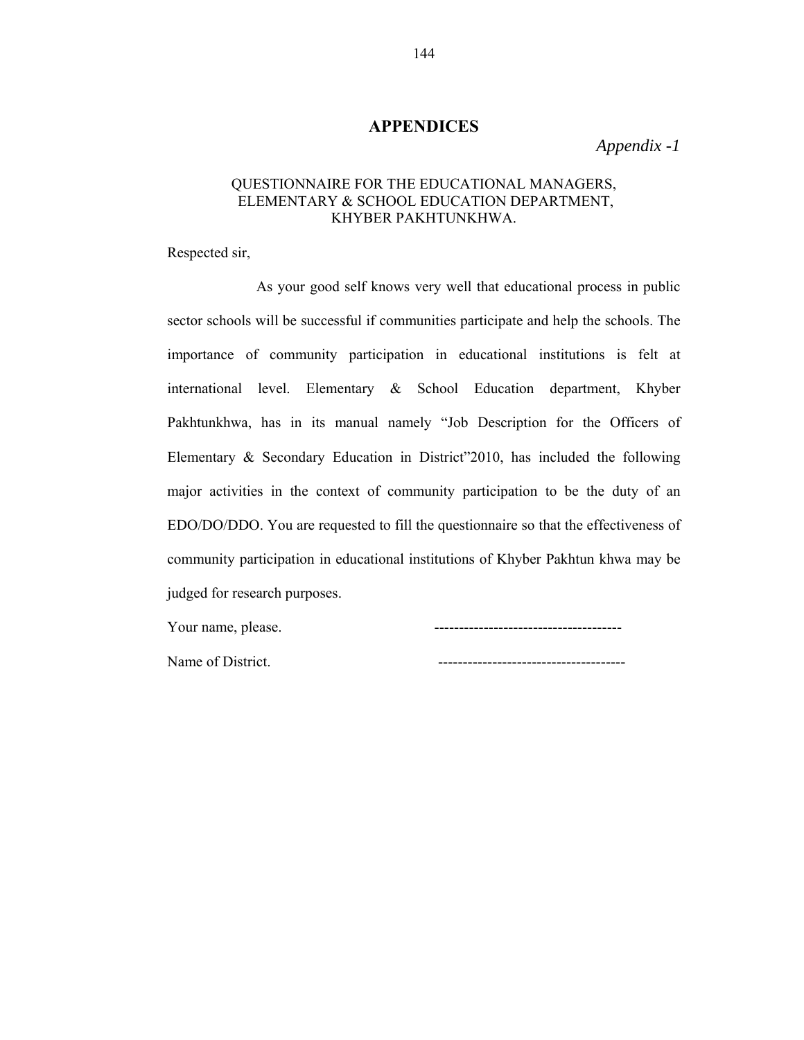# APPENDICES

*Appendix -1*

QUESTIONNAIRE FOR THE EDUCATIONAL MANAGERS,
ELEMENTARY & SCHOOL EDUCATION DEPARTMENT,
KHYBER PAKHTUNKHWA.

Respected sir,

As your good self knows very well that educational process in public sector schools will be successful if communities participate and help the schools. The importance of community participation in educational institutions is felt at international level. Elementary & School Education department, Khyber Pakhtunkhwa, has in its manual namely "Job Description for the Officers of Elementary & Secondary Education in District"2010, has included the following major activities in the context of community participation to be the duty of an EDO/DO/DDO. You are requested to fill the questionnaire so that the effectiveness of community participation in educational institutions of Khyber Pakhtun khwa may be judged for research purposes.

Your name, please. -------------------------------------

Name of District. -------------------------------------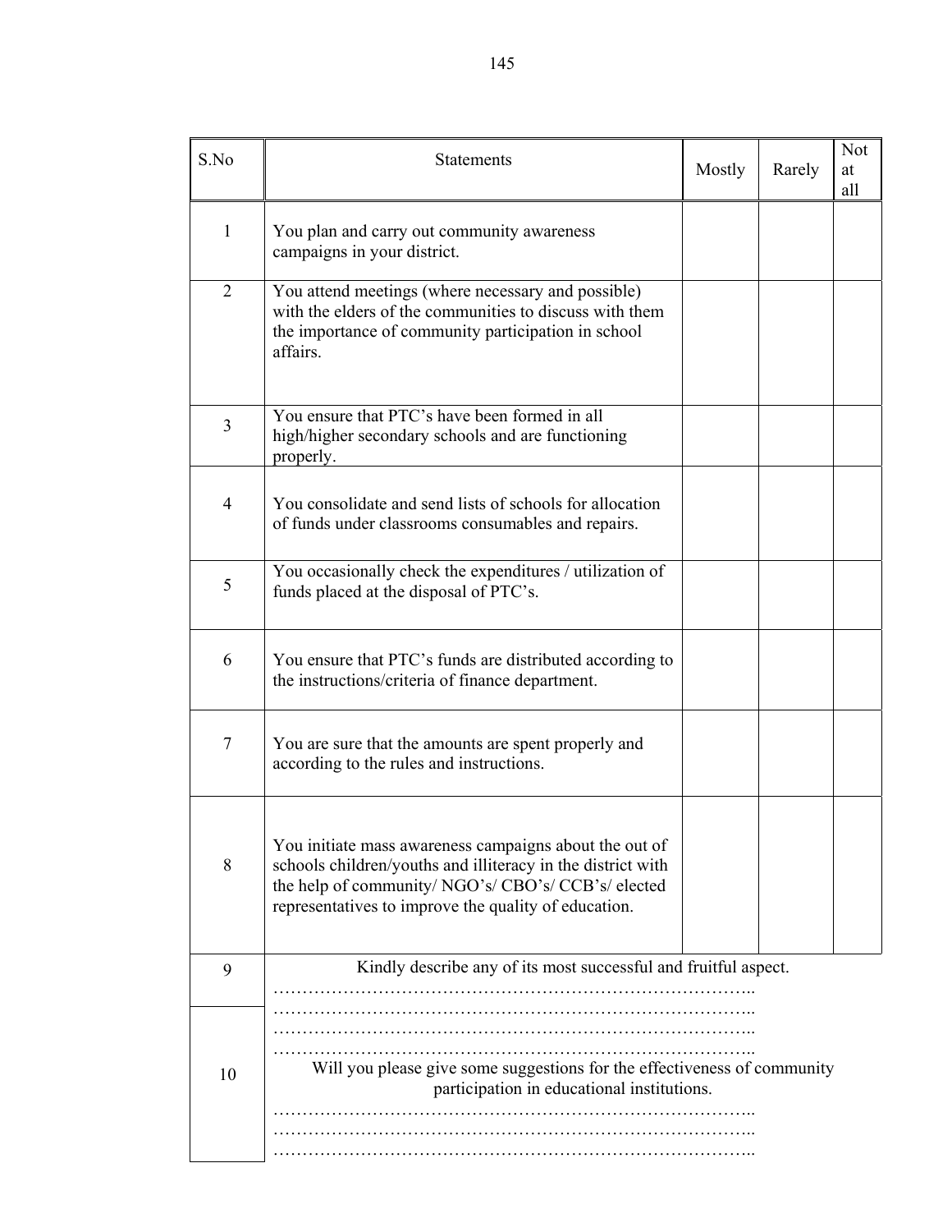| S.No | Statements | Mostly | Rarely | Not at all |
|---|---|---|---|---|
| 1 | You plan and carry out community awareness campaigns in your district. | | | |
| 2 | You attend meetings (where necessary and possible) with the elders of the communities to discuss with them the importance of community participation in school affairs. | | | |
| 3 | You ensure that PTC's have been formed in all high/higher secondary schools and are functioning properly. | | | |
| 4 | You consolidate and send lists of schools for allocation of funds under classrooms consumables and repairs. | | | |
| 5 | You occasionally check the expenditures / utilization of funds placed at the disposal of PTC's. | | | |
| 6 | You ensure that PTC's funds are distributed according to the instructions/criteria of finance department. | | | |
| 7 | You are sure that the amounts are spent properly and according to the rules and instructions. | | | |
| 8 | You initiate mass awareness campaigns about the out of schools children/youths and illiteracy in the district with the help of community/ NGO's/ CBO's/ CCB's/ elected representatives to improve the quality of education. | | | |
| 9 | Kindly describe any of its most successful and fruitful aspect. ……………………………………………………………………….. ……………………………………………………………………….. ……………………………………………………………………….. ……………………………………………………………………….. | | | |
| 10 | Will you please give some suggestions for the effectiveness of community participation in educational institutions. ……………………………………………………………………….. ……………………………………………………………………….. ……………………………………………………………………….. | | | |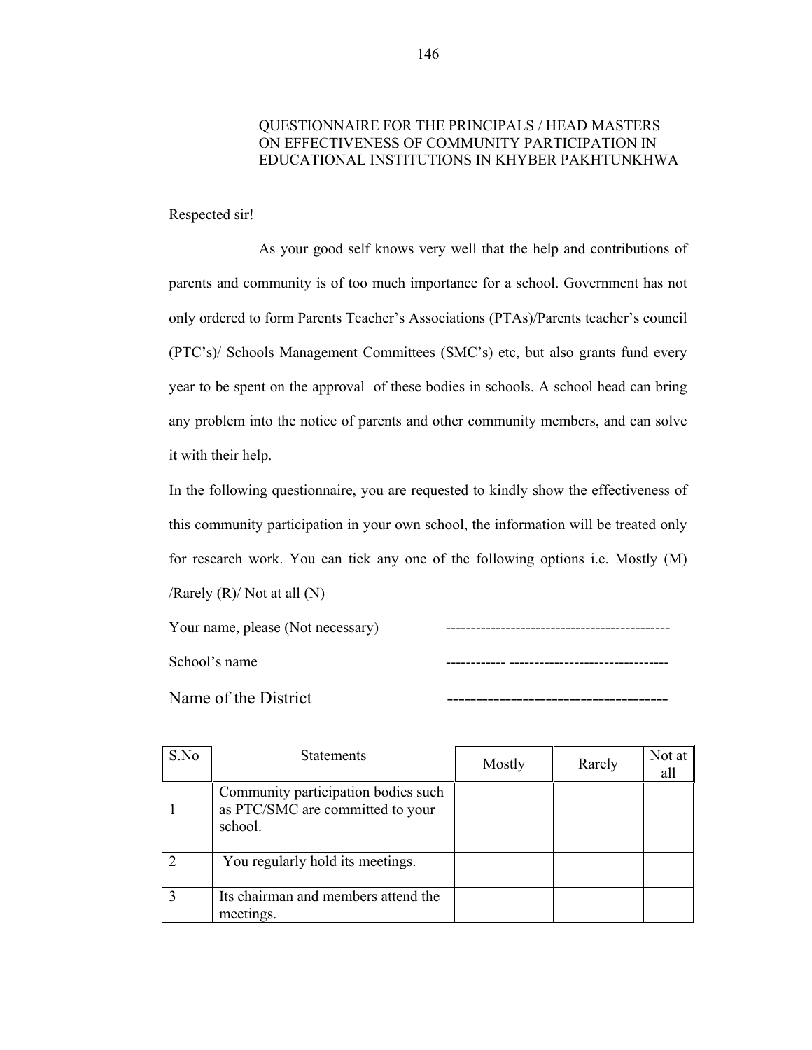## QUESTIONNAIRE FOR THE PRINCIPALS / HEAD MASTERS ON EFFECTIVENESS OF COMMUNITY PARTICIPATION IN EDUCATIONAL INSTITUTIONS IN KHYBER PAKHTUNKHWA

Respected sir!

As your good self knows very well that the help and contributions of parents and community is of too much importance for a school. Government has not only ordered to form Parents Teacher's Associations (PTAs)/Parents teacher's council (PTC's)/ Schools Management Committees (SMC's) etc, but also grants fund every year to be spent on the approval of these bodies in schools. A school head can bring any problem into the notice of parents and other community members, and can solve it with their help.

In the following questionnaire, you are requested to kindly show the effectiveness of this community participation in your own school, the information will be treated only for research work. You can tick any one of the following options i.e. Mostly (M) /Rarely (R)/ Not at all (N)

Your name, please (Not necessary) --------------------------------------------

School's name ------------ --------------------------------

Name of the District --------------------------------------

| S.No | Statements | Mostly | Rarely | Not at all |
|---|---|---|---|---|
| 1 | Community participation bodies such as PTC/SMC are committed to your school. | | | |
| 2 | You regularly hold its meetings. | | | |
| 3 | Its chairman and members attend the meetings. | | | |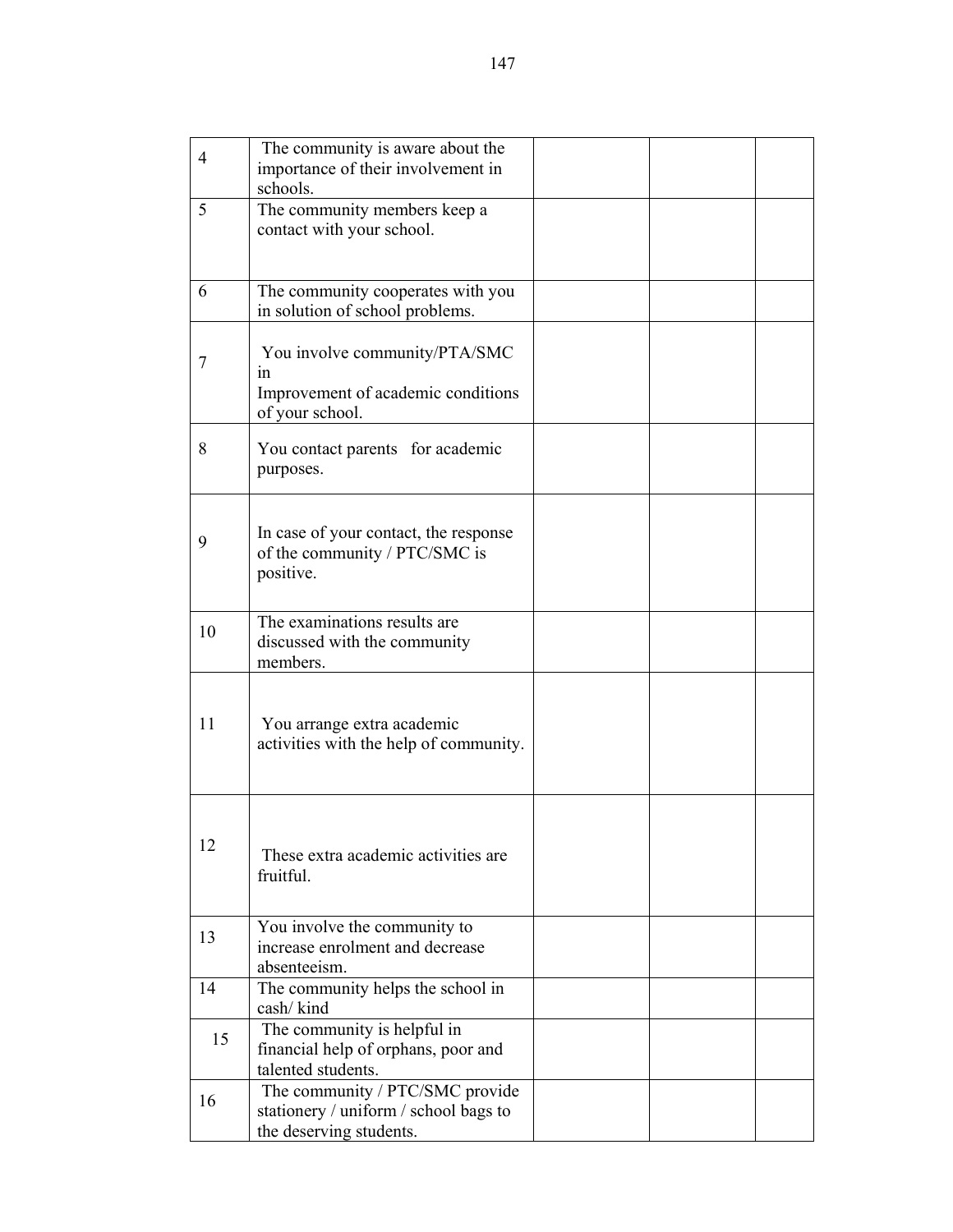| | | | | |
|---|---|---|---|---|
| 4 | The community is aware about the importance of their involvement in schools. | | | |
| 5 | The community members keep a contact with your school. | | | |
| 6 | The community cooperates with you in solution of school problems. | | | |
| 7 | You involve community/PTA/SMC in Improvement of academic conditions of your school. | | | |
| 8 | You contact parents for academic purposes. | | | |
| 9 | In case of your contact, the response of the community / PTC/SMC is positive. | | | |
| 10 | The examinations results are discussed with the community members. | | | |
| 11 | You arrange extra academic activities with the help of community. | | | |
| 12 | These extra academic activities are fruitful. | | | |
| 13 | You involve the community to increase enrolment and decrease absenteeism. | | | |
| 14 | The community helps the school in cash/ kind | | | |
| 15 | The community is helpful in financial help of orphans, poor and talented students. | | | |
| 16 | The community / PTC/SMC provide stationery / uniform / school bags to the deserving students. | | | |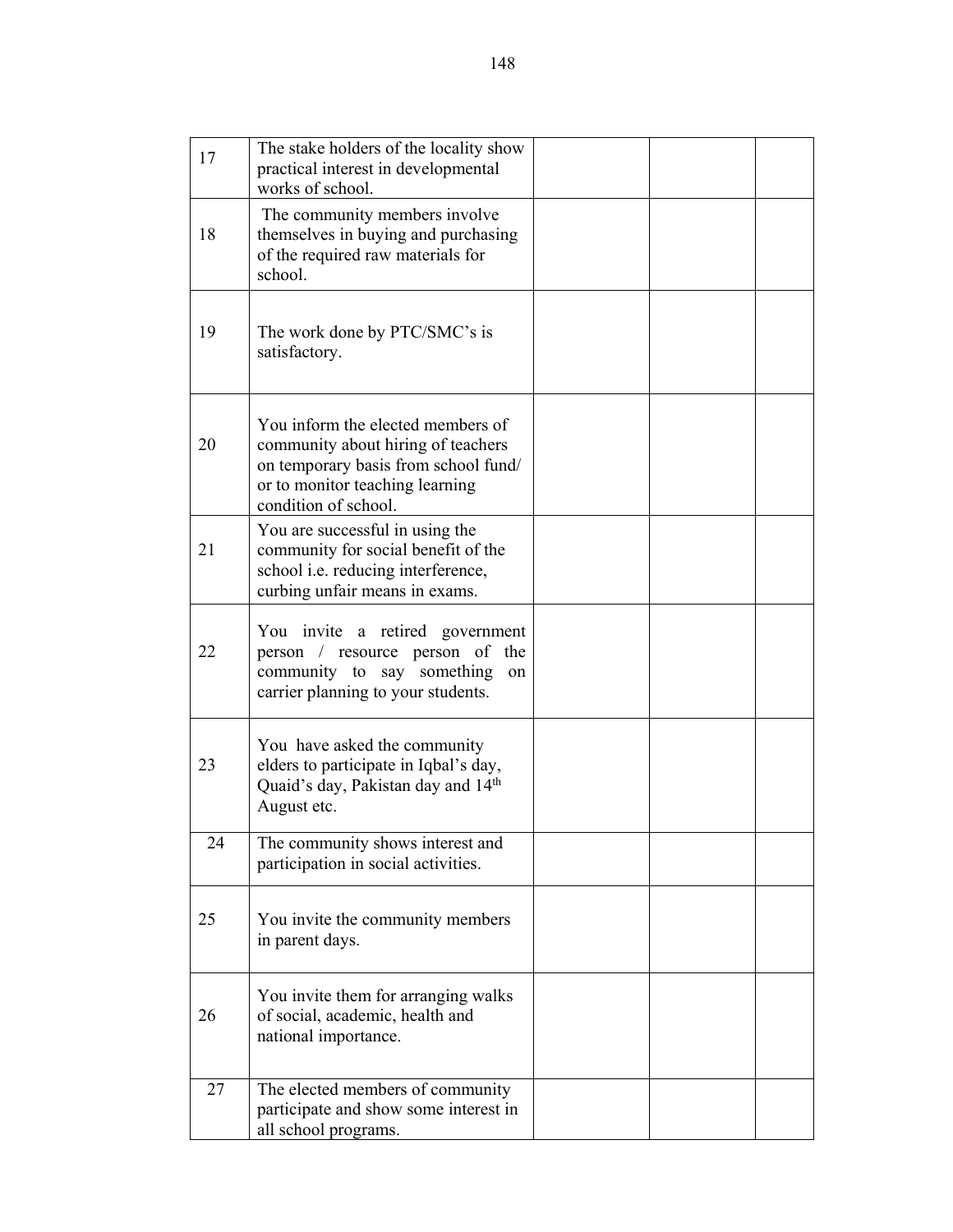| | | | | |
|---|---|---|---|---|
| 17 | The stake holders of the locality show practical interest in developmental works of school. | | | |
| 18 | The community members involve themselves in buying and purchasing of the required raw materials for school. | | | |
| 19 | The work done by PTC/SMC's is satisfactory. | | | |
| 20 | You inform the elected members of community about hiring of teachers on temporary basis from school fund/ or to monitor teaching learning condition of school. | | | |
| 21 | You are successful in using the community for social benefit of the school i.e. reducing interference, curbing unfair means in exams. | | | |
| 22 | You invite a retired government person / resource person of the community to say something on carrier planning to your students. | | | |
| 23 | You have asked the community elders to participate in Iqbal's day, Quaid's day, Pakistan day and 14th August etc. | | | |
| 24 | The community shows interest and participation in social activities. | | | |
| 25 | You invite the community members in parent days. | | | |
| 26 | You invite them for arranging walks of social, academic, health and national importance. | | | |
| 27 | The elected members of community participate and show some interest in all school programs. | | | |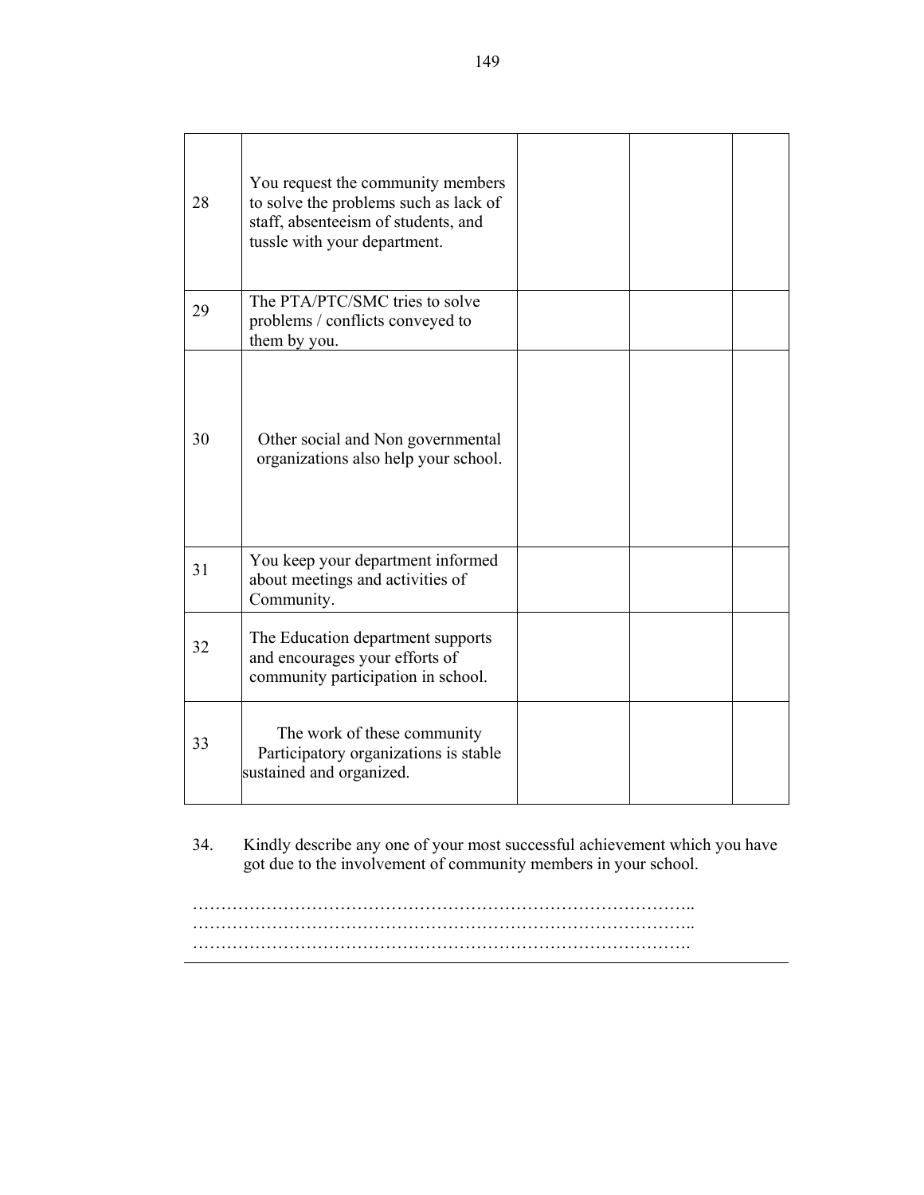| | | | | |
|---|---|---|---|---|
| 28 | You request the community members to solve the problems such as lack of staff, absenteeism of students, and tussle with your department. | | | |
| 29 | The PTA/PTC/SMC tries to solve problems / conflicts conveyed to them by you. | | | |
| 30 | Other social and Non governmental organizations also help your school. | | | |
| 31 | You keep your department informed about meetings and activities of Community. | | | |
| 32 | The Education department supports and encourages your efforts of community participation in school. | | | |
| 33 | The work of these community Participatory organizations is stable sustained and organized. | | | |

34. Kindly describe any one of your most successful achievement which you have got due to the involvement of community members in your school.

……………………………………………………………………………..
……………………………………………………………………………..
…………………………………………………………………………….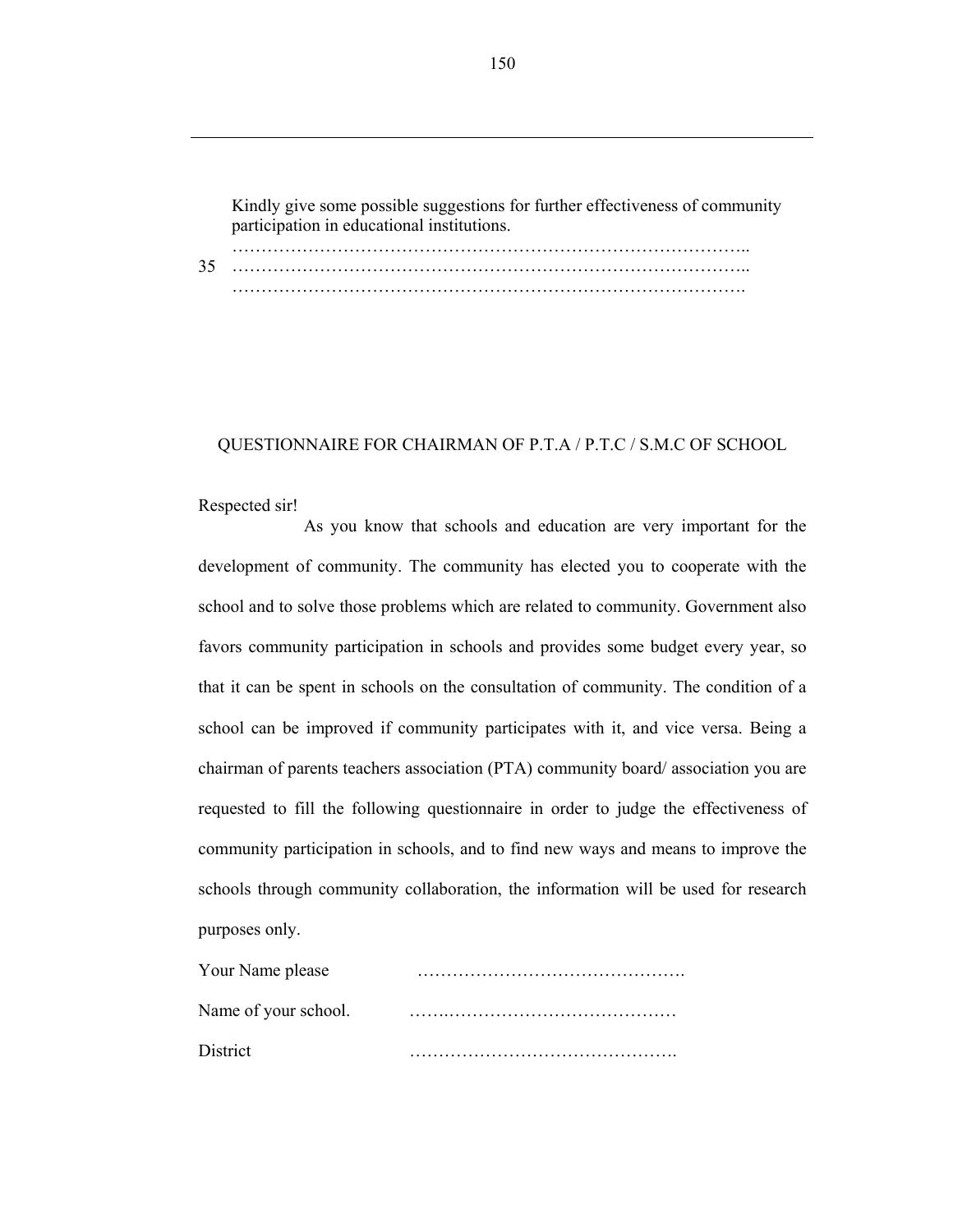35. Kindly give some possible suggestions for further effectiveness of community participation in educational institutions.

………………………………………………………………………………..
………………………………………………………………………………..
……………………………………………………………………………….

QUESTIONNAIRE FOR CHAIRMAN OF P.T.A / P.T.C / S.M.C OF SCHOOL

Respected sir!

As you know that schools and education are very important for the development of community. The community has elected you to cooperate with the school and to solve those problems which are related to community. Government also favors community participation in schools and provides some budget every year, so that it can be spent in schools on the consultation of community. The condition of a school can be improved if community participates with it, and vice versa. Being a chairman of parents teachers association (PTA) community board/ association you are requested to fill the following questionnaire in order to judge the effectiveness of community participation in schools, and to find new ways and means to improve the schools through community collaboration, the information will be used for research purposes only.

Your Name please ……………………………………….

Name of your school. ……..………………………………

District ……………………………………….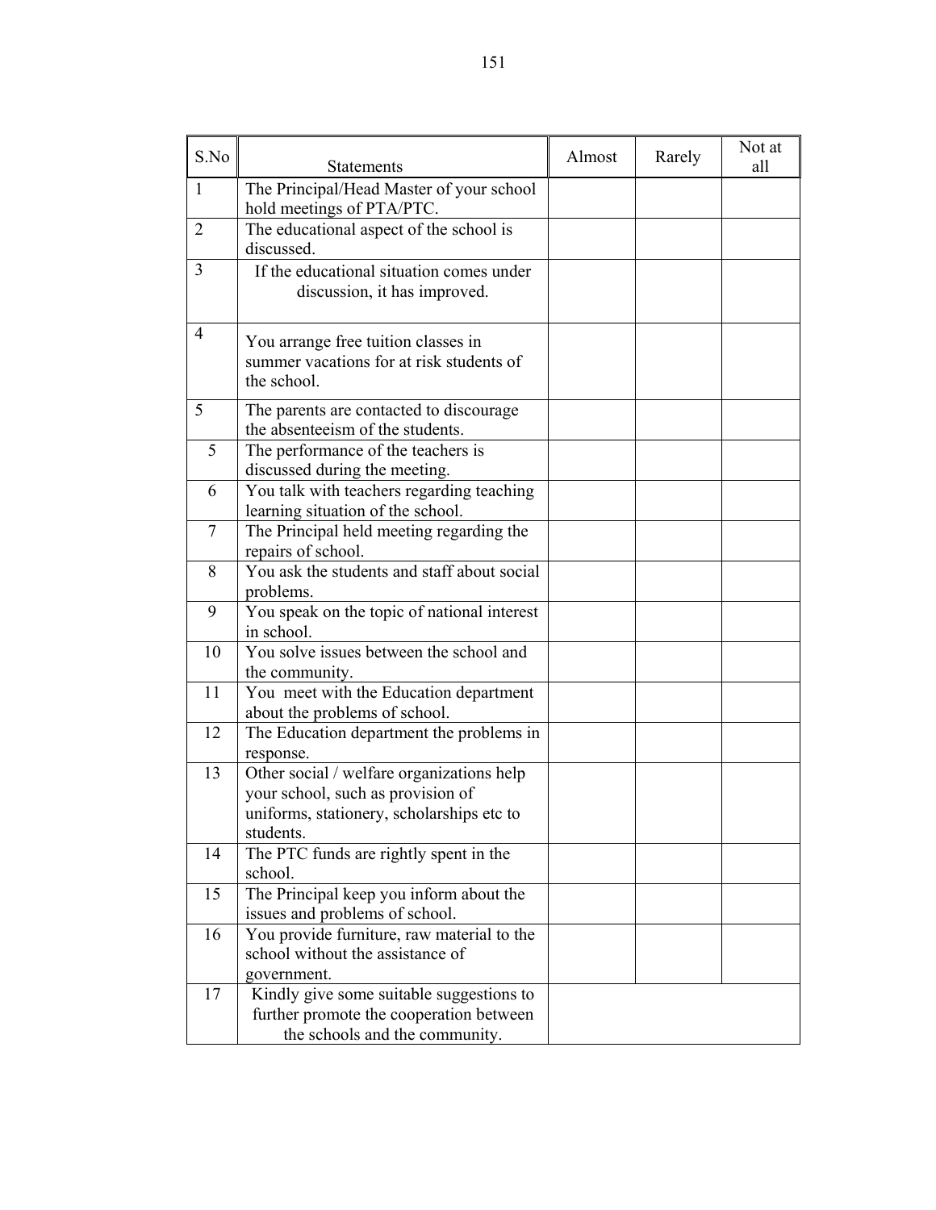| S.No | Statements | Almost | Rarely | Not at all |
|---|---|---|---|---|
| 1 | The Principal/Head Master of your school hold meetings of PTA/PTC. | | | |
| 2 | The educational aspect of the school is discussed. | | | |
| 3 | If the educational situation comes under discussion, it has improved. | | | |
| 4 | You arrange free tuition classes in summer vacations for at risk students of the school. | | | |
| 5 | The parents are contacted to discourage the absenteeism of the students. | | | |
| 5 | The performance of the teachers is discussed during the meeting. | | | |
| 6 | You talk with teachers regarding teaching learning situation of the school. | | | |
| 7 | The Principal held meeting regarding the repairs of school. | | | |
| 8 | You ask the students and staff about social problems. | | | |
| 9 | You speak on the topic of national interest in school. | | | |
| 10 | You solve issues between the school and the community. | | | |
| 11 | You meet with the Education department about the problems of school. | | | |
| 12 | The Education department the problems in response. | | | |
| 13 | Other social / welfare organizations help your school, such as provision of uniforms, stationery, scholarships etc to students. | | | |
| 14 | The PTC funds are rightly spent in the school. | | | |
| 15 | The Principal keep you inform about the issues and problems of school. | | | |
| 16 | You provide furniture, raw material to the school without the assistance of government. | | | |
| 17 | Kindly give some suitable suggestions to further promote the cooperation between the schools and the community. | | | |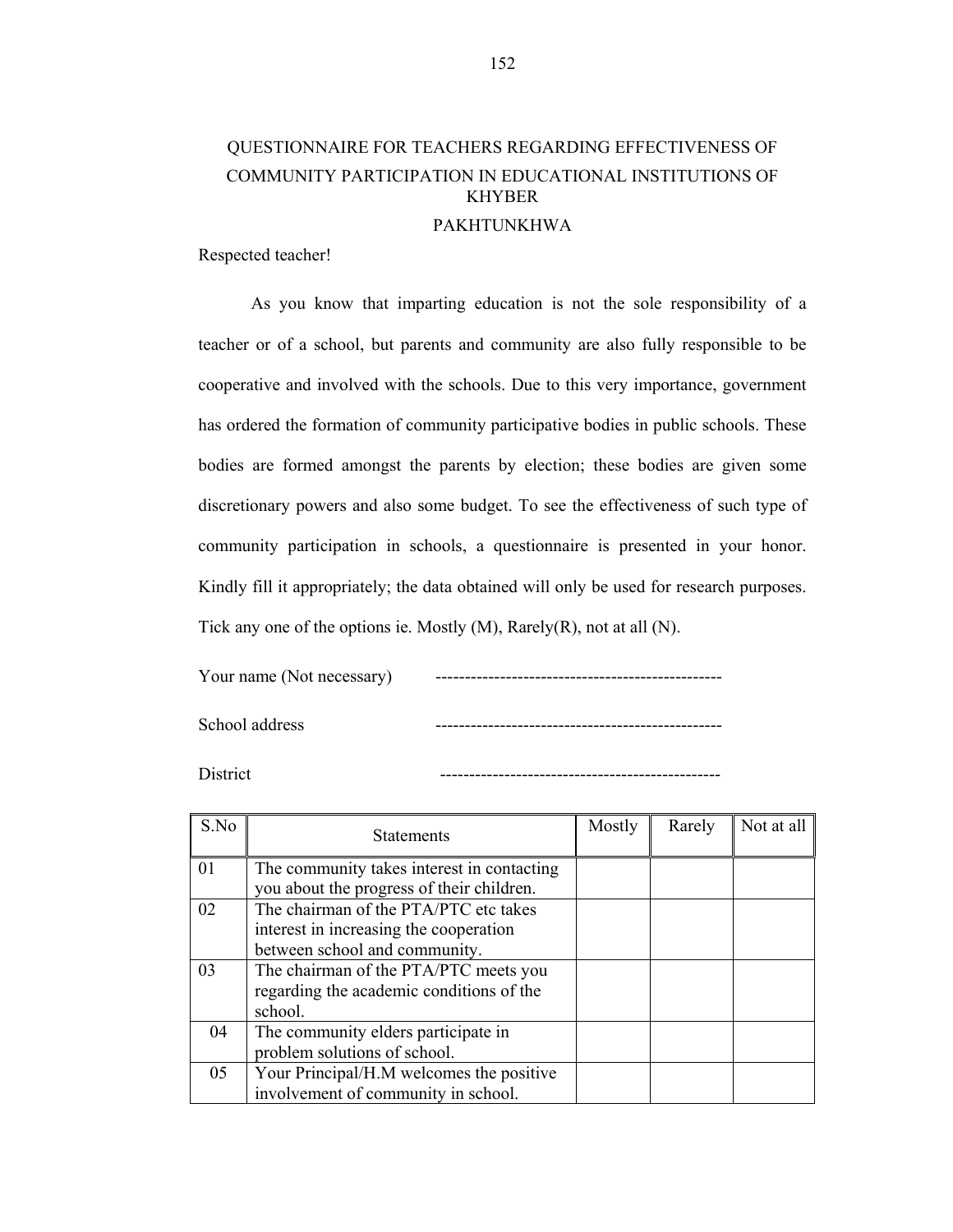# QUESTIONNAIRE FOR TEACHERS REGARDING EFFECTIVENESS OF COMMUNITY PARTICIPATION IN EDUCATIONAL INSTITUTIONS OF KHYBER PAKHTUNKHWA

Respected teacher!

As you know that imparting education is not the sole responsibility of a teacher or of a school, but parents and community are also fully responsible to be cooperative and involved with the schools. Due to this very importance, government has ordered the formation of community participative bodies in public schools. These bodies are formed amongst the parents by election; these bodies are given some discretionary powers and also some budget. To see the effectiveness of such type of community participation in schools, a questionnaire is presented in your honor. Kindly fill it appropriately; the data obtained will only be used for research purposes. Tick any one of the options ie. Mostly (M), Rarely(R), not at all (N).

Your name (Not necessary) -------------------------------------------------

School address -------------------------------------------------

District ------------------------------------------------

| S.No | Statements | Mostly | Rarely | Not at all |
|---|---|---|---|---|
| 01 | The community takes interest in contacting you about the progress of their children. | | | |
| 02 | The chairman of the PTA/PTC etc takes interest in increasing the cooperation between school and community. | | | |
| 03 | The chairman of the PTA/PTC meets you regarding the academic conditions of the school. | | | |
| 04 | The community elders participate in problem solutions of school. | | | |
| 05 | Your Principal/H.M welcomes the positive involvement of community in school. | | | |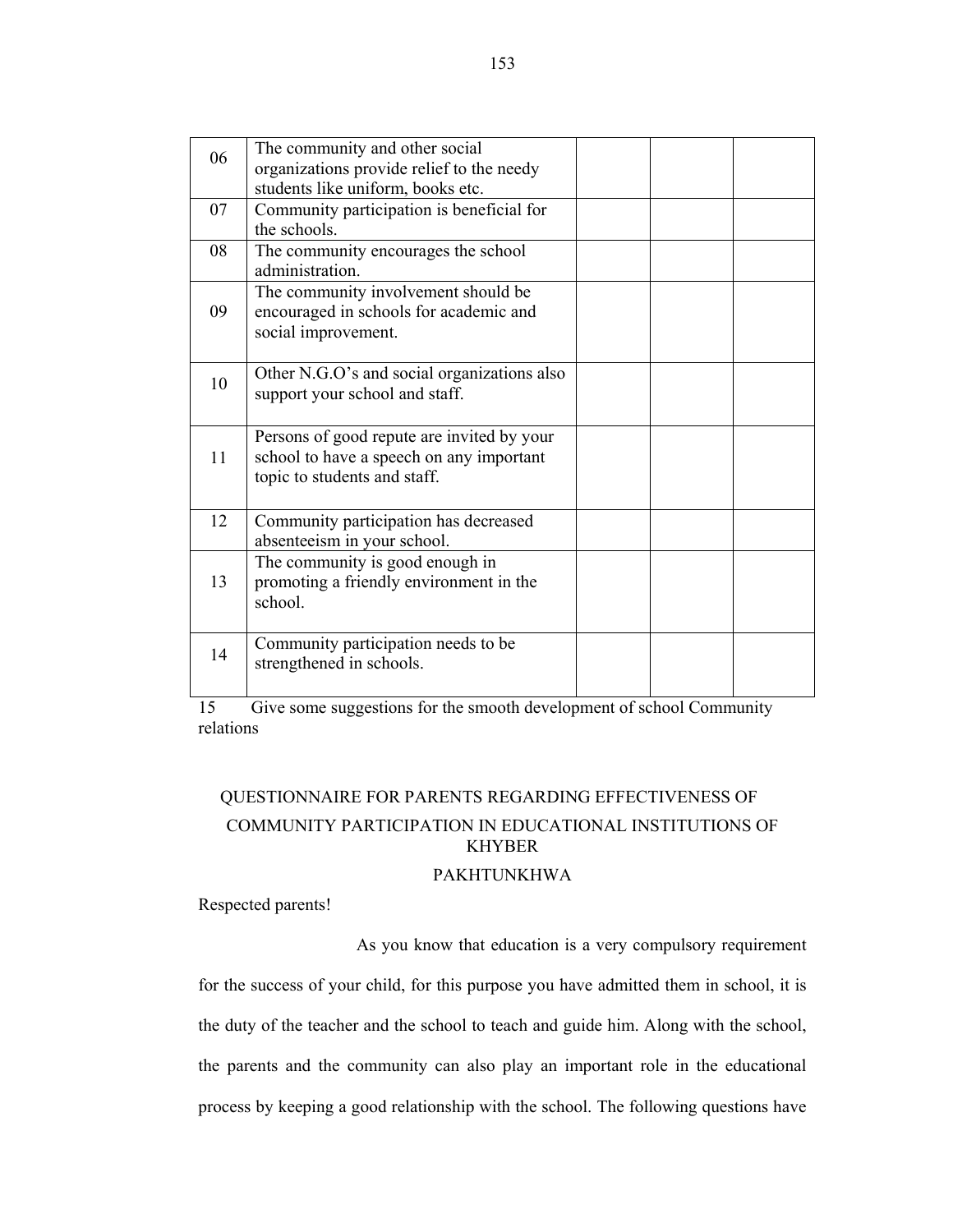| | | | | |
|---|---|---|---|---|
| 06 | The community and other social organizations provide relief to the needy students like uniform, books etc. | | | |
| 07 | Community participation is beneficial for the schools. | | | |
| 08 | The community encourages the school administration. | | | |
| 09 | The community involvement should be encouraged in schools for academic and social improvement. | | | |
| 10 | Other N.G.O's and social organizations also support your school and staff. | | | |
| 11 | Persons of good repute are invited by your school to have a speech on any important topic to students and staff. | | | |
| 12 | Community participation has decreased absenteeism in your school. | | | |
| 13 | The community is good enough in promoting a friendly environment in the school. | | | |
| 14 | Community participation needs to be strengthened in schools. | | | |

15 Give some suggestions for the smooth development of school Community relations

## QUESTIONNAIRE FOR PARENTS REGARDING EFFECTIVENESS OF COMMUNITY PARTICIPATION IN EDUCATIONAL INSTITUTIONS OF KHYBER PAKHTUNKHWA

Respected parents!

As you know that education is a very compulsory requirement for the success of your child, for this purpose you have admitted them in school, it is the duty of the teacher and the school to teach and guide him. Along with the school, the parents and the community can also play an important role in the educational process by keeping a good relationship with the school. The following questions have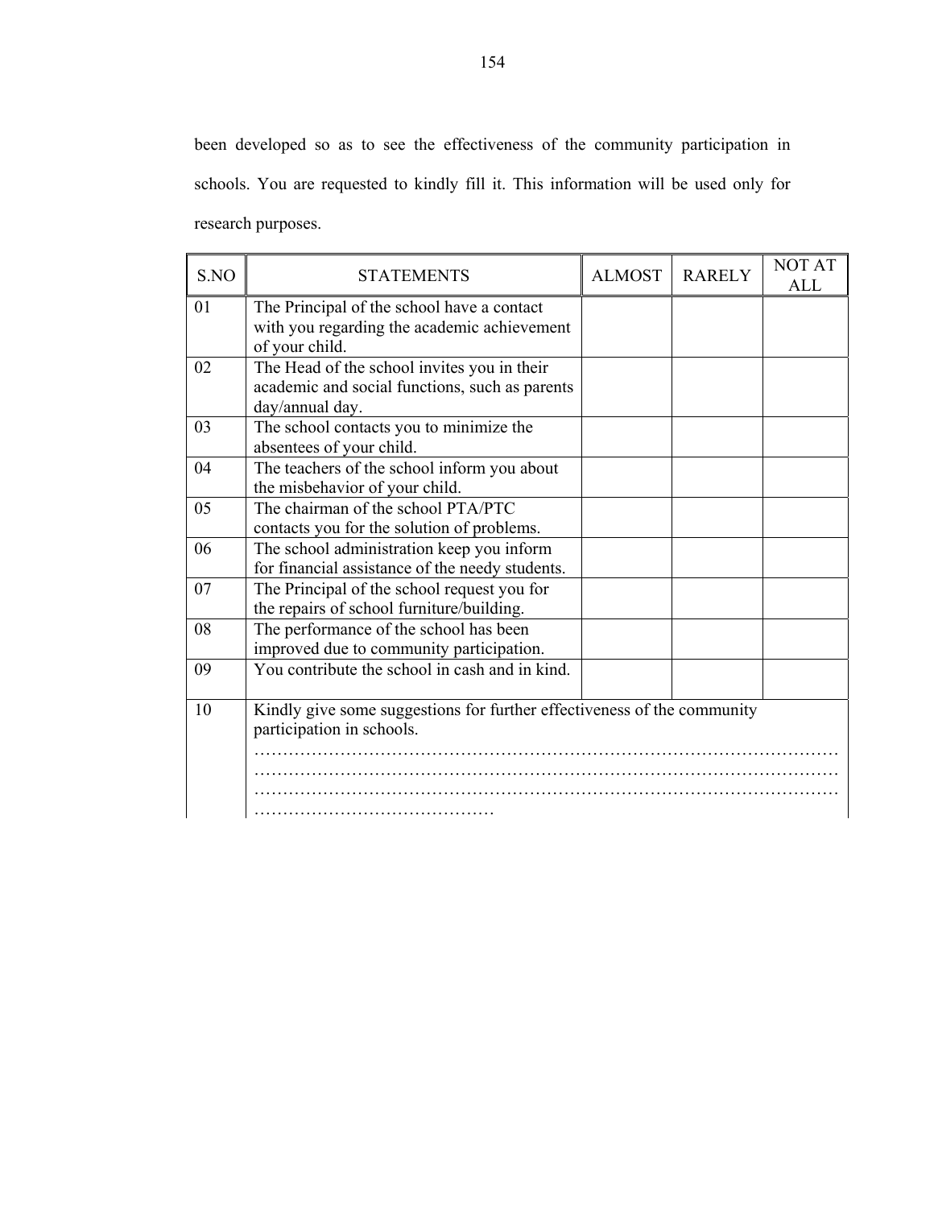been developed so as to see the effectiveness of the community participation in schools. You are requested to kindly fill it. This information will be used only for research purposes.

| S.NO | STATEMENTS | ALMOST | RARELY | NOT AT ALL |
|---|---|---|---|---|
| 01 | The Principal of the school have a contact with you regarding the academic achievement of your child. | | | |
| 02 | The Head of the school invites you in their academic and social functions, such as parents day/annual day. | | | |
| 03 | The school contacts you to minimize the absentees of your child. | | | |
| 04 | The teachers of the school inform you about the misbehavior of your child. | | | |
| 05 | The chairman of the school PTA/PTC contacts you for the solution of problems. | | | |
| 06 | The school administration keep you inform for financial assistance of the needy students. | | | |
| 07 | The Principal of the school request you for the repairs of school furniture/building. | | | |
| 08 | The performance of the school has been improved due to community participation. | | | |
| 09 | You contribute the school in cash and in kind. | | | |
| 10 | Kindly give some suggestions for further effectiveness of the community participation in schools. ………………………………………………………………………………………… ………………………………………………………………………………………… ………………………………………………………………………………………… …………………………………… | | | |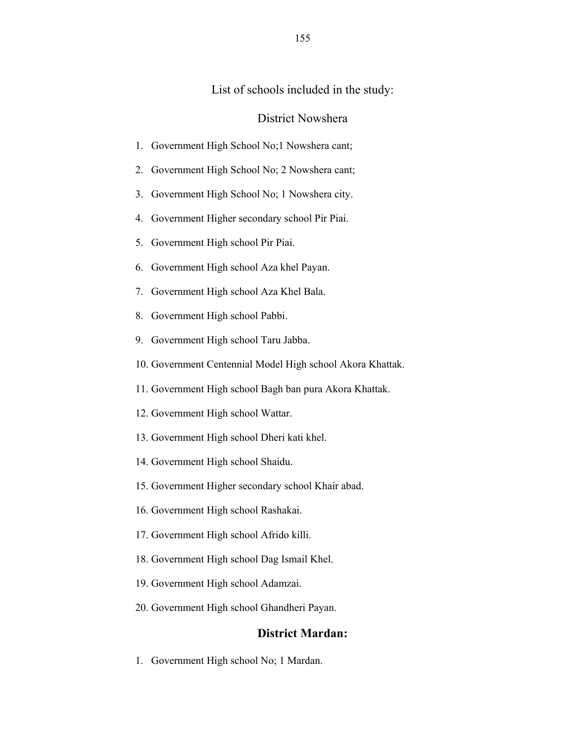List of schools included in the study:

District Nowshera

1. Government High School No;1 Nowshera cant;
2. Government High School No; 2 Nowshera cant;
3. Government High School No; 1 Nowshera city.
4. Government Higher secondary school Pir Piai.
5. Government High school Pir Piai.
6. Government High school Aza khel Payan.
7. Government High school Aza Khel Bala.
8. Government High school Pabbi.
9. Government High school Taru Jabba.
10. Government Centennial Model High school Akora Khattak.
11. Government High school Bagh ban pura Akora Khattak.
12. Government High school Wattar.
13. Government High school Dheri kati khel.
14. Government High school Shaidu.
15. Government Higher secondary school Khair abad.
16. Government High school Rashakai.
17. Government High school Afrido killi.
18. Government High school Dag Ismail Khel.
19. Government High school Adamzai.
20. Government High school Ghandheri Payan.

**District Mardan:**

1. Government High school No; 1 Mardan.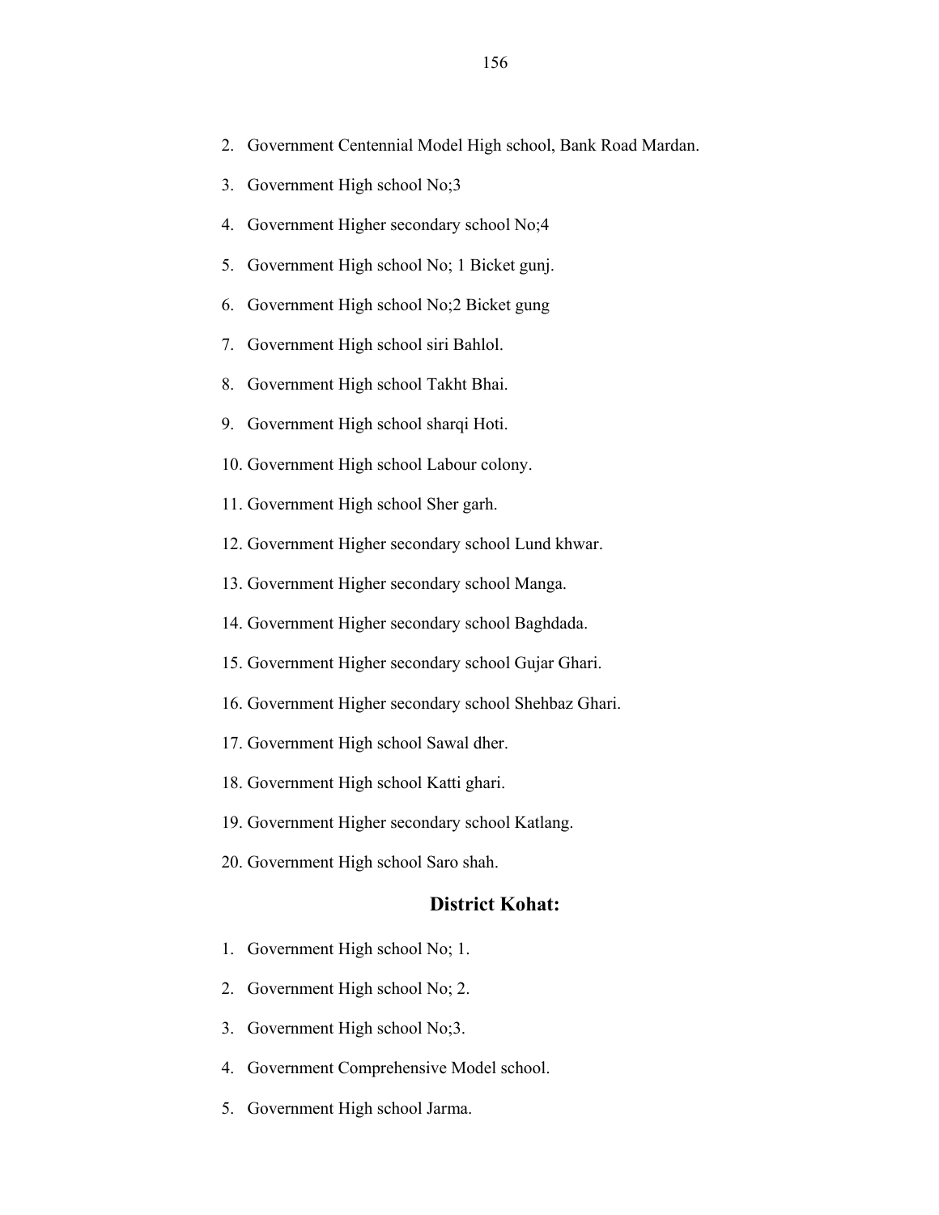2. Government Centennial Model High school, Bank Road Mardan.
3. Government High school No;3
4. Government Higher secondary school No;4
5. Government High school No; 1 Bicket gunj.
6. Government High school No;2 Bicket gung
7. Government High school siri Bahlol.
8. Government High school Takht Bhai.
9. Government High school sharqi Hoti.
10. Government High school Labour colony.
11. Government High school Sher garh.
12. Government Higher secondary school Lund khwar.
13. Government Higher secondary school Manga.
14. Government Higher secondary school Baghdada.
15. Government Higher secondary school Gujar Ghari.
16. Government Higher secondary school Shehbaz Ghari.
17. Government High school Sawal dher.
18. Government High school Katti ghari.
19. Government Higher secondary school Katlang.
20. Government High school Saro shah.

## District Kohat:

1. Government High school No; 1.
2. Government High school No; 2.
3. Government High school No;3.
4. Government Comprehensive Model school.
5. Government High school Jarma.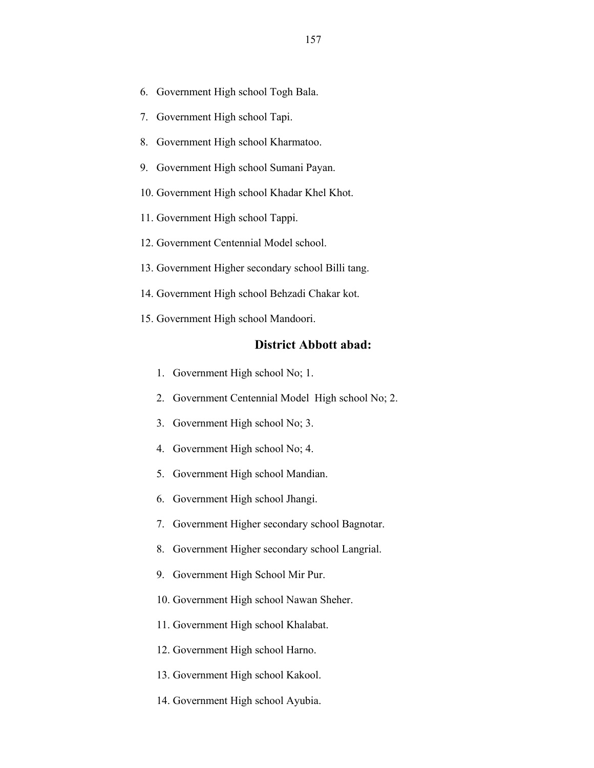6. Government High school Togh Bala.
7. Government High school Tapi.
8. Government High school Kharmatoo.
9. Government High school Sumani Payan.
10. Government High school Khadar Khel Khot.
11. Government High school Tappi.
12. Government Centennial Model school.
13. Government Higher secondary school Billi tang.
14. Government High school Behzadi Chakar kot.
15. Government High school Mandoori.

## District Abbott abad:

1. Government High school No; 1.
2. Government Centennial Model High school No; 2.
3. Government High school No; 3.
4. Government High school No; 4.
5. Government High school Mandian.
6. Government High school Jhangi.
7. Government Higher secondary school Bagnotar.
8. Government Higher secondary school Langrial.
9. Government High School Mir Pur.
10. Government High school Nawan Sheher.
11. Government High school Khalabat.
12. Government High school Harno.
13. Government High school Kakool.
14. Government High school Ayubia.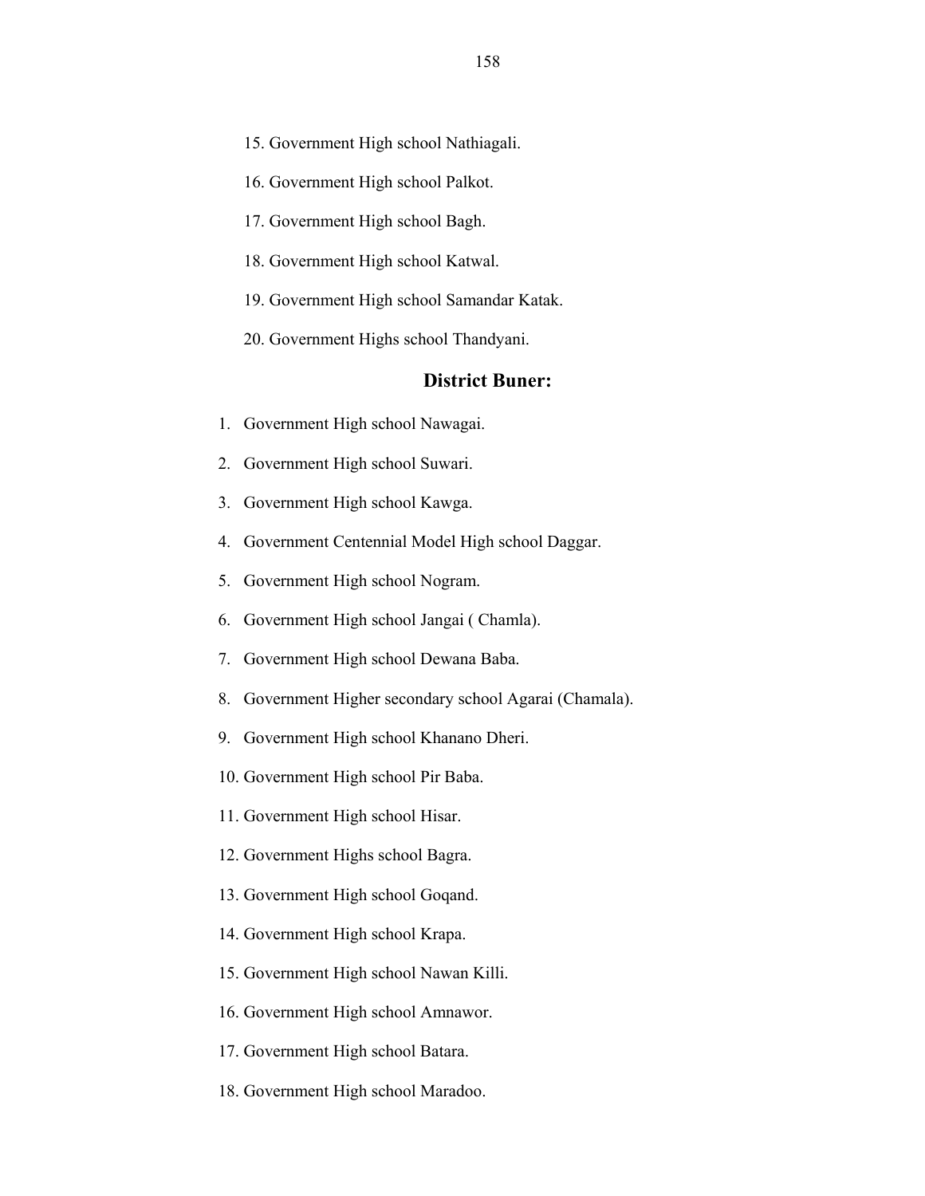15. Government High school Nathiagali.
16. Government High school Palkot.
17. Government High school Bagh.
18. Government High school Katwal.
19. Government High school Samandar Katak.
20. Government Highs school Thandyani.

## District Buner:

1. Government High school Nawagai.
2. Government High school Suwari.
3. Government High school Kawga.
4. Government Centennial Model High school Daggar.
5. Government High school Nogram.
6. Government High school Jangai ( Chamla).
7. Government High school Dewana Baba.
8. Government Higher secondary school Agarai (Chamala).
9. Government High school Khanano Dheri.
10. Government High school Pir Baba.
11. Government High school Hisar.
12. Government Highs school Bagra.
13. Government High school Goqand.
14. Government High school Krapa.
15. Government High school Nawan Killi.
16. Government High school Amnawor.
17. Government High school Batara.
18. Government High school Maradoo.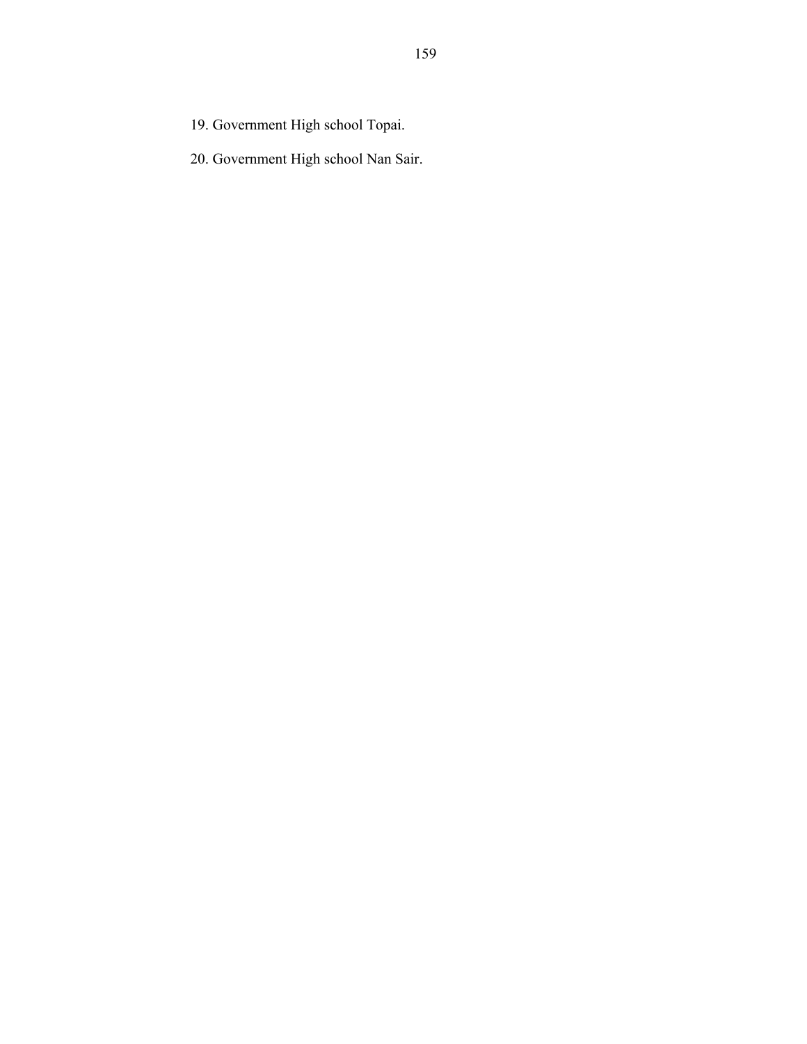19. Government High school Topai.
20. Government High school Nan Sair.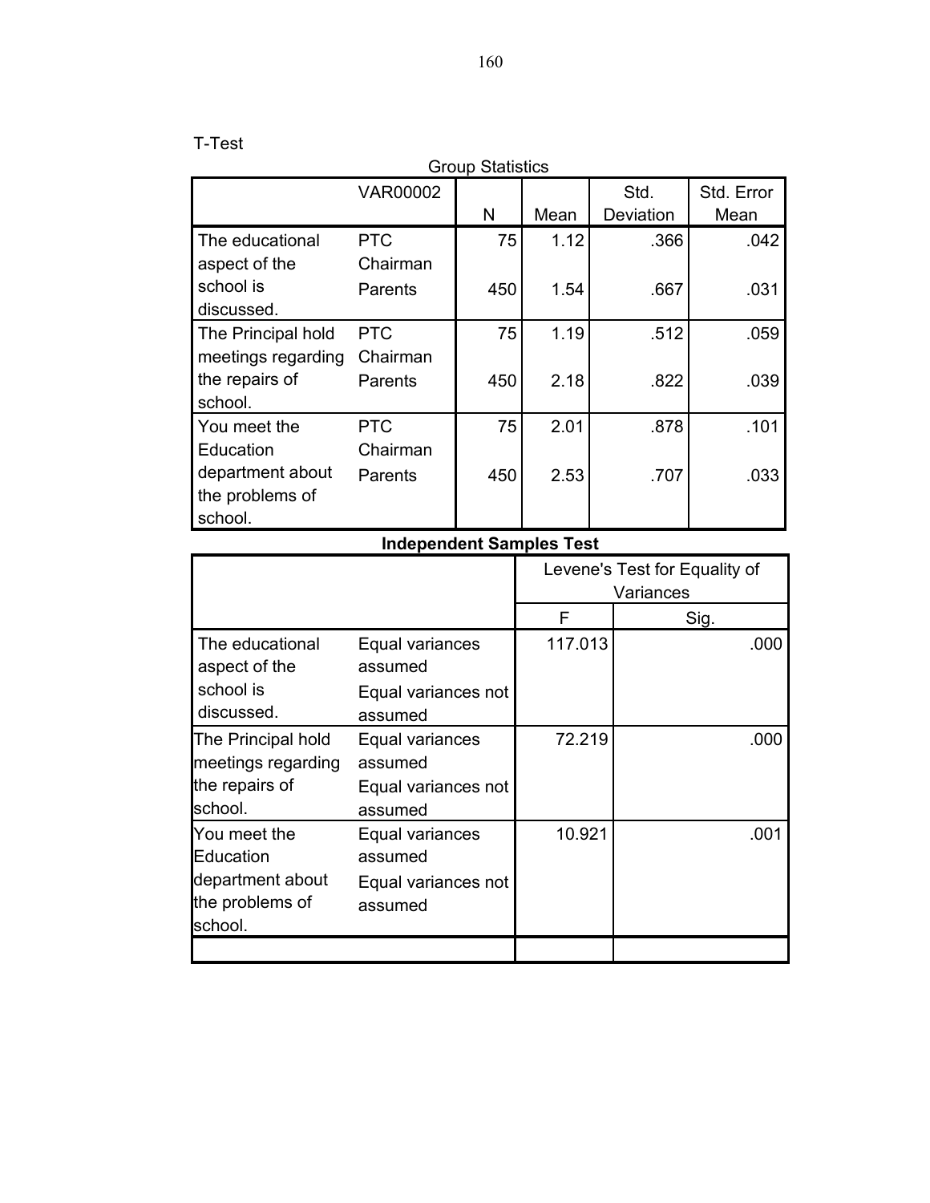T-Test

Group Statistics

| | VAR00002 | N | Mean | Std. Deviation | Std. Error Mean |
|---|---|---|---|---|---|
| The educational aspect of the school is discussed. | PTC Chairman | 75 | 1.12 | .366 | .042 |
| | Parents | 450 | 1.54 | .667 | .031 |
| The Principal hold meetings regarding the repairs of school. | PTC Chairman | 75 | 1.19 | .512 | .059 |
| | Parents | 450 | 2.18 | .822 | .039 |
| You meet the Education department about the problems of school. | PTC Chairman | 75 | 2.01 | .878 | .101 |
| | Parents | 450 | 2.53 | .707 | .033 |

**Independent Samples Test**

| | | Levene's Test for Equality of Variances | |
|---|---|---|---|
| | | F | Sig. |
| The educational aspect of the school is discussed. | Equal variances assumed | 117.013 | .000 |
| | Equal variances not assumed | | |
| The Principal hold meetings regarding the repairs of school. | Equal variances assumed | 72.219 | .000 |
| | Equal variances not assumed | | |
| You meet the Education department about the problems of school. | Equal variances assumed | 10.921 | .001 |
| | Equal variances not assumed | | |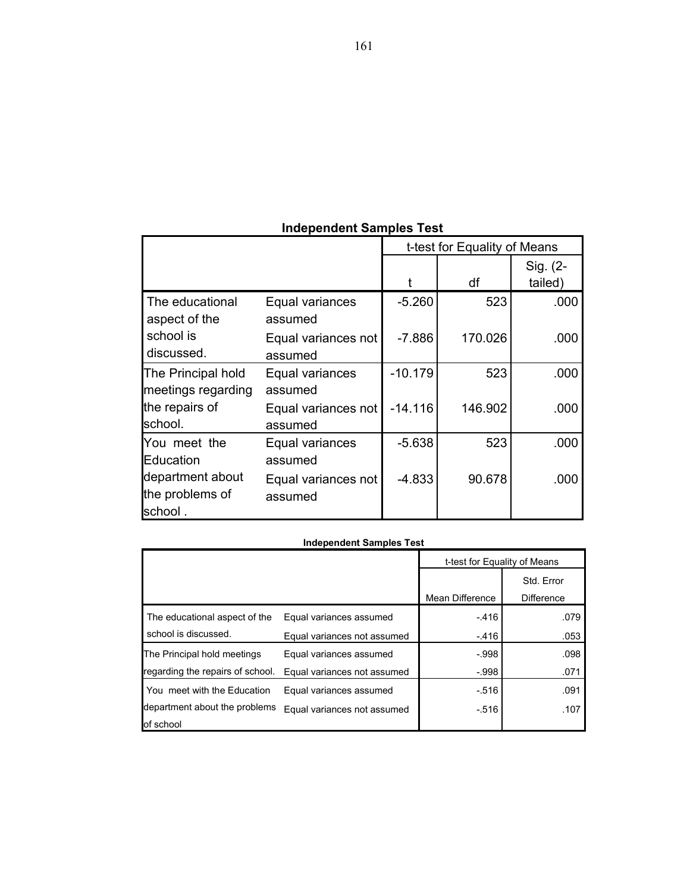**Independent Samples Test**

| | | t-test for Equality of Means | | |
|---|---|---|---|---|
| | | t | df | Sig. (2-tailed) |
| The educational aspect of the school is discussed. | Equal variances assumed | -5.260 | 523 | .000 |
| | Equal variances not assumed | -7.886 | 170.026 | .000 |
| The Principal hold meetings regarding the repairs of school. | Equal variances assumed | -10.179 | 523 | .000 |
| | Equal variances not assumed | -14.116 | 146.902 | .000 |
| You meet the Education department about the problems of school . | Equal variances assumed | -5.638 | 523 | .000 |
| | Equal variances not assumed | -4.833 | 90.678 | .000 |

**Independent Samples Test**

| | | t-test for Equality of Means | |
|---|---|---|---|
| | | Mean Difference | Std. Error Difference |
| The educational aspect of the school is discussed. | Equal variances assumed | -.416 | .079 |
| | Equal variances not assumed | -.416 | .053 |
| The Principal hold meetings regarding the repairs of school. | Equal variances assumed | -.998 | .098 |
| | Equal variances not assumed | -.998 | .071 |
| You meet with the Education department about the problems of school | Equal variances assumed | -.516 | .091 |
| | Equal variances not assumed | -.516 | .107 |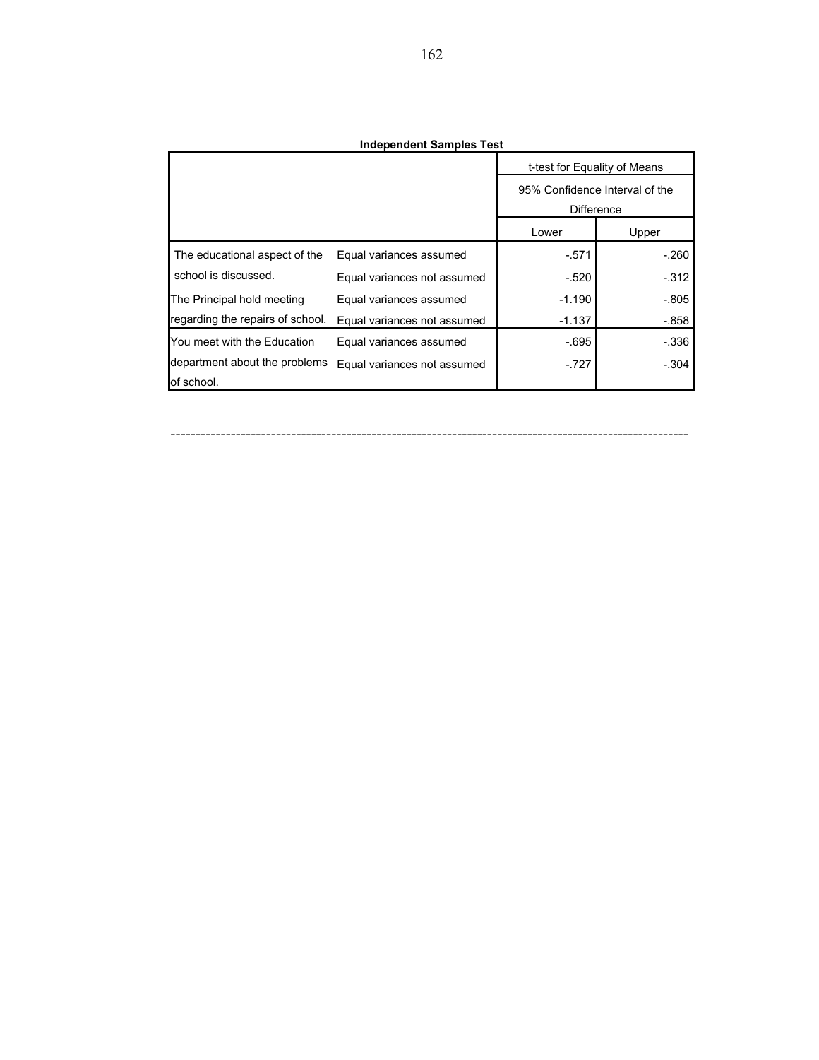**Independent Samples Test**

| | | t-test for Equality of Means | |
|---|---|---|---|
| | | 95% Confidence Interval of the Difference | |
| | | Lower | Upper |
| The educational aspect of the school is discussed. | Equal variances assumed | -.571 | -.260 |
| | Equal variances not assumed | -.520 | -.312 |
| The Principal hold meeting regarding the repairs of school. | Equal variances assumed | -1.190 | -.805 |
| | Equal variances not assumed | -1.137 | -.858 |
| You meet with the Education department about the problems of school. | Equal variances assumed | -.695 | -.336 |
| | Equal variances not assumed | -.727 | -.304 |

---